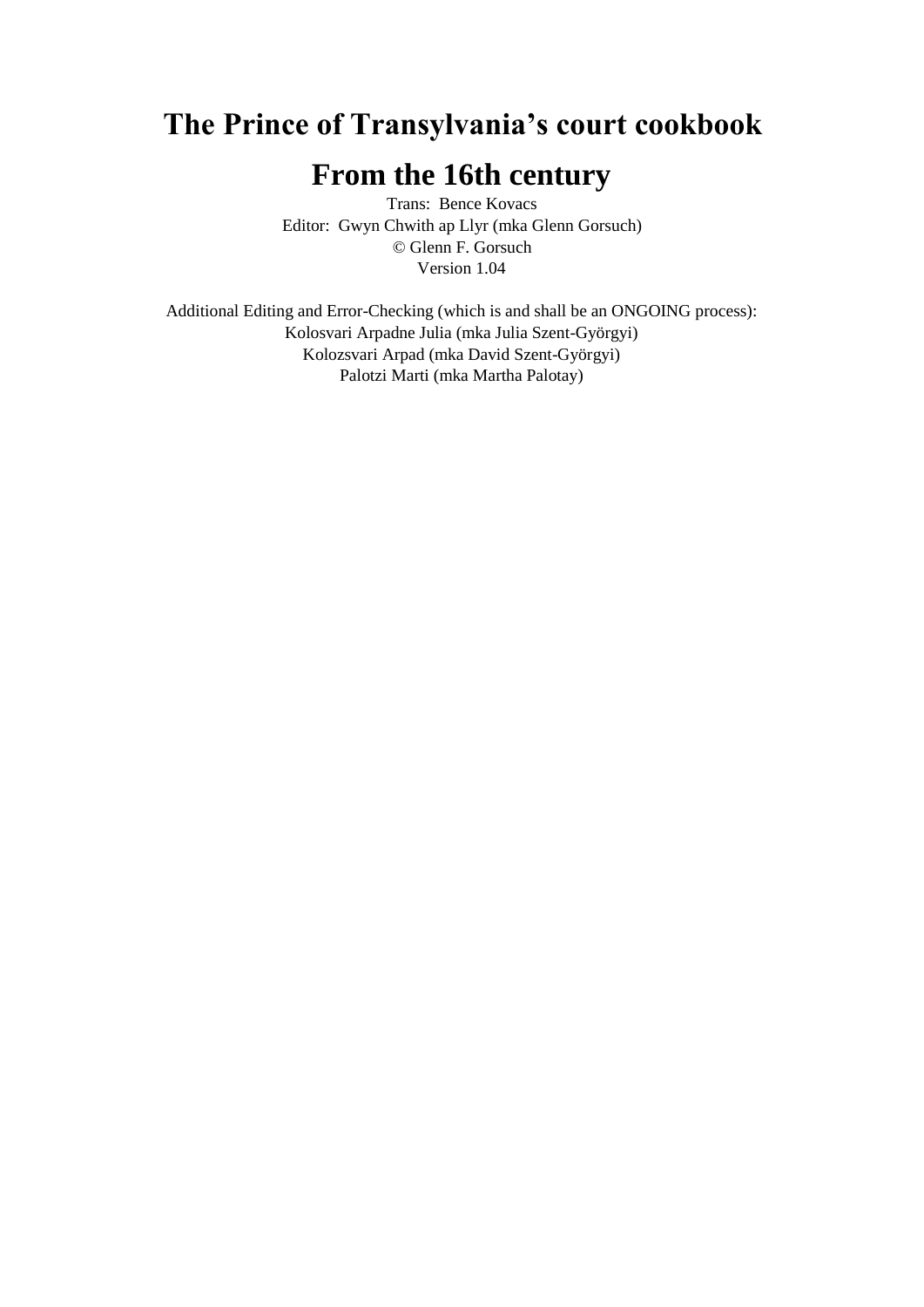# The Prince of Transylvania's court cookbook

# From the 16th century

Trans: Bence Kovacs
Editor: Gwyn Chwith ap Llyr (mka Glenn Gorsuch)
© Glenn F. Gorsuch
Version 1.04

Additional Editing and Error-Checking (which is and shall be an ONGOING process):
Kolosvari Arpadne Julia (mka Julia Szent-Györgyi)
Kolozsvari Arpad (mka David Szent-Györgyi)
Palotzi Marti (mka Martha Palotay)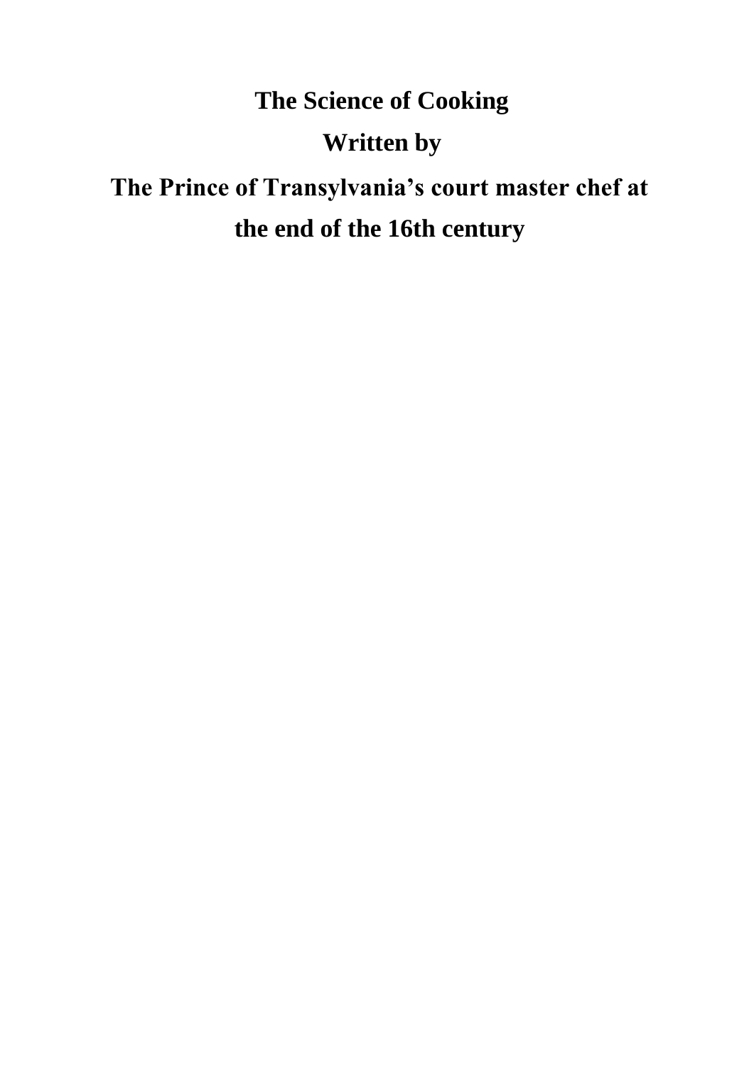# The Science of Cooking

## Written by

## The Prince of Transylvania’s court master chef at the end of the 16th century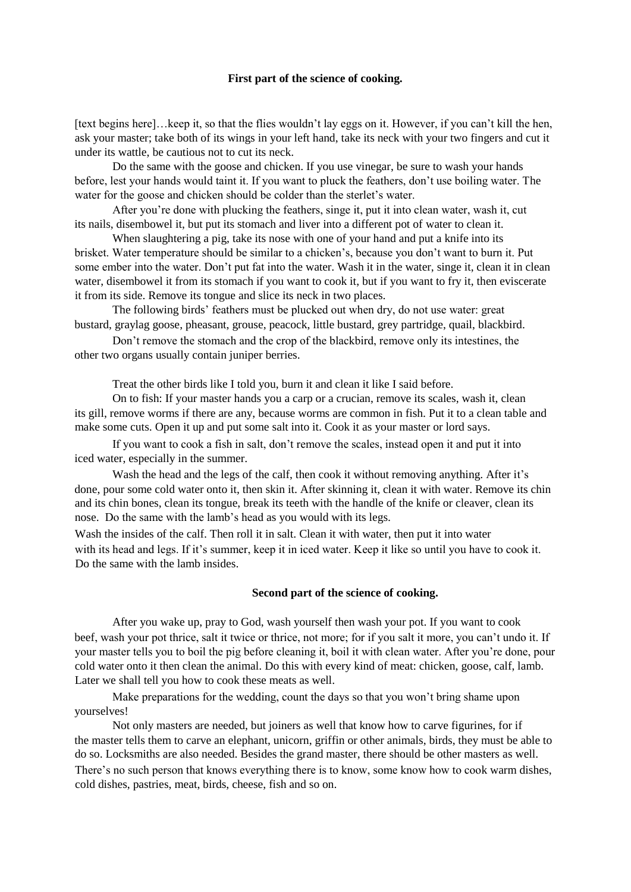## First part of the science of cooking.

[text begins here]…keep it, so that the flies wouldn't lay eggs on it. However, if you can't kill the hen, ask your master; take both of its wings in your left hand, take its neck with your two fingers and cut it under its wattle, be cautious not to cut its neck.

Do the same with the goose and chicken. If you use vinegar, be sure to wash your hands before, lest your hands would taint it. If you want to pluck the feathers, don't use boiling water. The water for the goose and chicken should be colder than the sterlet's water.

After you're done with plucking the feathers, singe it, put it into clean water, wash it, cut its nails, disembowel it, but put its stomach and liver into a different pot of water to clean it.

When slaughtering a pig, take its nose with one of your hand and put a knife into its brisket. Water temperature should be similar to a chicken's, because you don't want to burn it. Put some ember into the water. Don't put fat into the water. Wash it in the water, singe it, clean it in clean water, disembowel it from its stomach if you want to cook it, but if you want to fry it, then eviscerate it from its side. Remove its tongue and slice its neck in two places.

The following birds' feathers must be plucked out when dry, do not use water: great bustard, graylag goose, pheasant, grouse, peacock, little bustard, grey partridge, quail, blackbird.

Don't remove the stomach and the crop of the blackbird, remove only its intestines, the other two organs usually contain juniper berries.

Treat the other birds like I told you, burn it and clean it like I said before.

On to fish: If your master hands you a carp or a crucian, remove its scales, wash it, clean its gill, remove worms if there are any, because worms are common in fish. Put it to a clean table and make some cuts. Open it up and put some salt into it. Cook it as your master or lord says.

If you want to cook a fish in salt, don't remove the scales, instead open it and put it into iced water, especially in the summer.

Wash the head and the legs of the calf, then cook it without removing anything. After it's done, pour some cold water onto it, then skin it. After skinning it, clean it with water. Remove its chin and its chin bones, clean its tongue, break its teeth with the handle of the knife or cleaver, clean its nose. Do the same with the lamb's head as you would with its legs.

Wash the insides of the calf. Then roll it in salt. Clean it with water, then put it into water with its head and legs. If it's summer, keep it in iced water. Keep it like so until you have to cook it. Do the same with the lamb insides.

## Second part of the science of cooking.

After you wake up, pray to God, wash yourself then wash your pot. If you want to cook beef, wash your pot thrice, salt it twice or thrice, not more; for if you salt it more, you can't undo it. If your master tells you to boil the pig before cleaning it, boil it with clean water. After you're done, pour cold water onto it then clean the animal. Do this with every kind of meat: chicken, goose, calf, lamb. Later we shall tell you how to cook these meats as well.

Make preparations for the wedding, count the days so that you won't bring shame upon yourselves!

Not only masters are needed, but joiners as well that know how to carve figurines, for if the master tells them to carve an elephant, unicorn, griffin or other animals, birds, they must be able to do so. Locksmiths are also needed. Besides the grand master, there should be other masters as well. There's no such person that knows everything there is to know, some know how to cook warm dishes, cold dishes, pastries, meat, birds, cheese, fish and so on.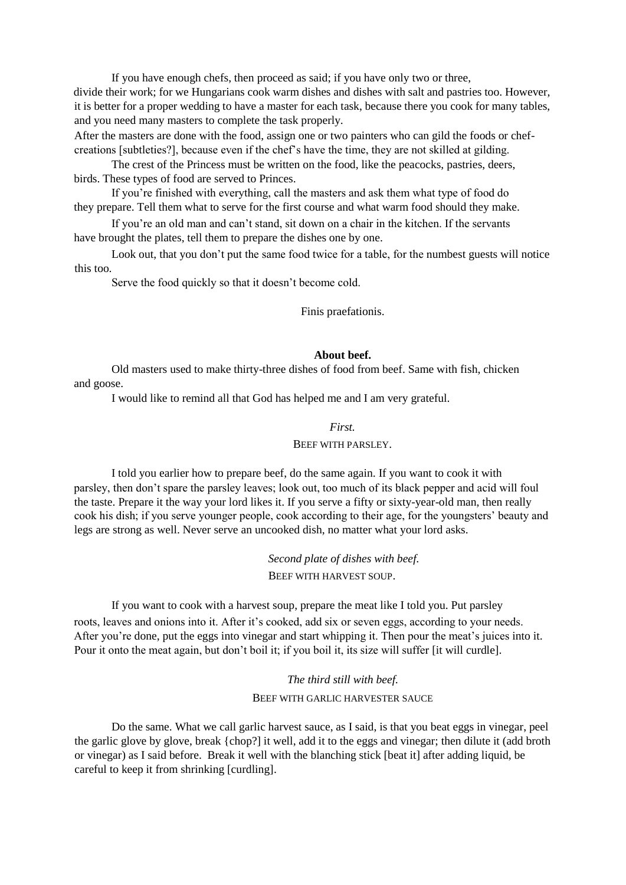If you have enough chefs, then proceed as said; if you have only two or three, divide their work; for we Hungarians cook warm dishes and dishes with salt and pastries too. However, it is better for a proper wedding to have a master for each task, because there you cook for many tables, and you need many masters to complete the task properly.

After the masters are done with the food, assign one or two painters who can gild the foods or chef-creations [subtleties?], because even if the chef's have the time, they are not skilled at gilding.

The crest of the Princess must be written on the food, like the peacocks, pastries, deers, birds. These types of food are served to Princes.

If you're finished with everything, call the masters and ask them what type of food do they prepare. Tell them what to serve for the first course and what warm food should they make.

If you're an old man and can't stand, sit down on a chair in the kitchen. If the servants have brought the plates, tell them to prepare the dishes one by one.

Look out, that you don't put the same food twice for a table, for the numbest guests will notice this too.

Serve the food quickly so that it doesn't become cold.

Finis praefationis.

## About beef.

Old masters used to make thirty-three dishes of food from beef. Same with fish, chicken and goose.

I would like to remind all that God has helped me and I am very grateful.

*First.*

### Beef with parsley.

I told you earlier how to prepare beef, do the same again. If you want to cook it with parsley, then don't spare the parsley leaves; look out, too much of its black pepper and acid will foul the taste. Prepare it the way your lord likes it. If you serve a fifty or sixty-year-old man, then really cook his dish; if you serve younger people, cook according to their age, for the youngsters' beauty and legs are strong as well. Never serve an uncooked dish, no matter what your lord asks.

*Second plate of dishes with beef.*

### Beef with harvest soup.

If you want to cook with a harvest soup, prepare the meat like I told you. Put parsley roots, leaves and onions into it. After it's cooked, add six or seven eggs, according to your needs. After you're done, put the eggs into vinegar and start whipping it. Then pour the meat's juices into it. Pour it onto the meat again, but don't boil it; if you boil it, its size will suffer [it will curdle].

*The third still with beef.*

### Beef with garlic harvester sauce

Do the same. What we call garlic harvest sauce, as I said, is that you beat eggs in vinegar, peel the garlic glove by glove, break {chop?} it well, add it to the eggs and vinegar; then dilute it (add broth or vinegar) as I said before. Break it well with the blanching stick [beat it] after adding liquid, be careful to keep it from shrinking [curdling].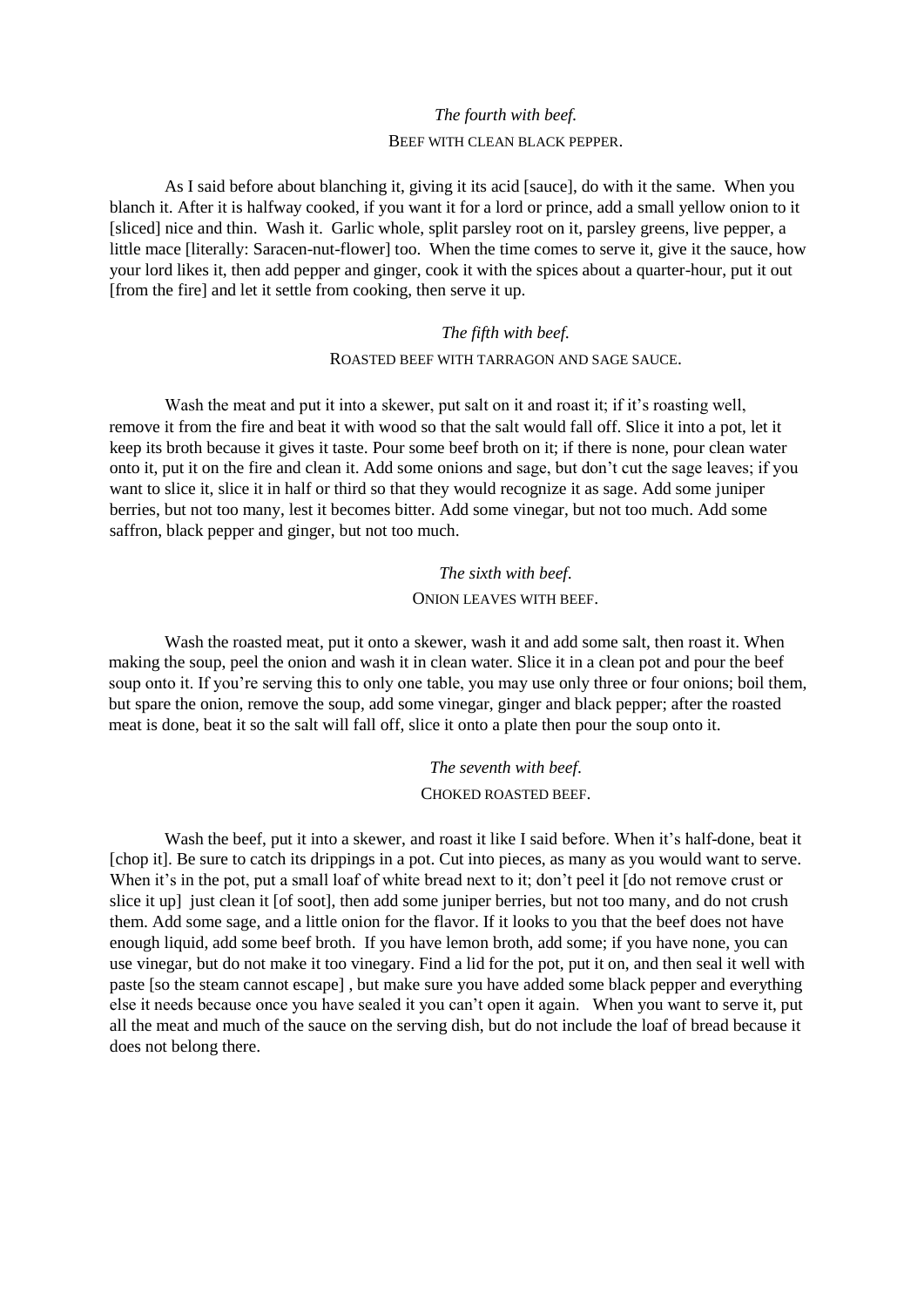*The fourth with beef.*

BEEF WITH CLEAN BLACK PEPPER.

As I said before about blanching it, giving it its acid [sauce], do with it the same. When you blanch it. After it is halfway cooked, if you want it for a lord or prince, add a small yellow onion to it [sliced] nice and thin. Wash it. Garlic whole, split parsley root on it, parsley greens, live pepper, a little mace [literally: Saracen-nut-flower] too. When the time comes to serve it, give it the sauce, how your lord likes it, then add pepper and ginger, cook it with the spices about a quarter-hour, put it out [from the fire] and let it settle from cooking, then serve it up.

*The fifth with beef.*

ROASTED BEEF WITH TARRAGON AND SAGE SAUCE.

Wash the meat and put it into a skewer, put salt on it and roast it; if it's roasting well, remove it from the fire and beat it with wood so that the salt would fall off. Slice it into a pot, let it keep its broth because it gives it taste. Pour some beef broth on it; if there is none, pour clean water onto it, put it on the fire and clean it. Add some onions and sage, but don't cut the sage leaves; if you want to slice it, slice it in half or third so that they would recognize it as sage. Add some juniper berries, but not too many, lest it becomes bitter. Add some vinegar, but not too much. Add some saffron, black pepper and ginger, but not too much.

*The sixth with beef.*

ONION LEAVES WITH BEEF.

Wash the roasted meat, put it onto a skewer, wash it and add some salt, then roast it. When making the soup, peel the onion and wash it in clean water. Slice it in a clean pot and pour the beef soup onto it. If you're serving this to only one table, you may use only three or four onions; boil them, but spare the onion, remove the soup, add some vinegar, ginger and black pepper; after the roasted meat is done, beat it so the salt will fall off, slice it onto a plate then pour the soup onto it.

*The seventh with beef.*

CHOKED ROASTED BEEF.

Wash the beef, put it into a skewer, and roast it like I said before. When it's half-done, beat it [chop it]. Be sure to catch its drippings in a pot. Cut into pieces, as many as you would want to serve. When it's in the pot, put a small loaf of white bread next to it; don't peel it [do not remove crust or slice it up] just clean it [of soot], then add some juniper berries, but not too many, and do not crush them. Add some sage, and a little onion for the flavor. If it looks to you that the beef does not have enough liquid, add some beef broth. If you have lemon broth, add some; if you have none, you can use vinegar, but do not make it too vinegary. Find a lid for the pot, put it on, and then seal it well with paste [so the steam cannot escape] , but make sure you have added some black pepper and everything else it needs because once you have sealed it you can't open it again. When you want to serve it, put all the meat and much of the sauce on the serving dish, but do not include the loaf of bread because it does not belong there.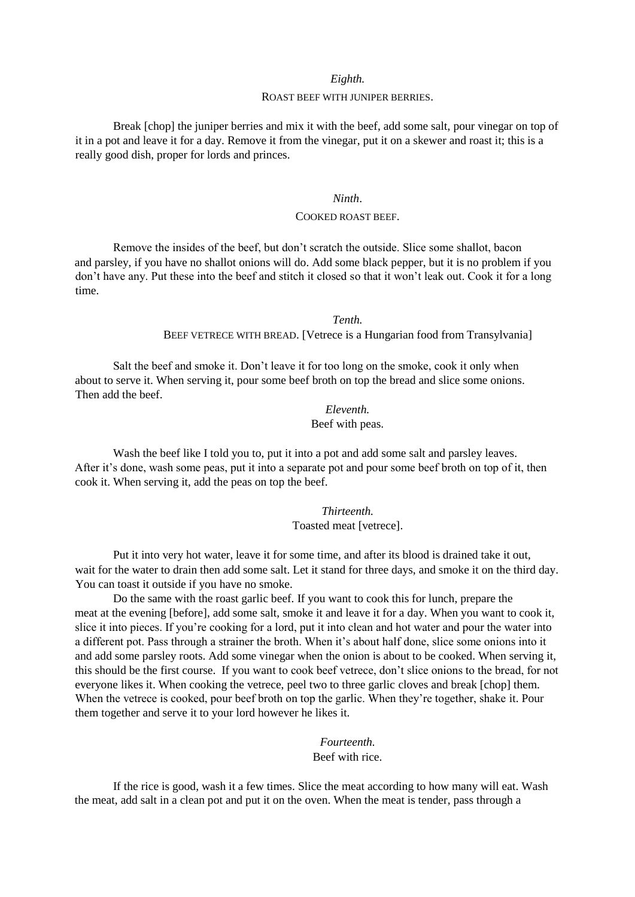*Eighth.*

ROAST BEEF WITH JUNIPER BERRIES.

Break [chop] the juniper berries and mix it with the beef, add some salt, pour vinegar on top of it in a pot and leave it for a day. Remove it from the vinegar, put it on a skewer and roast it; this is a really good dish, proper for lords and princes.

*Ninth*.

COOKED ROAST BEEF.

Remove the insides of the beef, but don't scratch the outside. Slice some shallot, bacon and parsley, if you have no shallot onions will do. Add some black pepper, but it is no problem if you don't have any. Put these into the beef and stitch it closed so that it won't leak out. Cook it for a long time.

*Tenth.*

BEEF VETRECE WITH BREAD. [Vetrece is a Hungarian food from Transylvania]

Salt the beef and smoke it. Don't leave it for too long on the smoke, cook it only when about to serve it. When serving it, pour some beef broth on top the bread and slice some onions. Then add the beef.

*Eleventh.*

Beef with peas.

Wash the beef like I told you to, put it into a pot and add some salt and parsley leaves. After it's done, wash some peas, put it into a separate pot and pour some beef broth on top of it, then cook it. When serving it, add the peas on top the beef.

*Thirteenth.*

Toasted meat [vetrece].

Put it into very hot water, leave it for some time, and after its blood is drained take it out, wait for the water to drain then add some salt. Let it stand for three days, and smoke it on the third day. You can toast it outside if you have no smoke.

Do the same with the roast garlic beef. If you want to cook this for lunch, prepare the meat at the evening [before], add some salt, smoke it and leave it for a day. When you want to cook it, slice it into pieces. If you're cooking for a lord, put it into clean and hot water and pour the water into a different pot. Pass through a strainer the broth. When it's about half done, slice some onions into it and add some parsley roots. Add some vinegar when the onion is about to be cooked. When serving it, this should be the first course. If you want to cook beef vetrece, don't slice onions to the bread, for not everyone likes it. When cooking the vetrece, peel two to three garlic cloves and break [chop] them. When the vetrece is cooked, pour beef broth on top the garlic. When they're together, shake it. Pour them together and serve it to your lord however he likes it.

*Fourteenth.*

Beef with rice.

If the rice is good, wash it a few times. Slice the meat according to how many will eat. Wash the meat, add salt in a clean pot and put it on the oven. When the meat is tender, pass through a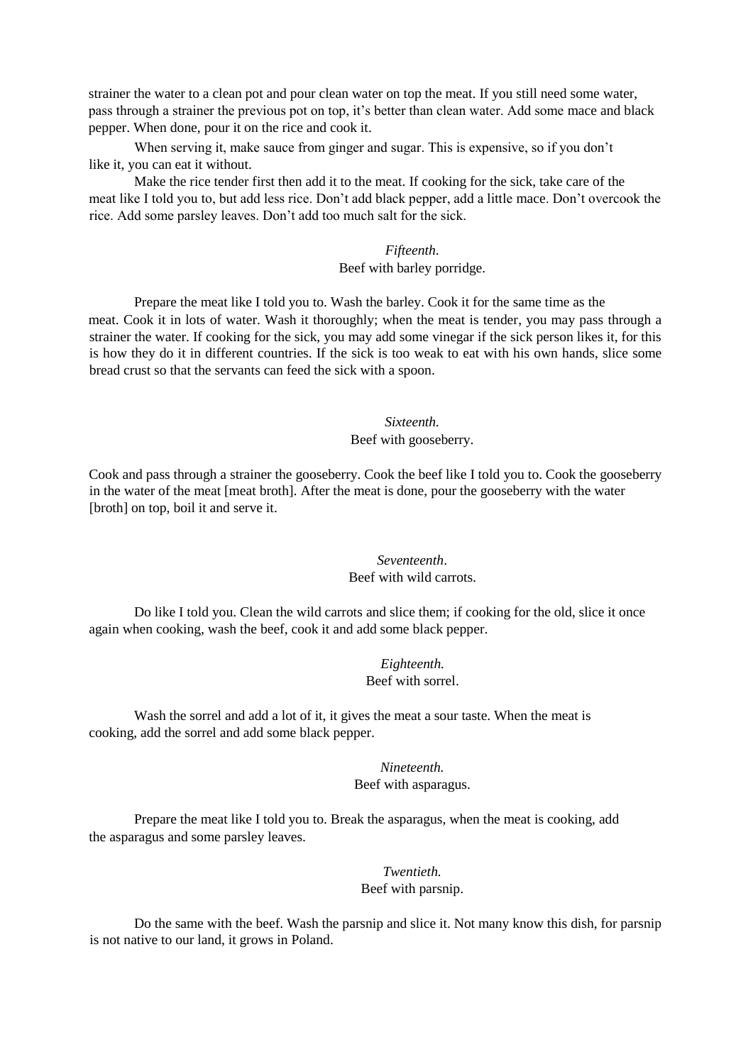strainer the water to a clean pot and pour clean water on top the meat. If you still need some water, pass through a strainer the previous pot on top, it's better than clean water. Add some mace and black pepper. When done, pour it on the rice and cook it.

When serving it, make sauce from ginger and sugar. This is expensive, so if you don't like it, you can eat it without.

Make the rice tender first then add it to the meat. If cooking for the sick, take care of the meat like I told you to, but add less rice. Don't add black pepper, add a little mace. Don't overcook the rice. Add some parsley leaves. Don't add too much salt for the sick.

*Fifteenth*.
Beef with barley porridge.

Prepare the meat like I told you to. Wash the barley. Cook it for the same time as the meat. Cook it in lots of water. Wash it thoroughly; when the meat is tender, you may pass through a strainer the water. If cooking for the sick, you may add some vinegar if the sick person likes it, for this is how they do it in different countries. If the sick is too weak to eat with his own hands, slice some bread crust so that the servants can feed the sick with a spoon.

*Sixteenth.*
Beef with gooseberry.

Cook and pass through a strainer the gooseberry. Cook the beef like I told you to. Cook the gooseberry in the water of the meat [meat broth]. After the meat is done, pour the gooseberry with the water [broth] on top, boil it and serve it.

*Seventeenth*.
Beef with wild carrots.

Do like I told you. Clean the wild carrots and slice them; if cooking for the old, slice it once again when cooking, wash the beef, cook it and add some black pepper.

*Eighteenth.*
Beef with sorrel.

Wash the sorrel and add a lot of it, it gives the meat a sour taste. When the meat is cooking, add the sorrel and add some black pepper.

*Nineteenth.*
Beef with asparagus.

Prepare the meat like I told you to. Break the asparagus, when the meat is cooking, add the asparagus and some parsley leaves.

*Twentieth.*
Beef with parsnip.

Do the same with the beef. Wash the parsnip and slice it. Not many know this dish, for parsnip is not native to our land, it grows in Poland.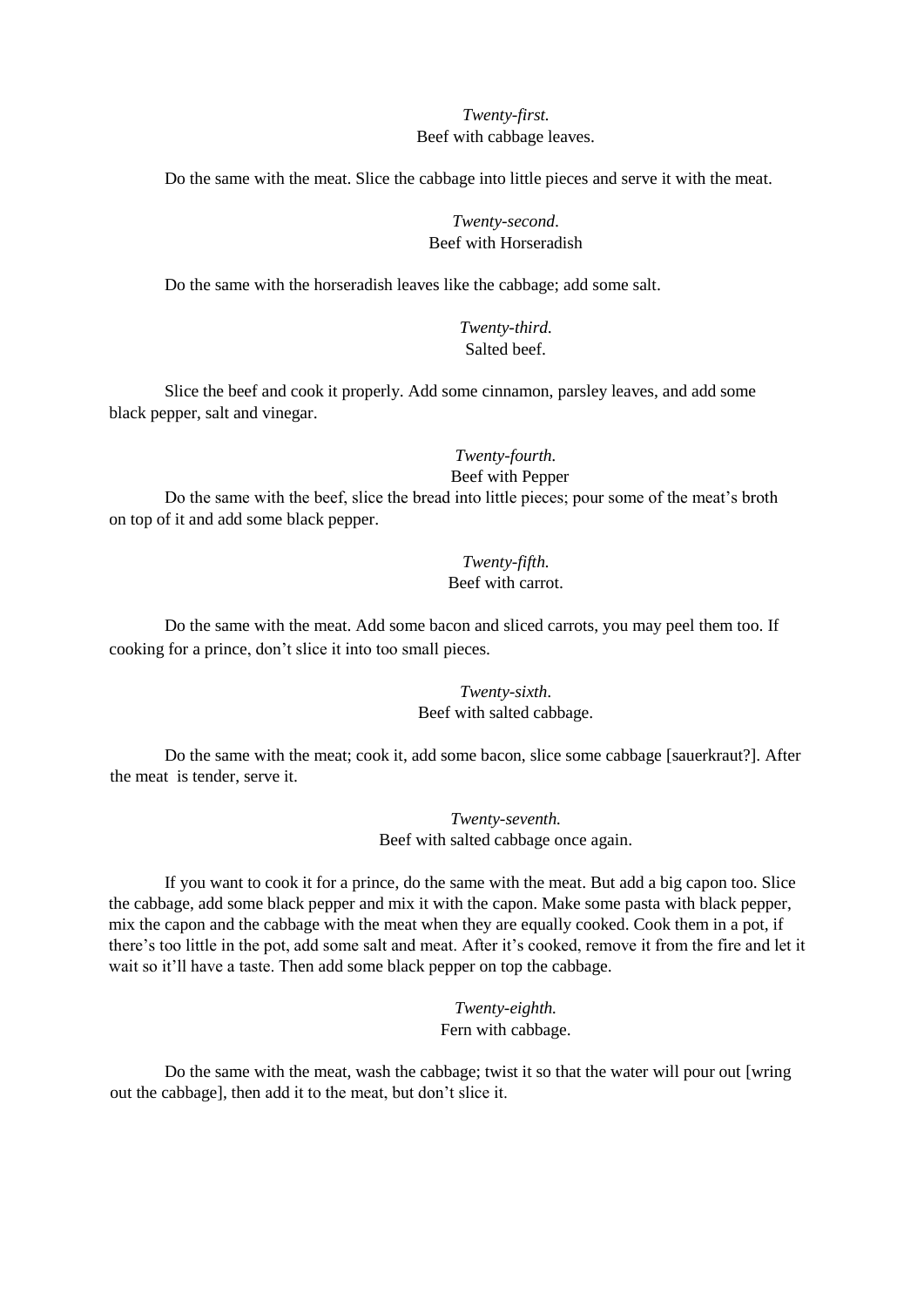*Twenty-first.*
Beef with cabbage leaves.

Do the same with the meat. Slice the cabbage into little pieces and serve it with the meat.

*Twenty-second.*
Beef with Horseradish

Do the same with the horseradish leaves like the cabbage; add some salt.

*Twenty-third.*
Salted beef.

Slice the beef and cook it properly. Add some cinnamon, parsley leaves, and add some black pepper, salt and vinegar.

*Twenty-fourth.*
Beef with Pepper

Do the same with the beef, slice the bread into little pieces; pour some of the meat's broth on top of it and add some black pepper.

*Twenty-fifth.*
Beef with carrot.

Do the same with the meat. Add some bacon and sliced carrots, you may peel them too. If cooking for a prince, don't slice it into too small pieces.

*Twenty-sixth.*
Beef with salted cabbage.

Do the same with the meat; cook it, add some bacon, slice some cabbage [sauerkraut?]. After the meat is tender, serve it.

*Twenty-seventh.*
Beef with salted cabbage once again.

If you want to cook it for a prince, do the same with the meat. But add a big capon too. Slice the cabbage, add some black pepper and mix it with the capon. Make some pasta with black pepper, mix the capon and the cabbage with the meat when they are equally cooked. Cook them in a pot, if there's too little in the pot, add some salt and meat. After it's cooked, remove it from the fire and let it wait so it'll have a taste. Then add some black pepper on top the cabbage.

*Twenty-eighth.*
Fern with cabbage.

Do the same with the meat, wash the cabbage; twist it so that the water will pour out [wring out the cabbage], then add it to the meat, but don't slice it.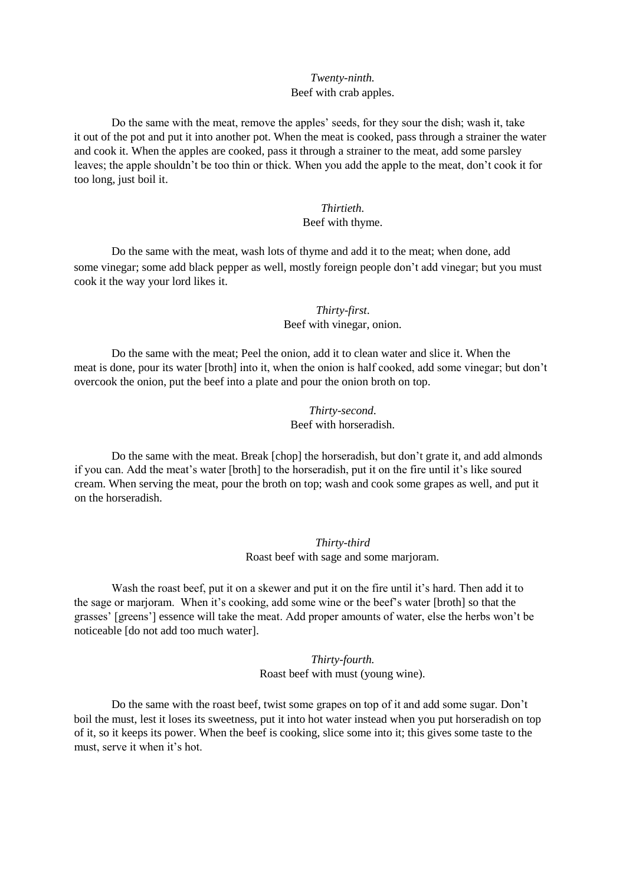*Twenty-ninth.*
Beef with crab apples.

Do the same with the meat, remove the apples' seeds, for they sour the dish; wash it, take it out of the pot and put it into another pot. When the meat is cooked, pass through a strainer the water and cook it. When the apples are cooked, pass it through a strainer to the meat, add some parsley leaves; the apple shouldn't be too thin or thick. When you add the apple to the meat, don't cook it for too long, just boil it.

*Thirtieth.*
Beef with thyme.

Do the same with the meat, wash lots of thyme and add it to the meat; when done, add some vinegar; some add black pepper as well, mostly foreign people don't add vinegar; but you must cook it the way your lord likes it.

*Thirty-first.*
Beef with vinegar, onion.

Do the same with the meat; Peel the onion, add it to clean water and slice it. When the meat is done, pour its water [broth] into it, when the onion is half cooked, add some vinegar; but don't overcook the onion, put the beef into a plate and pour the onion broth on top.

*Thirty-second.*
Beef with horseradish.

Do the same with the meat. Break [chop] the horseradish, but don't grate it, and add almonds if you can. Add the meat's water [broth] to the horseradish, put it on the fire until it's like soured cream. When serving the meat, pour the broth on top; wash and cook some grapes as well, and put it on the horseradish.

*Thirty-third*
Roast beef with sage and some marjoram.

Wash the roast beef, put it on a skewer and put it on the fire until it's hard. Then add it to the sage or marjoram. When it's cooking, add some wine or the beef's water [broth] so that the grasses' [greens'] essence will take the meat. Add proper amounts of water, else the herbs won't be noticeable [do not add too much water].

*Thirty-fourth.*
Roast beef with must (young wine).

Do the same with the roast beef, twist some grapes on top of it and add some sugar. Don't boil the must, lest it loses its sweetness, put it into hot water instead when you put horseradish on top of it, so it keeps its power. When the beef is cooking, slice some into it; this gives some taste to the must, serve it when it's hot.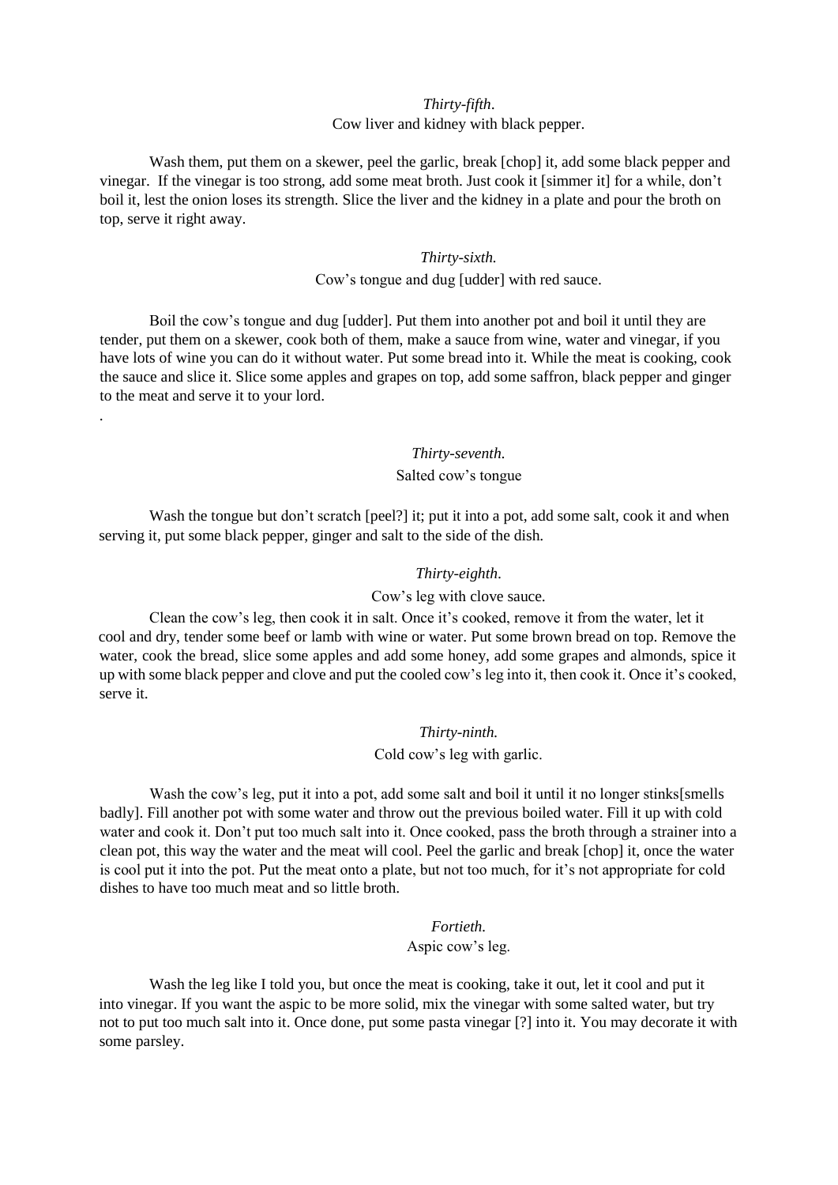*Thirty-fifth*.

Cow liver and kidney with black pepper.

Wash them, put them on a skewer, peel the garlic, break [chop] it, add some black pepper and vinegar. If the vinegar is too strong, add some meat broth. Just cook it [simmer it] for a while, don't boil it, lest the onion loses its strength. Slice the liver and the kidney in a plate and pour the broth on top, serve it right away.

*Thirty-sixth.*

Cow's tongue and dug [udder] with red sauce.

Boil the cow's tongue and dug [udder]. Put them into another pot and boil it until they are tender, put them on a skewer, cook both of them, make a sauce from wine, water and vinegar, if you have lots of wine you can do it without water. Put some bread into it. While the meat is cooking, cook the sauce and slice it. Slice some apples and grapes on top, add some saffron, black pepper and ginger to the meat and serve it to your lord.

.

*Thirty-seventh.*

Salted cow's tongue

Wash the tongue but don't scratch [peel?] it; put it into a pot, add some salt, cook it and when serving it, put some black pepper, ginger and salt to the side of the dish.

*Thirty-eighth*.

Cow's leg with clove sauce.

Clean the cow's leg, then cook it in salt. Once it's cooked, remove it from the water, let it cool and dry, tender some beef or lamb with wine or water. Put some brown bread on top. Remove the water, cook the bread, slice some apples and add some honey, add some grapes and almonds, spice it up with some black pepper and clove and put the cooled cow's leg into it, then cook it. Once it's cooked, serve it.

*Thirty-ninth.*

Cold cow's leg with garlic.

Wash the cow's leg, put it into a pot, add some salt and boil it until it no longer stinks[smells badly]. Fill another pot with some water and throw out the previous boiled water. Fill it up with cold water and cook it. Don't put too much salt into it. Once cooked, pass the broth through a strainer into a clean pot, this way the water and the meat will cool. Peel the garlic and break [chop] it, once the water is cool put it into the pot. Put the meat onto a plate, but not too much, for it's not appropriate for cold dishes to have too much meat and so little broth.

*Fortieth.*

Aspic cow's leg.

Wash the leg like I told you, but once the meat is cooking, take it out, let it cool and put it into vinegar. If you want the aspic to be more solid, mix the vinegar with some salted water, but try not to put too much salt into it. Once done, put some pasta vinegar [?] into it. You may decorate it with some parsley.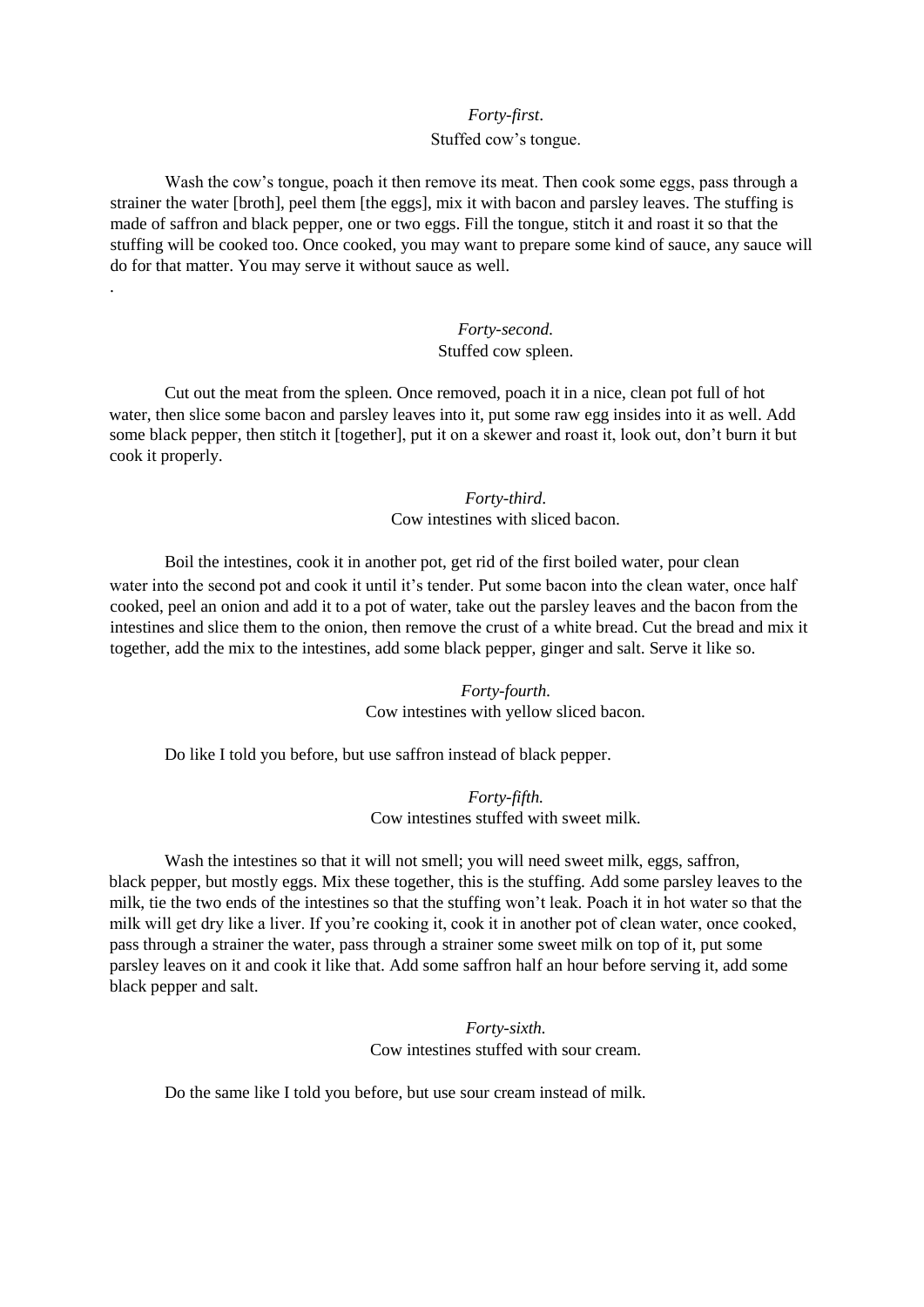*Forty-first.*

Stuffed cow's tongue.

Wash the cow's tongue, poach it then remove its meat. Then cook some eggs, pass through a strainer the water [broth], peel them [the eggs], mix it with bacon and parsley leaves. The stuffing is made of saffron and black pepper, one or two eggs. Fill the tongue, stitch it and roast it so that the stuffing will be cooked too. Once cooked, you may want to prepare some kind of sauce, any sauce will do for that matter. You may serve it without sauce as well.

.

*Forty-second.*

Stuffed cow spleen.

Cut out the meat from the spleen. Once removed, poach it in a nice, clean pot full of hot water, then slice some bacon and parsley leaves into it, put some raw egg insides into it as well. Add some black pepper, then stitch it [together], put it on a skewer and roast it, look out, don't burn it but cook it properly.

*Forty-third.*

Cow intestines with sliced bacon.

Boil the intestines, cook it in another pot, get rid of the first boiled water, pour clean water into the second pot and cook it until it's tender. Put some bacon into the clean water, once half cooked, peel an onion and add it to a pot of water, take out the parsley leaves and the bacon from the intestines and slice them to the onion, then remove the crust of a white bread. Cut the bread and mix it together, add the mix to the intestines, add some black pepper, ginger and salt. Serve it like so.

*Forty-fourth.*

Cow intestines with yellow sliced bacon.

Do like I told you before, but use saffron instead of black pepper.

*Forty-fifth.*

Cow intestines stuffed with sweet milk.

Wash the intestines so that it will not smell; you will need sweet milk, eggs, saffron, black pepper, but mostly eggs. Mix these together, this is the stuffing. Add some parsley leaves to the milk, tie the two ends of the intestines so that the stuffing won't leak. Poach it in hot water so that the milk will get dry like a liver. If you're cooking it, cook it in another pot of clean water, once cooked, pass through a strainer the water, pass through a strainer some sweet milk on top of it, put some parsley leaves on it and cook it like that. Add some saffron half an hour before serving it, add some black pepper and salt.

*Forty-sixth.*

Cow intestines stuffed with sour cream.

Do the same like I told you before, but use sour cream instead of milk.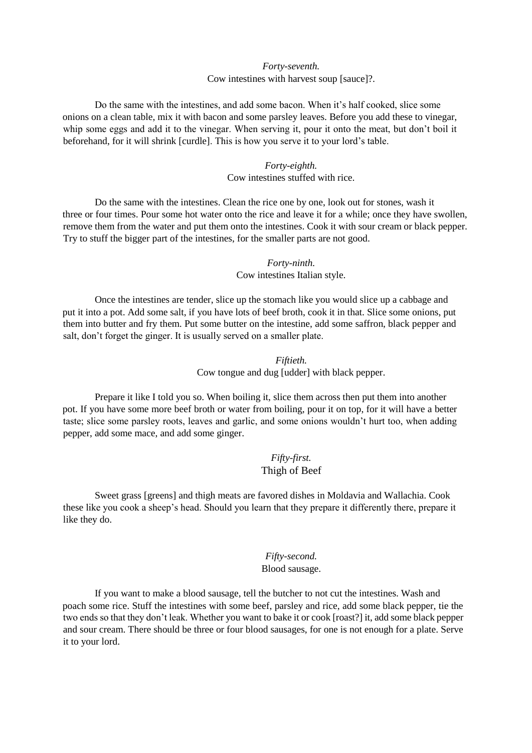*Forty-seventh.*
Cow intestines with harvest soup [sauce]?.

Do the same with the intestines, and add some bacon. When it's half cooked, slice some onions on a clean table, mix it with bacon and some parsley leaves. Before you add these to vinegar, whip some eggs and add it to the vinegar. When serving it, pour it onto the meat, but don't boil it beforehand, for it will shrink [curdle]. This is how you serve it to your lord's table.

*Forty-eighth.*
Cow intestines stuffed with rice.

Do the same with the intestines. Clean the rice one by one, look out for stones, wash it three or four times. Pour some hot water onto the rice and leave it for a while; once they have swollen, remove them from the water and put them onto the intestines. Cook it with sour cream or black pepper. Try to stuff the bigger part of the intestines, for the smaller parts are not good.

*Forty-ninth.*
Cow intestines Italian style.

Once the intestines are tender, slice up the stomach like you would slice up a cabbage and put it into a pot. Add some salt, if you have lots of beef broth, cook it in that. Slice some onions, put them into butter and fry them. Put some butter on the intestine, add some saffron, black pepper and salt, don't forget the ginger. It is usually served on a smaller plate.

*Fiftieth.*
Cow tongue and dug [udder] with black pepper.

Prepare it like I told you so. When boiling it, slice them across then put them into another pot. If you have some more beef broth or water from boiling, pour it on top, for it will have a better taste; slice some parsley roots, leaves and garlic, and some onions wouldn't hurt too, when adding pepper, add some mace, and add some ginger.

*Fifty-first.*
Thigh of Beef

Sweet grass [greens] and thigh meats are favored dishes in Moldavia and Wallachia. Cook these like you cook a sheep's head. Should you learn that they prepare it differently there, prepare it like they do.

*Fifty-second.*
Blood sausage.

If you want to make a blood sausage, tell the butcher to not cut the intestines. Wash and poach some rice. Stuff the intestines with some beef, parsley and rice, add some black pepper, tie the two ends so that they don't leak. Whether you want to bake it or cook [roast?] it, add some black pepper and sour cream. There should be three or four blood sausages, for one is not enough for a plate. Serve it to your lord.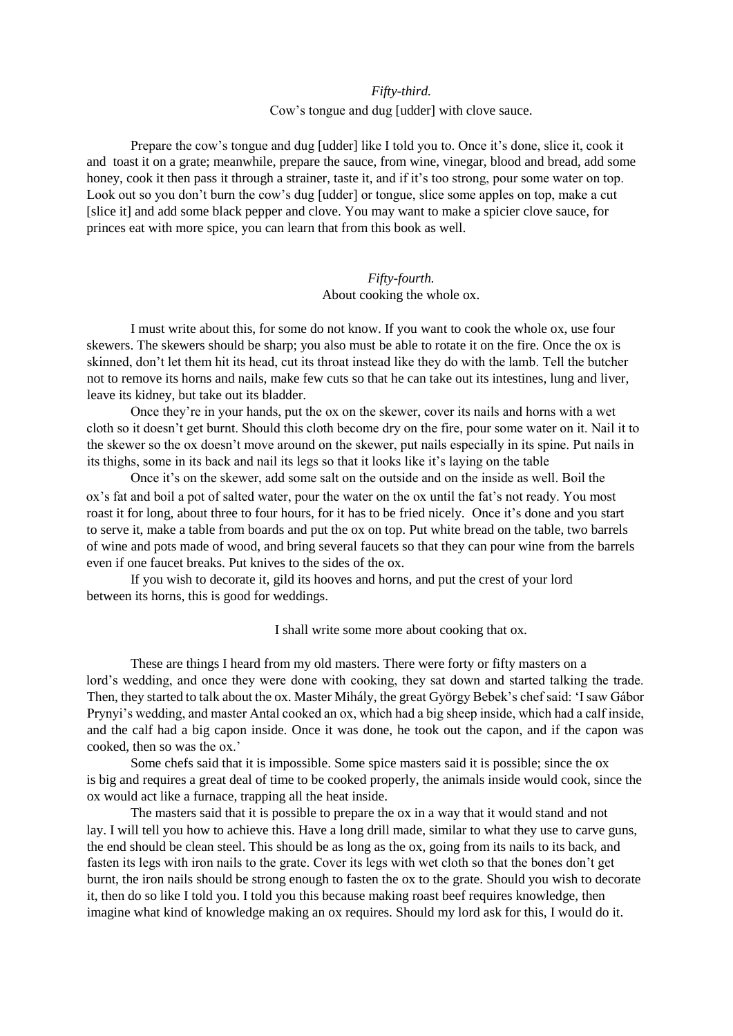*Fifty-third.*

Cow's tongue and dug [udder] with clove sauce.

Prepare the cow's tongue and dug [udder] like I told you to. Once it's done, slice it, cook it and toast it on a grate; meanwhile, prepare the sauce, from wine, vinegar, blood and bread, add some honey, cook it then pass it through a strainer, taste it, and if it's too strong, pour some water on top. Look out so you don't burn the cow's dug [udder] or tongue, slice some apples on top, make a cut [slice it] and add some black pepper and clove. You may want to make a spicier clove sauce, for princes eat with more spice, you can learn that from this book as well.

*Fifty-fourth.*

About cooking the whole ox.

I must write about this, for some do not know. If you want to cook the whole ox, use four skewers. The skewers should be sharp; you also must be able to rotate it on the fire. Once the ox is skinned, don't let them hit its head, cut its throat instead like they do with the lamb. Tell the butcher not to remove its horns and nails, make few cuts so that he can take out its intestines, lung and liver, leave its kidney, but take out its bladder.

Once they're in your hands, put the ox on the skewer, cover its nails and horns with a wet cloth so it doesn't get burnt. Should this cloth become dry on the fire, pour some water on it. Nail it to the skewer so the ox doesn't move around on the skewer, put nails especially in its spine. Put nails in its thighs, some in its back and nail its legs so that it looks like it's laying on the table

Once it's on the skewer, add some salt on the outside and on the inside as well. Boil the ox's fat and boil a pot of salted water, pour the water on the ox until the fat's not ready. You most roast it for long, about three to four hours, for it has to be fried nicely. Once it's done and you start to serve it, make a table from boards and put the ox on top. Put white bread on the table, two barrels of wine and pots made of wood, and bring several faucets so that they can pour wine from the barrels even if one faucet breaks. Put knives to the sides of the ox.

If you wish to decorate it, gild its hooves and horns, and put the crest of your lord between its horns, this is good for weddings.

I shall write some more about cooking that ox.

These are things I heard from my old masters. There were forty or fifty masters on a lord's wedding, and once they were done with cooking, they sat down and started talking the trade. Then, they started to talk about the ox. Master Mihály, the great György Bebek's chef said: 'I saw Gábor Prynyi's wedding, and master Antal cooked an ox, which had a big sheep inside, which had a calf inside, and the calf had a big capon inside. Once it was done, he took out the capon, and if the capon was cooked, then so was the ox.'

Some chefs said that it is impossible. Some spice masters said it is possible; since the ox is big and requires a great deal of time to be cooked properly, the animals inside would cook, since the ox would act like a furnace, trapping all the heat inside.

The masters said that it is possible to prepare the ox in a way that it would stand and not lay. I will tell you how to achieve this. Have a long drill made, similar to what they use to carve guns, the end should be clean steel. This should be as long as the ox, going from its nails to its back, and fasten its legs with iron nails to the grate. Cover its legs with wet cloth so that the bones don't get burnt, the iron nails should be strong enough to fasten the ox to the grate. Should you wish to decorate it, then do so like I told you. I told you this because making roast beef requires knowledge, then imagine what kind of knowledge making an ox requires. Should my lord ask for this, I would do it.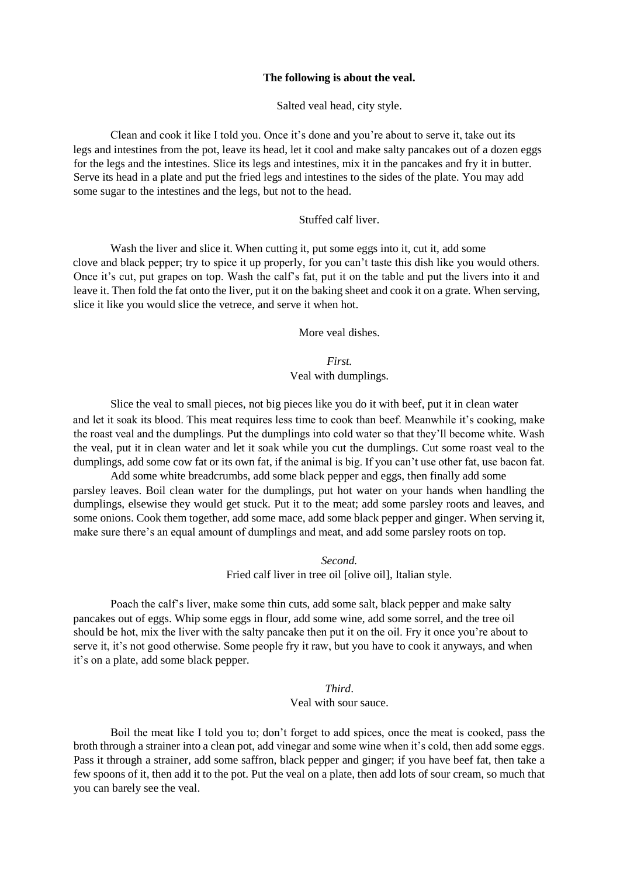**The following is about the veal.**

Salted veal head, city style.

Clean and cook it like I told you. Once it's done and you're about to serve it, take out its legs and intestines from the pot, leave its head, let it cool and make salty pancakes out of a dozen eggs for the legs and the intestines. Slice its legs and intestines, mix it in the pancakes and fry it in butter. Serve its head in a plate and put the fried legs and intestines to the sides of the plate. You may add some sugar to the intestines and the legs, but not to the head.

Stuffed calf liver.

Wash the liver and slice it. When cutting it, put some eggs into it, cut it, add some clove and black pepper; try to spice it up properly, for you can't taste this dish like you would others. Once it's cut, put grapes on top. Wash the calf's fat, put it on the table and put the livers into it and leave it. Then fold the fat onto the liver, put it on the baking sheet and cook it on a grate. When serving, slice it like you would slice the vetrece, and serve it when hot.

More veal dishes.

*First.*
Veal with dumplings.

Slice the veal to small pieces, not big pieces like you do it with beef, put it in clean water and let it soak its blood. This meat requires less time to cook than beef. Meanwhile it's cooking, make the roast veal and the dumplings. Put the dumplings into cold water so that they'll become white. Wash the veal, put it in clean water and let it soak while you cut the dumplings. Cut some roast veal to the dumplings, add some cow fat or its own fat, if the animal is big. If you can't use other fat, use bacon fat.

Add some white breadcrumbs, add some black pepper and eggs, then finally add some parsley leaves. Boil clean water for the dumplings, put hot water on your hands when handling the dumplings, elsewise they would get stuck. Put it to the meat; add some parsley roots and leaves, and some onions. Cook them together, add some mace, add some black pepper and ginger. When serving it, make sure there's an equal amount of dumplings and meat, and add some parsley roots on top.

*Second.*
Fried calf liver in tree oil [olive oil], Italian style.

Poach the calf's liver, make some thin cuts, add some salt, black pepper and make salty pancakes out of eggs. Whip some eggs in flour, add some wine, add some sorrel, and the tree oil should be hot, mix the liver with the salty pancake then put it on the oil. Fry it once you're about to serve it, it's not good otherwise. Some people fry it raw, but you have to cook it anyways, and when it's on a plate, add some black pepper.

*Third.*
Veal with sour sauce.

Boil the meat like I told you to; don't forget to add spices, once the meat is cooked, pass the broth through a strainer into a clean pot, add vinegar and some wine when it's cold, then add some eggs. Pass it through a strainer, add some saffron, black pepper and ginger; if you have beef fat, then take a few spoons of it, then add it to the pot. Put the veal on a plate, then add lots of sour cream, so much that you can barely see the veal.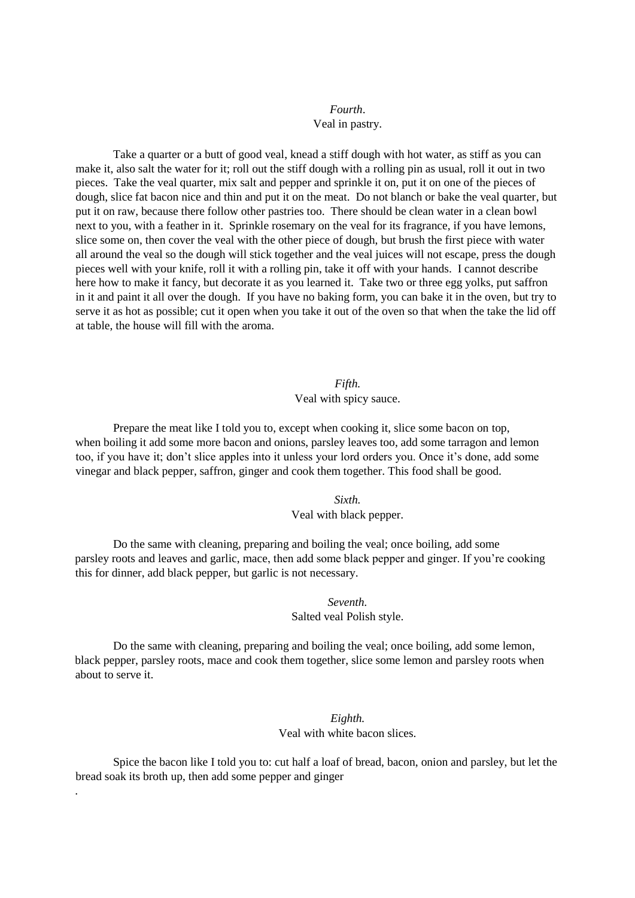*Fourth*.

Veal in pastry.

Take a quarter or a butt of good veal, knead a stiff dough with hot water, as stiff as you can make it, also salt the water for it; roll out the stiff dough with a rolling pin as usual, roll it out in two pieces. Take the veal quarter, mix salt and pepper and sprinkle it on, put it on one of the pieces of dough, slice fat bacon nice and thin and put it on the meat. Do not blanch or bake the veal quarter, but put it on raw, because there follow other pastries too. There should be clean water in a clean bowl next to you, with a feather in it. Sprinkle rosemary on the veal for its fragrance, if you have lemons, slice some on, then cover the veal with the other piece of dough, but brush the first piece with water all around the veal so the dough will stick together and the veal juices will not escape, press the dough pieces well with your knife, roll it with a rolling pin, take it off with your hands. I cannot describe here how to make it fancy, but decorate it as you learned it. Take two or three egg yolks, put saffron in it and paint it all over the dough. If you have no baking form, you can bake it in the oven, but try to serve it as hot as possible; cut it open when you take it out of the oven so that when the take the lid off at table, the house will fill with the aroma.

*Fifth.*

Veal with spicy sauce.

Prepare the meat like I told you to, except when cooking it, slice some bacon on top, when boiling it add some more bacon and onions, parsley leaves too, add some tarragon and lemon too, if you have it; don't slice apples into it unless your lord orders you. Once it's done, add some vinegar and black pepper, saffron, ginger and cook them together. This food shall be good.

*Sixth.*

Veal with black pepper.

Do the same with cleaning, preparing and boiling the veal; once boiling, add some parsley roots and leaves and garlic, mace, then add some black pepper and ginger. If you're cooking this for dinner, add black pepper, but garlic is not necessary.

*Seventh.*

Salted veal Polish style.

Do the same with cleaning, preparing and boiling the veal; once boiling, add some lemon, black pepper, parsley roots, mace and cook them together, slice some lemon and parsley roots when about to serve it.

*Eighth.*

Veal with white bacon slices.

Spice the bacon like I told you to: cut half a loaf of bread, bacon, onion and parsley, but let the bread soak its broth up, then add some pepper and ginger

.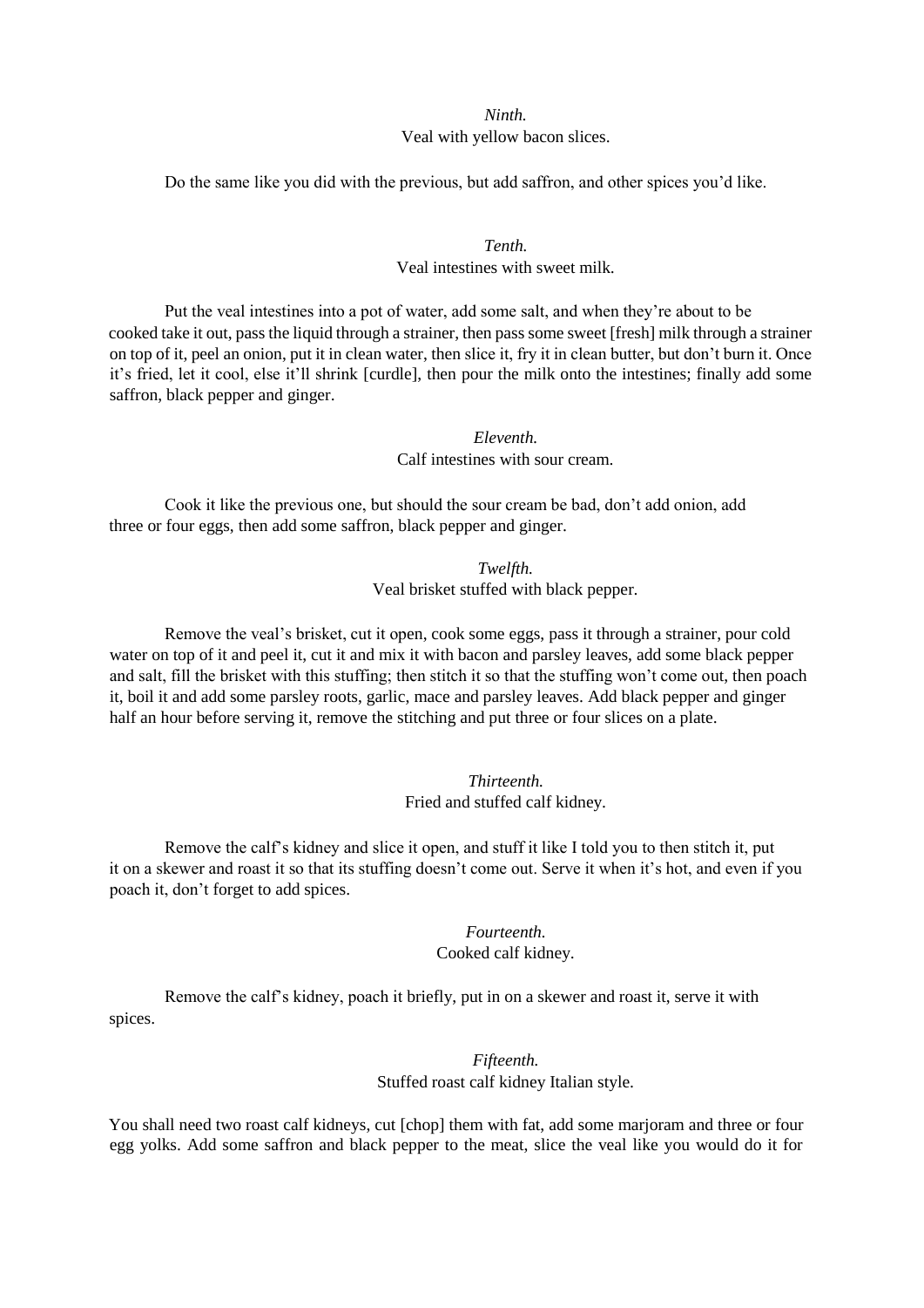*Ninth.*
Veal with yellow bacon slices.

Do the same like you did with the previous, but add saffron, and other spices you'd like.

*Tenth.*
Veal intestines with sweet milk.

Put the veal intestines into a pot of water, add some salt, and when they're about to be cooked take it out, pass the liquid through a strainer, then pass some sweet [fresh] milk through a strainer on top of it, peel an onion, put it in clean water, then slice it, fry it in clean butter, but don't burn it. Once it's fried, let it cool, else it'll shrink [curdle], then pour the milk onto the intestines; finally add some saffron, black pepper and ginger.

*Eleventh.*
Calf intestines with sour cream.

Cook it like the previous one, but should the sour cream be bad, don't add onion, add three or four eggs, then add some saffron, black pepper and ginger.

*Twelfth.*
Veal brisket stuffed with black pepper.

Remove the veal's brisket, cut it open, cook some eggs, pass it through a strainer, pour cold water on top of it and peel it, cut it and mix it with bacon and parsley leaves, add some black pepper and salt, fill the brisket with this stuffing; then stitch it so that the stuffing won't come out, then poach it, boil it and add some parsley roots, garlic, mace and parsley leaves. Add black pepper and ginger half an hour before serving it, remove the stitching and put three or four slices on a plate.

*Thirteenth.*
Fried and stuffed calf kidney.

Remove the calf's kidney and slice it open, and stuff it like I told you to then stitch it, put it on a skewer and roast it so that its stuffing doesn't come out. Serve it when it's hot, and even if you poach it, don't forget to add spices.

*Fourteenth.*
Cooked calf kidney.

Remove the calf's kidney, poach it briefly, put in on a skewer and roast it, serve it with spices.

*Fifteenth.*
Stuffed roast calf kidney Italian style.

You shall need two roast calf kidneys, cut [chop] them with fat, add some marjoram and three or four egg yolks. Add some saffron and black pepper to the meat, slice the veal like you would do it for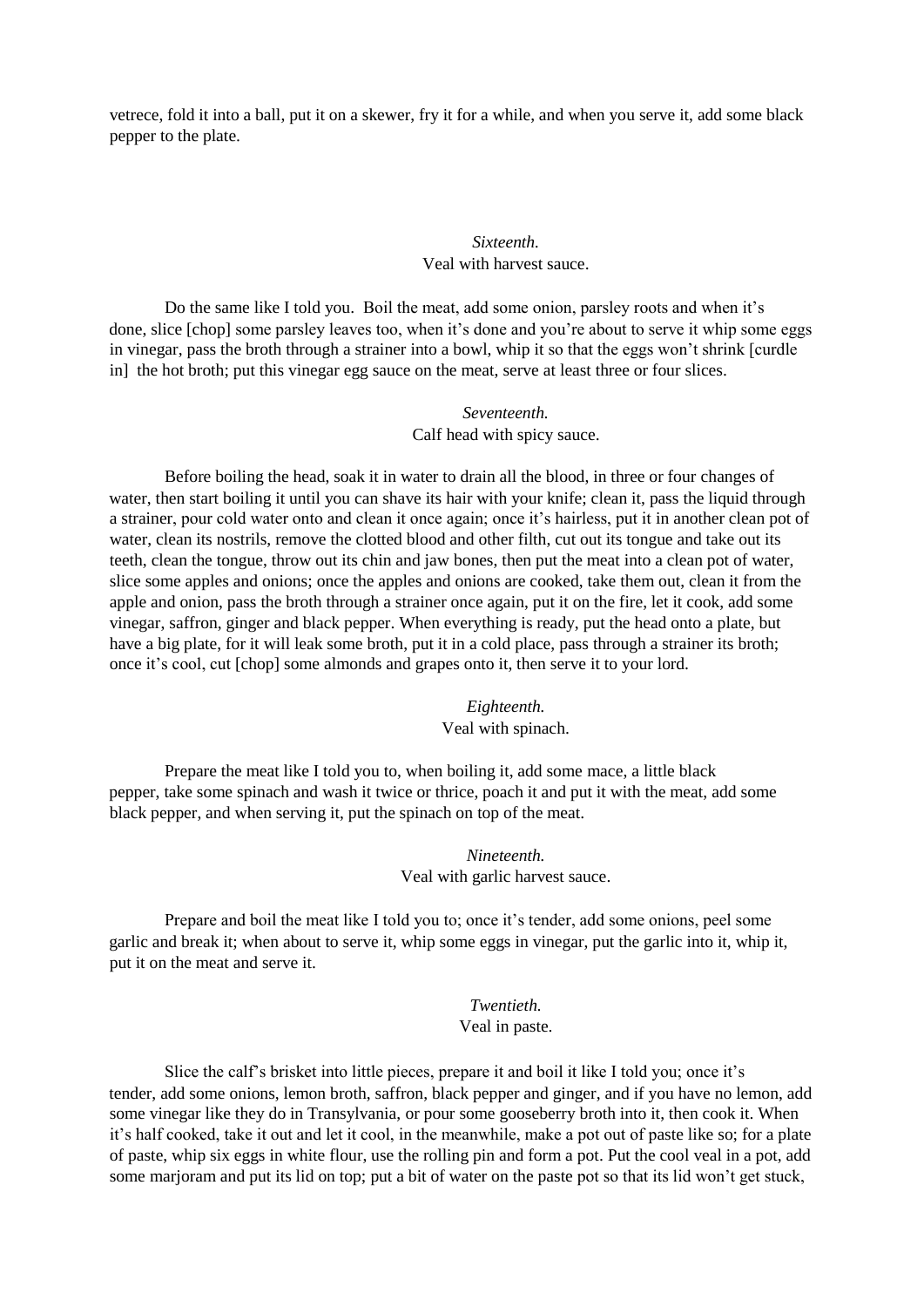vetrece, fold it into a ball, put it on a skewer, fry it for a while, and when you serve it, add some black pepper to the plate.

### *Sixteenth.*
### Veal with harvest sauce.

Do the same like I told you.  Boil the meat, add some onion, parsley roots and when it's done, slice [chop] some parsley leaves too, when it's done and you're about to serve it whip some eggs in vinegar, pass the broth through a strainer into a bowl, whip it so that the eggs won't shrink [curdle in]  the hot broth; put this vinegar egg sauce on the meat, serve at least three or four slices.

### *Seventeenth.*
### Calf head with spicy sauce.

Before boiling the head, soak it in water to drain all the blood, in three or four changes of water, then start boiling it until you can shave its hair with your knife; clean it, pass the liquid through a strainer, pour cold water onto and clean it once again; once it's hairless, put it in another clean pot of water, clean its nostrils, remove the clotted blood and other filth, cut out its tongue and take out its teeth, clean the tongue, throw out its chin and jaw bones, then put the meat into a clean pot of water, slice some apples and onions; once the apples and onions are cooked, take them out, clean it from the apple and onion, pass the broth through a strainer once again, put it on the fire, let it cook, add some vinegar, saffron, ginger and black pepper. When everything is ready, put the head onto a plate, but have a big plate, for it will leak some broth, put it in a cold place, pass through a strainer its broth; once it's cool, cut [chop] some almonds and grapes onto it, then serve it to your lord.

### *Eighteenth.*
### Veal with spinach.

Prepare the meat like I told you to, when boiling it, add some mace, a little black pepper, take some spinach and wash it twice or thrice, poach it and put it with the meat, add some black pepper, and when serving it, put the spinach on top of the meat.

### *Nineteenth.*
### Veal with garlic harvest sauce.

Prepare and boil the meat like I told you to; once it's tender, add some onions, peel some garlic and break it; when about to serve it, whip some eggs in vinegar, put the garlic into it, whip it, put it on the meat and serve it.

### *Twentieth.*
### Veal in paste.

Slice the calf's brisket into little pieces, prepare it and boil it like I told you; once it's tender, add some onions, lemon broth, saffron, black pepper and ginger, and if you have no lemon, add some vinegar like they do in Transylvania, or pour some gooseberry broth into it, then cook it. When it's half cooked, take it out and let it cool, in the meanwhile, make a pot out of paste like so; for a plate of paste, whip six eggs in white flour, use the rolling pin and form a pot. Put the cool veal in a pot, add some marjoram and put its lid on top; put a bit of water on the paste pot so that its lid won't get stuck,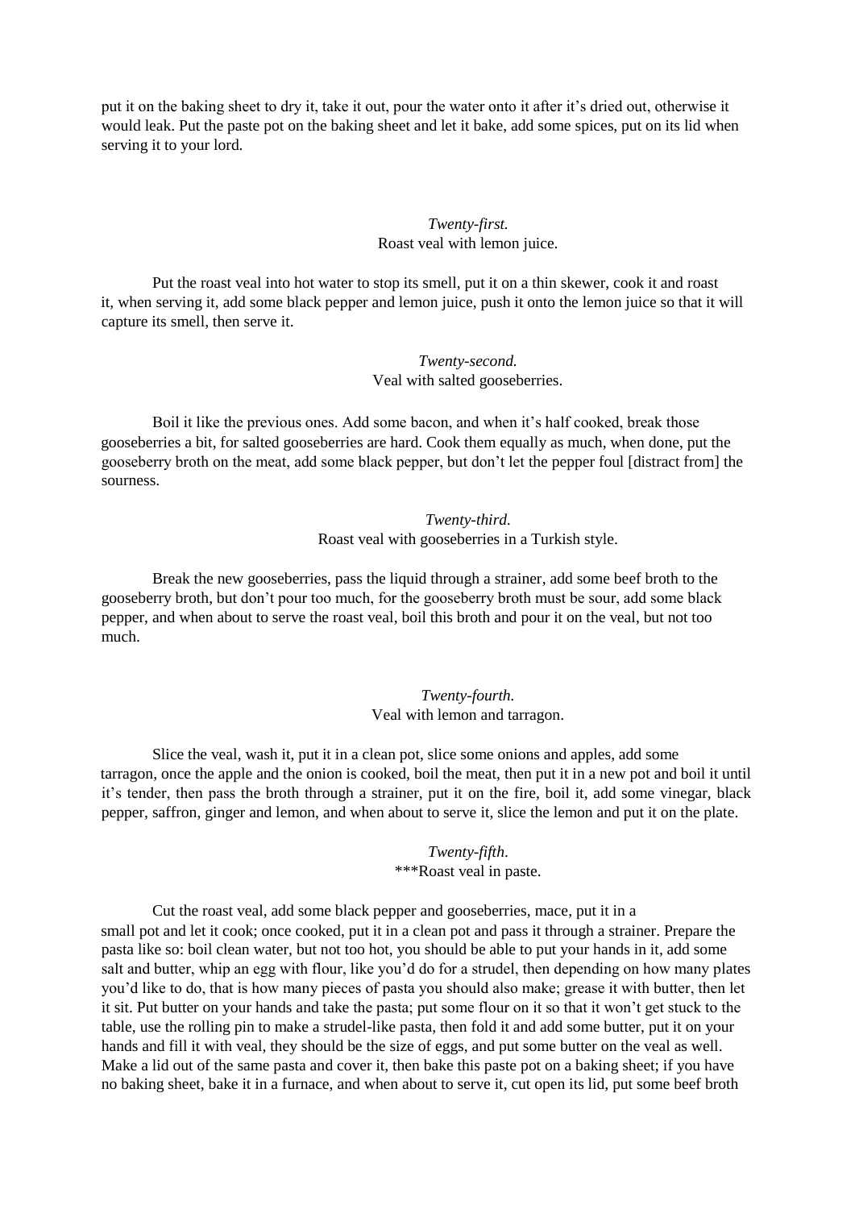put it on the baking sheet to dry it, take it out, pour the water onto it after it's dried out, otherwise it would leak. Put the paste pot on the baking sheet and let it bake, add some spices, put on its lid when serving it to your lord.

*Twenty-first.*
Roast veal with lemon juice.

Put the roast veal into hot water to stop its smell, put it on a thin skewer, cook it and roast it, when serving it, add some black pepper and lemon juice, push it onto the lemon juice so that it will capture its smell, then serve it.

*Twenty-second.*
Veal with salted gooseberries.

Boil it like the previous ones. Add some bacon, and when it's half cooked, break those gooseberries a bit, for salted gooseberries are hard. Cook them equally as much, when done, put the gooseberry broth on the meat, add some black pepper, but don't let the pepper foul [distract from] the sourness.

*Twenty-third.*
Roast veal with gooseberries in a Turkish style.

Break the new gooseberries, pass the liquid through a strainer, add some beef broth to the gooseberry broth, but don't pour too much, for the gooseberry broth must be sour, add some black pepper, and when about to serve the roast veal, boil this broth and pour it on the veal, but not too much.

*Twenty-fourth.*
Veal with lemon and tarragon.

Slice the veal, wash it, put it in a clean pot, slice some onions and apples, add some tarragon, once the apple and the onion is cooked, boil the meat, then put it in a new pot and boil it until it's tender, then pass the broth through a strainer, put it on the fire, boil it, add some vinegar, black pepper, saffron, ginger and lemon, and when about to serve it, slice the lemon and put it on the plate.

*Twenty-fifth.*
***Roast veal in paste.

Cut the roast veal, add some black pepper and gooseberries, mace, put it in a small pot and let it cook; once cooked, put it in a clean pot and pass it through a strainer. Prepare the pasta like so: boil clean water, but not too hot, you should be able to put your hands in it, add some salt and butter, whip an egg with flour, like you'd do for a strudel, then depending on how many plates you'd like to do, that is how many pieces of pasta you should also make; grease it with butter, then let it sit. Put butter on your hands and take the pasta; put some flour on it so that it won't get stuck to the table, use the rolling pin to make a strudel-like pasta, then fold it and add some butter, put it on your hands and fill it with veal, they should be the size of eggs, and put some butter on the veal as well. Make a lid out of the same pasta and cover it, then bake this paste pot on a baking sheet; if you have no baking sheet, bake it in a furnace, and when about to serve it, cut open its lid, put some beef broth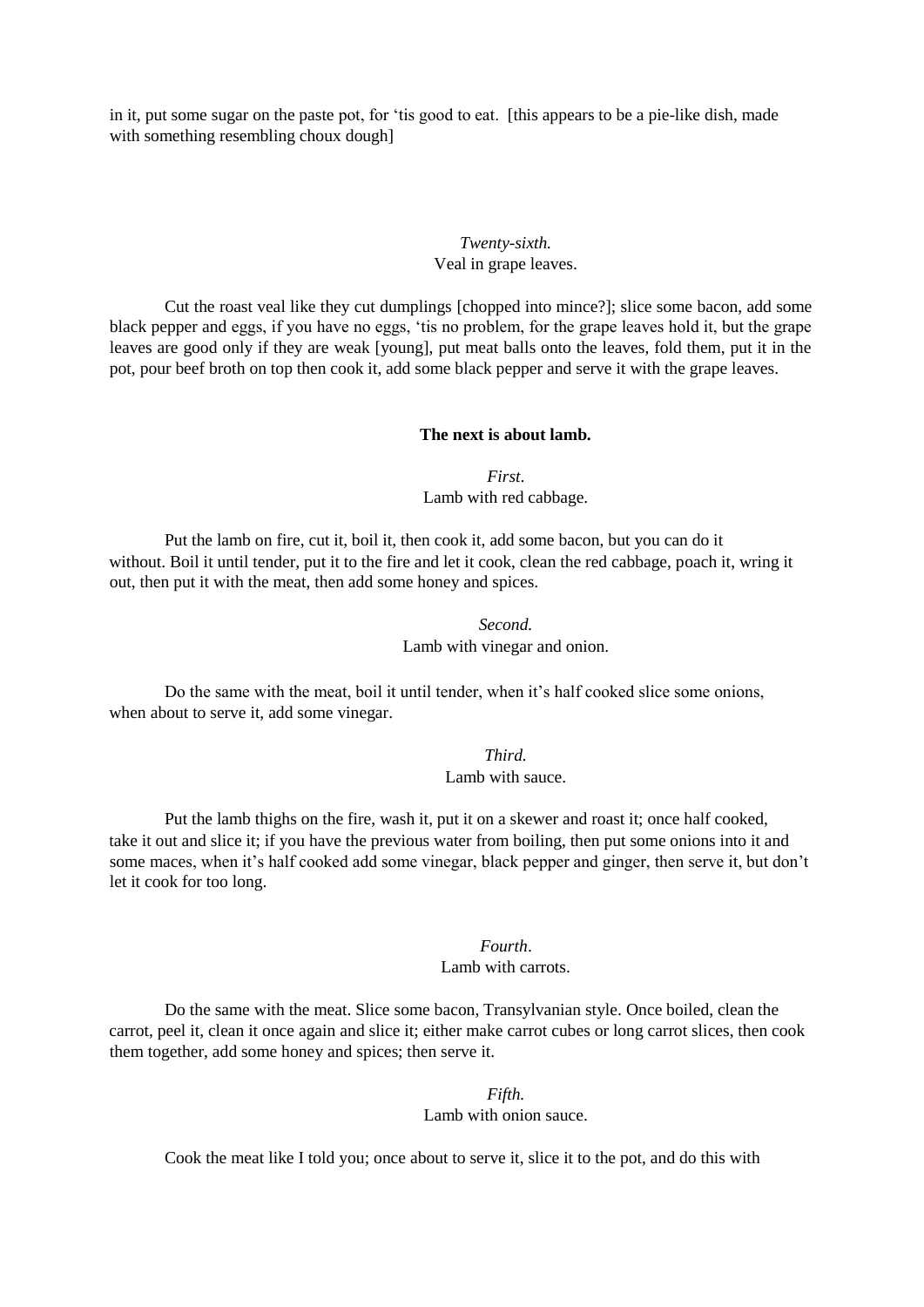in it, put some sugar on the paste pot, for 'tis good to eat. [this appears to be a pie-like dish, made with something resembling choux dough]

*Twenty-sixth.*
Veal in grape leaves.

Cut the roast veal like they cut dumplings [chopped into mince?]; slice some bacon, add some black pepper and eggs, if you have no eggs, 'tis no problem, for the grape leaves hold it, but the grape leaves are good only if they are weak [young], put meat balls onto the leaves, fold them, put it in the pot, pour beef broth on top then cook it, add some black pepper and serve it with the grape leaves.

**The next is about lamb.**

*First.*
Lamb with red cabbage.

Put the lamb on fire, cut it, boil it, then cook it, add some bacon, but you can do it without. Boil it until tender, put it to the fire and let it cook, clean the red cabbage, poach it, wring it out, then put it with the meat, then add some honey and spices.

*Second.*
Lamb with vinegar and onion.

Do the same with the meat, boil it until tender, when it's half cooked slice some onions, when about to serve it, add some vinegar.

*Third.*
Lamb with sauce.

Put the lamb thighs on the fire, wash it, put it on a skewer and roast it; once half cooked, take it out and slice it; if you have the previous water from boiling, then put some onions into it and some maces, when it's half cooked add some vinegar, black pepper and ginger, then serve it, but don't let it cook for too long.

*Fourth.*
Lamb with carrots.

Do the same with the meat. Slice some bacon, Transylvanian style. Once boiled, clean the carrot, peel it, clean it once again and slice it; either make carrot cubes or long carrot slices, then cook them together, add some honey and spices; then serve it.

*Fifth.*
Lamb with onion sauce.

Cook the meat like I told you; once about to serve it, slice it to the pot, and do this with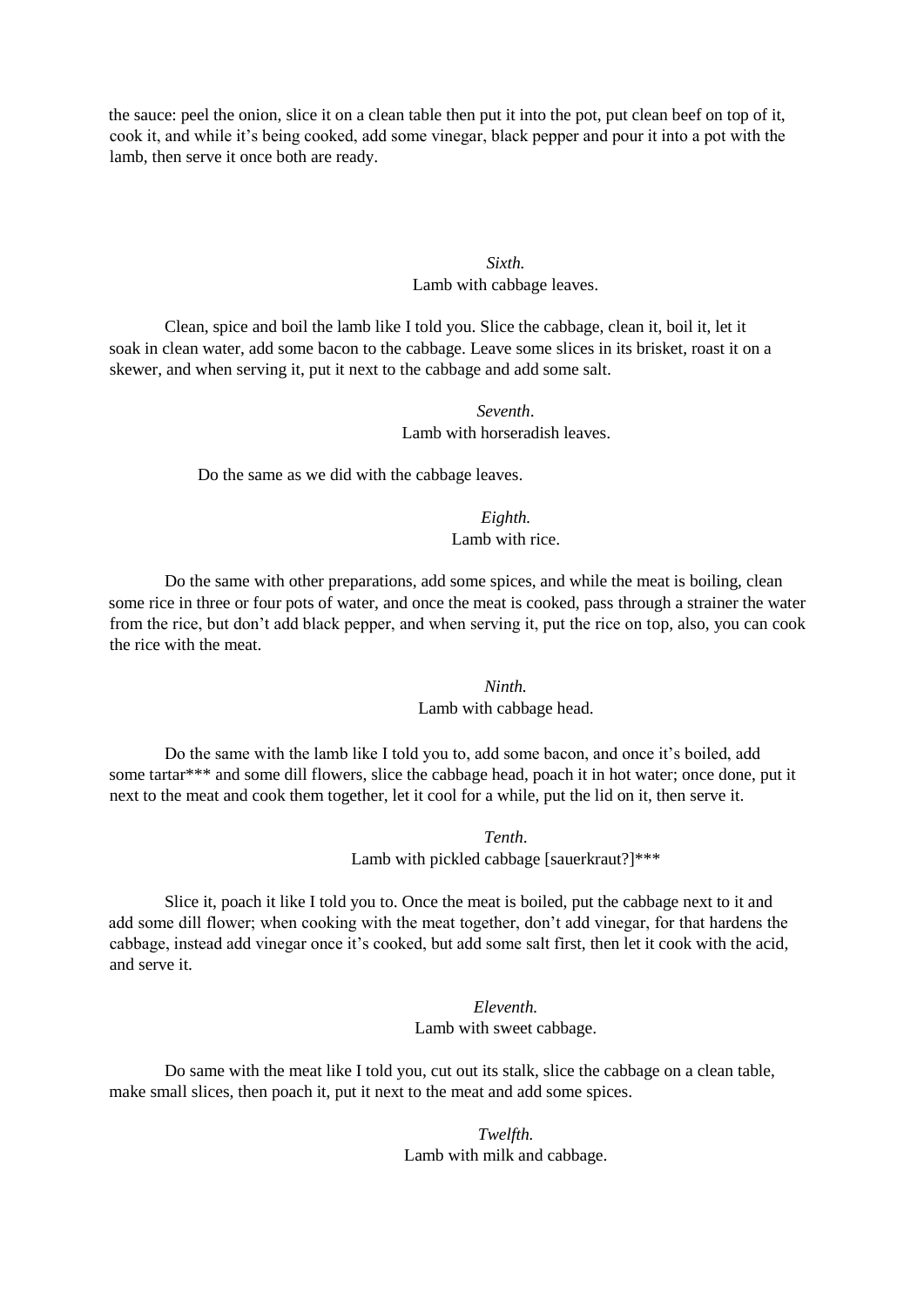the sauce: peel the onion, slice it on a clean table then put it into the pot, put clean beef on top of it, cook it, and while it's being cooked, add some vinegar, black pepper and pour it into a pot with the lamb, then serve it once both are ready.

*Sixth.*
Lamb with cabbage leaves.

Clean, spice and boil the lamb like I told you. Slice the cabbage, clean it, boil it, let it soak in clean water, add some bacon to the cabbage. Leave some slices in its brisket, roast it on a skewer, and when serving it, put it next to the cabbage and add some salt.

*Seventh*.
Lamb with horseradish leaves.

Do the same as we did with the cabbage leaves.

*Eighth.*
Lamb with rice.

Do the same with other preparations, add some spices, and while the meat is boiling, clean some rice in three or four pots of water, and once the meat is cooked, pass through a strainer the water from the rice, but don't add black pepper, and when serving it, put the rice on top, also, you can cook the rice with the meat.

*Ninth.*
Lamb with cabbage head.

Do the same with the lamb like I told you to, add some bacon, and once it's boiled, add some tartar*** and some dill flowers, slice the cabbage head, poach it in hot water; once done, put it next to the meat and cook them together, let it cool for a while, put the lid on it, then serve it.

*Tenth*.
Lamb with pickled cabbage [sauerkraut?]***

Slice it, poach it like I told you to. Once the meat is boiled, put the cabbage next to it and add some dill flower; when cooking with the meat together, don't add vinegar, for that hardens the cabbage, instead add vinegar once it's cooked, but add some salt first, then let it cook with the acid, and serve it.

*Eleventh.*
Lamb with sweet cabbage.

Do same with the meat like I told you, cut out its stalk, slice the cabbage on a clean table, make small slices, then poach it, put it next to the meat and add some spices.

*Twelfth.*
Lamb with milk and cabbage.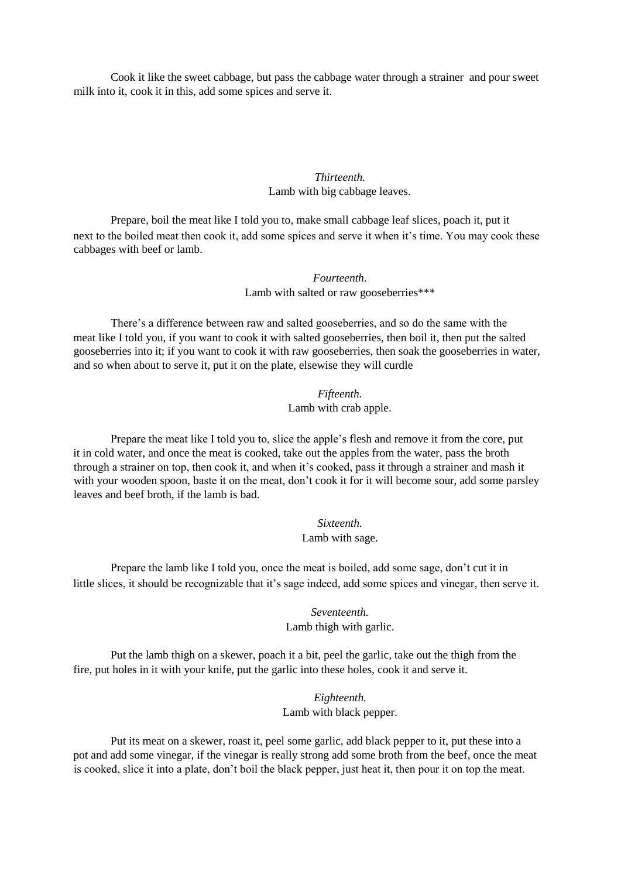Cook it like the sweet cabbage, but pass the cabbage water through a strainer and pour sweet milk into it, cook it in this, add some spices and serve it.

### *Thirteenth.*
### Lamb with big cabbage leaves.

Prepare, boil the meat like I told you to, make small cabbage leaf slices, poach it, put it next to the boiled meat then cook it, add some spices and serve it when it's time. You may cook these cabbages with beef or lamb.

### *Fourteenth.*
### Lamb with salted or raw gooseberries***

There's a difference between raw and salted gooseberries, and so do the same with the meat like I told you, if you want to cook it with salted gooseberries, then boil it, then put the salted gooseberries into it; if you want to cook it with raw gooseberries, then soak the gooseberries in water, and so when about to serve it, put it on the plate, elsewise they will curdle

### *Fifteenth.*
### Lamb with crab apple.

Prepare the meat like I told you to, slice the apple's flesh and remove it from the core, put it in cold water, and once the meat is cooked, take out the apples from the water, pass the broth through a strainer on top, then cook it, and when it's cooked, pass it through a strainer and mash it with your wooden spoon, baste it on the meat, don't cook it for it will become sour, add some parsley leaves and beef broth, if the lamb is bad.

### *Sixteenth.*
### Lamb with sage.

Prepare the lamb like I told you, once the meat is boiled, add some sage, don't cut it in little slices, it should be recognizable that it's sage indeed, add some spices and vinegar, then serve it.

### *Seventeenth.*
### Lamb thigh with garlic.

Put the lamb thigh on a skewer, poach it a bit, peel the garlic, take out the thigh from the fire, put holes in it with your knife, put the garlic into these holes, cook it and serve it.

### *Eighteenth.*
### Lamb with black pepper.

Put its meat on a skewer, roast it, peel some garlic, add black pepper to it, put these into a pot and add some vinegar, if the vinegar is really strong add some broth from the beef, once the meat is cooked, slice it into a plate, don't boil the black pepper, just heat it, then pour it on top the meat.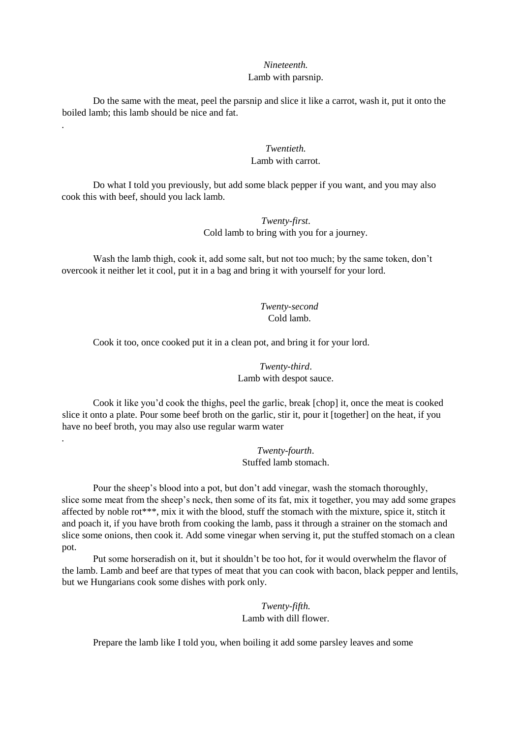*Nineteenth.*

Lamb with parsnip.

Do the same with the meat, peel the parsnip and slice it like a carrot, wash it, put it onto the boiled lamb; this lamb should be nice and fat.

.

*Twentieth.*

Lamb with carrot.

Do what I told you previously, but add some black pepper if you want, and you may also cook this with beef, should you lack lamb.

*Twenty-first*.

Cold lamb to bring with you for a journey.

Wash the lamb thigh, cook it, add some salt, but not too much; by the same token, don't overcook it neither let it cool, put it in a bag and bring it with yourself for your lord.

*Twenty-second*

Cold lamb.

Cook it too, once cooked put it in a clean pot, and bring it for your lord.

*Twenty-third*.

Lamb with despot sauce.

Cook it like you'd cook the thighs, peel the garlic, break [chop] it, once the meat is cooked slice it onto a plate. Pour some beef broth on the garlic, stir it, pour it [together] on the heat, if you have no beef broth, you may also use regular warm water

.

*Twenty-fourth*.

Stuffed lamb stomach.

Pour the sheep's blood into a pot, but don't add vinegar, wash the stomach thoroughly, slice some meat from the sheep's neck, then some of its fat, mix it together, you may add some grapes affected by noble rot***, mix it with the blood, stuff the stomach with the mixture, spice it, stitch it and poach it, if you have broth from cooking the lamb, pass it through a strainer on the stomach and slice some onions, then cook it. Add some vinegar when serving it, put the stuffed stomach on a clean pot.

Put some horseradish on it, but it shouldn't be too hot, for it would overwhelm the flavor of the lamb. Lamb and beef are that types of meat that you can cook with bacon, black pepper and lentils, but we Hungarians cook some dishes with pork only.

*Twenty-fifth.*

Lamb with dill flower.

Prepare the lamb like I told you, when boiling it add some parsley leaves and some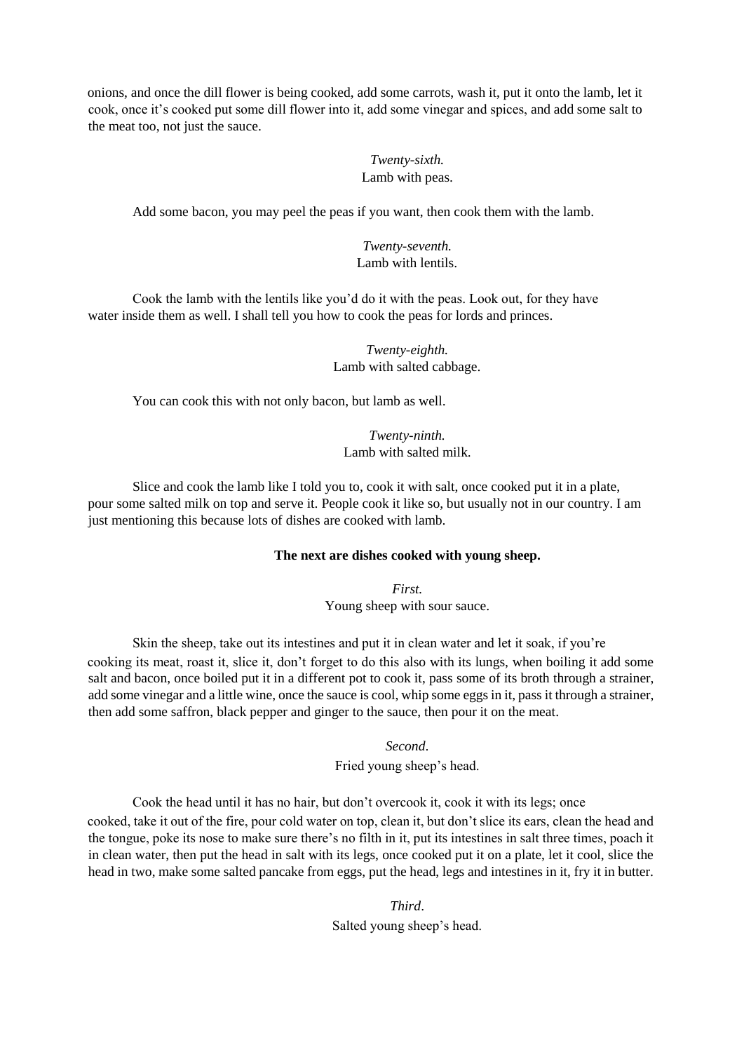onions, and once the dill flower is being cooked, add some carrots, wash it, put it onto the lamb, let it cook, once it's cooked put some dill flower into it, add some vinegar and spices, and add some salt to the meat too, not just the sauce.

*Twenty-sixth.*
Lamb with peas.

Add some bacon, you may peel the peas if you want, then cook them with the lamb.

*Twenty-seventh.*
Lamb with lentils.

Cook the lamb with the lentils like you'd do it with the peas. Look out, for they have water inside them as well. I shall tell you how to cook the peas for lords and princes.

*Twenty-eighth.*
Lamb with salted cabbage.

You can cook this with not only bacon, but lamb as well.

*Twenty-ninth.*
Lamb with salted milk.

Slice and cook the lamb like I told you to, cook it with salt, once cooked put it in a plate, pour some salted milk on top and serve it. People cook it like so, but usually not in our country. I am just mentioning this because lots of dishes are cooked with lamb.

**The next are dishes cooked with young sheep.**

*First.*
Young sheep with sour sauce.

Skin the sheep, take out its intestines and put it in clean water and let it soak, if you're cooking its meat, roast it, slice it, don't forget to do this also with its lungs, when boiling it add some salt and bacon, once boiled put it in a different pot to cook it, pass some of its broth through a strainer, add some vinegar and a little wine, once the sauce is cool, whip some eggs in it, pass it through a strainer, then add some saffron, black pepper and ginger to the sauce, then pour it on the meat.

*Second.*
Fried young sheep's head.

Cook the head until it has no hair, but don't overcook it, cook it with its legs; once cooked, take it out of the fire, pour cold water on top, clean it, but don't slice its ears, clean the head and the tongue, poke its nose to make sure there's no filth in it, put its intestines in salt three times, poach it in clean water, then put the head in salt with its legs, once cooked put it on a plate, let it cool, slice the head in two, make some salted pancake from eggs, put the head, legs and intestines in it, fry it in butter.

*Third.*
Salted young sheep's head.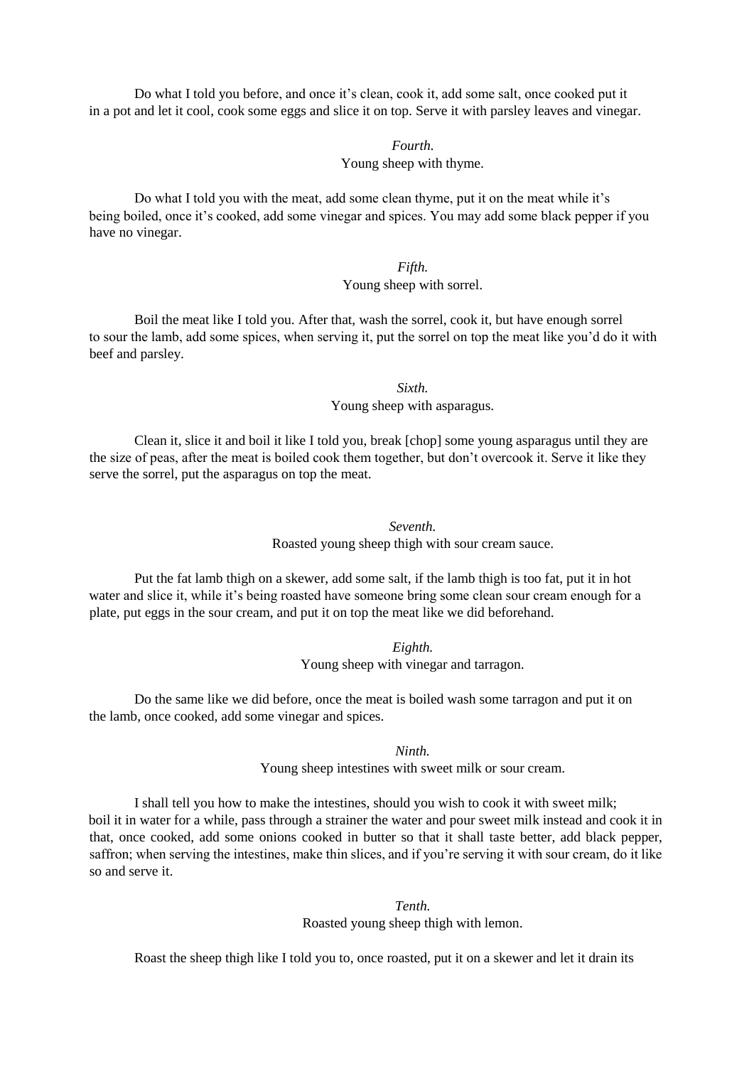Do what I told you before, and once it's clean, cook it, add some salt, once cooked put it in a pot and let it cool, cook some eggs and slice it on top. Serve it with parsley leaves and vinegar.

*Fourth.*
Young sheep with thyme.

Do what I told you with the meat, add some clean thyme, put it on the meat while it's being boiled, once it's cooked, add some vinegar and spices. You may add some black pepper if you have no vinegar.

*Fifth.*
Young sheep with sorrel.

Boil the meat like I told you. After that, wash the sorrel, cook it, but have enough sorrel to sour the lamb, add some spices, when serving it, put the sorrel on top the meat like you'd do it with beef and parsley.

*Sixth.*
Young sheep with asparagus.

Clean it, slice it and boil it like I told you, break [chop] some young asparagus until they are the size of peas, after the meat is boiled cook them together, but don't overcook it. Serve it like they serve the sorrel, put the asparagus on top the meat.

*Seventh.*
Roasted young sheep thigh with sour cream sauce.

Put the fat lamb thigh on a skewer, add some salt, if the lamb thigh is too fat, put it in hot water and slice it, while it's being roasted have someone bring some clean sour cream enough for a plate, put eggs in the sour cream, and put it on top the meat like we did beforehand.

*Eighth.*
Young sheep with vinegar and tarragon.

Do the same like we did before, once the meat is boiled wash some tarragon and put it on the lamb, once cooked, add some vinegar and spices.

*Ninth.*
Young sheep intestines with sweet milk or sour cream.

I shall tell you how to make the intestines, should you wish to cook it with sweet milk; boil it in water for a while, pass through a strainer the water and pour sweet milk instead and cook it in that, once cooked, add some onions cooked in butter so that it shall taste better, add black pepper, saffron; when serving the intestines, make thin slices, and if you're serving it with sour cream, do it like so and serve it.

*Tenth.*
Roasted young sheep thigh with lemon.

Roast the sheep thigh like I told you to, once roasted, put it on a skewer and let it drain its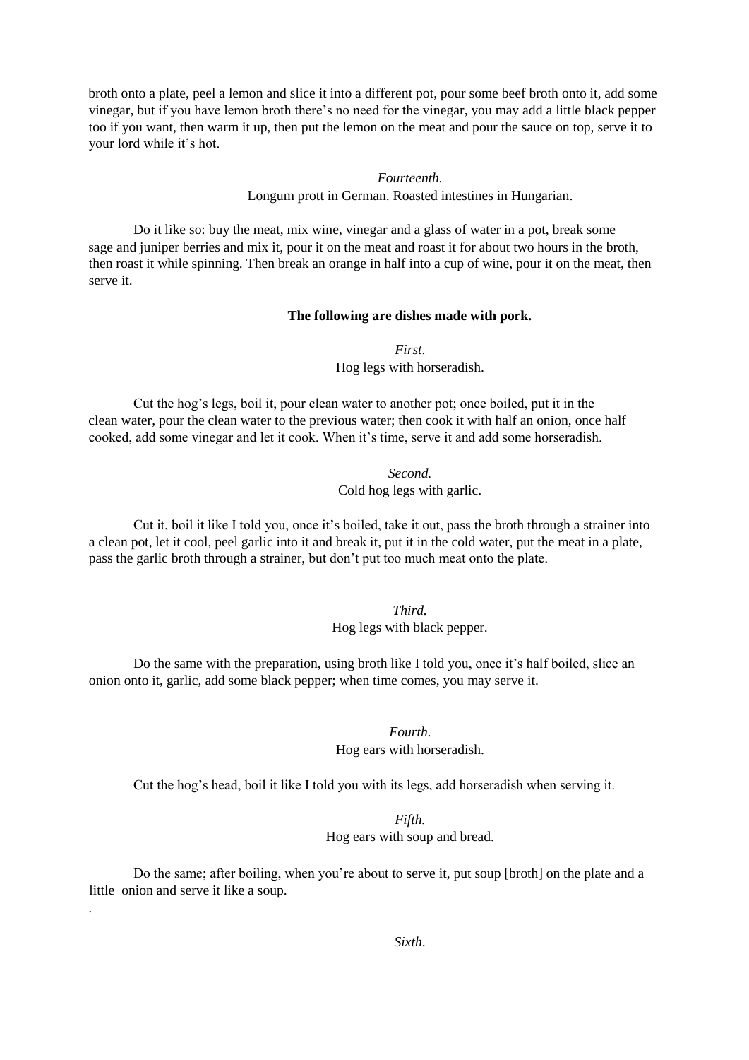broth onto a plate, peel a lemon and slice it into a different pot, pour some beef broth onto it, add some vinegar, but if you have lemon broth there's no need for the vinegar, you may add a little black pepper too if you want, then warm it up, then put the lemon on the meat and pour the sauce on top, serve it to your lord while it's hot.

*Fourteenth.*
Longum prott in German. Roasted intestines in Hungarian.

Do it like so: buy the meat, mix wine, vinegar and a glass of water in a pot, break some sage and juniper berries and mix it, pour it on the meat and roast it for about two hours in the broth, then roast it while spinning. Then break an orange in half into a cup of wine, pour it on the meat, then serve it.

**The following are dishes made with pork.**

*First.*
Hog legs with horseradish.

Cut the hog's legs, boil it, pour clean water to another pot; once boiled, put it in the clean water, pour the clean water to the previous water; then cook it with half an onion, once half cooked, add some vinegar and let it cook. When it's time, serve it and add some horseradish.

*Second.*
Cold hog legs with garlic.

Cut it, boil it like I told you, once it's boiled, take it out, pass the broth through a strainer into a clean pot, let it cool, peel garlic into it and break it, put it in the cold water, put the meat in a plate, pass the garlic broth through a strainer, but don't put too much meat onto the plate.

*Third.*
Hog legs with black pepper.

Do the same with the preparation, using broth like I told you, once it's half boiled, slice an onion onto it, garlic, add some black pepper; when time comes, you may serve it.

*Fourth.*
Hog ears with horseradish.

Cut the hog's head, boil it like I told you with its legs, add horseradish when serving it.

*Fifth.*
Hog ears with soup and bread.

Do the same; after boiling, when you're about to serve it, put soup [broth] on the plate and a little onion and serve it like a soup.

*Sixth.*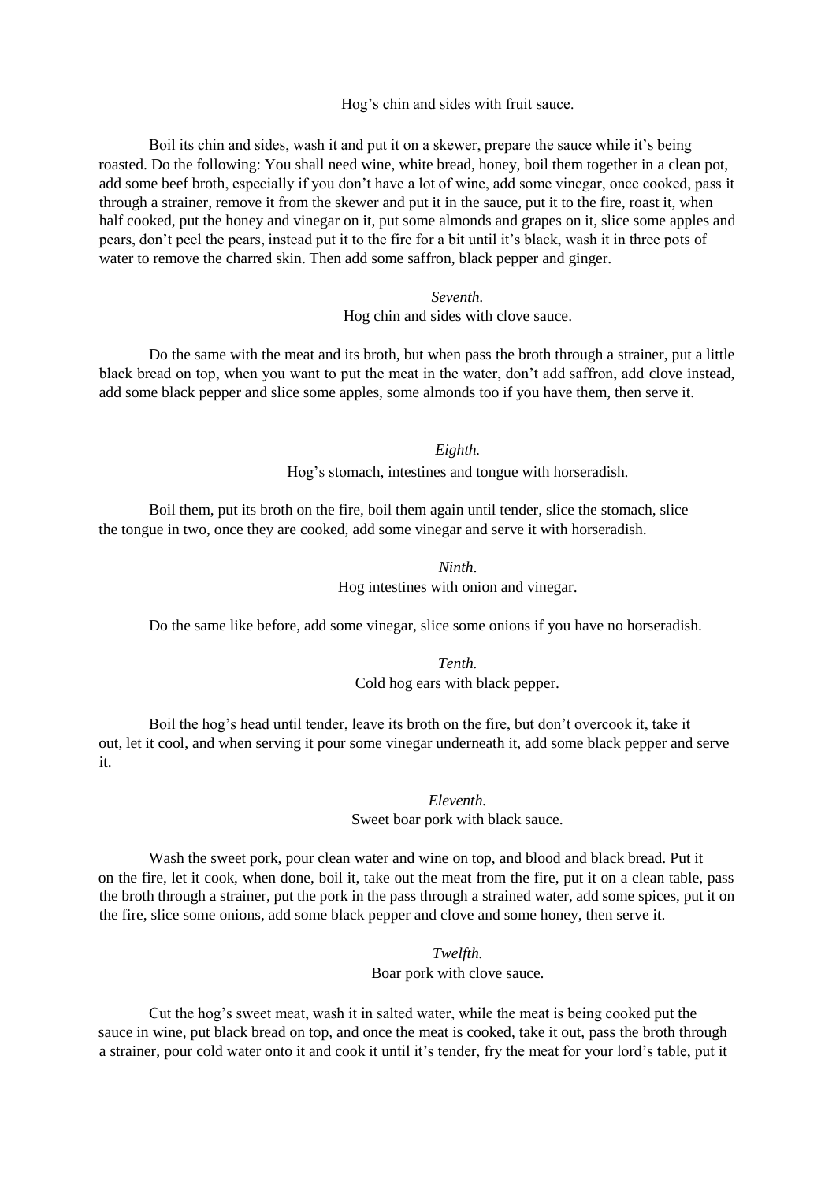Hog's chin and sides with fruit sauce.

Boil its chin and sides, wash it and put it on a skewer, prepare the sauce while it's being roasted. Do the following: You shall need wine, white bread, honey, boil them together in a clean pot, add some beef broth, especially if you don't have a lot of wine, add some vinegar, once cooked, pass it through a strainer, remove it from the skewer and put it in the sauce, put it to the fire, roast it, when half cooked, put the honey and vinegar on it, put some almonds and grapes on it, slice some apples and pears, don't peel the pears, instead put it to the fire for a bit until it's black, wash it in three pots of water to remove the charred skin. Then add some saffron, black pepper and ginger.

*Seventh.*

Hog chin and sides with clove sauce.

Do the same with the meat and its broth, but when pass the broth through a strainer, put a little black bread on top, when you want to put the meat in the water, don't add saffron, add clove instead, add some black pepper and slice some apples, some almonds too if you have them, then serve it.

*Eighth.*

Hog's stomach, intestines and tongue with horseradish.

Boil them, put its broth on the fire, boil them again until tender, slice the stomach, slice the tongue in two, once they are cooked, add some vinegar and serve it with horseradish.

*Ninth.*

Hog intestines with onion and vinegar.

Do the same like before, add some vinegar, slice some onions if you have no horseradish.

*Tenth.*

Cold hog ears with black pepper.

Boil the hog's head until tender, leave its broth on the fire, but don't overcook it, take it out, let it cool, and when serving it pour some vinegar underneath it, add some black pepper and serve it.

*Eleventh.*

Sweet boar pork with black sauce.

Wash the sweet pork, pour clean water and wine on top, and blood and black bread. Put it on the fire, let it cook, when done, boil it, take out the meat from the fire, put it on a clean table, pass the broth through a strainer, put the pork in the pass through a strained water, add some spices, put it on the fire, slice some onions, add some black pepper and clove and some honey, then serve it.

*Twelfth.*

Boar pork with clove sauce.

Cut the hog's sweet meat, wash it in salted water, while the meat is being cooked put the sauce in wine, put black bread on top, and once the meat is cooked, take it out, pass the broth through a strainer, pour cold water onto it and cook it until it's tender, fry the meat for your lord's table, put it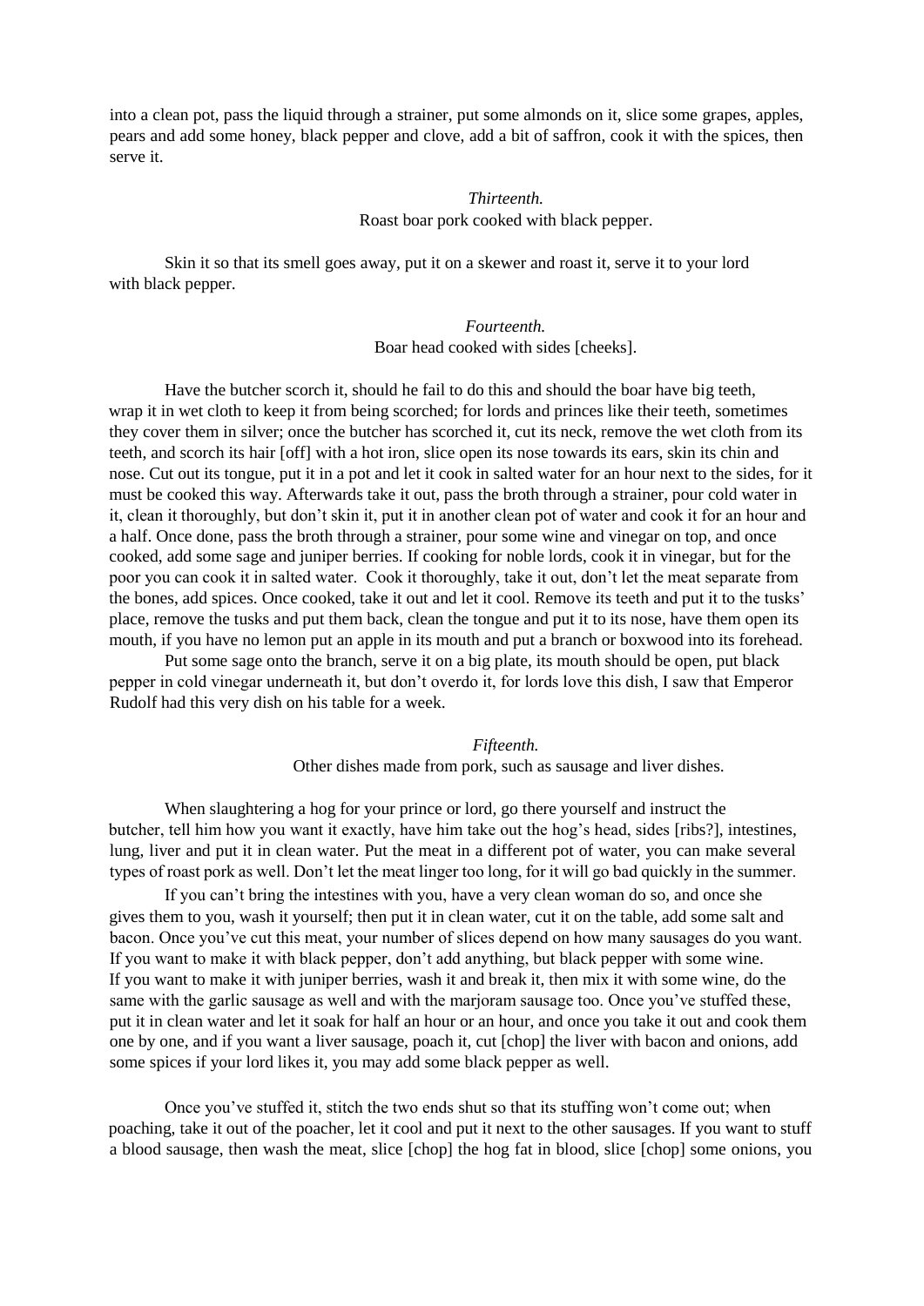into a clean pot, pass the liquid through a strainer, put some almonds on it, slice some grapes, apples, pears and add some honey, black pepper and clove, add a bit of saffron, cook it with the spices, then serve it.

### *Thirteenth.*
### Roast boar pork cooked with black pepper.

Skin it so that its smell goes away, put it on a skewer and roast it, serve it to your lord with black pepper.

### *Fourteenth.*
### Boar head cooked with sides [cheeks].

Have the butcher scorch it, should he fail to do this and should the boar have big teeth, wrap it in wet cloth to keep it from being scorched; for lords and princes like their teeth, sometimes they cover them in silver; once the butcher has scorched it, cut its neck, remove the wet cloth from its teeth, and scorch its hair [off] with a hot iron, slice open its nose towards its ears, skin its chin and nose. Cut out its tongue, put it in a pot and let it cook in salted water for an hour next to the sides, for it must be cooked this way. Afterwards take it out, pass the broth through a strainer, pour cold water in it, clean it thoroughly, but don't skin it, put it in another clean pot of water and cook it for an hour and a half. Once done, pass the broth through a strainer, pour some wine and vinegar on top, and once cooked, add some sage and juniper berries. If cooking for noble lords, cook it in vinegar, but for the poor you can cook it in salted water. Cook it thoroughly, take it out, don't let the meat separate from the bones, add spices. Once cooked, take it out and let it cool. Remove its teeth and put it to the tusks' place, remove the tusks and put them back, clean the tongue and put it to its nose, have them open its mouth, if you have no lemon put an apple in its mouth and put a branch or boxwood into its forehead.

Put some sage onto the branch, serve it on a big plate, its mouth should be open, put black pepper in cold vinegar underneath it, but don't overdo it, for lords love this dish, I saw that Emperor Rudolf had this very dish on his table for a week.

### *Fifteenth.*
### Other dishes made from pork, such as sausage and liver dishes.

When slaughtering a hog for your prince or lord, go there yourself and instruct the butcher, tell him how you want it exactly, have him take out the hog's head, sides [ribs?], intestines, lung, liver and put it in clean water. Put the meat in a different pot of water, you can make several types of roast pork as well. Don't let the meat linger too long, for it will go bad quickly in the summer.

If you can't bring the intestines with you, have a very clean woman do so, and once she gives them to you, wash it yourself; then put it in clean water, cut it on the table, add some salt and bacon. Once you've cut this meat, your number of slices depend on how many sausages do you want. If you want to make it with black pepper, don't add anything, but black pepper with some wine. If you want to make it with juniper berries, wash it and break it, then mix it with some wine, do the same with the garlic sausage as well and with the marjoram sausage too. Once you've stuffed these, put it in clean water and let it soak for half an hour or an hour, and once you take it out and cook them one by one, and if you want a liver sausage, poach it, cut [chop] the liver with bacon and onions, add some spices if your lord likes it, you may add some black pepper as well.

Once you've stuffed it, stitch the two ends shut so that its stuffing won't come out; when poaching, take it out of the poacher, let it cool and put it next to the other sausages. If you want to stuff a blood sausage, then wash the meat, slice [chop] the hog fat in blood, slice [chop] some onions, you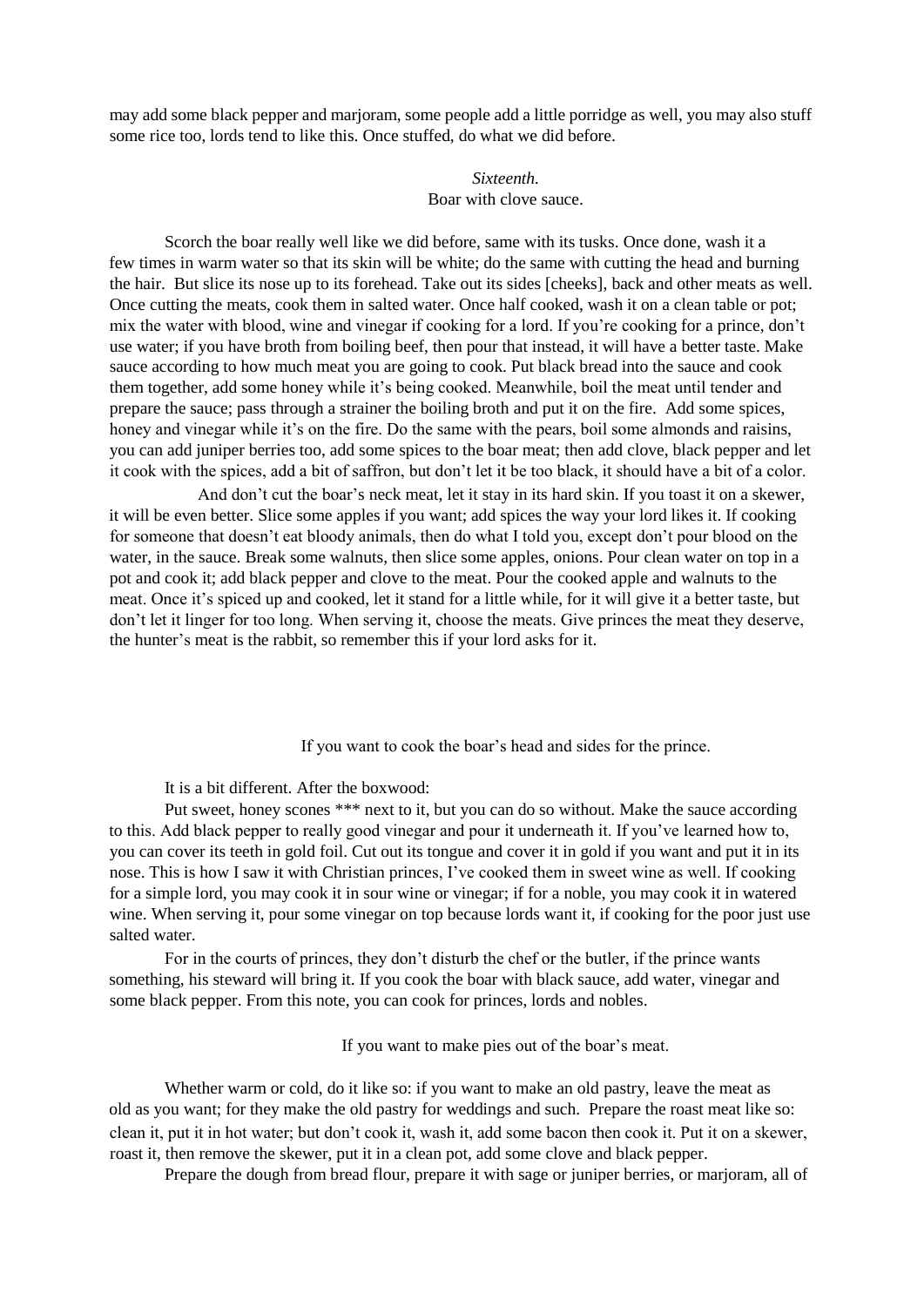may add some black pepper and marjoram, some people add a little porridge as well, you may also stuff some rice too, lords tend to like this. Once stuffed, do what we did before.

### *Sixteenth.*
### Boar with clove sauce.

Scorch the boar really well like we did before, same with its tusks. Once done, wash it a few times in warm water so that its skin will be white; do the same with cutting the head and burning the hair. But slice its nose up to its forehead. Take out its sides [cheeks], back and other meats as well. Once cutting the meats, cook them in salted water. Once half cooked, wash it on a clean table or pot; mix the water with blood, wine and vinegar if cooking for a lord. If you're cooking for a prince, don't use water; if you have broth from boiling beef, then pour that instead, it will have a better taste. Make sauce according to how much meat you are going to cook. Put black bread into the sauce and cook them together, add some honey while it's being cooked. Meanwhile, boil the meat until tender and prepare the sauce; pass through a strainer the boiling broth and put it on the fire. Add some spices, honey and vinegar while it's on the fire. Do the same with the pears, boil some almonds and raisins, you can add juniper berries too, add some spices to the boar meat; then add clove, black pepper and let it cook with the spices, add a bit of saffron, but don't let it be too black, it should have a bit of a color.

And don't cut the boar's neck meat, let it stay in its hard skin. If you toast it on a skewer, it will be even better. Slice some apples if you want; add spices the way your lord likes it. If cooking for someone that doesn't eat bloody animals, then do what I told you, except don't pour blood on the water, in the sauce. Break some walnuts, then slice some apples, onions. Pour clean water on top in a pot and cook it; add black pepper and clove to the meat. Pour the cooked apple and walnuts to the meat. Once it's spiced up and cooked, let it stand for a little while, for it will give it a better taste, but don't let it linger for too long. When serving it, choose the meats. Give princes the meat they deserve, the hunter's meat is the rabbit, so remember this if your lord asks for it.

### If you want to cook the boar's head and sides for the prince.

It is a bit different. After the boxwood:

Put sweet, honey scones *** next to it, but you can do so without. Make the sauce according to this. Add black pepper to really good vinegar and pour it underneath it. If you've learned how to, you can cover its teeth in gold foil. Cut out its tongue and cover it in gold if you want and put it in its nose. This is how I saw it with Christian princes, I've cooked them in sweet wine as well. If cooking for a simple lord, you may cook it in sour wine or vinegar; if for a noble, you may cook it in watered wine. When serving it, pour some vinegar on top because lords want it, if cooking for the poor just use salted water.

For in the courts of princes, they don't disturb the chef or the butler, if the prince wants something, his steward will bring it. If you cook the boar with black sauce, add water, vinegar and some black pepper. From this note, you can cook for princes, lords and nobles.

### If you want to make pies out of the boar's meat.

Whether warm or cold, do it like so: if you want to make an old pastry, leave the meat as old as you want; for they make the old pastry for weddings and such. Prepare the roast meat like so: clean it, put it in hot water; but don't cook it, wash it, add some bacon then cook it. Put it on a skewer, roast it, then remove the skewer, put it in a clean pot, add some clove and black pepper.

Prepare the dough from bread flour, prepare it with sage or juniper berries, or marjoram, all of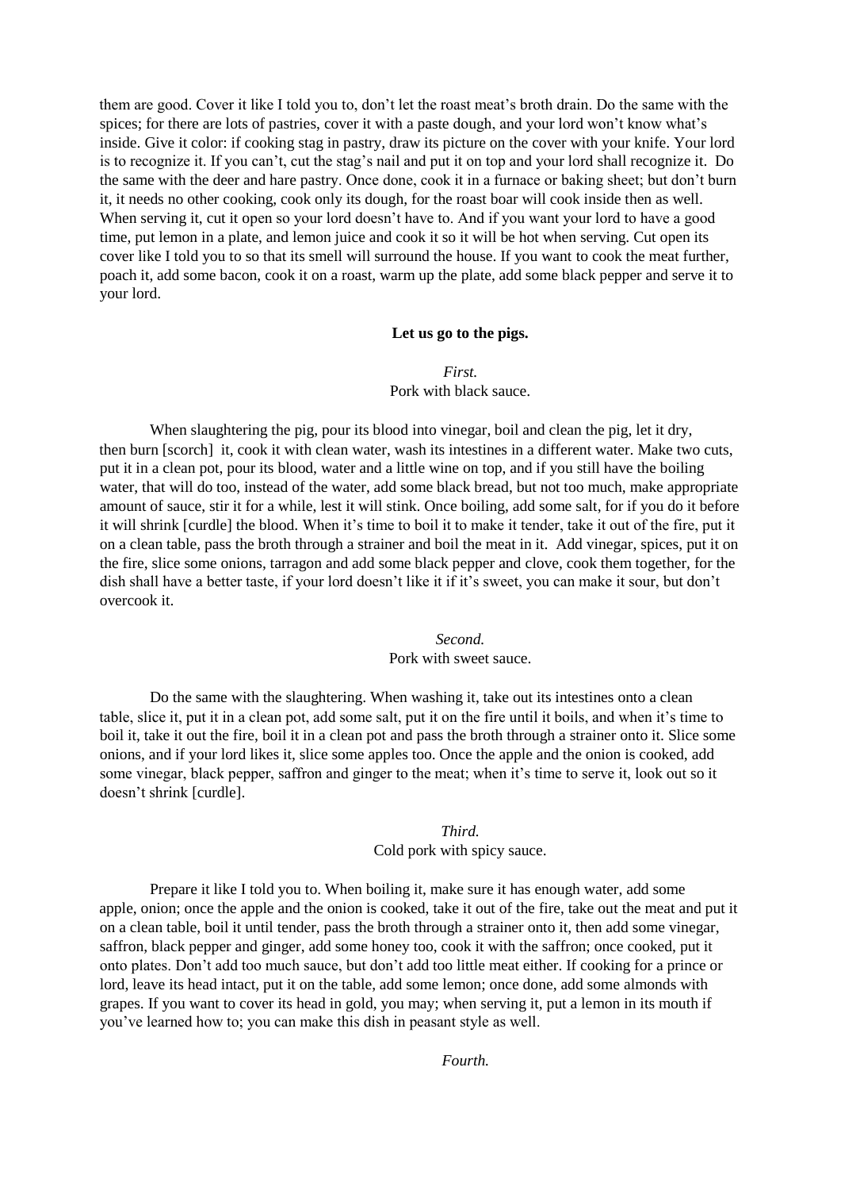them are good. Cover it like I told you to, don't let the roast meat's broth drain. Do the same with the spices; for there are lots of pastries, cover it with a paste dough, and your lord won't know what's inside. Give it color: if cooking stag in pastry, draw its picture on the cover with your knife. Your lord is to recognize it. If you can't, cut the stag's nail and put it on top and your lord shall recognize it. Do the same with the deer and hare pastry. Once done, cook it in a furnace or baking sheet; but don't burn it, it needs no other cooking, cook only its dough, for the roast boar will cook inside then as well. When serving it, cut it open so your lord doesn't have to. And if you want your lord to have a good time, put lemon in a plate, and lemon juice and cook it so it will be hot when serving. Cut open its cover like I told you to so that its smell will surround the house. If you want to cook the meat further, poach it, add some bacon, cook it on a roast, warm up the plate, add some black pepper and serve it to your lord.

**Let us go to the pigs.**

*First.*
Pork with black sauce.

When slaughtering the pig, pour its blood into vinegar, boil and clean the pig, let it dry, then burn [scorch] it, cook it with clean water, wash its intestines in a different water. Make two cuts, put it in a clean pot, pour its blood, water and a little wine on top, and if you still have the boiling water, that will do too, instead of the water, add some black bread, but not too much, make appropriate amount of sauce, stir it for a while, lest it will stink. Once boiling, add some salt, for if you do it before it will shrink [curdle] the blood. When it's time to boil it to make it tender, take it out of the fire, put it on a clean table, pass the broth through a strainer and boil the meat in it. Add vinegar, spices, put it on the fire, slice some onions, tarragon and add some black pepper and clove, cook them together, for the dish shall have a better taste, if your lord doesn't like it if it's sweet, you can make it sour, but don't overcook it.

*Second.*
Pork with sweet sauce.

Do the same with the slaughtering. When washing it, take out its intestines onto a clean table, slice it, put it in a clean pot, add some salt, put it on the fire until it boils, and when it's time to boil it, take it out the fire, boil it in a clean pot and pass the broth through a strainer onto it. Slice some onions, and if your lord likes it, slice some apples too. Once the apple and the onion is cooked, add some vinegar, black pepper, saffron and ginger to the meat; when it's time to serve it, look out so it doesn't shrink [curdle].

*Third.*
Cold pork with spicy sauce.

Prepare it like I told you to. When boiling it, make sure it has enough water, add some apple, onion; once the apple and the onion is cooked, take it out of the fire, take out the meat and put it on a clean table, boil it until tender, pass the broth through a strainer onto it, then add some vinegar, saffron, black pepper and ginger, add some honey too, cook it with the saffron; once cooked, put it onto plates. Don't add too much sauce, but don't add too little meat either. If cooking for a prince or lord, leave its head intact, put it on the table, add some lemon; once done, add some almonds with grapes. If you want to cover its head in gold, you may; when serving it, put a lemon in its mouth if you've learned how to; you can make this dish in peasant style as well.

*Fourth.*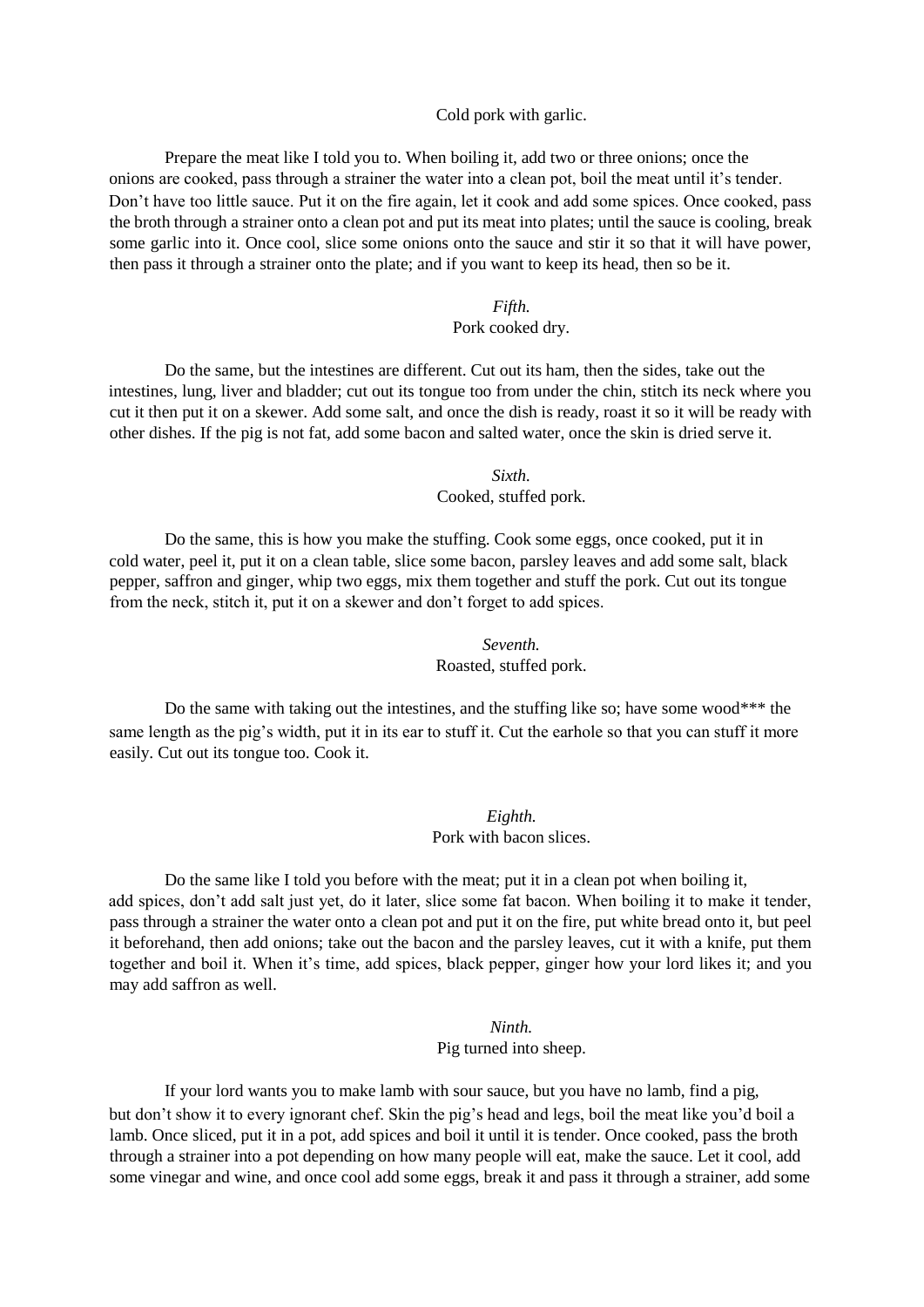Cold pork with garlic.

Prepare the meat like I told you to. When boiling it, add two or three onions; once the onions are cooked, pass through a strainer the water into a clean pot, boil the meat until it's tender. Don't have too little sauce. Put it on the fire again, let it cook and add some spices. Once cooked, pass the broth through a strainer onto a clean pot and put its meat into plates; until the sauce is cooling, break some garlic into it. Once cool, slice some onions onto the sauce and stir it so that it will have power, then pass it through a strainer onto the plate; and if you want to keep its head, then so be it.

*Fifth.*
Pork cooked dry.

Do the same, but the intestines are different. Cut out its ham, then the sides, take out the intestines, lung, liver and bladder; cut out its tongue too from under the chin, stitch its neck where you cut it then put it on a skewer. Add some salt, and once the dish is ready, roast it so it will be ready with other dishes. If the pig is not fat, add some bacon and salted water, once the skin is dried serve it.

*Sixth.*
Cooked, stuffed pork.

Do the same, this is how you make the stuffing. Cook some eggs, once cooked, put it in cold water, peel it, put it on a clean table, slice some bacon, parsley leaves and add some salt, black pepper, saffron and ginger, whip two eggs, mix them together and stuff the pork. Cut out its tongue from the neck, stitch it, put it on a skewer and don't forget to add spices.

*Seventh.*
Roasted, stuffed pork.

Do the same with taking out the intestines, and the stuffing like so; have some wood*** the same length as the pig's width, put it in its ear to stuff it. Cut the earhole so that you can stuff it more easily. Cut out its tongue too. Cook it.

*Eighth.*
Pork with bacon slices.

Do the same like I told you before with the meat; put it in a clean pot when boiling it, add spices, don't add salt just yet, do it later, slice some fat bacon. When boiling it to make it tender, pass through a strainer the water onto a clean pot and put it on the fire, put white bread onto it, but peel it beforehand, then add onions; take out the bacon and the parsley leaves, cut it with a knife, put them together and boil it. When it's time, add spices, black pepper, ginger how your lord likes it; and you may add saffron as well.

*Ninth.*
Pig turned into sheep.

If your lord wants you to make lamb with sour sauce, but you have no lamb, find a pig, but don't show it to every ignorant chef. Skin the pig's head and legs, boil the meat like you'd boil a lamb. Once sliced, put it in a pot, add spices and boil it until it is tender. Once cooked, pass the broth through a strainer into a pot depending on how many people will eat, make the sauce. Let it cool, add some vinegar and wine, and once cool add some eggs, break it and pass it through a strainer, add some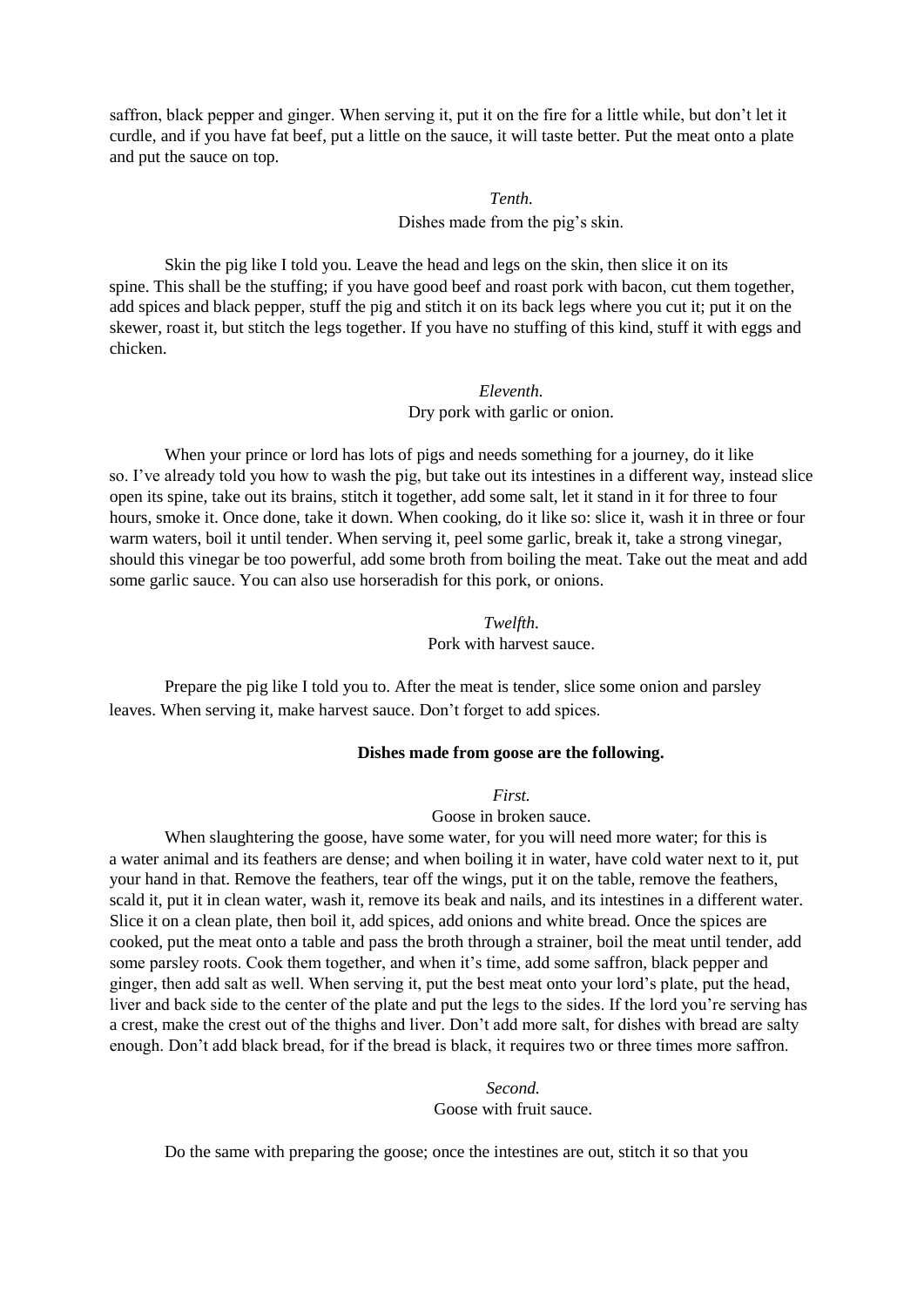saffron, black pepper and ginger. When serving it, put it on the fire for a little while, but don't let it curdle, and if you have fat beef, put a little on the sauce, it will taste better. Put the meat onto a plate and put the sauce on top.

*Tenth.*

Dishes made from the pig's skin.

Skin the pig like I told you. Leave the head and legs on the skin, then slice it on its spine. This shall be the stuffing; if you have good beef and roast pork with bacon, cut them together, add spices and black pepper, stuff the pig and stitch it on its back legs where you cut it; put it on the skewer, roast it, but stitch the legs together. If you have no stuffing of this kind, stuff it with eggs and chicken.

*Eleventh.*

Dry pork with garlic or onion.

When your prince or lord has lots of pigs and needs something for a journey, do it like so. I've already told you how to wash the pig, but take out its intestines in a different way, instead slice open its spine, take out its brains, stitch it together, add some salt, let it stand in it for three to four hours, smoke it. Once done, take it down. When cooking, do it like so: slice it, wash it in three or four warm waters, boil it until tender. When serving it, peel some garlic, break it, take a strong vinegar, should this vinegar be too powerful, add some broth from boiling the meat. Take out the meat and add some garlic sauce. You can also use horseradish for this pork, or onions.

*Twelfth.*

Pork with harvest sauce.

Prepare the pig like I told you to. After the meat is tender, slice some onion and parsley leaves. When serving it, make harvest sauce. Don't forget to add spices.

**Dishes made from goose are the following.**

*First.*

Goose in broken sauce.

When slaughtering the goose, have some water, for you will need more water; for this is a water animal and its feathers are dense; and when boiling it in water, have cold water next to it, put your hand in that. Remove the feathers, tear off the wings, put it on the table, remove the feathers, scald it, put it in clean water, wash it, remove its beak and nails, and its intestines in a different water. Slice it on a clean plate, then boil it, add spices, add onions and white bread. Once the spices are cooked, put the meat onto a table and pass the broth through a strainer, boil the meat until tender, add some parsley roots. Cook them together, and when it's time, add some saffron, black pepper and ginger, then add salt as well. When serving it, put the best meat onto your lord's plate, put the head, liver and back side to the center of the plate and put the legs to the sides. If the lord you're serving has a crest, make the crest out of the thighs and liver. Don't add more salt, for dishes with bread are salty enough. Don't add black bread, for if the bread is black, it requires two or three times more saffron.

*Second.*

Goose with fruit sauce.

Do the same with preparing the goose; once the intestines are out, stitch it so that you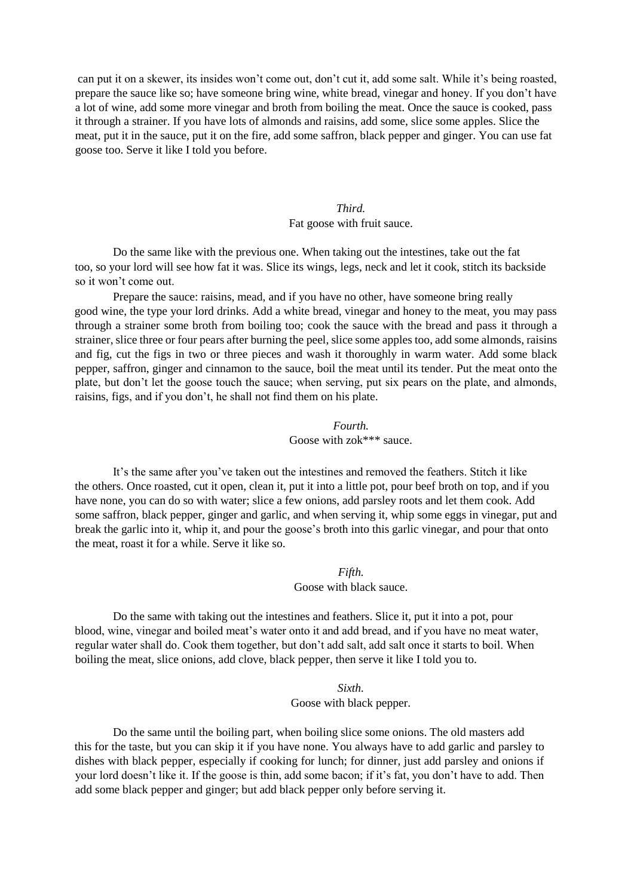can put it on a skewer, its insides won't come out, don't cut it, add some salt. While it's being roasted, prepare the sauce like so; have someone bring wine, white bread, vinegar and honey. If you don't have a lot of wine, add some more vinegar and broth from boiling the meat. Once the sauce is cooked, pass it through a strainer. If you have lots of almonds and raisins, add some, slice some apples. Slice the meat, put it in the sauce, put it on the fire, add some saffron, black pepper and ginger. You can use fat goose too. Serve it like I told you before.

*Third.*
Fat goose with fruit sauce.

Do the same like with the previous one. When taking out the intestines, take out the fat too, so your lord will see how fat it was. Slice its wings, legs, neck and let it cook, stitch its backside so it won't come out.

Prepare the sauce: raisins, mead, and if you have no other, have someone bring really good wine, the type your lord drinks. Add a white bread, vinegar and honey to the meat, you may pass through a strainer some broth from boiling too; cook the sauce with the bread and pass it through a strainer, slice three or four pears after burning the peel, slice some apples too, add some almonds, raisins and fig, cut the figs in two or three pieces and wash it thoroughly in warm water. Add some black pepper, saffron, ginger and cinnamon to the sauce, boil the meat until its tender. Put the meat onto the plate, but don't let the goose touch the sauce; when serving, put six pears on the plate, and almonds, raisins, figs, and if you don't, he shall not find them on his plate.

*Fourth.*
Goose with zok*** sauce.

It's the same after you've taken out the intestines and removed the feathers. Stitch it like the others. Once roasted, cut it open, clean it, put it into a little pot, pour beef broth on top, and if you have none, you can do so with water; slice a few onions, add parsley roots and let them cook. Add some saffron, black pepper, ginger and garlic, and when serving it, whip some eggs in vinegar, put and break the garlic into it, whip it, and pour the goose's broth into this garlic vinegar, and pour that onto the meat, roast it for a while. Serve it like so.

*Fifth.*
Goose with black sauce.

Do the same with taking out the intestines and feathers. Slice it, put it into a pot, pour blood, wine, vinegar and boiled meat's water onto it and add bread, and if you have no meat water, regular water shall do. Cook them together, but don't add salt, add salt once it starts to boil. When boiling the meat, slice onions, add clove, black pepper, then serve it like I told you to.

*Sixth.*
Goose with black pepper.

Do the same until the boiling part, when boiling slice some onions. The old masters add this for the taste, but you can skip it if you have none. You always have to add garlic and parsley to dishes with black pepper, especially if cooking for lunch; for dinner, just add parsley and onions if your lord doesn't like it. If the goose is thin, add some bacon; if it's fat, you don't have to add. Then add some black pepper and ginger; but add black pepper only before serving it.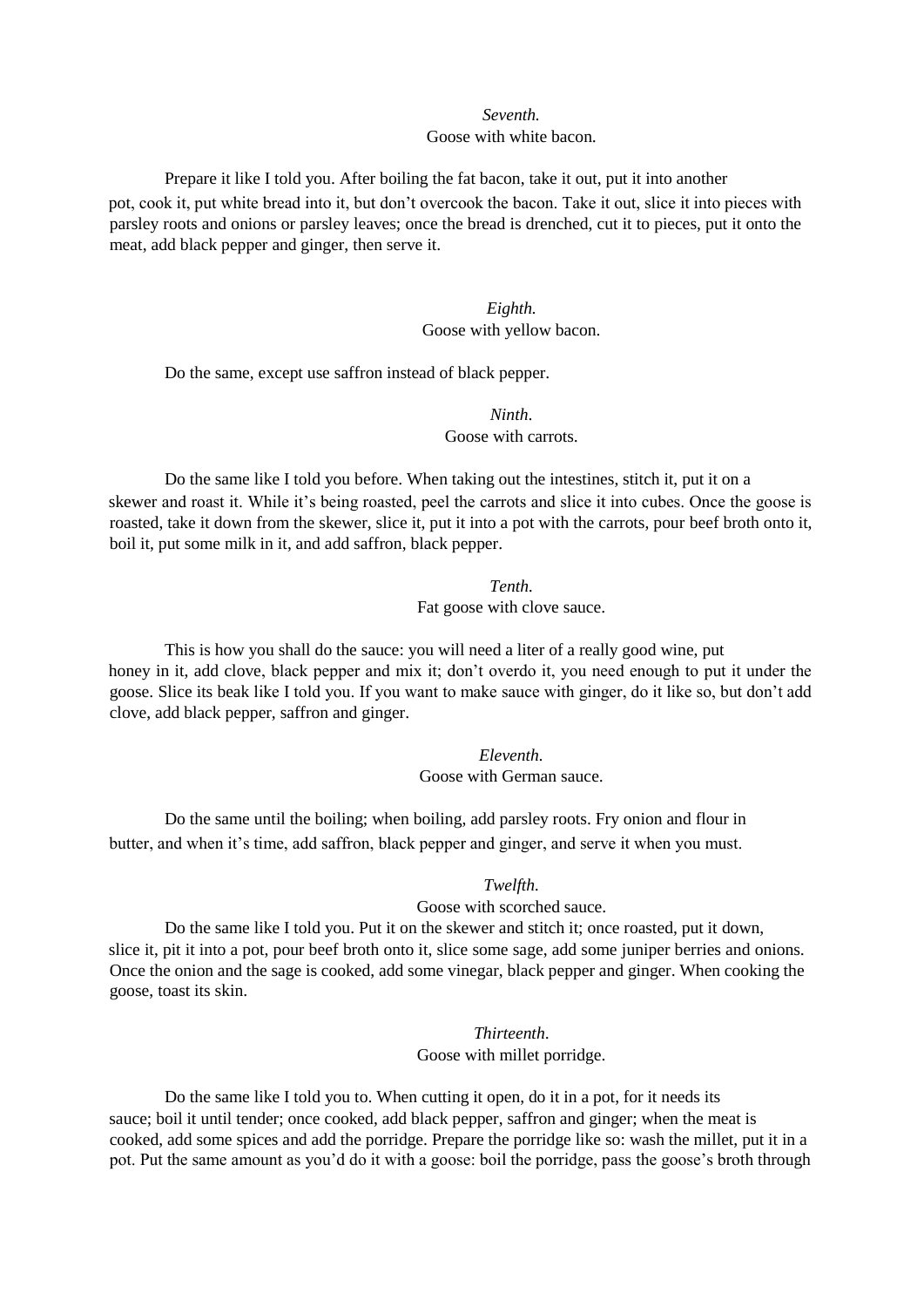*Seventh.*

Goose with white bacon.

Prepare it like I told you. After boiling the fat bacon, take it out, put it into another pot, cook it, put white bread into it, but don't overcook the bacon. Take it out, slice it into pieces with parsley roots and onions or parsley leaves; once the bread is drenched, cut it to pieces, put it onto the meat, add black pepper and ginger, then serve it.

*Eighth.*

Goose with yellow bacon.

Do the same, except use saffron instead of black pepper.

*Ninth.*

Goose with carrots.

Do the same like I told you before. When taking out the intestines, stitch it, put it on a skewer and roast it. While it's being roasted, peel the carrots and slice it into cubes. Once the goose is roasted, take it down from the skewer, slice it, put it into a pot with the carrots, pour beef broth onto it, boil it, put some milk in it, and add saffron, black pepper.

*Tenth.*

Fat goose with clove sauce.

This is how you shall do the sauce: you will need a liter of a really good wine, put honey in it, add clove, black pepper and mix it; don't overdo it, you need enough to put it under the goose. Slice its beak like I told you. If you want to make sauce with ginger, do it like so, but don't add clove, add black pepper, saffron and ginger.

*Eleventh.*

Goose with German sauce.

Do the same until the boiling; when boiling, add parsley roots. Fry onion and flour in butter, and when it's time, add saffron, black pepper and ginger, and serve it when you must.

*Twelfth.*

Goose with scorched sauce.

Do the same like I told you. Put it on the skewer and stitch it; once roasted, put it down, slice it, pit it into a pot, pour beef broth onto it, slice some sage, add some juniper berries and onions. Once the onion and the sage is cooked, add some vinegar, black pepper and ginger. When cooking the goose, toast its skin.

*Thirteenth.*

Goose with millet porridge.

Do the same like I told you to. When cutting it open, do it in a pot, for it needs its sauce; boil it until tender; once cooked, add black pepper, saffron and ginger; when the meat is cooked, add some spices and add the porridge. Prepare the porridge like so: wash the millet, put it in a pot. Put the same amount as you'd do it with a goose: boil the porridge, pass the goose's broth through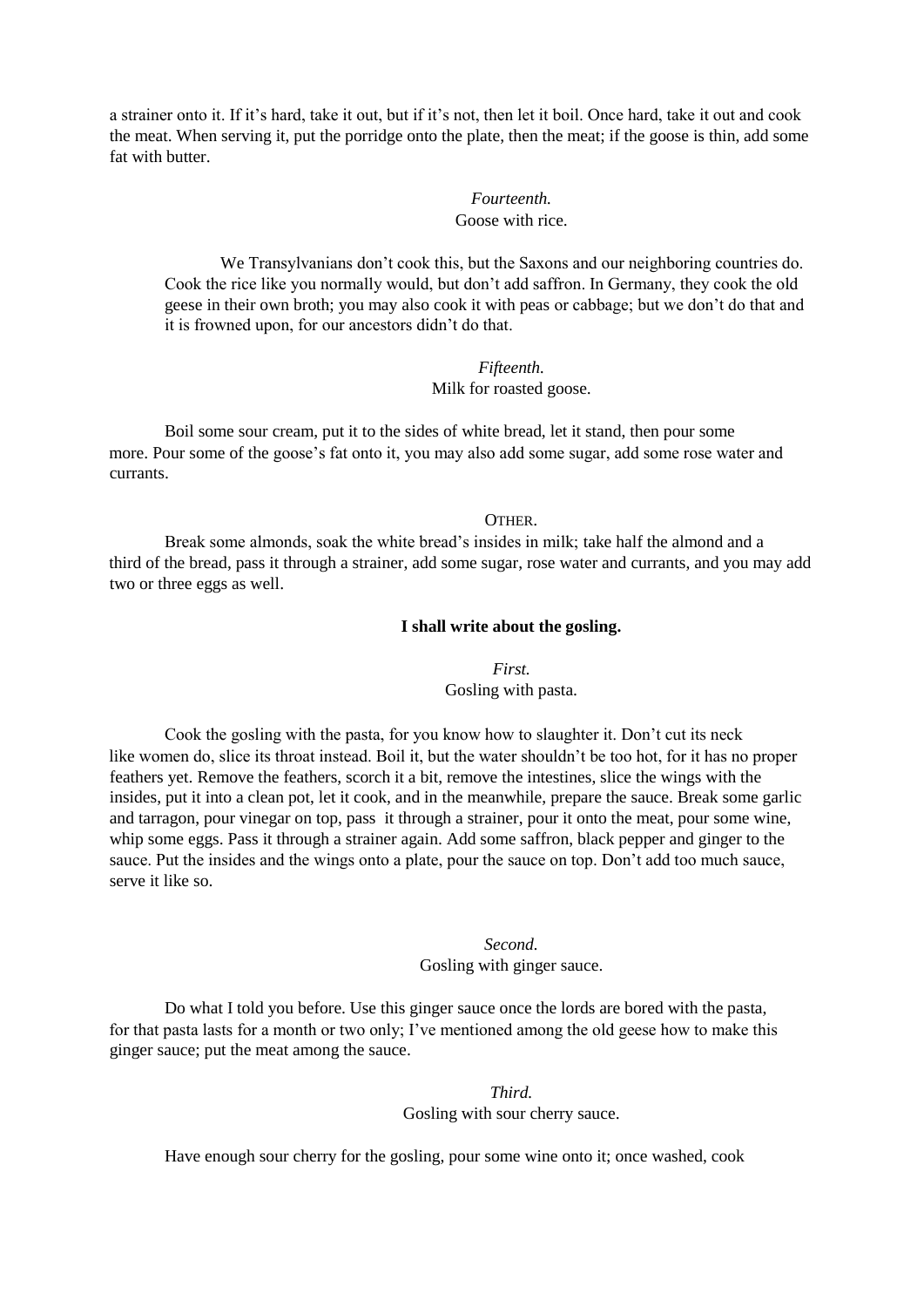a strainer onto it. If it's hard, take it out, but if it's not, then let it boil. Once hard, take it out and cook the meat. When serving it, put the porridge onto the plate, then the meat; if the goose is thin, add some fat with butter.

*Fourteenth.*
Goose with rice.

We Transylvanians don't cook this, but the Saxons and our neighboring countries do. Cook the rice like you normally would, but don't add saffron. In Germany, they cook the old geese in their own broth; you may also cook it with peas or cabbage; but we don't do that and it is frowned upon, for our ancestors didn't do that.

*Fifteenth.*
Milk for roasted goose.

Boil some sour cream, put it to the sides of white bread, let it stand, then pour some more. Pour some of the goose's fat onto it, you may also add some sugar, add some rose water and currants.

OTHER.

Break some almonds, soak the white bread's insides in milk; take half the almond and a third of the bread, pass it through a strainer, add some sugar, rose water and currants, and you may add two or three eggs as well.

**I shall write about the gosling.**

*First.*
Gosling with pasta.

Cook the gosling with the pasta, for you know how to slaughter it. Don't cut its neck like women do, slice its throat instead. Boil it, but the water shouldn't be too hot, for it has no proper feathers yet. Remove the feathers, scorch it a bit, remove the intestines, slice the wings with the insides, put it into a clean pot, let it cook, and in the meanwhile, prepare the sauce. Break some garlic and tarragon, pour vinegar on top, pass it through a strainer, pour it onto the meat, pour some wine, whip some eggs. Pass it through a strainer again. Add some saffron, black pepper and ginger to the sauce. Put the insides and the wings onto a plate, pour the sauce on top. Don't add too much sauce, serve it like so.

*Second.*
Gosling with ginger sauce.

Do what I told you before. Use this ginger sauce once the lords are bored with the pasta, for that pasta lasts for a month or two only; I've mentioned among the old geese how to make this ginger sauce; put the meat among the sauce.

*Third.*
Gosling with sour cherry sauce.

Have enough sour cherry for the gosling, pour some wine onto it; once washed, cook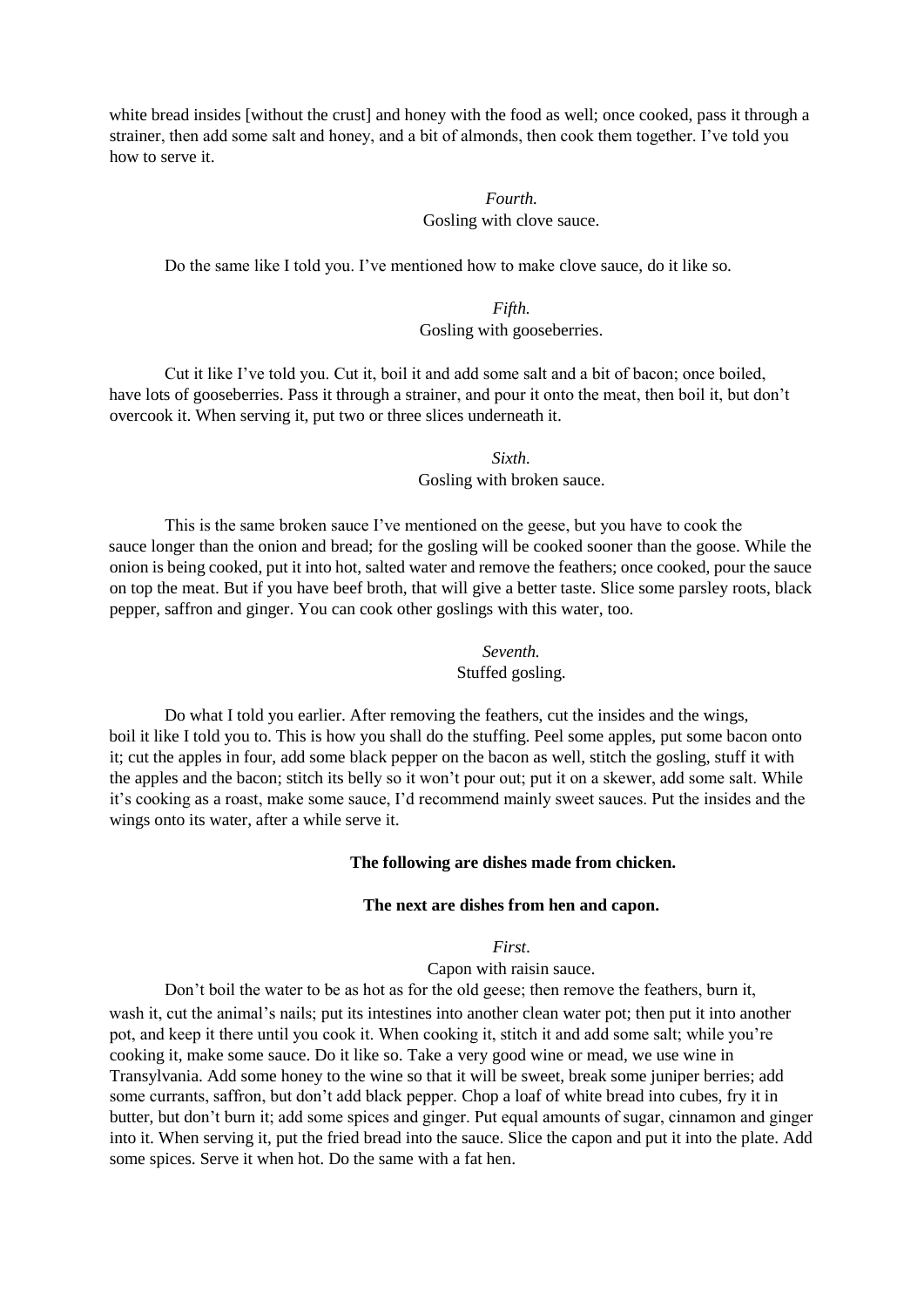white bread insides [without the crust] and honey with the food as well; once cooked, pass it through a strainer, then add some salt and honey, and a bit of almonds, then cook them together. I've told you how to serve it.

*Fourth.*
Gosling with clove sauce.

Do the same like I told you. I've mentioned how to make clove sauce, do it like so.

*Fifth.*
Gosling with gooseberries.

Cut it like I've told you. Cut it, boil it and add some salt and a bit of bacon; once boiled, have lots of gooseberries. Pass it through a strainer, and pour it onto the meat, then boil it, but don't overcook it. When serving it, put two or three slices underneath it.

*Sixth.*
Gosling with broken sauce.

This is the same broken sauce I've mentioned on the geese, but you have to cook the sauce longer than the onion and bread; for the gosling will be cooked sooner than the goose. While the onion is being cooked, put it into hot, salted water and remove the feathers; once cooked, pour the sauce on top the meat. But if you have beef broth, that will give a better taste. Slice some parsley roots, black pepper, saffron and ginger. You can cook other goslings with this water, too.

*Seventh.*
Stuffed gosling.

Do what I told you earlier. After removing the feathers, cut the insides and the wings, boil it like I told you to. This is how you shall do the stuffing. Peel some apples, put some bacon onto it; cut the apples in four, add some black pepper on the bacon as well, stitch the gosling, stuff it with the apples and the bacon; stitch its belly so it won't pour out; put it on a skewer, add some salt. While it's cooking as a roast, make some sauce, I'd recommend mainly sweet sauces. Put the insides and the wings onto its water, after a while serve it.

**The following are dishes made from chicken.**

**The next are dishes from hen and capon.**

*First*.
Capon with raisin sauce.

Don't boil the water to be as hot as for the old geese; then remove the feathers, burn it, wash it, cut the animal's nails; put its intestines into another clean water pot; then put it into another pot, and keep it there until you cook it. When cooking it, stitch it and add some salt; while you're cooking it, make some sauce. Do it like so. Take a very good wine or mead, we use wine in Transylvania. Add some honey to the wine so that it will be sweet, break some juniper berries; add some currants, saffron, but don't add black pepper. Chop a loaf of white bread into cubes, fry it in butter, but don't burn it; add some spices and ginger. Put equal amounts of sugar, cinnamon and ginger into it. When serving it, put the fried bread into the sauce. Slice the capon and put it into the plate. Add some spices. Serve it when hot. Do the same with a fat hen.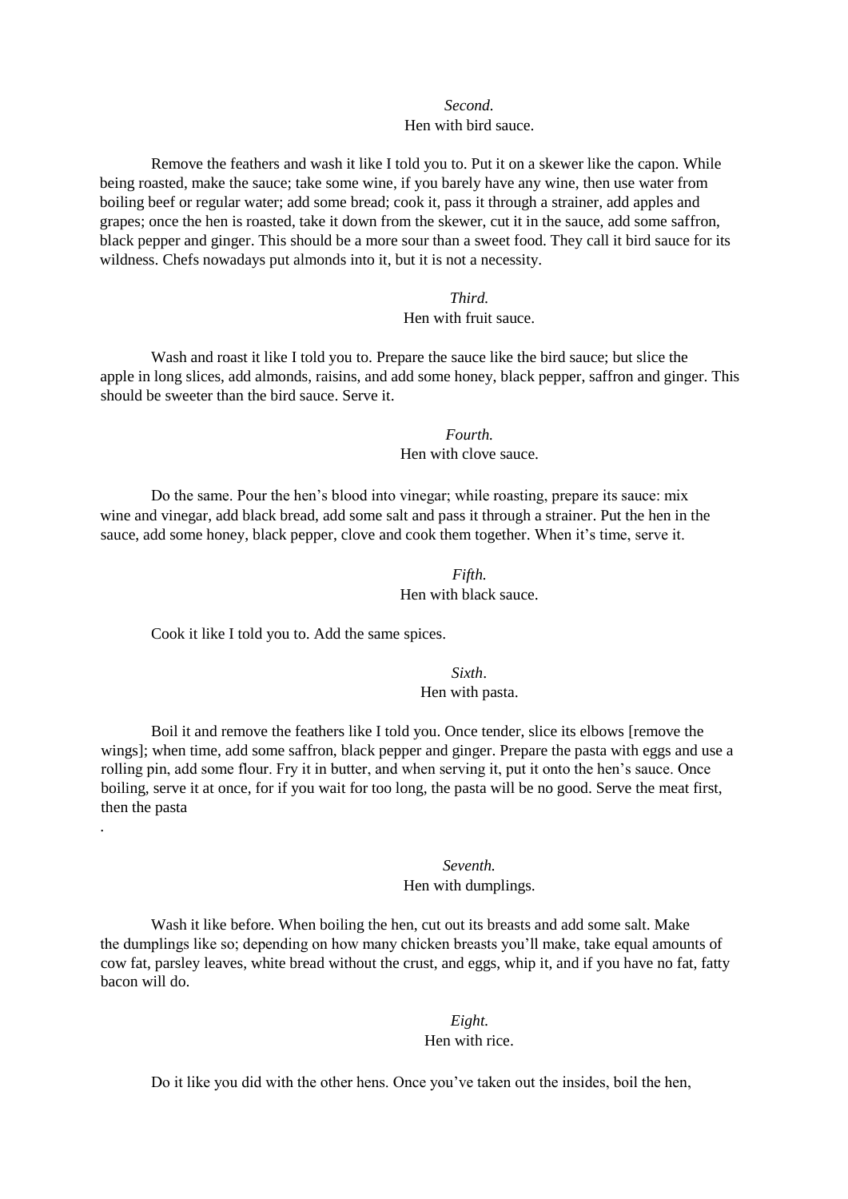*Second.*

Hen with bird sauce.

Remove the feathers and wash it like I told you to. Put it on a skewer like the capon. While being roasted, make the sauce; take some wine, if you barely have any wine, then use water from boiling beef or regular water; add some bread; cook it, pass it through a strainer, add apples and grapes; once the hen is roasted, take it down from the skewer, cut it in the sauce, add some saffron, black pepper and ginger. This should be a more sour than a sweet food. They call it bird sauce for its wildness. Chefs nowadays put almonds into it, but it is not a necessity.

*Third.*

Hen with fruit sauce.

Wash and roast it like I told you to. Prepare the sauce like the bird sauce; but slice the apple in long slices, add almonds, raisins, and add some honey, black pepper, saffron and ginger. This should be sweeter than the bird sauce. Serve it.

*Fourth.*

Hen with clove sauce.

Do the same. Pour the hen's blood into vinegar; while roasting, prepare its sauce: mix wine and vinegar, add black bread, add some salt and pass it through a strainer. Put the hen in the sauce, add some honey, black pepper, clove and cook them together. When it's time, serve it.

*Fifth.*

Hen with black sauce.

Cook it like I told you to. Add the same spices.

*Sixth*.

Hen with pasta.

Boil it and remove the feathers like I told you. Once tender, slice its elbows [remove the wings]; when time, add some saffron, black pepper and ginger. Prepare the pasta with eggs and use a rolling pin, add some flour. Fry it in butter, and when serving it, put it onto the hen's sauce. Once boiling, serve it at once, for if you wait for too long, the pasta will be no good. Serve the meat first, then the pasta

.

*Seventh.*

Hen with dumplings.

Wash it like before. When boiling the hen, cut out its breasts and add some salt. Make the dumplings like so; depending on how many chicken breasts you'll make, take equal amounts of cow fat, parsley leaves, white bread without the crust, and eggs, whip it, and if you have no fat, fatty bacon will do.

*Eight.*

Hen with rice.

Do it like you did with the other hens. Once you've taken out the insides, boil the hen,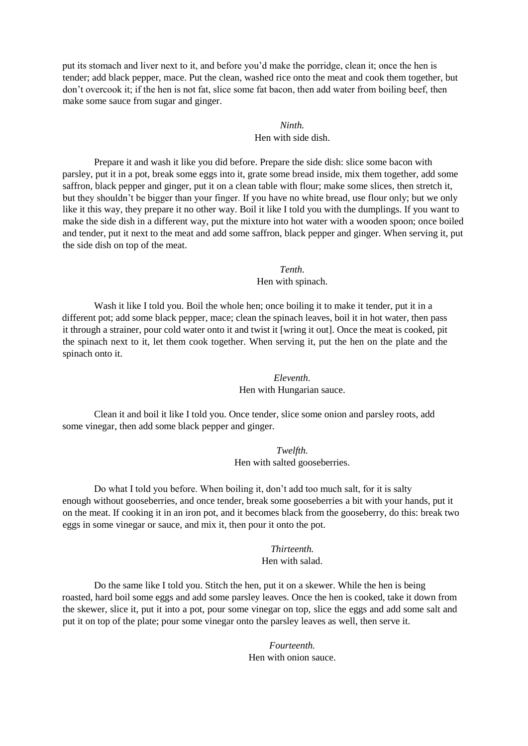put its stomach and liver next to it, and before you'd make the porridge, clean it; once the hen is tender; add black pepper, mace. Put the clean, washed rice onto the meat and cook them together, but don't overcook it; if the hen is not fat, slice some fat bacon, then add water from boiling beef, then make some sauce from sugar and ginger.

*Ninth.*
Hen with side dish.

Prepare it and wash it like you did before. Prepare the side dish: slice some bacon with parsley, put it in a pot, break some eggs into it, grate some bread inside, mix them together, add some saffron, black pepper and ginger, put it on a clean table with flour; make some slices, then stretch it, but they shouldn't be bigger than your finger. If you have no white bread, use flour only; but we only like it this way, they prepare it no other way. Boil it like I told you with the dumplings. If you want to make the side dish in a different way, put the mixture into hot water with a wooden spoon; once boiled and tender, put it next to the meat and add some saffron, black pepper and ginger. When serving it, put the side dish on top of the meat.

*Tenth.*
Hen with spinach.

Wash it like I told you. Boil the whole hen; once boiling it to make it tender, put it in a different pot; add some black pepper, mace; clean the spinach leaves, boil it in hot water, then pass it through a strainer, pour cold water onto it and twist it [wring it out]. Once the meat is cooked, pit the spinach next to it, let them cook together. When serving it, put the hen on the plate and the spinach onto it.

*Eleventh.*
Hen with Hungarian sauce.

Clean it and boil it like I told you. Once tender, slice some onion and parsley roots, add some vinegar, then add some black pepper and ginger.

*Twelfth.*
Hen with salted gooseberries.

Do what I told you before. When boiling it, don't add too much salt, for it is salty enough without gooseberries, and once tender, break some gooseberries a bit with your hands, put it on the meat. If cooking it in an iron pot, and it becomes black from the gooseberry, do this: break two eggs in some vinegar or sauce, and mix it, then pour it onto the pot.

*Thirteenth.*
Hen with salad.

Do the same like I told you. Stitch the hen, put it on a skewer. While the hen is being roasted, hard boil some eggs and add some parsley leaves. Once the hen is cooked, take it down from the skewer, slice it, put it into a pot, pour some vinegar on top, slice the eggs and add some salt and put it on top of the plate; pour some vinegar onto the parsley leaves as well, then serve it.

*Fourteenth.*
Hen with onion sauce.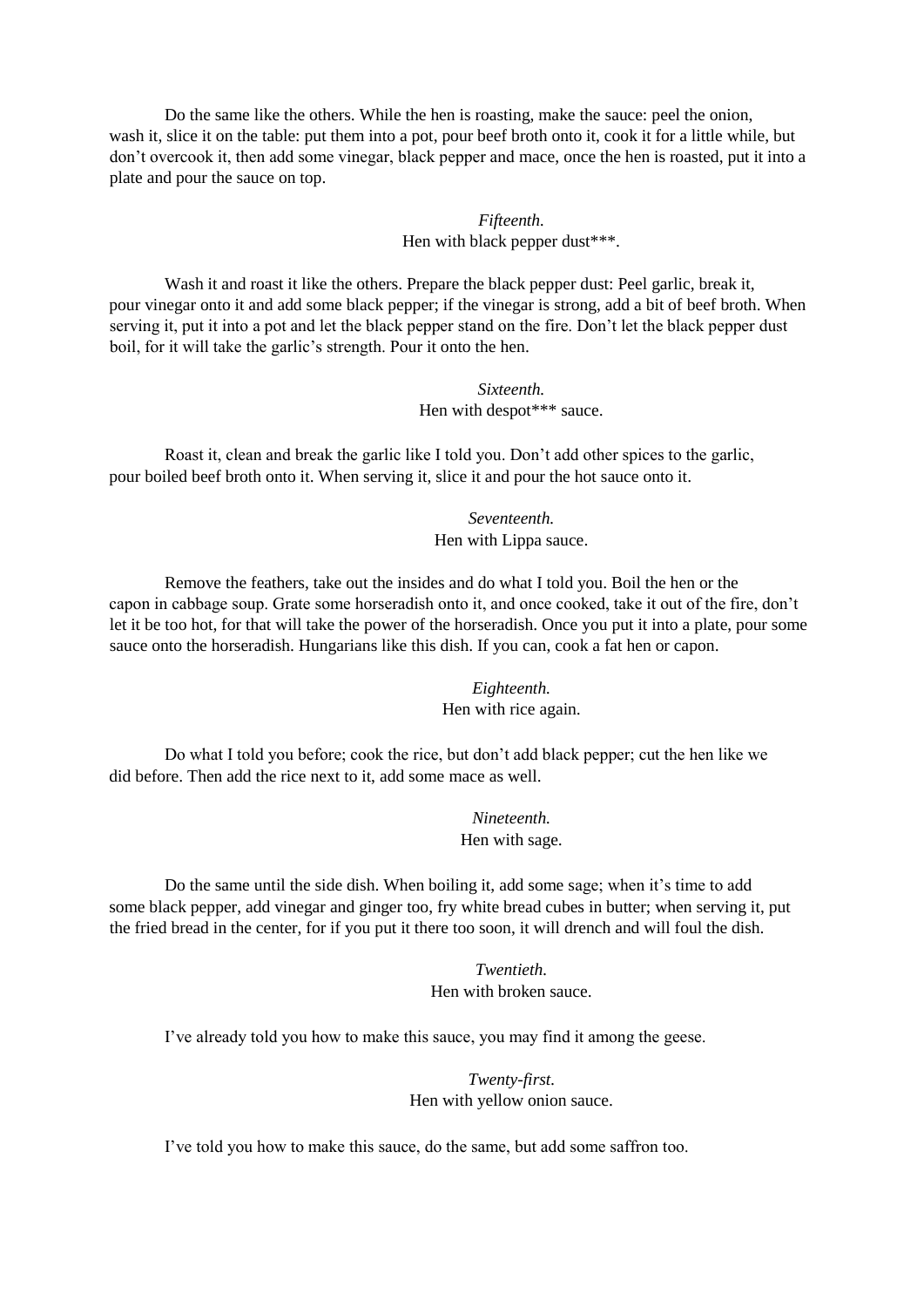Do the same like the others. While the hen is roasting, make the sauce: peel the onion, wash it, slice it on the table: put them into a pot, pour beef broth onto it, cook it for a little while, but don't overcook it, then add some vinegar, black pepper and mace, once the hen is roasted, put it into a plate and pour the sauce on top.

*Fifteenth.*
Hen with black pepper dust***.

Wash it and roast it like the others. Prepare the black pepper dust: Peel garlic, break it, pour vinegar onto it and add some black pepper; if the vinegar is strong, add a bit of beef broth. When serving it, put it into a pot and let the black pepper stand on the fire. Don't let the black pepper dust boil, for it will take the garlic's strength. Pour it onto the hen.

*Sixteenth.*
Hen with despot*** sauce.

Roast it, clean and break the garlic like I told you. Don't add other spices to the garlic, pour boiled beef broth onto it. When serving it, slice it and pour the hot sauce onto it.

*Seventeenth.*
Hen with Lippa sauce.

Remove the feathers, take out the insides and do what I told you. Boil the hen or the capon in cabbage soup. Grate some horseradish onto it, and once cooked, take it out of the fire, don't let it be too hot, for that will take the power of the horseradish. Once you put it into a plate, pour some sauce onto the horseradish. Hungarians like this dish. If you can, cook a fat hen or capon.

*Eighteenth.*
Hen with rice again.

Do what I told you before; cook the rice, but don't add black pepper; cut the hen like we did before. Then add the rice next to it, add some mace as well.

*Nineteenth.*
Hen with sage.

Do the same until the side dish. When boiling it, add some sage; when it's time to add some black pepper, add vinegar and ginger too, fry white bread cubes in butter; when serving it, put the fried bread in the center, for if you put it there too soon, it will drench and will foul the dish.

*Twentieth.*
Hen with broken sauce.

I've already told you how to make this sauce, you may find it among the geese.

*Twenty-first.*
Hen with yellow onion sauce.

I've told you how to make this sauce, do the same, but add some saffron too.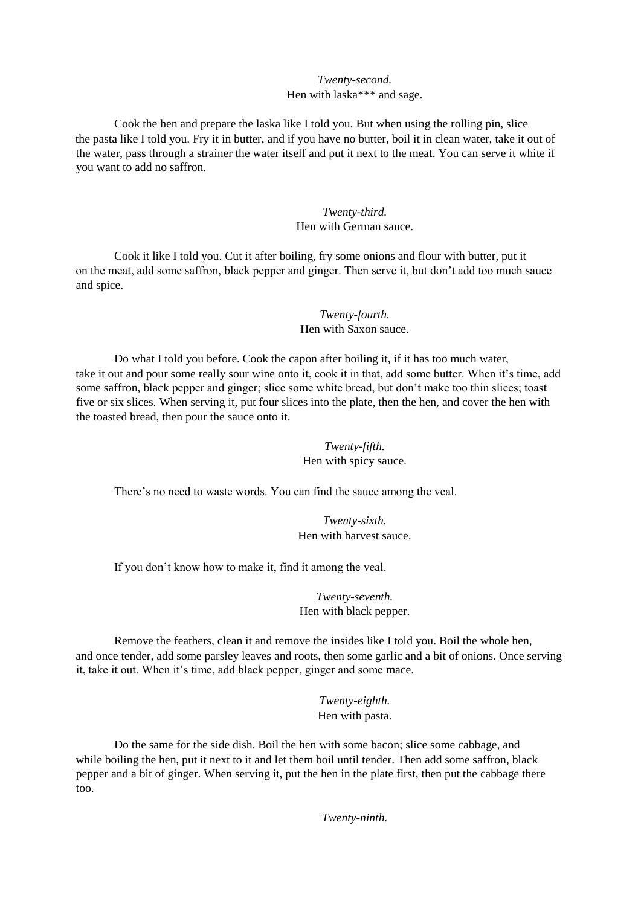*Twenty-second.*
Hen with laska*** and sage.

Cook the hen and prepare the laska like I told you. But when using the rolling pin, slice the pasta like I told you. Fry it in butter, and if you have no butter, boil it in clean water, take it out of the water, pass through a strainer the water itself and put it next to the meat. You can serve it white if you want to add no saffron.

*Twenty-third.*
Hen with German sauce.

Cook it like I told you. Cut it after boiling, fry some onions and flour with butter, put it on the meat, add some saffron, black pepper and ginger. Then serve it, but don't add too much sauce and spice.

*Twenty-fourth.*
Hen with Saxon sauce.

Do what I told you before. Cook the capon after boiling it, if it has too much water, take it out and pour some really sour wine onto it, cook it in that, add some butter. When it's time, add some saffron, black pepper and ginger; slice some white bread, but don't make too thin slices; toast five or six slices. When serving it, put four slices into the plate, then the hen, and cover the hen with the toasted bread, then pour the sauce onto it.

*Twenty-fifth.*
Hen with spicy sauce.

There's no need to waste words. You can find the sauce among the veal.

*Twenty-sixth.*
Hen with harvest sauce.

If you don't know how to make it, find it among the veal.

*Twenty-seventh.*
Hen with black pepper.

Remove the feathers, clean it and remove the insides like I told you. Boil the whole hen, and once tender, add some parsley leaves and roots, then some garlic and a bit of onions. Once serving it, take it out. When it's time, add black pepper, ginger and some mace.

*Twenty-eighth.*
Hen with pasta.

Do the same for the side dish. Boil the hen with some bacon; slice some cabbage, and while boiling the hen, put it next to it and let them boil until tender. Then add some saffron, black pepper and a bit of ginger. When serving it, put the hen in the plate first, then put the cabbage there too.

*Twenty-ninth.*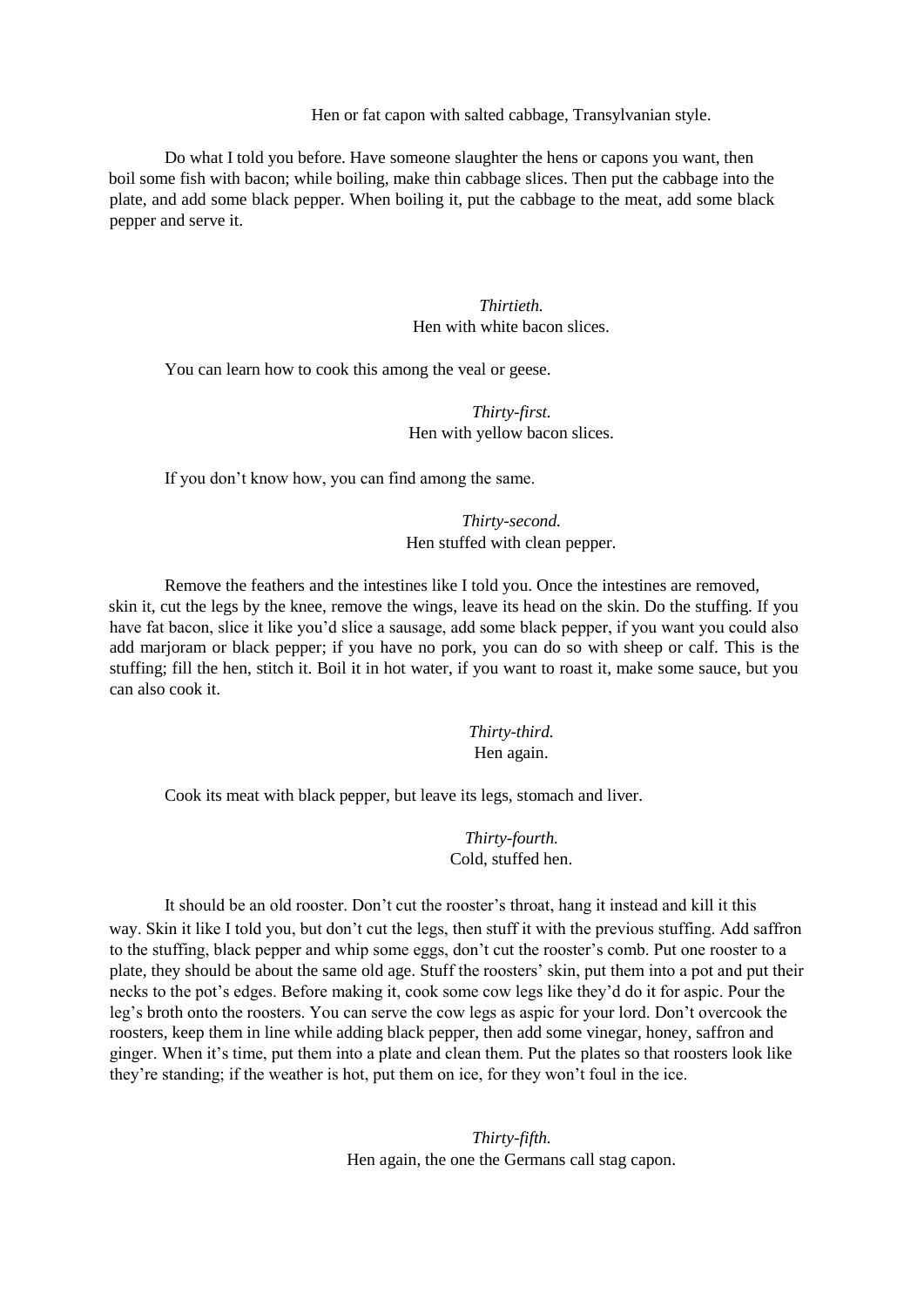### Hen or fat capon with salted cabbage, Transylvanian style.

Do what I told you before. Have someone slaughter the hens or capons you want, then boil some fish with bacon; while boiling, make thin cabbage slices. Then put the cabbage into the plate, and add some black pepper. When boiling it, put the cabbage to the meat, add some black pepper and serve it.

### *Thirtieth.*
### Hen with white bacon slices.

You can learn how to cook this among the veal or geese.

### *Thirty-first.*
### Hen with yellow bacon slices.

If you don't know how, you can find among the same.

### *Thirty-second.*
### Hen stuffed with clean pepper.

Remove the feathers and the intestines like I told you. Once the intestines are removed, skin it, cut the legs by the knee, remove the wings, leave its head on the skin. Do the stuffing. If you have fat bacon, slice it like you'd slice a sausage, add some black pepper, if you want you could also add marjoram or black pepper; if you have no pork, you can do so with sheep or calf. This is the stuffing; fill the hen, stitch it. Boil it in hot water, if you want to roast it, make some sauce, but you can also cook it.

### *Thirty-third.*
### Hen again.

Cook its meat with black pepper, but leave its legs, stomach and liver.

### *Thirty-fourth.*
### Cold, stuffed hen.

It should be an old rooster. Don't cut the rooster's throat, hang it instead and kill it this way. Skin it like I told you, but don't cut the legs, then stuff it with the previous stuffing. Add saffron to the stuffing, black pepper and whip some eggs, don't cut the rooster's comb. Put one rooster to a plate, they should be about the same old age. Stuff the roosters' skin, put them into a pot and put their necks to the pot's edges. Before making it, cook some cow legs like they'd do it for aspic. Pour the leg's broth onto the roosters. You can serve the cow legs as aspic for your lord. Don't overcook the roosters, keep them in line while adding black pepper, then add some vinegar, honey, saffron and ginger. When it's time, put them into a plate and clean them. Put the plates so that roosters look like they're standing; if the weather is hot, put them on ice, for they won't foul in the ice.

### *Thirty-fifth.*
### Hen again, the one the Germans call stag capon.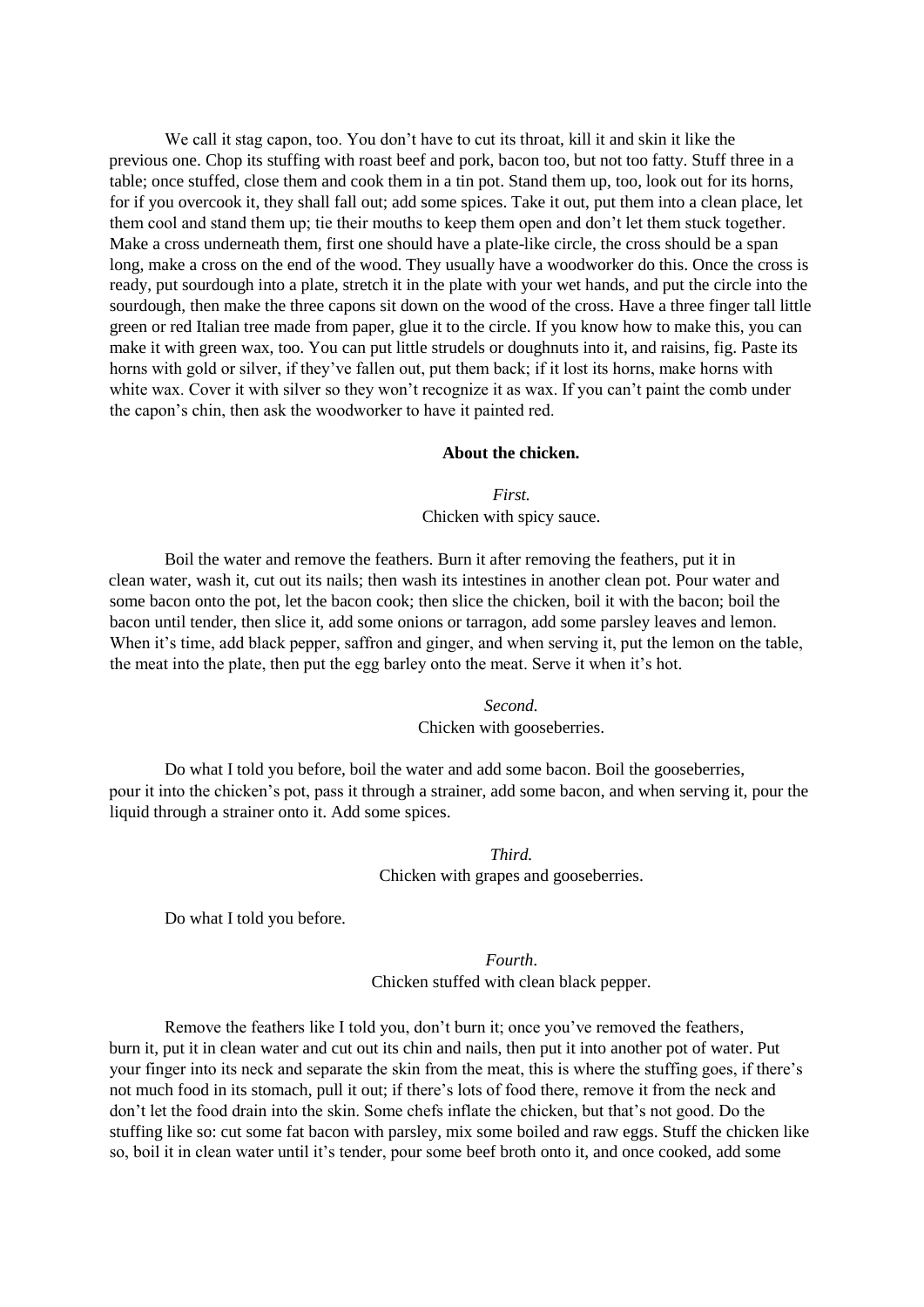We call it stag capon, too. You don't have to cut its throat, kill it and skin it like the previous one. Chop its stuffing with roast beef and pork, bacon too, but not too fatty. Stuff three in a table; once stuffed, close them and cook them in a tin pot. Stand them up, too, look out for its horns, for if you overcook it, they shall fall out; add some spices. Take it out, put them into a clean place, let them cool and stand them up; tie their mouths to keep them open and don't let them stuck together. Make a cross underneath them, first one should have a plate-like circle, the cross should be a span long, make a cross on the end of the wood. They usually have a woodworker do this. Once the cross is ready, put sourdough into a plate, stretch it in the plate with your wet hands, and put the circle into the sourdough, then make the three capons sit down on the wood of the cross. Have a three finger tall little green or red Italian tree made from paper, glue it to the circle. If you know how to make this, you can make it with green wax, too. You can put little strudels or doughnuts into it, and raisins, fig. Paste its horns with gold or silver, if they've fallen out, put them back; if it lost its horns, make horns with white wax. Cover it with silver so they won't recognize it as wax. If you can't paint the comb under the capon's chin, then ask the woodworker to have it painted red.

**About the chicken.**

*First.*
Chicken with spicy sauce.

Boil the water and remove the feathers. Burn it after removing the feathers, put it in clean water, wash it, cut out its nails; then wash its intestines in another clean pot. Pour water and some bacon onto the pot, let the bacon cook; then slice the chicken, boil it with the bacon; boil the bacon until tender, then slice it, add some onions or tarragon, add some parsley leaves and lemon. When it's time, add black pepper, saffron and ginger, and when serving it, put the lemon on the table, the meat into the plate, then put the egg barley onto the meat. Serve it when it's hot.

*Second.*
Chicken with gooseberries.

Do what I told you before, boil the water and add some bacon. Boil the gooseberries, pour it into the chicken's pot, pass it through a strainer, add some bacon, and when serving it, pour the liquid through a strainer onto it. Add some spices.

*Third.*
Chicken with grapes and gooseberries.

Do what I told you before.

*Fourth.*
Chicken stuffed with clean black pepper.

Remove the feathers like I told you, don't burn it; once you've removed the feathers, burn it, put it in clean water and cut out its chin and nails, then put it into another pot of water. Put your finger into its neck and separate the skin from the meat, this is where the stuffing goes, if there's not much food in its stomach, pull it out; if there's lots of food there, remove it from the neck and don't let the food drain into the skin. Some chefs inflate the chicken, but that's not good. Do the stuffing like so: cut some fat bacon with parsley, mix some boiled and raw eggs. Stuff the chicken like so, boil it in clean water until it's tender, pour some beef broth onto it, and once cooked, add some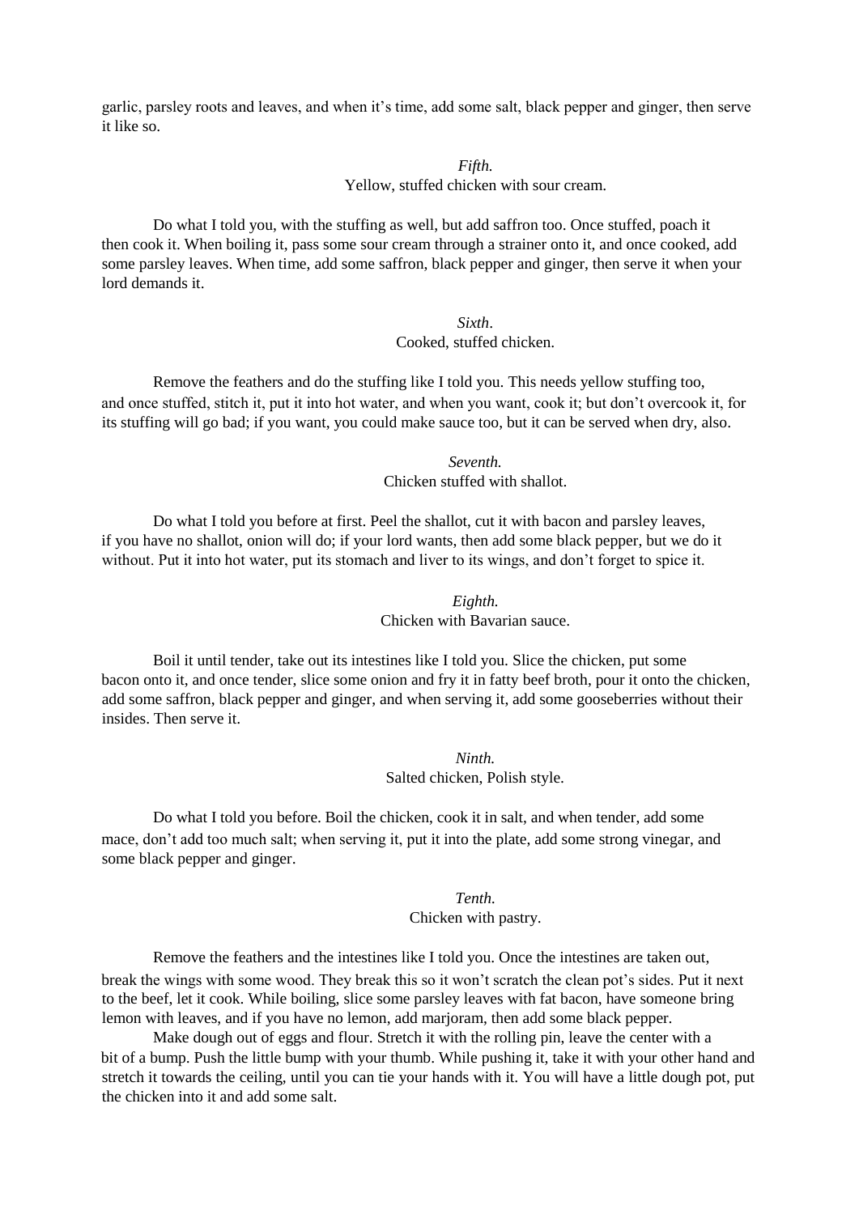garlic, parsley roots and leaves, and when it's time, add some salt, black pepper and ginger, then serve it like so.

*Fifth.*
Yellow, stuffed chicken with sour cream.

Do what I told you, with the stuffing as well, but add saffron too. Once stuffed, poach it then cook it. When boiling it, pass some sour cream through a strainer onto it, and once cooked, add some parsley leaves. When time, add some saffron, black pepper and ginger, then serve it when your lord demands it.

*Sixth*.
Cooked, stuffed chicken.

Remove the feathers and do the stuffing like I told you. This needs yellow stuffing too, and once stuffed, stitch it, put it into hot water, and when you want, cook it; but don't overcook it, for its stuffing will go bad; if you want, you could make sauce too, but it can be served when dry, also.

*Seventh.*
Chicken stuffed with shallot.

Do what I told you before at first. Peel the shallot, cut it with bacon and parsley leaves, if you have no shallot, onion will do; if your lord wants, then add some black pepper, but we do it without. Put it into hot water, put its stomach and liver to its wings, and don't forget to spice it.

*Eighth.*
Chicken with Bavarian sauce.

Boil it until tender, take out its intestines like I told you. Slice the chicken, put some bacon onto it, and once tender, slice some onion and fry it in fatty beef broth, pour it onto the chicken, add some saffron, black pepper and ginger, and when serving it, add some gooseberries without their insides. Then serve it.

*Ninth.*
Salted chicken, Polish style.

Do what I told you before. Boil the chicken, cook it in salt, and when tender, add some mace, don't add too much salt; when serving it, put it into the plate, add some strong vinegar, and some black pepper and ginger.

*Tenth.*
Chicken with pastry.

Remove the feathers and the intestines like I told you. Once the intestines are taken out, break the wings with some wood. They break this so it won't scratch the clean pot's sides. Put it next to the beef, let it cook. While boiling, slice some parsley leaves with fat bacon, have someone bring lemon with leaves, and if you have no lemon, add marjoram, then add some black pepper.

Make dough out of eggs and flour. Stretch it with the rolling pin, leave the center with a bit of a bump. Push the little bump with your thumb. While pushing it, take it with your other hand and stretch it towards the ceiling, until you can tie your hands with it. You will have a little dough pot, put the chicken into it and add some salt.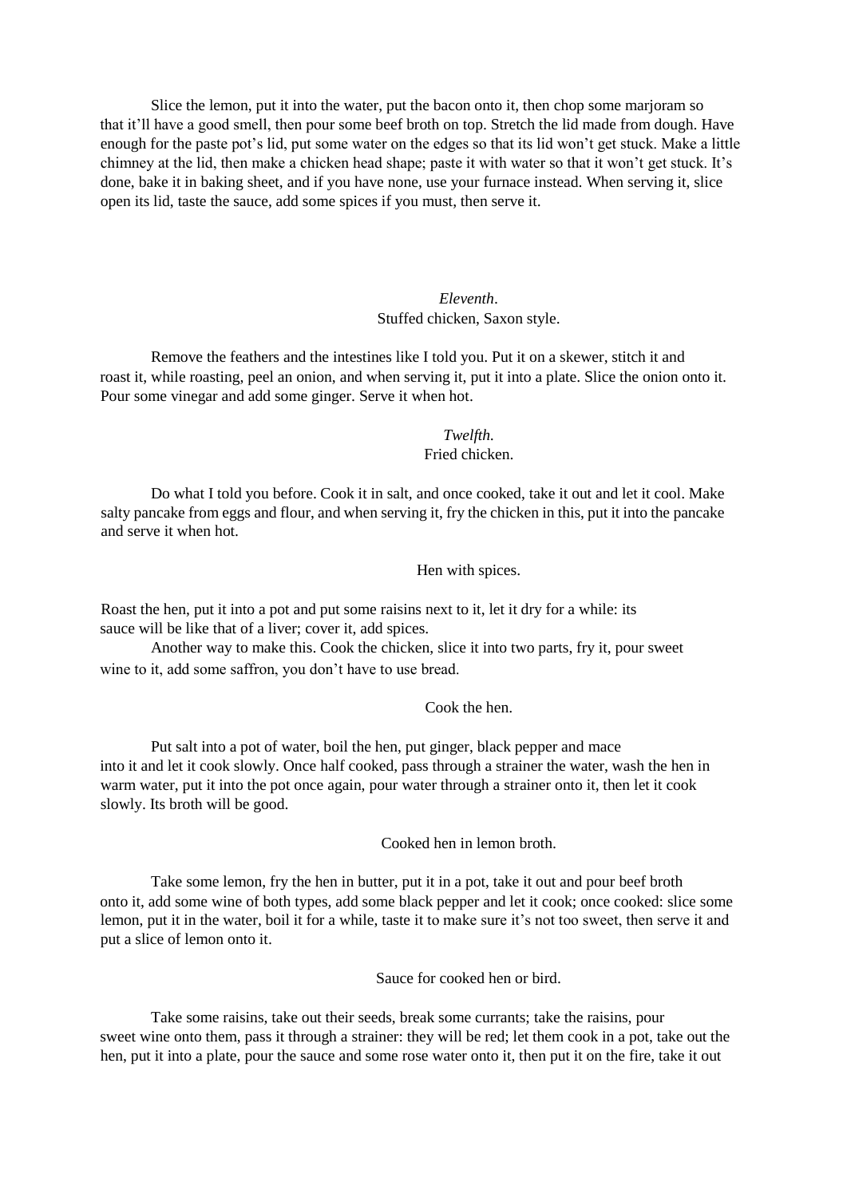Slice the lemon, put it into the water, put the bacon onto it, then chop some marjoram so that it'll have a good smell, then pour some beef broth on top. Stretch the lid made from dough. Have enough for the paste pot's lid, put some water on the edges so that its lid won't get stuck. Make a little chimney at the lid, then make a chicken head shape; paste it with water so that it won't get stuck. It's done, bake it in baking sheet, and if you have none, use your furnace instead. When serving it, slice open its lid, taste the sauce, add some spices if you must, then serve it.

### *Eleventh*.
### Stuffed chicken, Saxon style.

Remove the feathers and the intestines like I told you. Put it on a skewer, stitch it and roast it, while roasting, peel an onion, and when serving it, put it into a plate. Slice the onion onto it. Pour some vinegar and add some ginger. Serve it when hot.

### *Twelfth*.
### Fried chicken.

Do what I told you before. Cook it in salt, and once cooked, take it out and let it cool. Make salty pancake from eggs and flour, and when serving it, fry the chicken in this, put it into the pancake and serve it when hot.

### Hen with spices.

Roast the hen, put it into a pot and put some raisins next to it, let it dry for a while: its sauce will be like that of a liver; cover it, add spices.

Another way to make this. Cook the chicken, slice it into two parts, fry it, pour sweet wine to it, add some saffron, you don't have to use bread.

### Cook the hen.

Put salt into a pot of water, boil the hen, put ginger, black pepper and mace into it and let it cook slowly. Once half cooked, pass through a strainer the water, wash the hen in warm water, put it into the pot once again, pour water through a strainer onto it, then let it cook slowly. Its broth will be good.

### Cooked hen in lemon broth.

Take some lemon, fry the hen in butter, put it in a pot, take it out and pour beef broth onto it, add some wine of both types, add some black pepper and let it cook; once cooked: slice some lemon, put it in the water, boil it for a while, taste it to make sure it's not too sweet, then serve it and put a slice of lemon onto it.

### Sauce for cooked hen or bird.

Take some raisins, take out their seeds, break some currants; take the raisins, pour sweet wine onto them, pass it through a strainer: they will be red; let them cook in a pot, take out the hen, put it into a plate, pour the sauce and some rose water onto it, then put it on the fire, take it out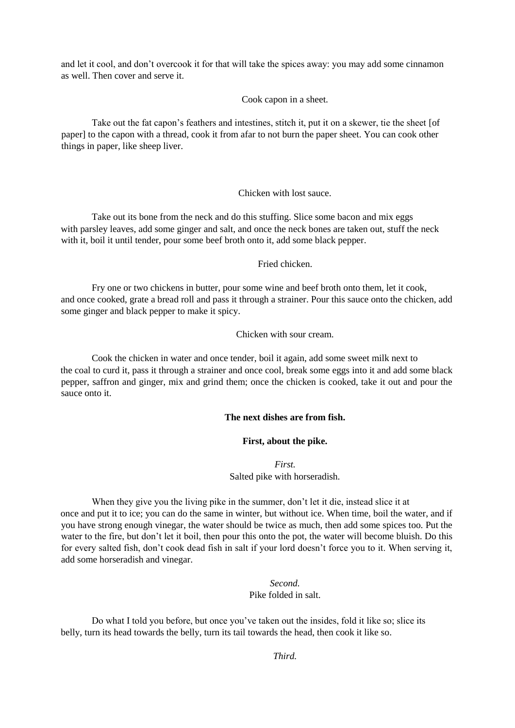and let it cool, and don't overcook it for that will take the spices away: you may add some cinnamon as well. Then cover and serve it.

Cook capon in a sheet.

Take out the fat capon's feathers and intestines, stitch it, put it on a skewer, tie the sheet [of paper] to the capon with a thread, cook it from afar to not burn the paper sheet. You can cook other things in paper, like sheep liver.

Chicken with lost sauce.

Take out its bone from the neck and do this stuffing. Slice some bacon and mix eggs with parsley leaves, add some ginger and salt, and once the neck bones are taken out, stuff the neck with it, boil it until tender, pour some beef broth onto it, add some black pepper.

Fried chicken.

Fry one or two chickens in butter, pour some wine and beef broth onto them, let it cook, and once cooked, grate a bread roll and pass it through a strainer. Pour this sauce onto the chicken, add some ginger and black pepper to make it spicy.

Chicken with sour cream.

Cook the chicken in water and once tender, boil it again, add some sweet milk next to the coal to curd it, pass it through a strainer and once cool, break some eggs into it and add some black pepper, saffron and ginger, mix and grind them; once the chicken is cooked, take it out and pour the sauce onto it.

**The next dishes are from fish.**

**First, about the pike.**

*First.*
Salted pike with horseradish.

When they give you the living pike in the summer, don't let it die, instead slice it at once and put it to ice; you can do the same in winter, but without ice. When time, boil the water, and if you have strong enough vinegar, the water should be twice as much, then add some spices too. Put the water to the fire, but don't let it boil, then pour this onto the pot, the water will become bluish. Do this for every salted fish, don't cook dead fish in salt if your lord doesn't force you to it. When serving it, add some horseradish and vinegar.

*Second.*
Pike folded in salt.

Do what I told you before, but once you've taken out the insides, fold it like so; slice its belly, turn its head towards the belly, turn its tail towards the head, then cook it like so.

*Third.*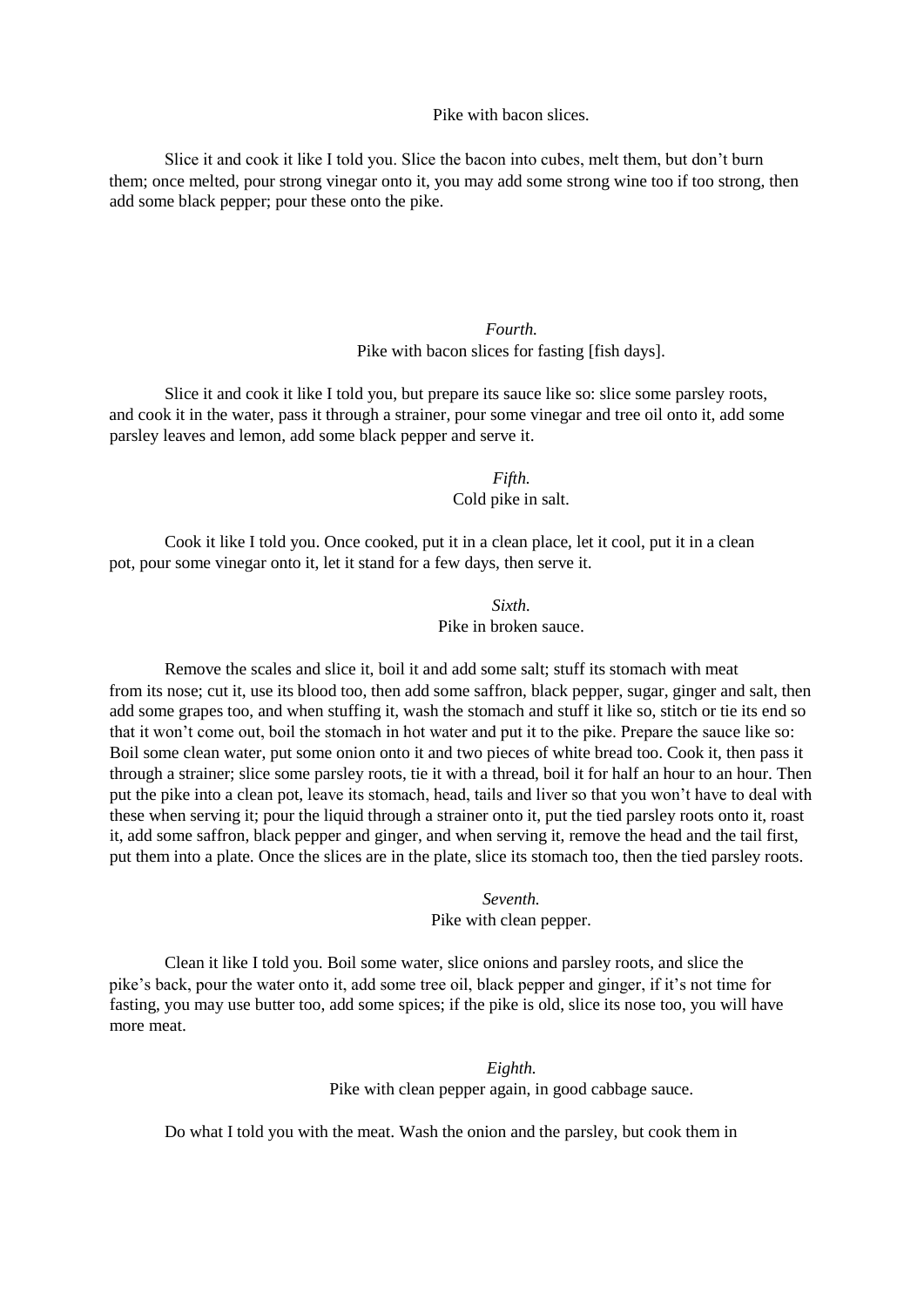Pike with bacon slices.

Slice it and cook it like I told you. Slice the bacon into cubes, melt them, but don't burn them; once melted, pour strong vinegar onto it, you may add some strong wine too if too strong, then add some black pepper; pour these onto the pike.

### *Fourth.*
### Pike with bacon slices for fasting [fish days].

Slice it and cook it like I told you, but prepare its sauce like so: slice some parsley roots, and cook it in the water, pass it through a strainer, pour some vinegar and tree oil onto it, add some parsley leaves and lemon, add some black pepper and serve it.

### *Fifth.*
### Cold pike in salt.

Cook it like I told you. Once cooked, put it in a clean place, let it cool, put it in a clean pot, pour some vinegar onto it, let it stand for a few days, then serve it.

### *Sixth.*
### Pike in broken sauce.

Remove the scales and slice it, boil it and add some salt; stuff its stomach with meat from its nose; cut it, use its blood too, then add some saffron, black pepper, sugar, ginger and salt, then add some grapes too, and when stuffing it, wash the stomach and stuff it like so, stitch or tie its end so that it won't come out, boil the stomach in hot water and put it to the pike. Prepare the sauce like so: Boil some clean water, put some onion onto it and two pieces of white bread too. Cook it, then pass it through a strainer; slice some parsley roots, tie it with a thread, boil it for half an hour to an hour. Then put the pike into a clean pot, leave its stomach, head, tails and liver so that you won't have to deal with these when serving it; pour the liquid through a strainer onto it, put the tied parsley roots onto it, roast it, add some saffron, black pepper and ginger, and when serving it, remove the head and the tail first, put them into a plate. Once the slices are in the plate, slice its stomach too, then the tied parsley roots.

### *Seventh.*
### Pike with clean pepper.

Clean it like I told you. Boil some water, slice onions and parsley roots, and slice the pike's back, pour the water onto it, add some tree oil, black pepper and ginger, if it's not time for fasting, you may use butter too, add some spices; if the pike is old, slice its nose too, you will have more meat.

### *Eighth.*
### Pike with clean pepper again, in good cabbage sauce.

Do what I told you with the meat. Wash the onion and the parsley, but cook them in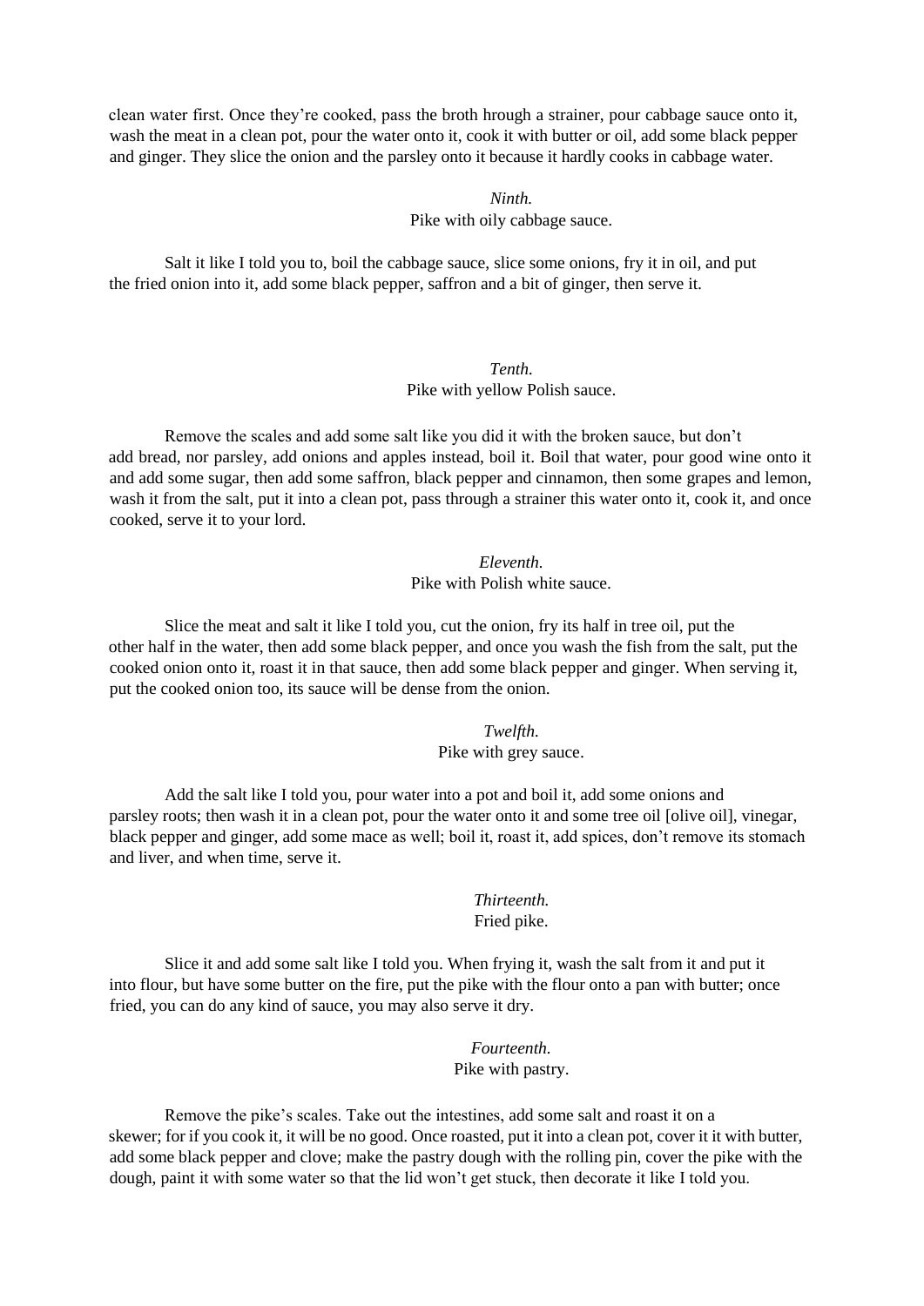clean water first. Once they're cooked, pass the broth hrough a strainer, pour cabbage sauce onto it, wash the meat in a clean pot, pour the water onto it, cook it with butter or oil, add some black pepper and ginger. They slice the onion and the parsley onto it because it hardly cooks in cabbage water.

*Ninth.*
Pike with oily cabbage sauce.

Salt it like I told you to, boil the cabbage sauce, slice some onions, fry it in oil, and put the fried onion into it, add some black pepper, saffron and a bit of ginger, then serve it.

*Tenth.*
Pike with yellow Polish sauce.

Remove the scales and add some salt like you did it with the broken sauce, but don't add bread, nor parsley, add onions and apples instead, boil it. Boil that water, pour good wine onto it and add some sugar, then add some saffron, black pepper and cinnamon, then some grapes and lemon, wash it from the salt, put it into a clean pot, pass through a strainer this water onto it, cook it, and once cooked, serve it to your lord.

*Eleventh.*
Pike with Polish white sauce.

Slice the meat and salt it like I told you, cut the onion, fry its half in tree oil, put the other half in the water, then add some black pepper, and once you wash the fish from the salt, put the cooked onion onto it, roast it in that sauce, then add some black pepper and ginger. When serving it, put the cooked onion too, its sauce will be dense from the onion.

*Twelfth.*
Pike with grey sauce.

Add the salt like I told you, pour water into a pot and boil it, add some onions and parsley roots; then wash it in a clean pot, pour the water onto it and some tree oil [olive oil], vinegar, black pepper and ginger, add some mace as well; boil it, roast it, add spices, don't remove its stomach and liver, and when time, serve it.

*Thirteenth.*
Fried pike.

Slice it and add some salt like I told you. When frying it, wash the salt from it and put it into flour, but have some butter on the fire, put the pike with the flour onto a pan with butter; once fried, you can do any kind of sauce, you may also serve it dry.

*Fourteenth.*
Pike with pastry.

Remove the pike's scales. Take out the intestines, add some salt and roast it on a skewer; for if you cook it, it will be no good. Once roasted, put it into a clean pot, cover it it with butter, add some black pepper and clove; make the pastry dough with the rolling pin, cover the pike with the dough, paint it with some water so that the lid won't get stuck, then decorate it like I told you.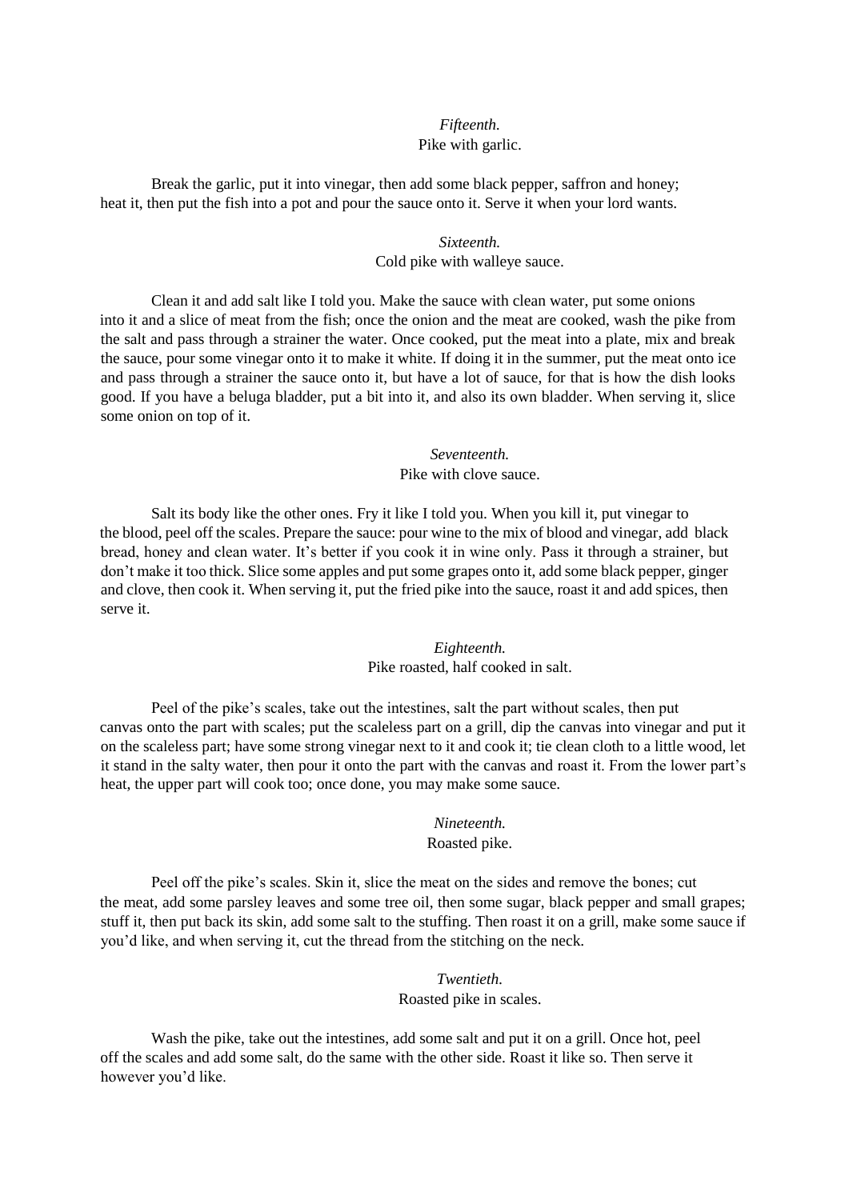*Fifteenth.*
Pike with garlic.

Break the garlic, put it into vinegar, then add some black pepper, saffron and honey; heat it, then put the fish into a pot and pour the sauce onto it. Serve it when your lord wants.

*Sixteenth.*
Cold pike with walleye sauce.

Clean it and add salt like I told you. Make the sauce with clean water, put some onions into it and a slice of meat from the fish; once the onion and the meat are cooked, wash the pike from the salt and pass through a strainer the water. Once cooked, put the meat into a plate, mix and break the sauce, pour some vinegar onto it to make it white. If doing it in the summer, put the meat onto ice and pass through a strainer the sauce onto it, but have a lot of sauce, for that is how the dish looks good. If you have a beluga bladder, put a bit into it, and also its own bladder. When serving it, slice some onion on top of it.

*Seventeenth.*
Pike with clove sauce.

Salt its body like the other ones. Fry it like I told you. When you kill it, put vinegar to the blood, peel off the scales. Prepare the sauce: pour wine to the mix of blood and vinegar, add black bread, honey and clean water. It's better if you cook it in wine only. Pass it through a strainer, but don't make it too thick. Slice some apples and put some grapes onto it, add some black pepper, ginger and clove, then cook it. When serving it, put the fried pike into the sauce, roast it and add spices, then serve it.

*Eighteenth.*
Pike roasted, half cooked in salt.

Peel of the pike's scales, take out the intestines, salt the part without scales, then put canvas onto the part with scales; put the scaleless part on a grill, dip the canvas into vinegar and put it on the scaleless part; have some strong vinegar next to it and cook it; tie clean cloth to a little wood, let it stand in the salty water, then pour it onto the part with the canvas and roast it. From the lower part's heat, the upper part will cook too; once done, you may make some sauce.

*Nineteenth.*
Roasted pike.

Peel off the pike's scales. Skin it, slice the meat on the sides and remove the bones; cut the meat, add some parsley leaves and some tree oil, then some sugar, black pepper and small grapes; stuff it, then put back its skin, add some salt to the stuffing. Then roast it on a grill, make some sauce if you'd like, and when serving it, cut the thread from the stitching on the neck.

*Twentieth.*
Roasted pike in scales.

Wash the pike, take out the intestines, add some salt and put it on a grill. Once hot, peel off the scales and add some salt, do the same with the other side. Roast it like so. Then serve it however you'd like.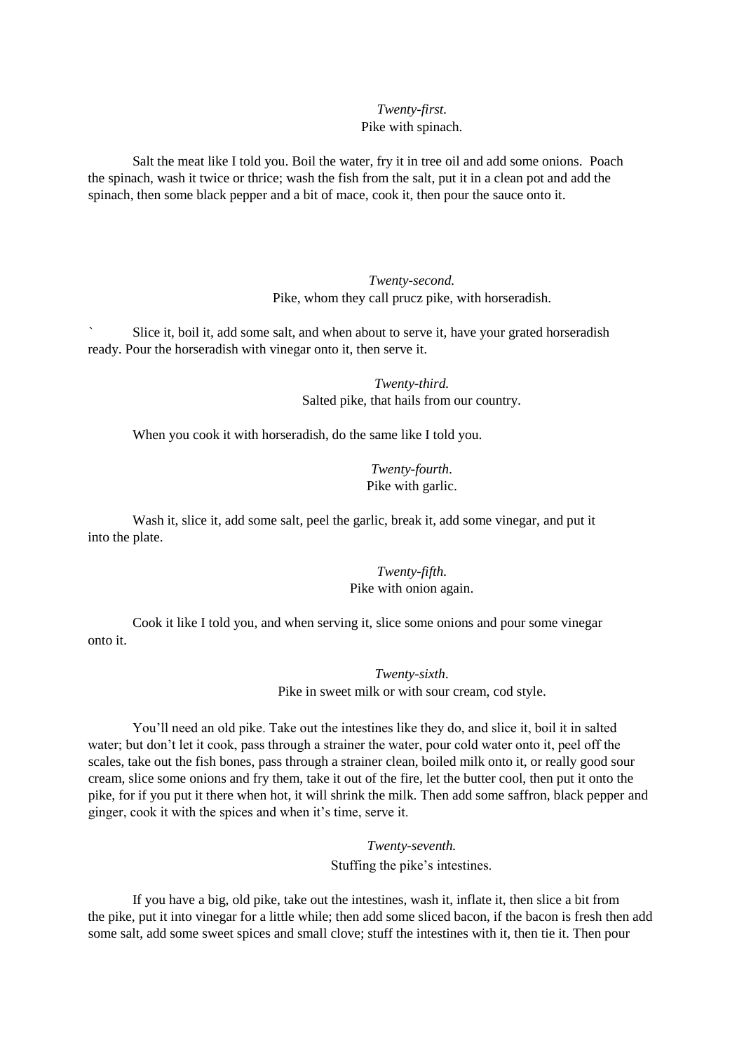*Twenty-first.*

Pike with spinach.

Salt the meat like I told you. Boil the water, fry it in tree oil and add some onions. Poach the spinach, wash it twice or thrice; wash the fish from the salt, put it in a clean pot and add the spinach, then some black pepper and a bit of mace, cook it, then pour the sauce onto it.

*Twenty-second.*

Pike, whom they call prucz pike, with horseradish.

` Slice it, boil it, add some salt, and when about to serve it, have your grated horseradish ready. Pour the horseradish with vinegar onto it, then serve it.

*Twenty-third.*

Salted pike, that hails from our country.

When you cook it with horseradish, do the same like I told you.

*Twenty-fourth.*

Pike with garlic.

Wash it, slice it, add some salt, peel the garlic, break it, add some vinegar, and put it into the plate.

*Twenty-fifth.*

Pike with onion again.

Cook it like I told you, and when serving it, slice some onions and pour some vinegar onto it.

*Twenty-sixth.*

Pike in sweet milk or with sour cream, cod style.

You'll need an old pike. Take out the intestines like they do, and slice it, boil it in salted water; but don't let it cook, pass through a strainer the water, pour cold water onto it, peel off the scales, take out the fish bones, pass through a strainer clean, boiled milk onto it, or really good sour cream, slice some onions and fry them, take it out of the fire, let the butter cool, then put it onto the pike, for if you put it there when hot, it will shrink the milk. Then add some saffron, black pepper and ginger, cook it with the spices and when it's time, serve it.

*Twenty-seventh.*

Stuffing the pike's intestines.

If you have a big, old pike, take out the intestines, wash it, inflate it, then slice a bit from the pike, put it into vinegar for a little while; then add some sliced bacon, if the bacon is fresh then add some salt, add some sweet spices and small clove; stuff the intestines with it, then tie it. Then pour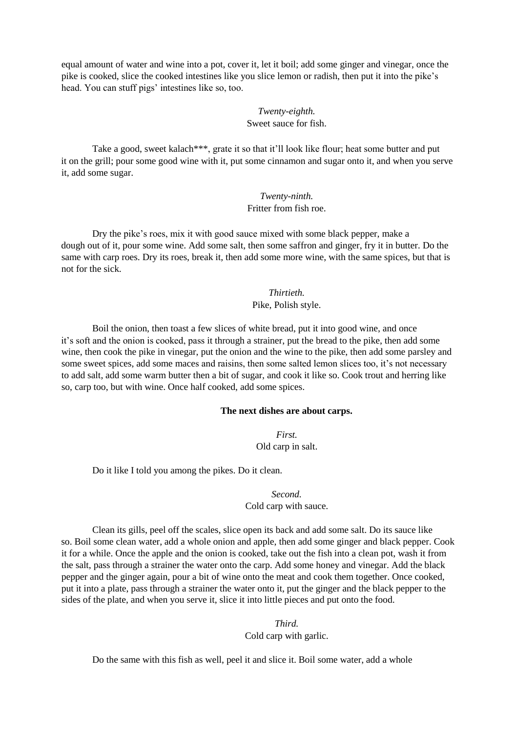equal amount of water and wine into a pot, cover it, let it boil; add some ginger and vinegar, once the pike is cooked, slice the cooked intestines like you slice lemon or radish, then put it into the pike's head. You can stuff pigs' intestines like so, too.

*Twenty-eighth.*
Sweet sauce for fish.

Take a good, sweet kalach***, grate it so that it'll look like flour; heat some butter and put it on the grill; pour some good wine with it, put some cinnamon and sugar onto it, and when you serve it, add some sugar.

*Twenty-ninth.*
Fritter from fish roe.

Dry the pike's roes, mix it with good sauce mixed with some black pepper, make a dough out of it, pour some wine. Add some salt, then some saffron and ginger, fry it in butter. Do the same with carp roes. Dry its roes, break it, then add some more wine, with the same spices, but that is not for the sick.

*Thirtieth.*
Pike, Polish style.

Boil the onion, then toast a few slices of white bread, put it into good wine, and once it's soft and the onion is cooked, pass it through a strainer, put the bread to the pike, then add some wine, then cook the pike in vinegar, put the onion and the wine to the pike, then add some parsley and some sweet spices, add some maces and raisins, then some salted lemon slices too, it's not necessary to add salt, add some warm butter then a bit of sugar, and cook it like so. Cook trout and herring like so, carp too, but with wine. Once half cooked, add some spices.

**The next dishes are about carps.**

*First.*
Old carp in salt.

Do it like I told you among the pikes. Do it clean.

*Second.*
Cold carp with sauce.

Clean its gills, peel off the scales, slice open its back and add some salt. Do its sauce like so. Boil some clean water, add a whole onion and apple, then add some ginger and black pepper. Cook it for a while. Once the apple and the onion is cooked, take out the fish into a clean pot, wash it from the salt, pass through a strainer the water onto the carp. Add some honey and vinegar. Add the black pepper and the ginger again, pour a bit of wine onto the meat and cook them together. Once cooked, put it into a plate, pass through a strainer the water onto it, put the ginger and the black pepper to the sides of the plate, and when you serve it, slice it into little pieces and put onto the food.

*Third.*
Cold carp with garlic.

Do the same with this fish as well, peel it and slice it. Boil some water, add a whole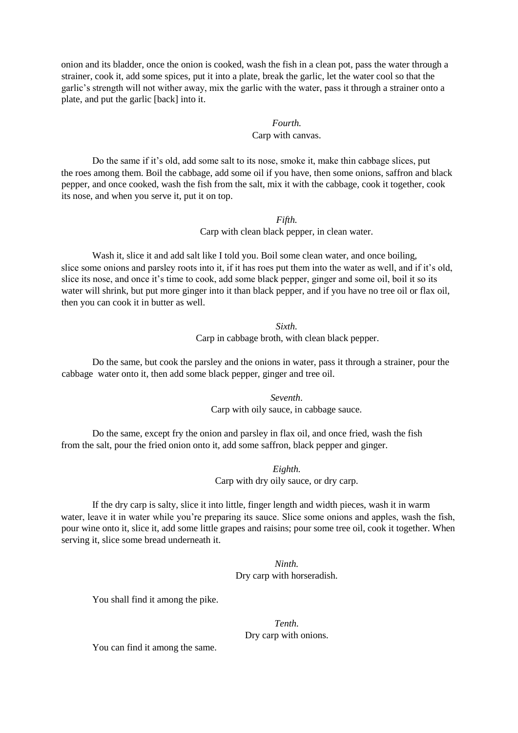onion and its bladder, once the onion is cooked, wash the fish in a clean pot, pass the water through a strainer, cook it, add some spices, put it into a plate, break the garlic, let the water cool so that the garlic's strength will not wither away, mix the garlic with the water, pass it through a strainer onto a plate, and put the garlic [back] into it.

*Fourth.*
Carp with canvas.

Do the same if it's old, add some salt to its nose, smoke it, make thin cabbage slices, put the roes among them. Boil the cabbage, add some oil if you have, then some onions, saffron and black pepper, and once cooked, wash the fish from the salt, mix it with the cabbage, cook it together, cook its nose, and when you serve it, put it on top.

*Fifth.*
Carp with clean black pepper, in clean water.

Wash it, slice it and add salt like I told you. Boil some clean water, and once boiling, slice some onions and parsley roots into it, if it has roes put them into the water as well, and if it's old, slice its nose, and once it's time to cook, add some black pepper, ginger and some oil, boil it so its water will shrink, but put more ginger into it than black pepper, and if you have no tree oil or flax oil, then you can cook it in butter as well.

*Sixth.*
Carp in cabbage broth, with clean black pepper.

Do the same, but cook the parsley and the onions in water, pass it through a strainer, pour the cabbage water onto it, then add some black pepper, ginger and tree oil.

*Seventh*.
Carp with oily sauce, in cabbage sauce.

Do the same, except fry the onion and parsley in flax oil, and once fried, wash the fish from the salt, pour the fried onion onto it, add some saffron, black pepper and ginger.

*Eighth.*
Carp with dry oily sauce, or dry carp.

If the dry carp is salty, slice it into little, finger length and width pieces, wash it in warm water, leave it in water while you're preparing its sauce. Slice some onions and apples, wash the fish, pour wine onto it, slice it, add some little grapes and raisins; pour some tree oil, cook it together. When serving it, slice some bread underneath it.

*Ninth.*
Dry carp with horseradish.

You shall find it among the pike.

*Tenth.*
Dry carp with onions.

You can find it among the same.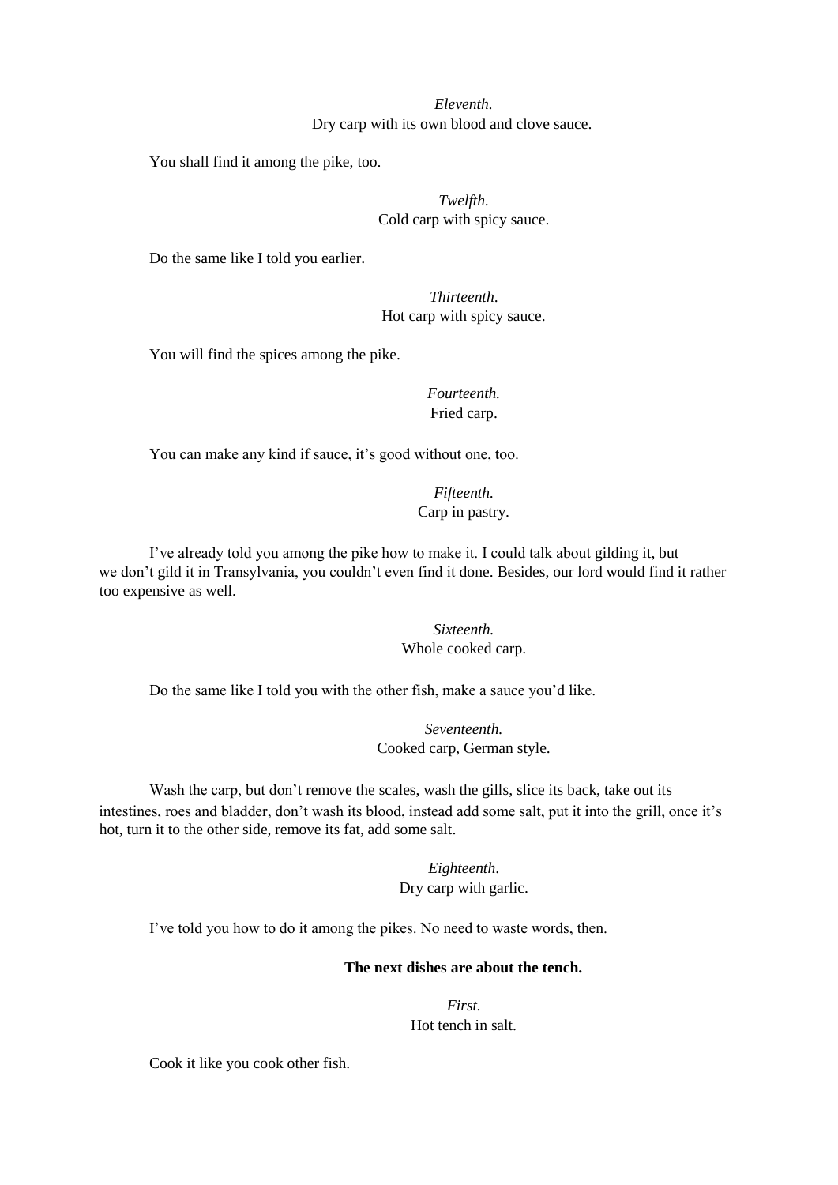*Eleventh.*
Dry carp with its own blood and clove sauce.

You shall find it among the pike, too.

*Twelfth.*
Cold carp with spicy sauce.

Do the same like I told you earlier.

*Thirteenth.*
Hot carp with spicy sauce.

You will find the spices among the pike.

*Fourteenth.*
Fried carp.

You can make any kind if sauce, it's good without one, too.

*Fifteenth.*
Carp in pastry.

I've already told you among the pike how to make it. I could talk about gilding it, but we don't gild it in Transylvania, you couldn't even find it done. Besides, our lord would find it rather too expensive as well.

*Sixteenth.*
Whole cooked carp.

Do the same like I told you with the other fish, make a sauce you'd like.

*Seventeenth.*
Cooked carp, German style.

Wash the carp, but don't remove the scales, wash the gills, slice its back, take out its intestines, roes and bladder, don't wash its blood, instead add some salt, put it into the grill, once it's hot, turn it to the other side, remove its fat, add some salt.

*Eighteenth.*
Dry carp with garlic.

I've told you how to do it among the pikes. No need to waste words, then.

**The next dishes are about the tench.**

*First.*
Hot tench in salt.

Cook it like you cook other fish.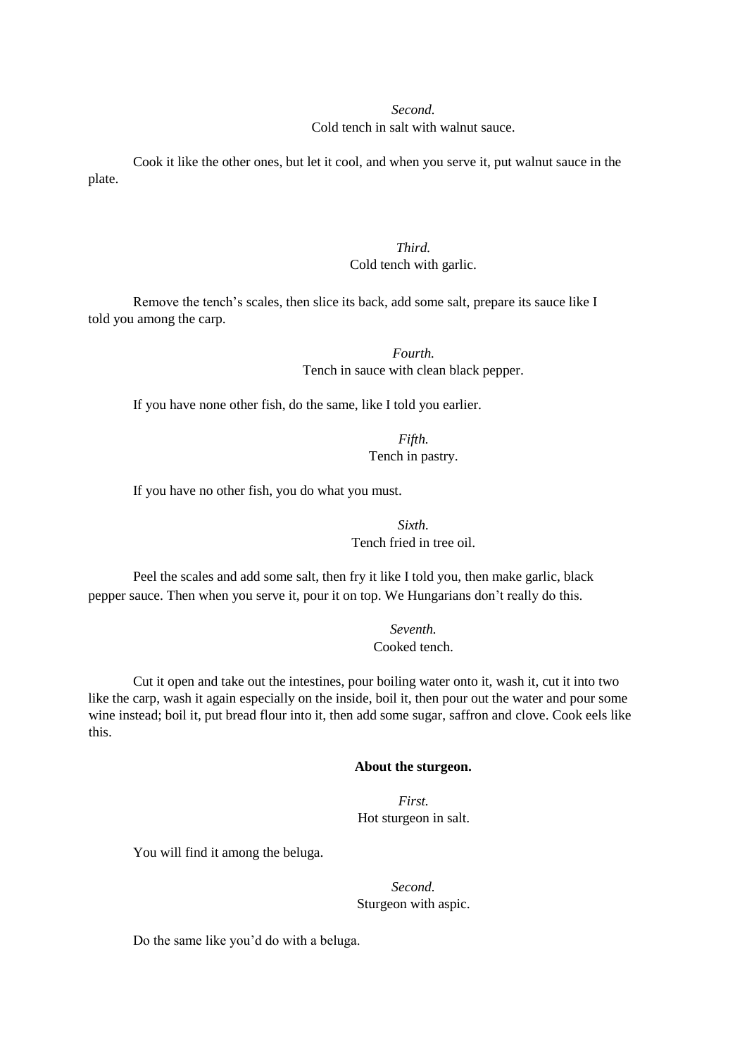*Second.*
Cold tench in salt with walnut sauce.

Cook it like the other ones, but let it cool, and when you serve it, put walnut sauce in the plate.

*Third.*
Cold tench with garlic.

Remove the tench's scales, then slice its back, add some salt, prepare its sauce like I told you among the carp.

*Fourth.*
Tench in sauce with clean black pepper.

If you have none other fish, do the same, like I told you earlier.

*Fifth.*
Tench in pastry.

If you have no other fish, you do what you must.

*Sixth.*
Tench fried in tree oil.

Peel the scales and add some salt, then fry it like I told you, then make garlic, black pepper sauce. Then when you serve it, pour it on top. We Hungarians don't really do this.

*Seventh.*
Cooked tench.

Cut it open and take out the intestines, pour boiling water onto it, wash it, cut it into two like the carp, wash it again especially on the inside, boil it, then pour out the water and pour some wine instead; boil it, put bread flour into it, then add some sugar, saffron and clove. Cook eels like this.

**About the sturgeon.**

*First.*
Hot sturgeon in salt.

You will find it among the beluga.

*Second.*
Sturgeon with aspic.

Do the same like you'd do with a beluga.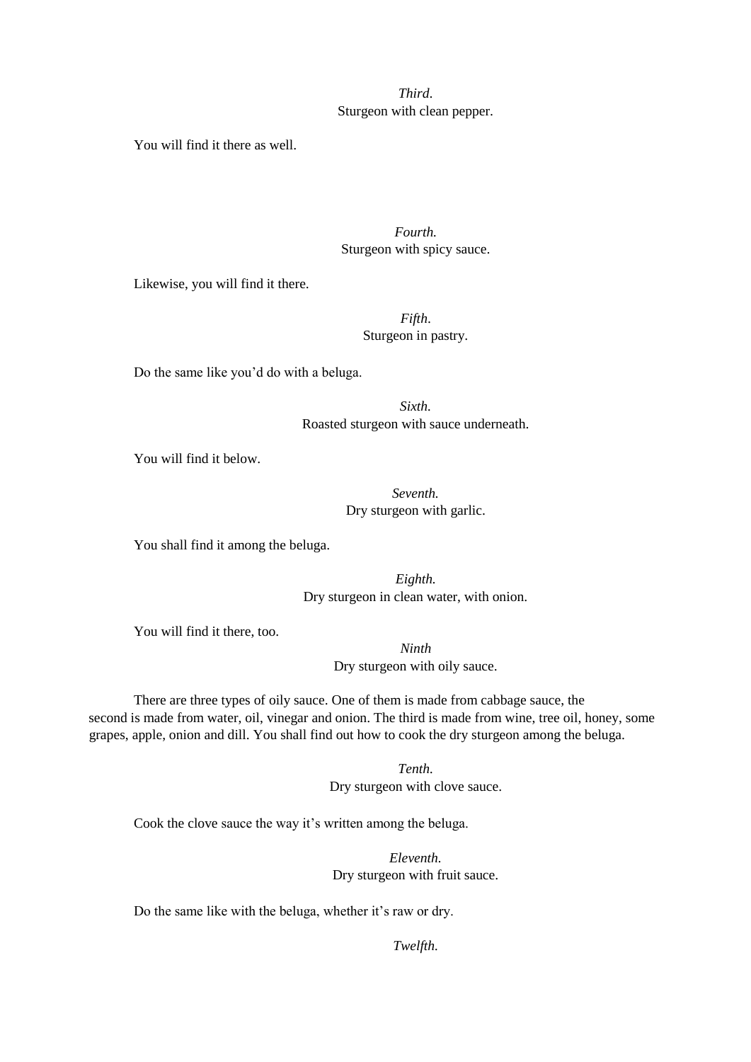*Third*.
Sturgeon with clean pepper.

You will find it there as well.

*Fourth.*
Sturgeon with spicy sauce.

Likewise, you will find it there.

*Fifth*.
Sturgeon in pastry.

Do the same like you'd do with a beluga.

*Sixth.*
Roasted sturgeon with sauce underneath.

You will find it below.

*Seventh.*
Dry sturgeon with garlic.

You shall find it among the beluga.

*Eighth.*
Dry sturgeon in clean water, with onion.

You will find it there, too.

*Ninth*
Dry sturgeon with oily sauce.

There are three types of oily sauce. One of them is made from cabbage sauce, the second is made from water, oil, vinegar and onion. The third is made from wine, tree oil, honey, some grapes, apple, onion and dill. You shall find out how to cook the dry sturgeon among the beluga.

*Tenth.*
Dry sturgeon with clove sauce.

Cook the clove sauce the way it's written among the beluga.

*Eleventh.*
Dry sturgeon with fruit sauce.

Do the same like with the beluga, whether it's raw or dry.

*Twelfth.*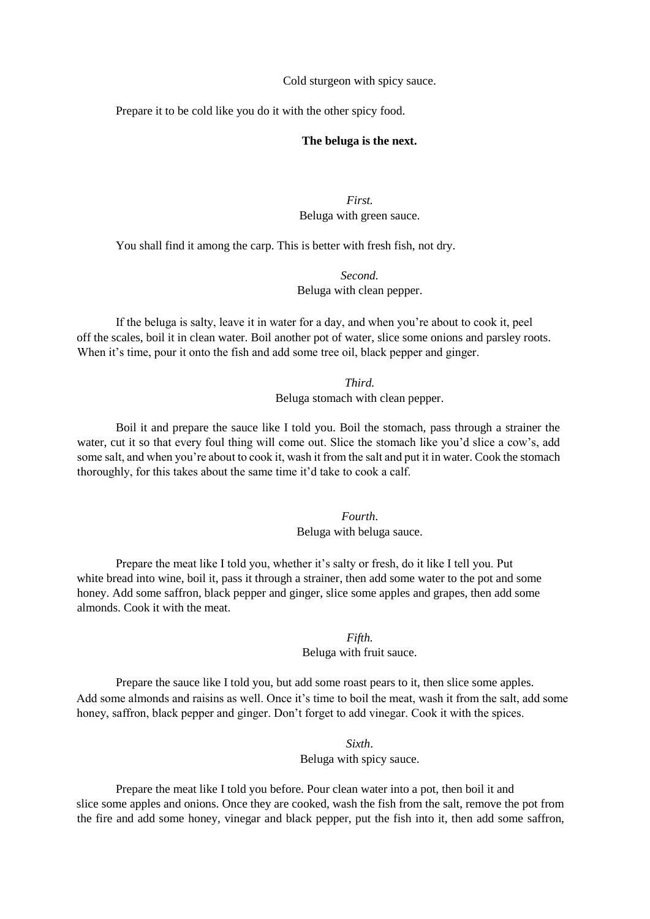Cold sturgeon with spicy sauce.

Prepare it to be cold like you do it with the other spicy food.

**The beluga is the next.**

*First.*
Beluga with green sauce.

You shall find it among the carp. This is better with fresh fish, not dry.

*Second.*
Beluga with clean pepper.

If the beluga is salty, leave it in water for a day, and when you're about to cook it, peel off the scales, boil it in clean water. Boil another pot of water, slice some onions and parsley roots. When it's time, pour it onto the fish and add some tree oil, black pepper and ginger.

*Third.*
Beluga stomach with clean pepper.

Boil it and prepare the sauce like I told you. Boil the stomach, pass through a strainer the water, cut it so that every foul thing will come out. Slice the stomach like you'd slice a cow's, add some salt, and when you're about to cook it, wash it from the salt and put it in water. Cook the stomach thoroughly, for this takes about the same time it'd take to cook a calf.

*Fourth.*
Beluga with beluga sauce.

Prepare the meat like I told you, whether it's salty or fresh, do it like I tell you. Put white bread into wine, boil it, pass it through a strainer, then add some water to the pot and some honey. Add some saffron, black pepper and ginger, slice some apples and grapes, then add some almonds. Cook it with the meat.

*Fifth.*
Beluga with fruit sauce.

Prepare the sauce like I told you, but add some roast pears to it, then slice some apples. Add some almonds and raisins as well. Once it's time to boil the meat, wash it from the salt, add some honey, saffron, black pepper and ginger. Don't forget to add vinegar. Cook it with the spices.

*Sixth.*
Beluga with spicy sauce.

Prepare the meat like I told you before. Pour clean water into a pot, then boil it and slice some apples and onions. Once they are cooked, wash the fish from the salt, remove the pot from the fire and add some honey, vinegar and black pepper, put the fish into it, then add some saffron,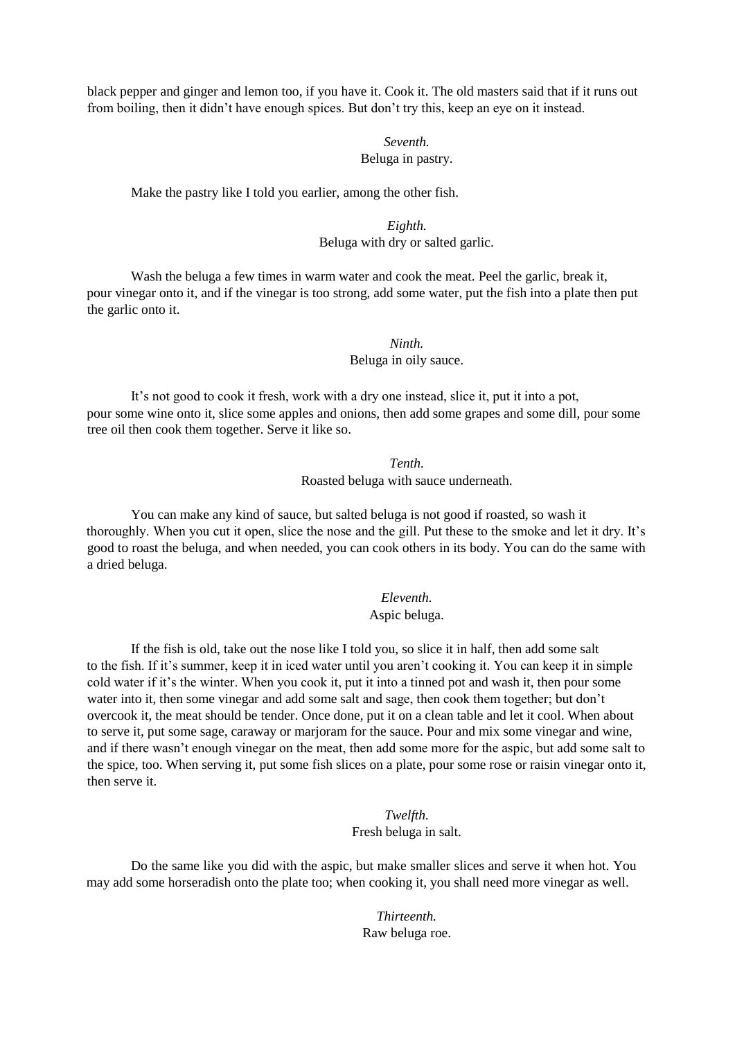black pepper and ginger and lemon too, if you have it. Cook it. The old masters said that if it runs out from boiling, then it didn't have enough spices. But don't try this, keep an eye on it instead.

*Seventh.*
Beluga in pastry.

Make the pastry like I told you earlier, among the other fish.

*Eighth.*
Beluga with dry or salted garlic.

Wash the beluga a few times in warm water and cook the meat. Peel the garlic, break it, pour vinegar onto it, and if the vinegar is too strong, add some water, put the fish into a plate then put the garlic onto it.

*Ninth.*
Beluga in oily sauce.

It's not good to cook it fresh, work with a dry one instead, slice it, put it into a pot, pour some wine onto it, slice some apples and onions, then add some grapes and some dill, pour some tree oil then cook them together. Serve it like so.

*Tenth.*
Roasted beluga with sauce underneath.

You can make any kind of sauce, but salted beluga is not good if roasted, so wash it thoroughly. When you cut it open, slice the nose and the gill. Put these to the smoke and let it dry. It's good to roast the beluga, and when needed, you can cook others in its body. You can do the same with a dried beluga.

*Eleventh.*
Aspic beluga.

If the fish is old, take out the nose like I told you, so slice it in half, then add some salt to the fish. If it's summer, keep it in iced water until you aren't cooking it. You can keep it in simple cold water if it's the winter. When you cook it, put it into a tinned pot and wash it, then pour some water into it, then some vinegar and add some salt and sage, then cook them together; but don't overcook it, the meat should be tender. Once done, put it on a clean table and let it cool. When about to serve it, put some sage, caraway or marjoram for the sauce. Pour and mix some vinegar and wine, and if there wasn't enough vinegar on the meat, then add some more for the aspic, but add some salt to the spice, too. When serving it, put some fish slices on a plate, pour some rose or raisin vinegar onto it, then serve it.

*Twelfth.*
Fresh beluga in salt.

Do the same like you did with the aspic, but make smaller slices and serve it when hot. You may add some horseradish onto the plate too; when cooking it, you shall need more vinegar as well.

*Thirteenth.*
Raw beluga roe.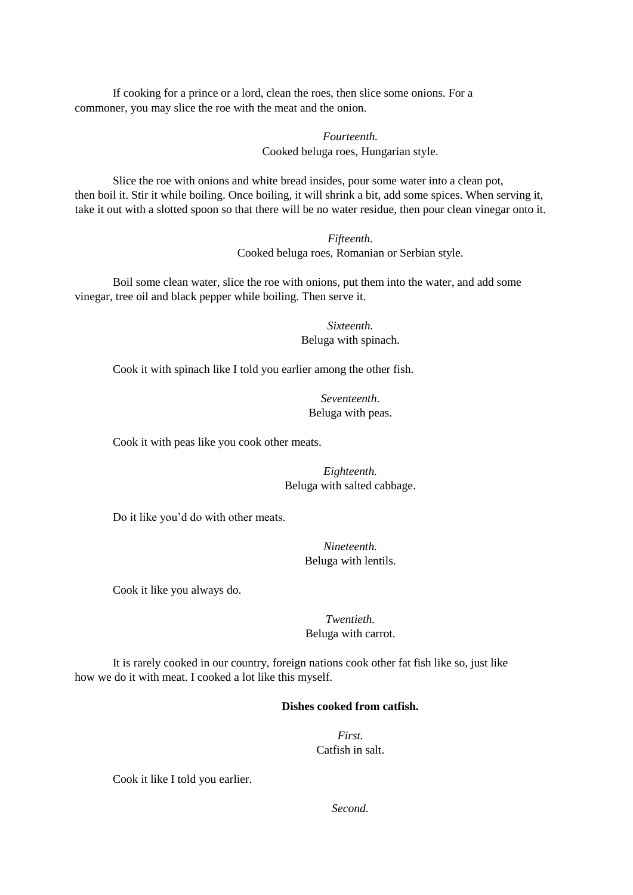If cooking for a prince or a lord, clean the roes, then slice some onions. For a commoner, you may slice the roe with the meat and the onion.

*Fourteenth.*
Cooked beluga roes, Hungarian style.

Slice the roe with onions and white bread insides, pour some water into a clean pot, then boil it. Stir it while boiling. Once boiling, it will shrink a bit, add some spices. When serving it, take it out with a slotted spoon so that there will be no water residue, then pour clean vinegar onto it.

*Fifteenth.*
Cooked beluga roes, Romanian or Serbian style.

Boil some clean water, slice the roe with onions, put them into the water, and add some vinegar, tree oil and black pepper while boiling. Then serve it.

*Sixteenth.*
Beluga with spinach.

Cook it with spinach like I told you earlier among the other fish.

*Seventeenth*.
Beluga with peas.

Cook it with peas like you cook other meats.

*Eighteenth.*
Beluga with salted cabbage.

Do it like you'd do with other meats.

*Nineteenth.*
Beluga with lentils.

Cook it like you always do.

*Twentieth.*
Beluga with carrot.

It is rarely cooked in our country, foreign nations cook other fat fish like so, just like how we do it with meat. I cooked a lot like this myself.

**Dishes cooked from catfish.**

*First.*
Catfish in salt.

Cook it like I told you earlier.

*Second.*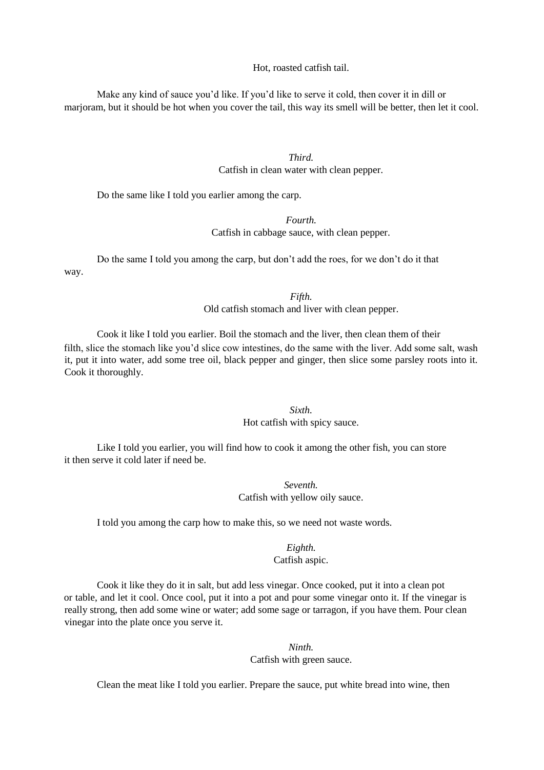Hot, roasted catfish tail.

Make any kind of sauce you'd like. If you'd like to serve it cold, then cover it in dill or marjoram, but it should be hot when you cover the tail, this way its smell will be better, then let it cool.

*Third.*
Catfish in clean water with clean pepper.

Do the same like I told you earlier among the carp.

*Fourth.*
Catfish in cabbage sauce, with clean pepper.

Do the same I told you among the carp, but don't add the roes, for we don't do it that way.

*Fifth.*
Old catfish stomach and liver with clean pepper.

Cook it like I told you earlier. Boil the stomach and the liver, then clean them of their filth, slice the stomach like you'd slice cow intestines, do the same with the liver. Add some salt, wash it, put it into water, add some tree oil, black pepper and ginger, then slice some parsley roots into it. Cook it thoroughly.

*Sixth.*
Hot catfish with spicy sauce.

Like I told you earlier, you will find how to cook it among the other fish, you can store it then serve it cold later if need be.

*Seventh.*
Catfish with yellow oily sauce.

I told you among the carp how to make this, so we need not waste words.

*Eighth.*
Catfish aspic.

Cook it like they do it in salt, but add less vinegar. Once cooked, put it into a clean pot or table, and let it cool. Once cool, put it into a pot and pour some vinegar onto it. If the vinegar is really strong, then add some wine or water; add some sage or tarragon, if you have them. Pour clean vinegar into the plate once you serve it.

*Ninth.*
Catfish with green sauce.

Clean the meat like I told you earlier. Prepare the sauce, put white bread into wine, then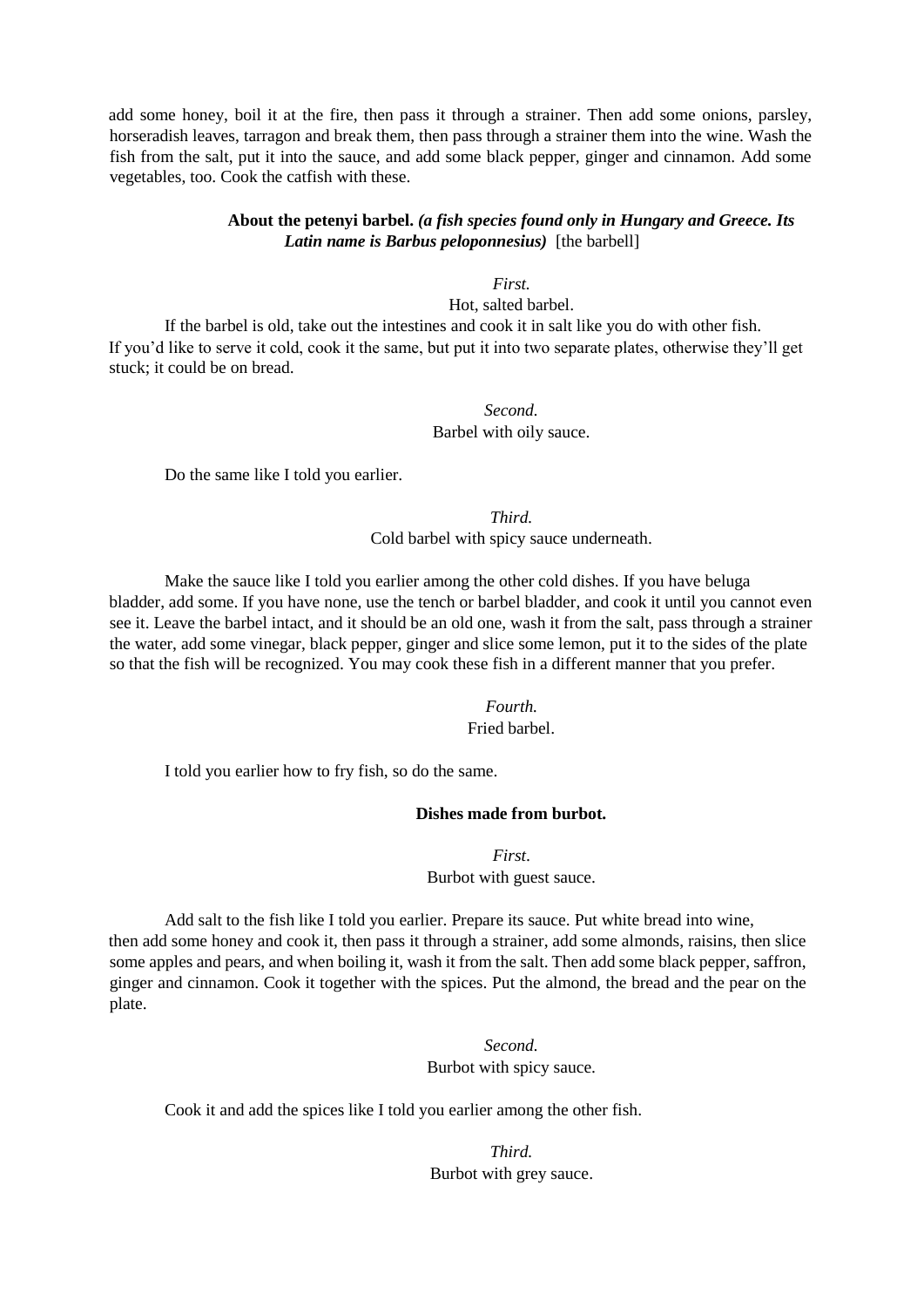add some honey, boil it at the fire, then pass it through a strainer. Then add some onions, parsley, horseradish leaves, tarragon and break them, then pass through a strainer them into the wine. Wash the fish from the salt, put it into the sauce, and add some black pepper, ginger and cinnamon. Add some vegetables, too. Cook the catfish with these.

### About the petenyi barbel. *(a fish species found only in Hungary and Greece. Its Latin name is Barbus peloponnesius)* [the barbell]

*First.*

Hot, salted barbel.

If the barbel is old, take out the intestines and cook it in salt like you do with other fish. If you'd like to serve it cold, cook it the same, but put it into two separate plates, otherwise they'll get stuck; it could be on bread.

*Second.*

Barbel with oily sauce.

Do the same like I told you earlier.

*Third.*

Cold barbel with spicy sauce underneath.

Make the sauce like I told you earlier among the other cold dishes. If you have beluga bladder, add some. If you have none, use the tench or barbel bladder, and cook it until you cannot even see it. Leave the barbel intact, and it should be an old one, wash it from the salt, pass through a strainer the water, add some vinegar, black pepper, ginger and slice some lemon, put it to the sides of the plate so that the fish will be recognized. You may cook these fish in a different manner that you prefer.

*Fourth.*

Fried barbel.

I told you earlier how to fry fish, so do the same.

### Dishes made from burbot.

*First.*

Burbot with guest sauce.

Add salt to the fish like I told you earlier. Prepare its sauce. Put white bread into wine, then add some honey and cook it, then pass it through a strainer, add some almonds, raisins, then slice some apples and pears, and when boiling it, wash it from the salt. Then add some black pepper, saffron, ginger and cinnamon. Cook it together with the spices. Put the almond, the bread and the pear on the plate.

*Second.*

Burbot with spicy sauce.

Cook it and add the spices like I told you earlier among the other fish.

*Third.*

Burbot with grey sauce.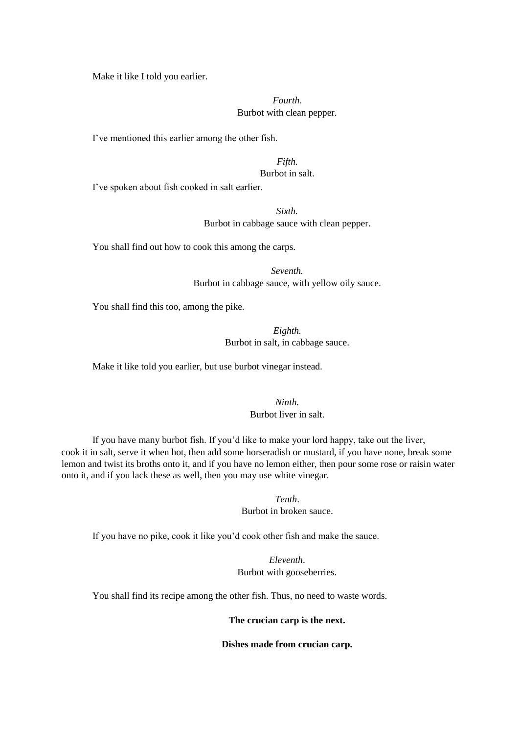Make it like I told you earlier.

*Fourth.*
Burbot with clean pepper.

I've mentioned this earlier among the other fish.

*Fifth.*
Burbot in salt.

I've spoken about fish cooked in salt earlier.

*Sixth.*
Burbot in cabbage sauce with clean pepper.

You shall find out how to cook this among the carps.

*Seventh.*
Burbot in cabbage sauce, with yellow oily sauce.

You shall find this too, among the pike.

*Eighth.*
Burbot in salt, in cabbage sauce.

Make it like told you earlier, but use burbot vinegar instead.

*Ninth.*
Burbot liver in salt.

If you have many burbot fish. If you'd like to make your lord happy, take out the liver, cook it in salt, serve it when hot, then add some horseradish or mustard, if you have none, break some lemon and twist its broths onto it, and if you have no lemon either, then pour some rose or raisin water onto it, and if you lack these as well, then you may use white vinegar.

*Tenth*.
Burbot in broken sauce.

If you have no pike, cook it like you'd cook other fish and make the sauce.

*Eleventh*.
Burbot with gooseberries.

You shall find its recipe among the other fish. Thus, no need to waste words.

**The crucian carp is the next.**

**Dishes made from crucian carp.**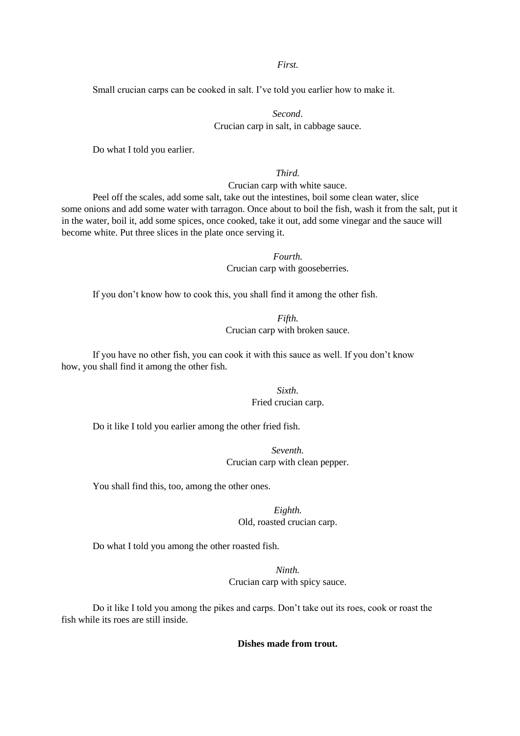*First.*

Small crucian carps can be cooked in salt. I’ve told you earlier how to make it.

*Second*.
Crucian carp in salt, in cabbage sauce.

Do what I told you earlier.

*Third.*
Crucian carp with white sauce.

Peel off the scales, add some salt, take out the intestines, boil some clean water, slice some onions and add some water with tarragon. Once about to boil the fish, wash it from the salt, put it in the water, boil it, add some spices, once cooked, take it out, add some vinegar and the sauce will become white. Put three slices in the plate once serving it.

*Fourth.*
Crucian carp with gooseberries.

If you don’t know how to cook this, you shall find it among the other fish.

*Fifth.*
Crucian carp with broken sauce.

If you have no other fish, you can cook it with this sauce as well. If you don’t know how, you shall find it among the other fish.

*Sixth.*
Fried crucian carp.

Do it like I told you earlier among the other fried fish.

*Seventh.*
Crucian carp with clean pepper.

You shall find this, too, among the other ones.

*Eighth.*
Old, roasted crucian carp.

Do what I told you among the other roasted fish.

*Ninth.*
Crucian carp with spicy sauce.

Do it like I told you among the pikes and carps. Don’t take out its roes, cook or roast the fish while its roes are still inside.

**Dishes made from trout.**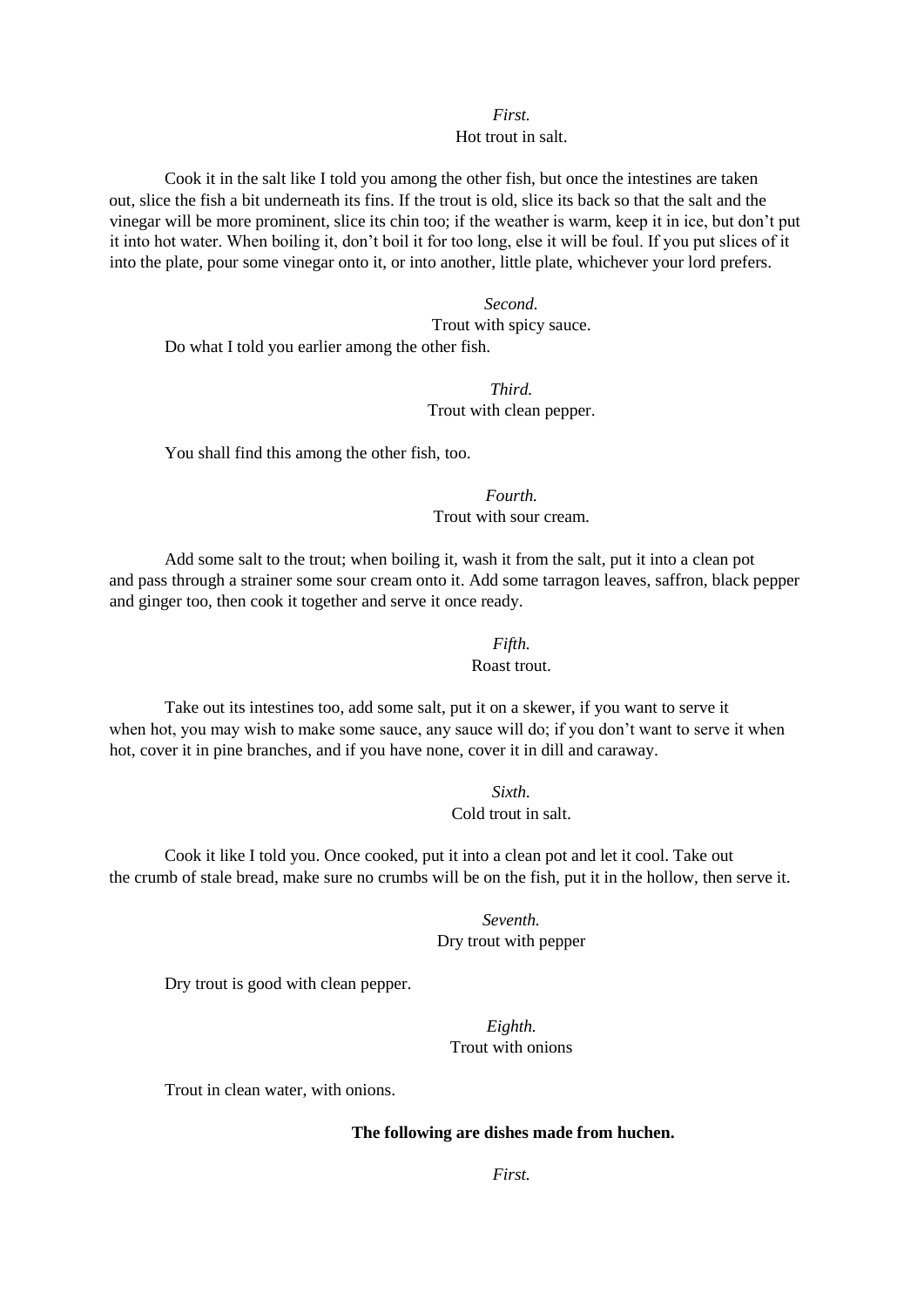*First.*
Hot trout in salt.

Cook it in the salt like I told you among the other fish, but once the intestines are taken out, slice the fish a bit underneath its fins. If the trout is old, slice its back so that the salt and the vinegar will be more prominent, slice its chin too; if the weather is warm, keep it in ice, but don't put it into hot water. When boiling it, don't boil it for too long, else it will be foul. If you put slices of it into the plate, pour some vinegar onto it, or into another, little plate, whichever your lord prefers.

*Second.*
Trout with spicy sauce.

Do what I told you earlier among the other fish.

*Third.*
Trout with clean pepper.

You shall find this among the other fish, too.

*Fourth.*
Trout with sour cream.

Add some salt to the trout; when boiling it, wash it from the salt, put it into a clean pot and pass through a strainer some sour cream onto it. Add some tarragon leaves, saffron, black pepper and ginger too, then cook it together and serve it once ready.

*Fifth.*
Roast trout.

Take out its intestines too, add some salt, put it on a skewer, if you want to serve it when hot, you may wish to make some sauce, any sauce will do; if you don't want to serve it when hot, cover it in pine branches, and if you have none, cover it in dill and caraway.

*Sixth.*
Cold trout in salt.

Cook it like I told you. Once cooked, put it into a clean pot and let it cool. Take out the crumb of stale bread, make sure no crumbs will be on the fish, put it in the hollow, then serve it.

*Seventh.*
Dry trout with pepper

Dry trout is good with clean pepper.

*Eighth.*
Trout with onions

Trout in clean water, with onions.

**The following are dishes made from huchen.**

*First.*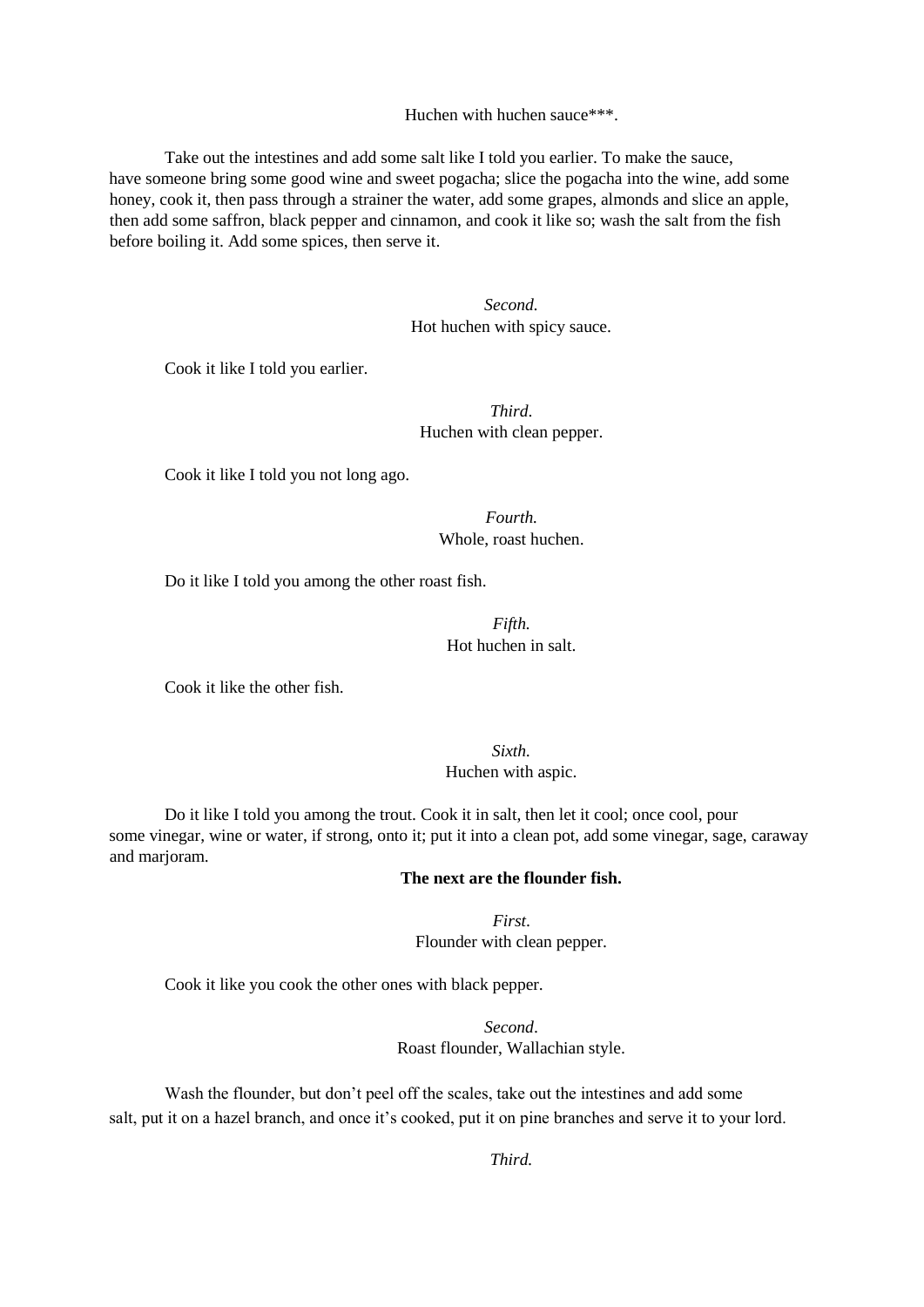Huchen with huchen sauce***.

Take out the intestines and add some salt like I told you earlier. To make the sauce, have someone bring some good wine and sweet pogacha; slice the pogacha into the wine, add some honey, cook it, then pass through a strainer the water, add some grapes, almonds and slice an apple, then add some saffron, black pepper and cinnamon, and cook it like so; wash the salt from the fish before boiling it. Add some spices, then serve it.

*Second.*
Hot huchen with spicy sauce.

Cook it like I told you earlier.

*Third.*
Huchen with clean pepper.

Cook it like I told you not long ago.

*Fourth.*
Whole, roast huchen.

Do it like I told you among the other roast fish.

*Fifth.*
Hot huchen in salt.

Cook it like the other fish.

*Sixth.*
Huchen with aspic.

Do it like I told you among the trout. Cook it in salt, then let it cool; once cool, pour some vinegar, wine or water, if strong, onto it; put it into a clean pot, add some vinegar, sage, caraway and marjoram.

**The next are the flounder fish.**

*First.*
Flounder with clean pepper.

Cook it like you cook the other ones with black pepper.

*Second.*
Roast flounder, Wallachian style.

Wash the flounder, but don't peel off the scales, take out the intestines and add some salt, put it on a hazel branch, and once it's cooked, put it on pine branches and serve it to your lord.

*Third.*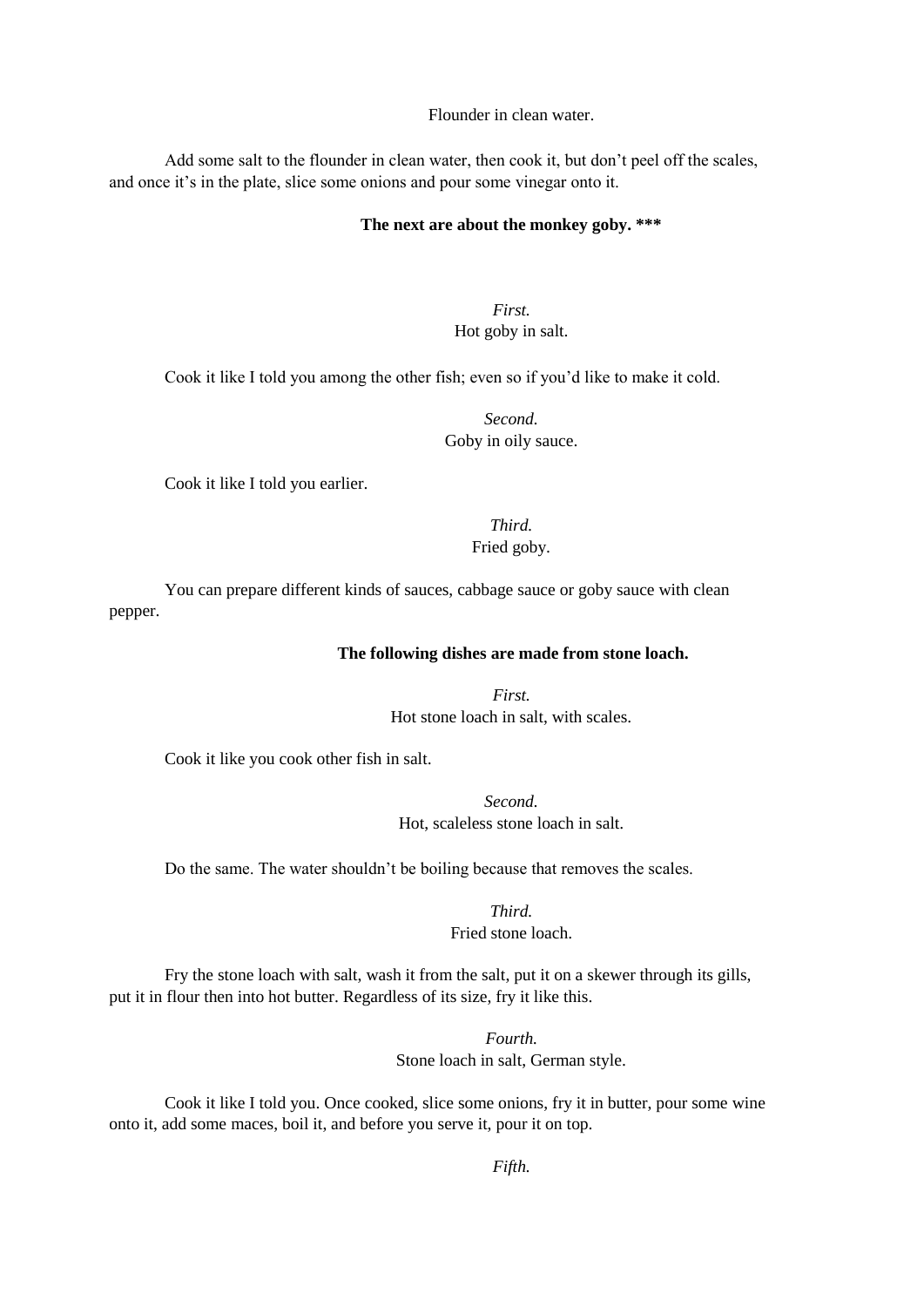Flounder in clean water.

Add some salt to the flounder in clean water, then cook it, but don't peel off the scales, and once it's in the plate, slice some onions and pour some vinegar onto it.

**The next are about the monkey goby. \*\*\***

*First.*
Hot goby in salt.

Cook it like I told you among the other fish; even so if you'd like to make it cold.

*Second.*
Goby in oily sauce.

Cook it like I told you earlier.

*Third.*
Fried goby.

You can prepare different kinds of sauces, cabbage sauce or goby sauce with clean pepper.

**The following dishes are made from stone loach.**

*First.*
Hot stone loach in salt, with scales.

Cook it like you cook other fish in salt.

*Second.*
Hot, scaleless stone loach in salt.

Do the same. The water shouldn't be boiling because that removes the scales.

*Third.*
Fried stone loach.

Fry the stone loach with salt, wash it from the salt, put it on a skewer through its gills, put it in flour then into hot butter. Regardless of its size, fry it like this.

*Fourth.*
Stone loach in salt, German style.

Cook it like I told you. Once cooked, slice some onions, fry it in butter, pour some wine onto it, add some maces, boil it, and before you serve it, pour it on top.

*Fifth.*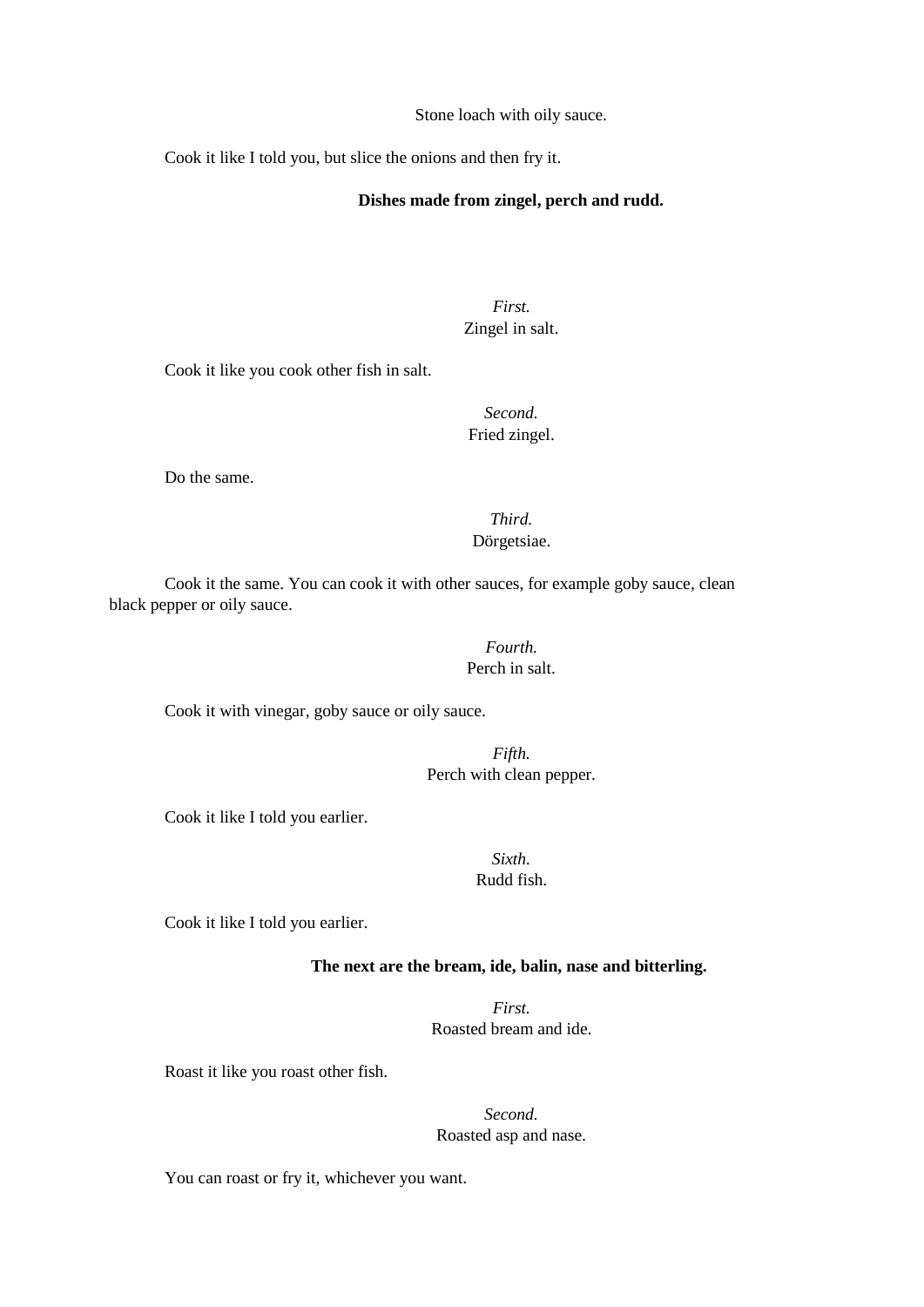Stone loach with oily sauce.

Cook it like I told you, but slice the onions and then fry it.

## Dishes made from zingel, perch and rudd.

*First.*
Zingel in salt.

Cook it like you cook other fish in salt.

*Second.*
Fried zingel.

Do the same.

*Third.*
Dörgetsiae.

Cook it the same. You can cook it with other sauces, for example goby sauce, clean black pepper or oily sauce.

*Fourth.*
Perch in salt.

Cook it with vinegar, goby sauce or oily sauce.

*Fifth.*
Perch with clean pepper.

Cook it like I told you earlier.

*Sixth.*
Rudd fish.

Cook it like I told you earlier.

## The next are the bream, ide, balin, nase and bitterling.

*First.*
Roasted bream and ide.

Roast it like you roast other fish.

*Second.*
Roasted asp and nase.

You can roast or fry it, whichever you want.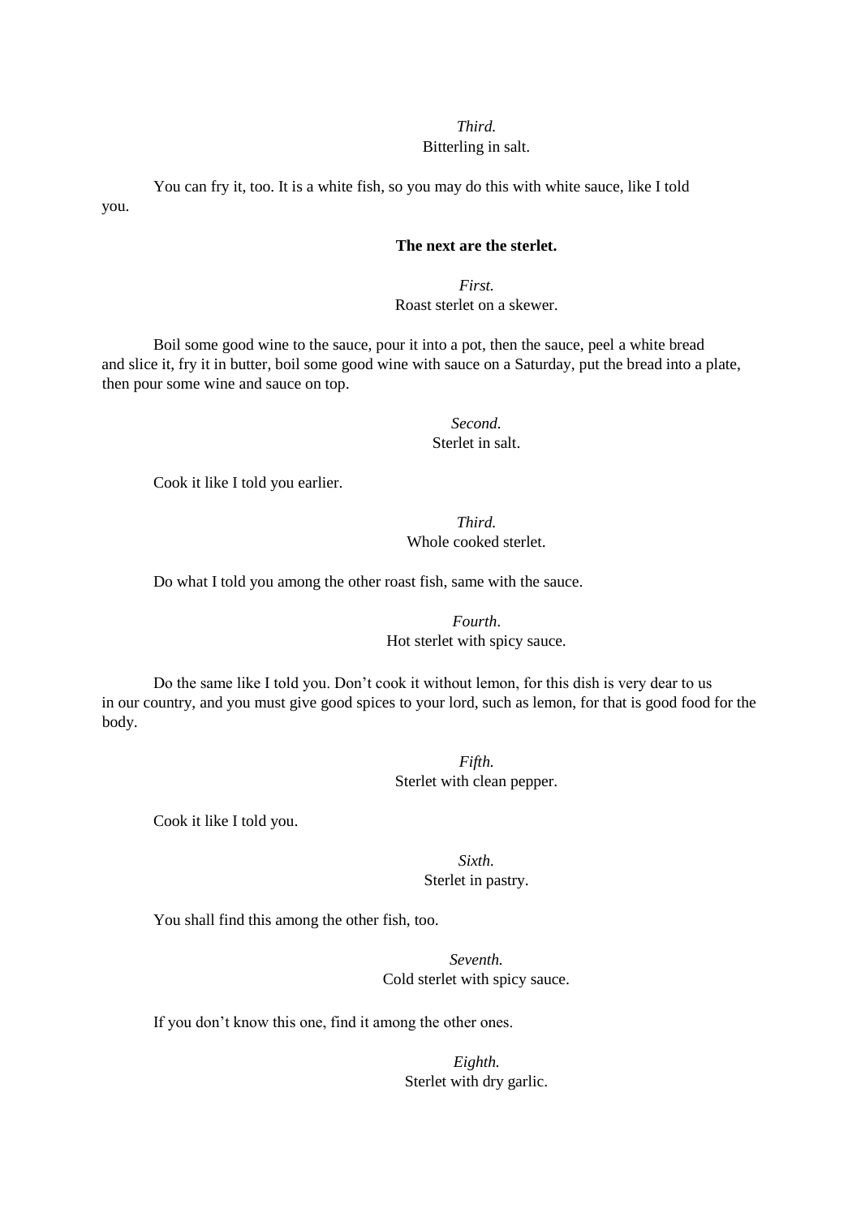*Third.*
Bitterling in salt.

You can fry it, too. It is a white fish, so you may do this with white sauce, like I told you.

**The next are the sterlet.**

*First.*
Roast sterlet on a skewer.

Boil some good wine to the sauce, pour it into a pot, then the sauce, peel a white bread and slice it, fry it in butter, boil some good wine with sauce on a Saturday, put the bread into a plate, then pour some wine and sauce on top.

*Second.*
Sterlet in salt.

Cook it like I told you earlier.

*Third.*
Whole cooked sterlet.

Do what I told you among the other roast fish, same with the sauce.

*Fourth.*
Hot sterlet with spicy sauce.

Do the same like I told you. Don't cook it without lemon, for this dish is very dear to us in our country, and you must give good spices to your lord, such as lemon, for that is good food for the body.

*Fifth.*
Sterlet with clean pepper.

Cook it like I told you.

*Sixth.*
Sterlet in pastry.

You shall find this among the other fish, too.

*Seventh.*
Cold sterlet with spicy sauce.

If you don't know this one, find it among the other ones.

*Eighth.*
Sterlet with dry garlic.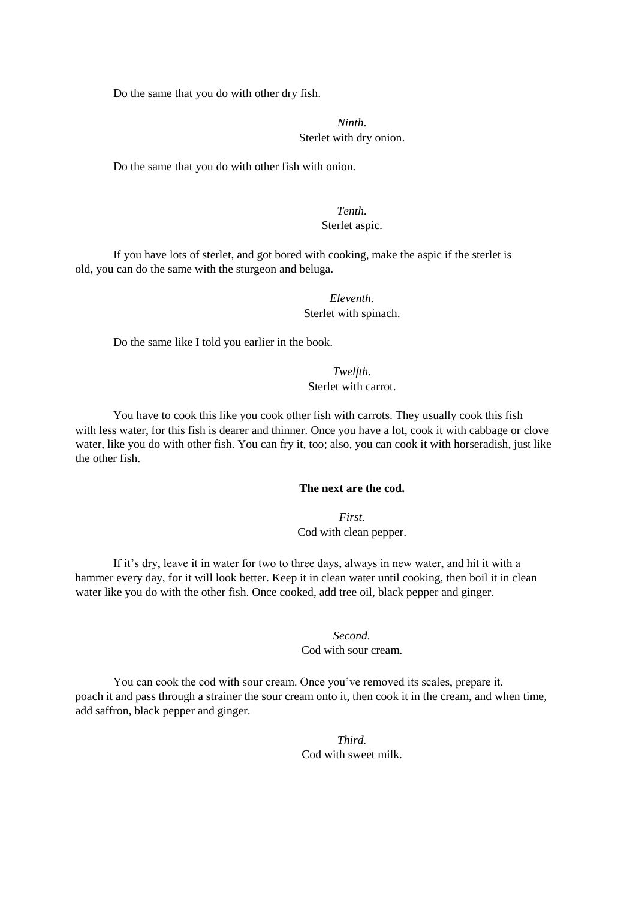Do the same that you do with other dry fish.

*Ninth.*
Sterlet with dry onion.

Do the same that you do with other fish with onion.

*Tenth.*
Sterlet aspic.

If you have lots of sterlet, and got bored with cooking, make the aspic if the sterlet is old, you can do the same with the sturgeon and beluga.

*Eleventh.*
Sterlet with spinach.

Do the same like I told you earlier in the book.

*Twelfth.*
Sterlet with carrot.

You have to cook this like you cook other fish with carrots. They usually cook this fish with less water, for this fish is dearer and thinner. Once you have a lot, cook it with cabbage or clove water, like you do with other fish. You can fry it, too; also, you can cook it with horseradish, just like the other fish.

**The next are the cod.**

*First.*
Cod with clean pepper.

If it's dry, leave it in water for two to three days, always in new water, and hit it with a hammer every day, for it will look better. Keep it in clean water until cooking, then boil it in clean water like you do with the other fish. Once cooked, add tree oil, black pepper and ginger.

*Second.*
Cod with sour cream.

You can cook the cod with sour cream. Once you've removed its scales, prepare it, poach it and pass through a strainer the sour cream onto it, then cook it in the cream, and when time, add saffron, black pepper and ginger.

*Third.*
Cod with sweet milk.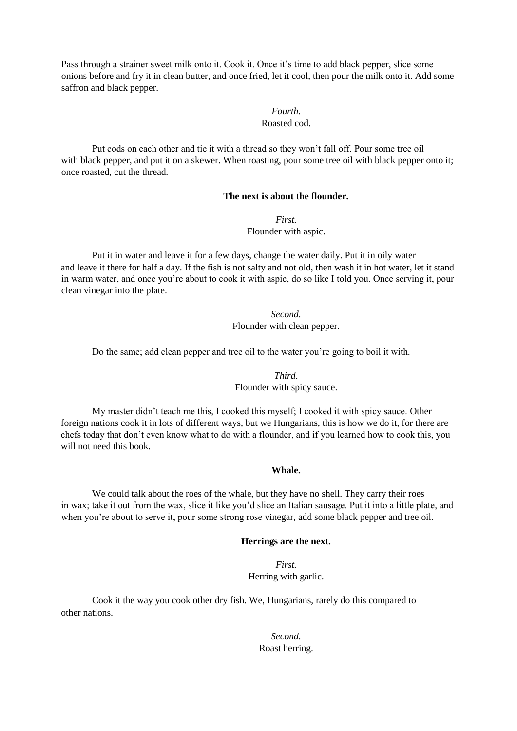Pass through a strainer sweet milk onto it. Cook it. Once it's time to add black pepper, slice some onions before and fry it in clean butter, and once fried, let it cool, then pour the milk onto it. Add some saffron and black pepper.

*Fourth.*
Roasted cod.

Put cods on each other and tie it with a thread so they won't fall off. Pour some tree oil with black pepper, and put it on a skewer. When roasting, pour some tree oil with black pepper onto it; once roasted, cut the thread.

**The next is about the flounder.**

*First.*
Flounder with aspic.

Put it in water and leave it for a few days, change the water daily. Put it in oily water and leave it there for half a day. If the fish is not salty and not old, then wash it in hot water, let it stand in warm water, and once you're about to cook it with aspic, do so like I told you. Once serving it, pour clean vinegar into the plate.

*Second.*
Flounder with clean pepper.

Do the same; add clean pepper and tree oil to the water you're going to boil it with.

*Third.*
Flounder with spicy sauce.

My master didn't teach me this, I cooked this myself; I cooked it with spicy sauce. Other foreign nations cook it in lots of different ways, but we Hungarians, this is how we do it, for there are chefs today that don't even know what to do with a flounder, and if you learned how to cook this, you will not need this book.

**Whale.**

We could talk about the roes of the whale, but they have no shell. They carry their roes in wax; take it out from the wax, slice it like you'd slice an Italian sausage. Put it into a little plate, and when you're about to serve it, pour some strong rose vinegar, add some black pepper and tree oil.

**Herrings are the next.**

*First.*
Herring with garlic.

Cook it the way you cook other dry fish. We, Hungarians, rarely do this compared to other nations.

*Second.*
Roast herring.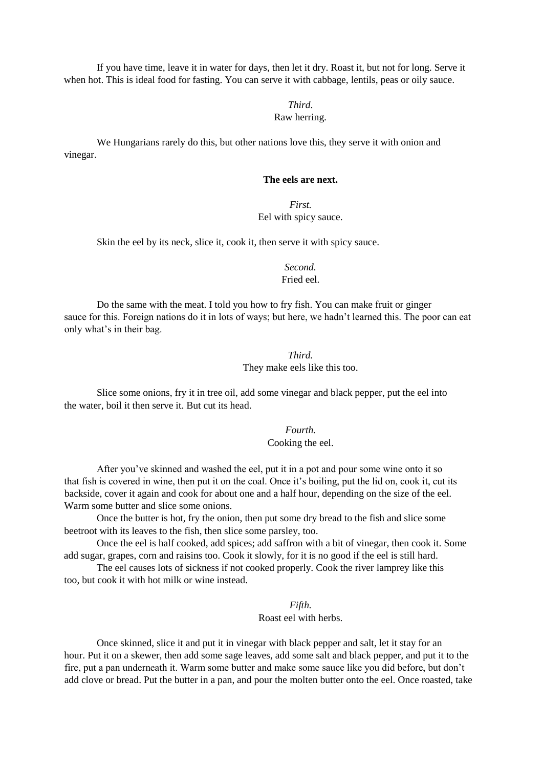If you have time, leave it in water for days, then let it dry. Roast it, but not for long. Serve it when hot. This is ideal food for fasting. You can serve it with cabbage, lentils, peas or oily sauce.

*Third.*
Raw herring.

We Hungarians rarely do this, but other nations love this, they serve it with onion and vinegar.

**The eels are next.**

*First.*
Eel with spicy sauce.

Skin the eel by its neck, slice it, cook it, then serve it with spicy sauce.

*Second.*
Fried eel.

Do the same with the meat. I told you how to fry fish. You can make fruit or ginger sauce for this. Foreign nations do it in lots of ways; but here, we hadn't learned this. The poor can eat only what's in their bag.

*Third.*
They make eels like this too.

Slice some onions, fry it in tree oil, add some vinegar and black pepper, put the eel into the water, boil it then serve it. But cut its head.

*Fourth.*
Cooking the eel.

After you've skinned and washed the eel, put it in a pot and pour some wine onto it so that fish is covered in wine, then put it on the coal. Once it's boiling, put the lid on, cook it, cut its backside, cover it again and cook for about one and a half hour, depending on the size of the eel. Warm some butter and slice some onions.

Once the butter is hot, fry the onion, then put some dry bread to the fish and slice some beetroot with its leaves to the fish, then slice some parsley, too.

Once the eel is half cooked, add spices; add saffron with a bit of vinegar, then cook it. Some add sugar, grapes, corn and raisins too. Cook it slowly, for it is no good if the eel is still hard.

The eel causes lots of sickness if not cooked properly. Cook the river lamprey like this too, but cook it with hot milk or wine instead.

*Fifth.*
Roast eel with herbs.

Once skinned, slice it and put it in vinegar with black pepper and salt, let it stay for an hour. Put it on a skewer, then add some sage leaves, add some salt and black pepper, and put it to the fire, put a pan underneath it. Warm some butter and make some sauce like you did before, but don't add clove or bread. Put the butter in a pan, and pour the molten butter onto the eel. Once roasted, take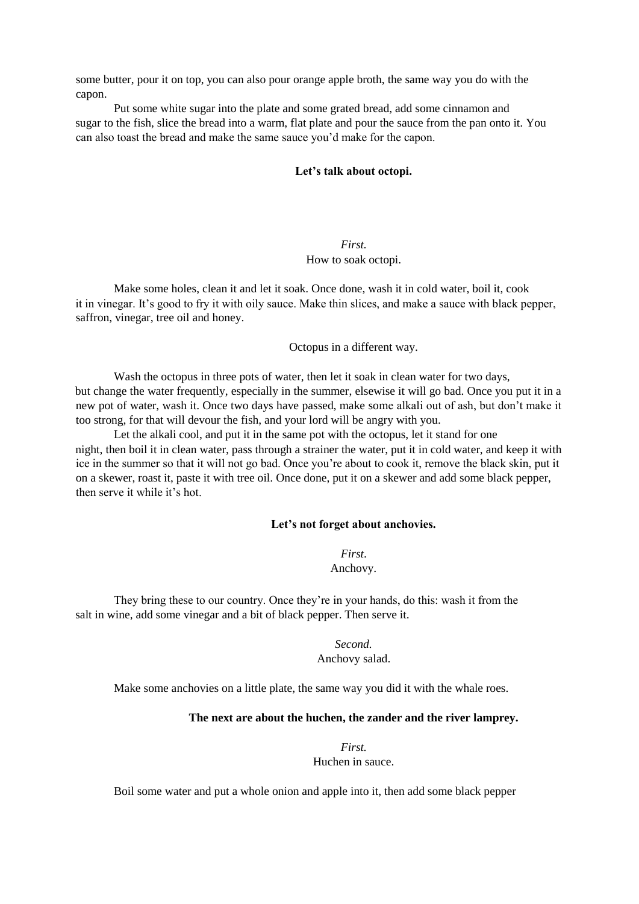some butter, pour it on top, you can also pour orange apple broth, the same way you do with the capon.

Put some white sugar into the plate and some grated bread, add some cinnamon and sugar to the fish, slice the bread into a warm, flat plate and pour the sauce from the pan onto it. You can also toast the bread and make the same sauce you'd make for the capon.

## Let's talk about octopi.

*First.*
How to soak octopi.

Make some holes, clean it and let it soak. Once done, wash it in cold water, boil it, cook it in vinegar. It's good to fry it with oily sauce. Make thin slices, and make a sauce with black pepper, saffron, vinegar, tree oil and honey.

Octopus in a different way.

Wash the octopus in three pots of water, then let it soak in clean water for two days, but change the water frequently, especially in the summer, elsewise it will go bad. Once you put it in a new pot of water, wash it. Once two days have passed, make some alkali out of ash, but don't make it too strong, for that will devour the fish, and your lord will be angry with you.

Let the alkali cool, and put it in the same pot with the octopus, let it stand for one night, then boil it in clean water, pass through a strainer the water, put it in cold water, and keep it with ice in the summer so that it will not go bad. Once you're about to cook it, remove the black skin, put it on a skewer, roast it, paste it with tree oil. Once done, put it on a skewer and add some black pepper, then serve it while it's hot.

## Let's not forget about anchovies.

*First.*
Anchovy.

They bring these to our country. Once they're in your hands, do this: wash it from the salt in wine, add some vinegar and a bit of black pepper. Then serve it.

*Second.*
Anchovy salad.

Make some anchovies on a little plate, the same way you did it with the whale roes.

## The next are about the huchen, the zander and the river lamprey.

*First.*
Huchen in sauce.

Boil some water and put a whole onion and apple into it, then add some black pepper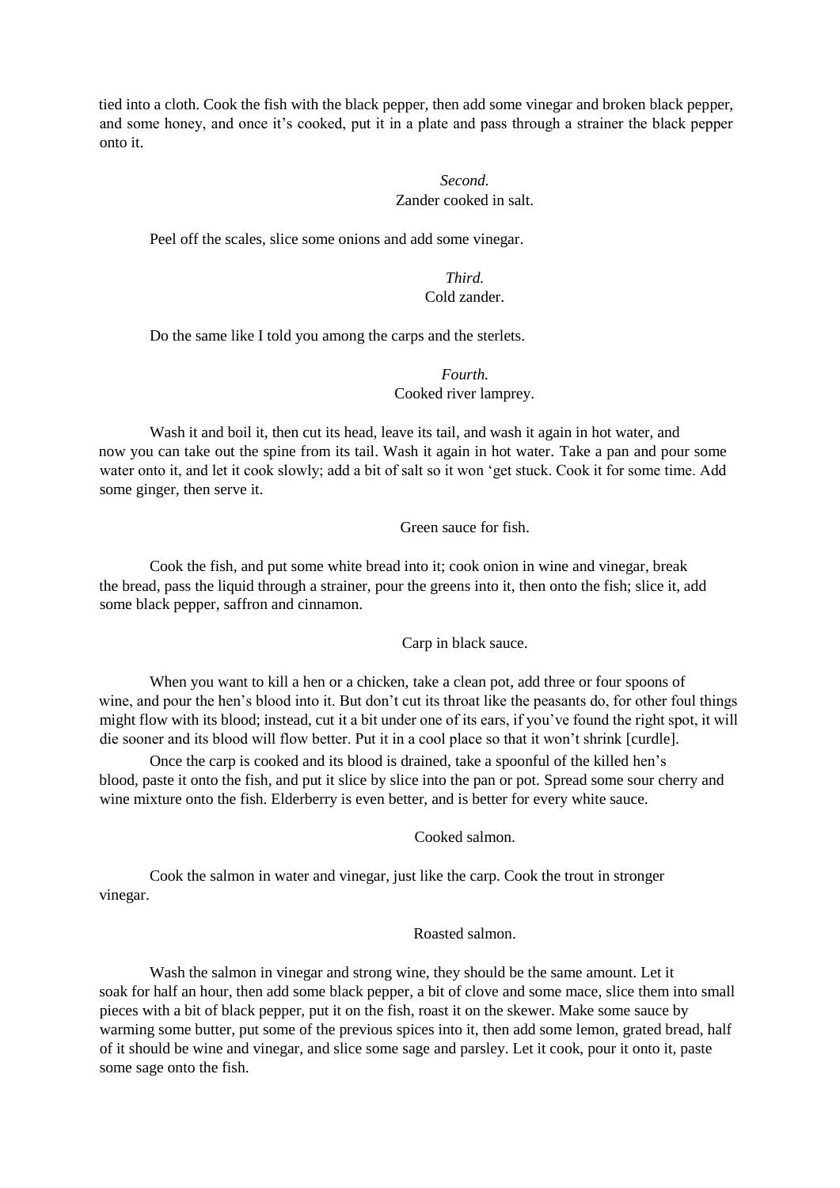tied into a cloth. Cook the fish with the black pepper, then add some vinegar and broken black pepper, and some honey, and once it's cooked, put it in a plate and pass through a strainer the black pepper onto it.

*Second.*
Zander cooked in salt.

Peel off the scales, slice some onions and add some vinegar.

*Third.*
Cold zander.

Do the same like I told you among the carps and the sterlets.

*Fourth.*
Cooked river lamprey.

Wash it and boil it, then cut its head, leave its tail, and wash it again in hot water, and now you can take out the spine from its tail. Wash it again in hot water. Take a pan and pour some water onto it, and let it cook slowly; add a bit of salt so it won 'get stuck. Cook it for some time. Add some ginger, then serve it.

Green sauce for fish.

Cook the fish, and put some white bread into it; cook onion in wine and vinegar, break the bread, pass the liquid through a strainer, pour the greens into it, then onto the fish; slice it, add some black pepper, saffron and cinnamon.

Carp in black sauce.

When you want to kill a hen or a chicken, take a clean pot, add three or four spoons of wine, and pour the hen's blood into it. But don't cut its throat like the peasants do, for other foul things might flow with its blood; instead, cut it a bit under one of its ears, if you've found the right spot, it will die sooner and its blood will flow better. Put it in a cool place so that it won't shrink [curdle].

Once the carp is cooked and its blood is drained, take a spoonful of the killed hen's blood, paste it onto the fish, and put it slice by slice into the pan or pot. Spread some sour cherry and wine mixture onto the fish. Elderberry is even better, and is better for every white sauce.

Cooked salmon.

Cook the salmon in water and vinegar, just like the carp. Cook the trout in stronger vinegar.

Roasted salmon.

Wash the salmon in vinegar and strong wine, they should be the same amount. Let it soak for half an hour, then add some black pepper, a bit of clove and some mace, slice them into small pieces with a bit of black pepper, put it on the fish, roast it on the skewer. Make some sauce by warming some butter, put some of the previous spices into it, then add some lemon, grated bread, half of it should be wine and vinegar, and slice some sage and parsley. Let it cook, pour it onto it, paste some sage onto the fish.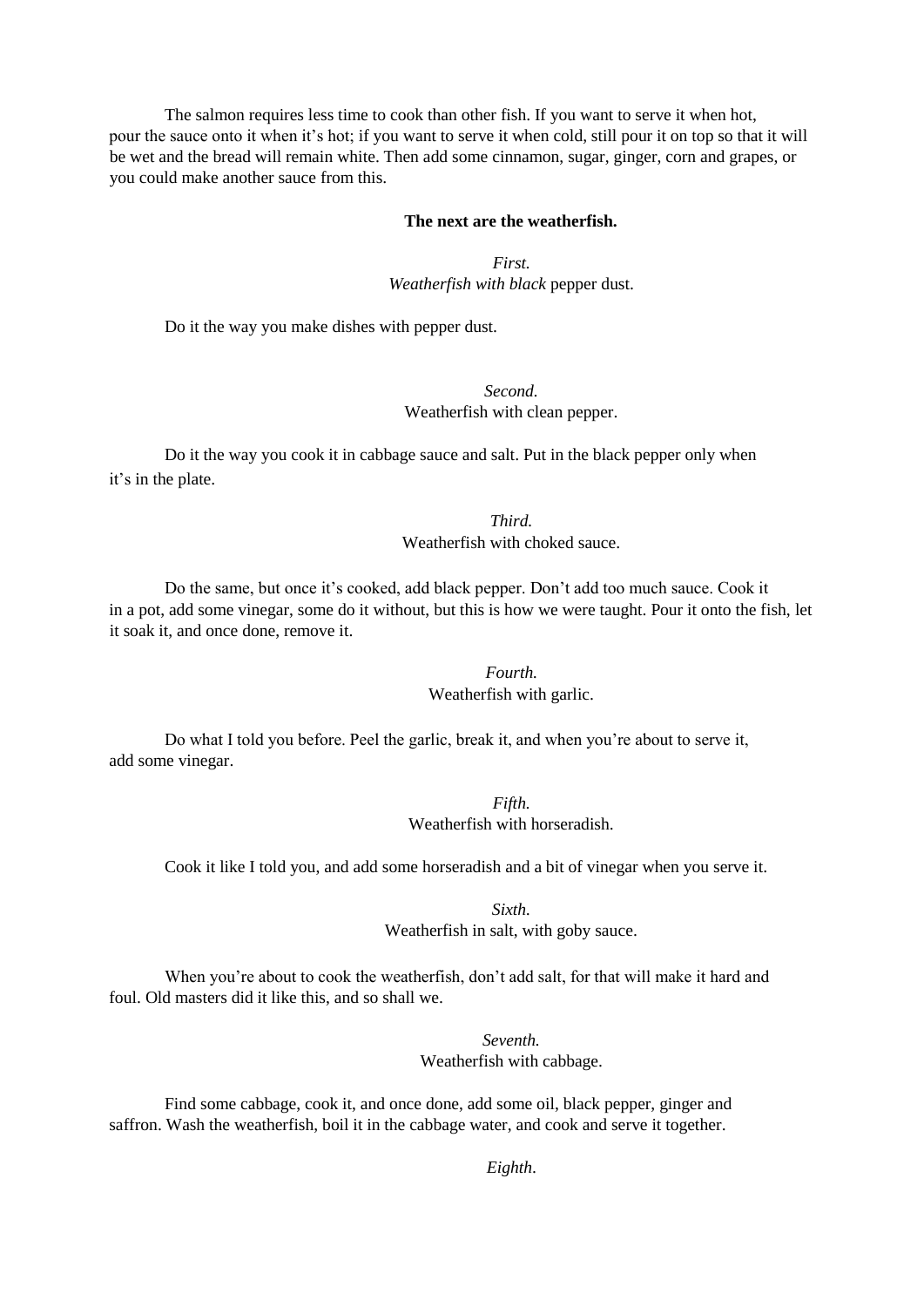The salmon requires less time to cook than other fish. If you want to serve it when hot, pour the sauce onto it when it's hot; if you want to serve it when cold, still pour it on top so that it will be wet and the bread will remain white. Then add some cinnamon, sugar, ginger, corn and grapes, or you could make another sauce from this.

**The next are the weatherfish.**

*First.*
*Weatherfish with black* pepper dust.

Do it the way you make dishes with pepper dust.

*Second.*
Weatherfish with clean pepper.

Do it the way you cook it in cabbage sauce and salt. Put in the black pepper only when it's in the plate.

*Third.*
Weatherfish with choked sauce.

Do the same, but once it's cooked, add black pepper. Don't add too much sauce. Cook it in a pot, add some vinegar, some do it without, but this is how we were taught. Pour it onto the fish, let it soak it, and once done, remove it.

*Fourth.*
Weatherfish with garlic.

Do what I told you before. Peel the garlic, break it, and when you're about to serve it, add some vinegar.

*Fifth.*
Weatherfish with horseradish.

Cook it like I told you, and add some horseradish and a bit of vinegar when you serve it.

*Sixth.*
Weatherfish in salt, with goby sauce.

When you're about to cook the weatherfish, don't add salt, for that will make it hard and foul. Old masters did it like this, and so shall we.

*Seventh.*
Weatherfish with cabbage.

Find some cabbage, cook it, and once done, add some oil, black pepper, ginger and saffron. Wash the weatherfish, boil it in the cabbage water, and cook and serve it together.

*Eighth.*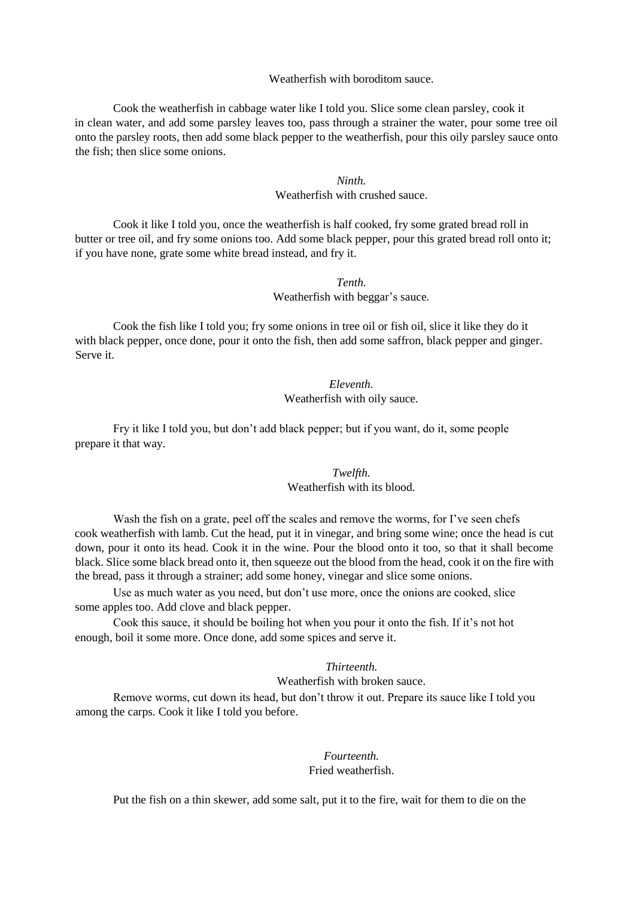Weatherfish with boroditom sauce.

Cook the weatherfish in cabbage water like I told you. Slice some clean parsley, cook it in clean water, and add some parsley leaves too, pass through a strainer the water, pour some tree oil onto the parsley roots, then add some black pepper to the weatherfish, pour this oily parsley sauce onto the fish; then slice some onions.

*Ninth.*
Weatherfish with crushed sauce.

Cook it like I told you, once the weatherfish is half cooked, fry some grated bread roll in butter or tree oil, and fry some onions too. Add some black pepper, pour this grated bread roll onto it; if you have none, grate some white bread instead, and fry it.

*Tenth.*
Weatherfish with beggar's sauce.

Cook the fish like I told you; fry some onions in tree oil or fish oil, slice it like they do it with black pepper, once done, pour it onto the fish, then add some saffron, black pepper and ginger. Serve it.

*Eleventh.*
Weatherfish with oily sauce.

Fry it like I told you, but don't add black pepper; but if you want, do it, some people prepare it that way.

*Twelfth.*
Weatherfish with its blood.

Wash the fish on a grate, peel off the scales and remove the worms, for I've seen chefs cook weatherfish with lamb. Cut the head, put it in vinegar, and bring some wine; once the head is cut down, pour it onto its head. Cook it in the wine. Pour the blood onto it too, so that it shall become black. Slice some black bread onto it, then squeeze out the blood from the head, cook it on the fire with the bread, pass it through a strainer; add some honey, vinegar and slice some onions.

Use as much water as you need, but don't use more, once the onions are cooked, slice some apples too. Add clove and black pepper.

Cook this sauce, it should be boiling hot when you pour it onto the fish. If it's not hot enough, boil it some more. Once done, add some spices and serve it.

*Thirteenth.*
Weatherfish with broken sauce.

Remove worms, cut down its head, but don't throw it out. Prepare its sauce like I told you among the carps. Cook it like I told you before.

*Fourteenth.*
Fried weatherfish.

Put the fish on a thin skewer, add some salt, put it to the fire, wait for them to die on the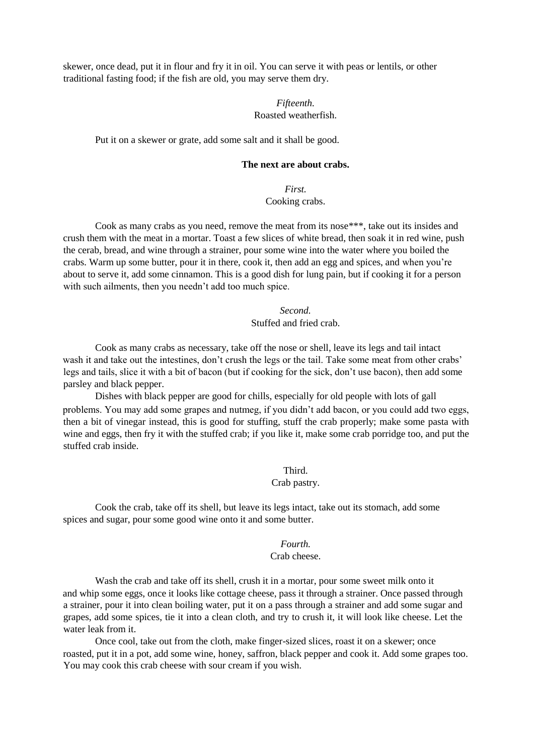skewer, once dead, put it in flour and fry it in oil. You can serve it with peas or lentils, or other traditional fasting food; if the fish are old, you may serve them dry.

*Fifteenth.*
Roasted weatherfish.

Put it on a skewer or grate, add some salt and it shall be good.

**The next are about crabs.**

*First.*
Cooking crabs.

Cook as many crabs as you need, remove the meat from its nose***, take out its insides and crush them with the meat in a mortar. Toast a few slices of white bread, then soak it in red wine, push the cerab, bread, and wine through a strainer, pour some wine into the water where you boiled the crabs. Warm up some butter, pour it in there, cook it, then add an egg and spices, and when you're about to serve it, add some cinnamon. This is a good dish for lung pain, but if cooking it for a person with such ailments, then you needn't add too much spice.

*Second.*
Stuffed and fried crab.

Cook as many crabs as necessary, take off the nose or shell, leave its legs and tail intact wash it and take out the intestines, don't crush the legs or the tail. Take some meat from other crabs' legs and tails, slice it with a bit of bacon (but if cooking for the sick, don't use bacon), then add some parsley and black pepper.

Dishes with black pepper are good for chills, especially for old people with lots of gall problems. You may add some grapes and nutmeg, if you didn't add bacon, or you could add two eggs, then a bit of vinegar instead, this is good for stuffing, stuff the crab properly; make some pasta with wine and eggs, then fry it with the stuffed crab; if you like it, make some crab porridge too, and put the stuffed crab inside.

Third.
Crab pastry.

Cook the crab, take off its shell, but leave its legs intact, take out its stomach, add some spices and sugar, pour some good wine onto it and some butter.

*Fourth.*
Crab cheese.

Wash the crab and take off its shell, crush it in a mortar, pour some sweet milk onto it and whip some eggs, once it looks like cottage cheese, pass it through a strainer. Once passed through a strainer, pour it into clean boiling water, put it on a pass through a strainer and add some sugar and grapes, add some spices, tie it into a clean cloth, and try to crush it, it will look like cheese. Let the water leak from it.

Once cool, take out from the cloth, make finger-sized slices, roast it on a skewer; once roasted, put it in a pot, add some wine, honey, saffron, black pepper and cook it. Add some grapes too. You may cook this crab cheese with sour cream if you wish.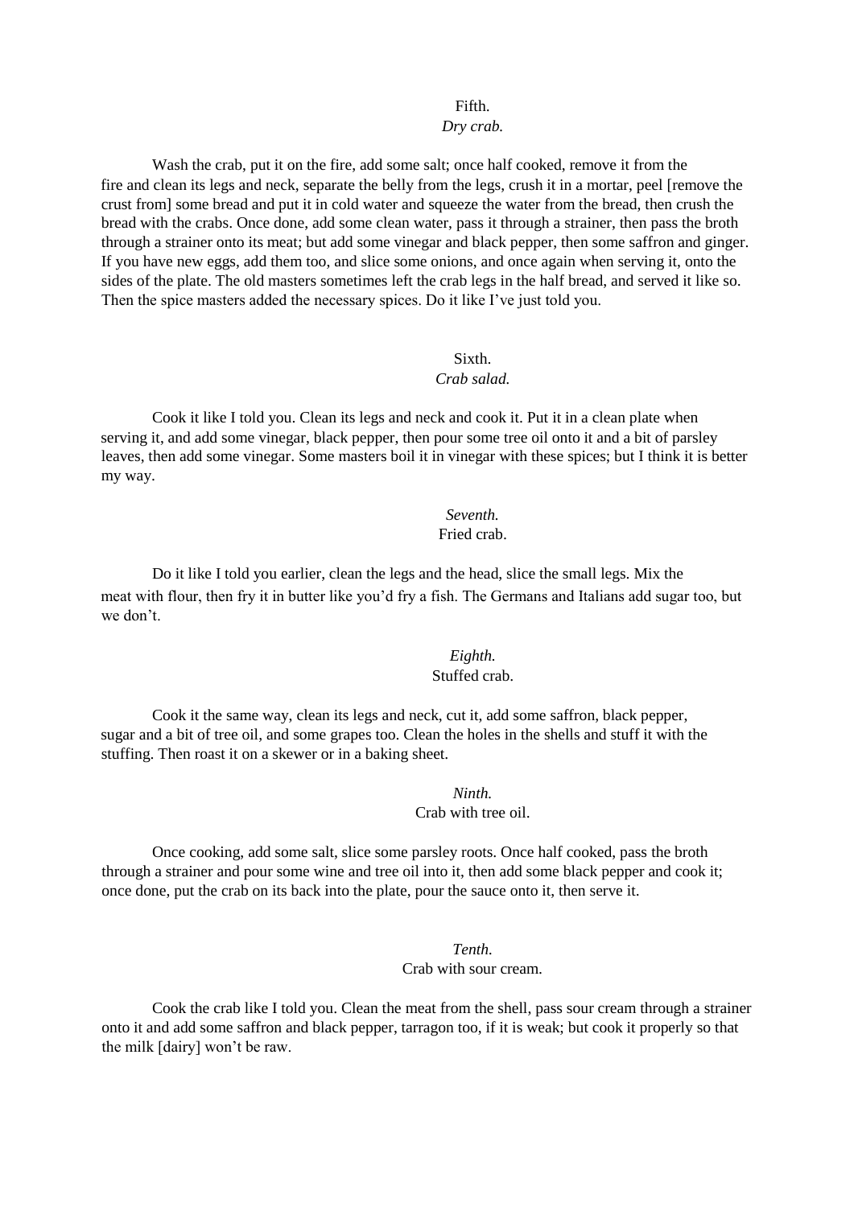Fifth.
*Dry crab.*

Wash the crab, put it on the fire, add some salt; once half cooked, remove it from the fire and clean its legs and neck, separate the belly from the legs, crush it in a mortar, peel [remove the crust from] some bread and put it in cold water and squeeze the water from the bread, then crush the bread with the crabs. Once done, add some clean water, pass it through a strainer, then pass the broth through a strainer onto its meat; but add some vinegar and black pepper, then some saffron and ginger. If you have new eggs, add them too, and slice some onions, and once again when serving it, onto the sides of the plate. The old masters sometimes left the crab legs in the half bread, and served it like so. Then the spice masters added the necessary spices. Do it like I've just told you.

Sixth.
*Crab salad.*

Cook it like I told you. Clean its legs and neck and cook it. Put it in a clean plate when serving it, and add some vinegar, black pepper, then pour some tree oil onto it and a bit of parsley leaves, then add some vinegar. Some masters boil it in vinegar with these spices; but I think it is better my way.

*Seventh.*
Fried crab.

Do it like I told you earlier, clean the legs and the head, slice the small legs. Mix the meat with flour, then fry it in butter like you'd fry a fish. The Germans and Italians add sugar too, but we don't.

*Eighth.*
Stuffed crab.

Cook it the same way, clean its legs and neck, cut it, add some saffron, black pepper, sugar and a bit of tree oil, and some grapes too. Clean the holes in the shells and stuff it with the stuffing. Then roast it on a skewer or in a baking sheet.

*Ninth.*
Crab with tree oil.

Once cooking, add some salt, slice some parsley roots. Once half cooked, pass the broth through a strainer and pour some wine and tree oil into it, then add some black pepper and cook it; once done, put the crab on its back into the plate, pour the sauce onto it, then serve it.

*Tenth.*
Crab with sour cream.

Cook the crab like I told you. Clean the meat from the shell, pass sour cream through a strainer onto it and add some saffron and black pepper, tarragon too, if it is weak; but cook it properly so that the milk [dairy] won't be raw.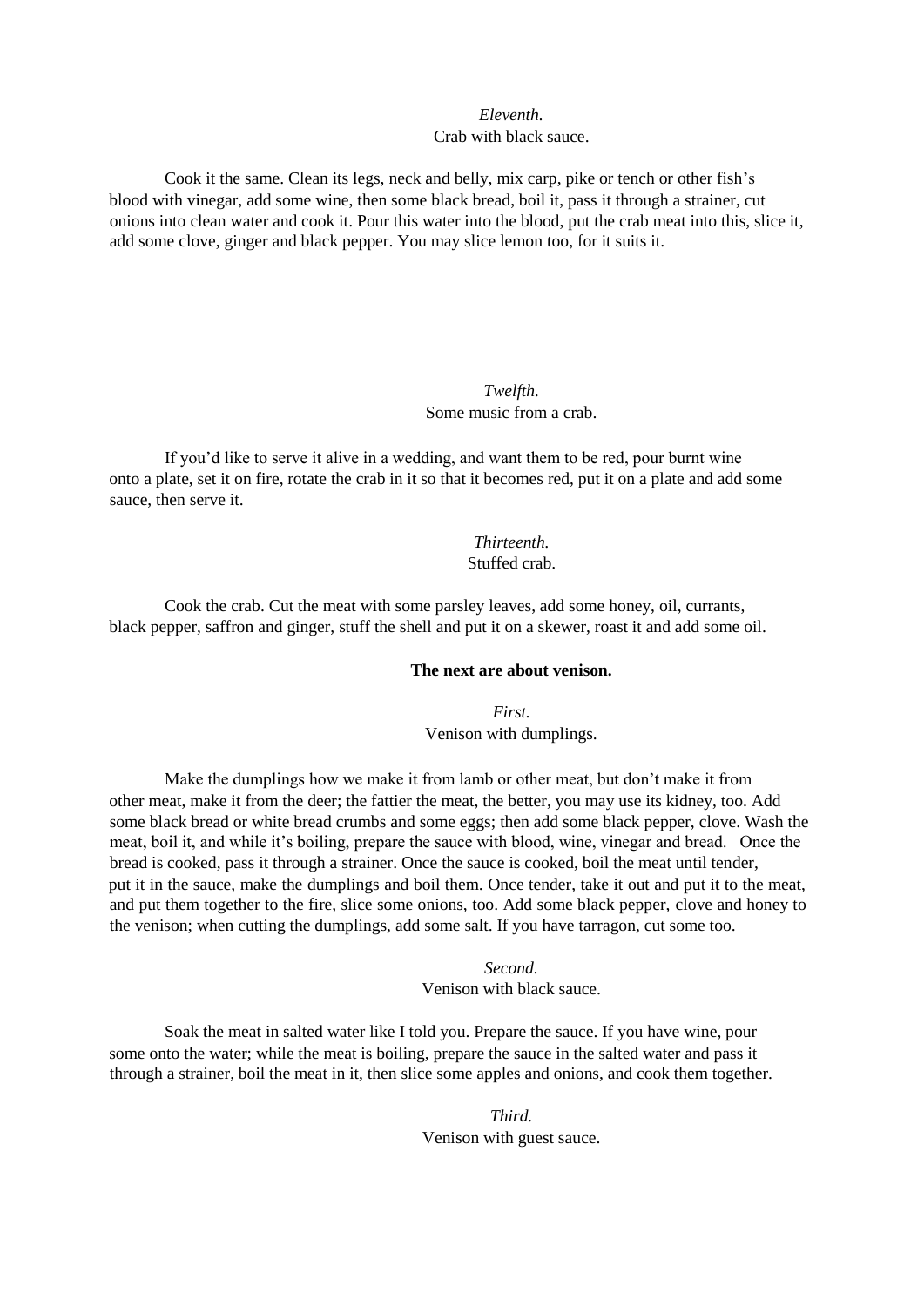*Eleventh.*
Crab with black sauce.

Cook it the same. Clean its legs, neck and belly, mix carp, pike or tench or other fish's blood with vinegar, add some wine, then some black bread, boil it, pass it through a strainer, cut onions into clean water and cook it. Pour this water into the blood, put the crab meat into this, slice it, add some clove, ginger and black pepper. You may slice lemon too, for it suits it.

*Twelfth.*
Some music from a crab.

If you'd like to serve it alive in a wedding, and want them to be red, pour burnt wine onto a plate, set it on fire, rotate the crab in it so that it becomes red, put it on a plate and add some sauce, then serve it.

*Thirteenth.*
Stuffed crab.

Cook the crab. Cut the meat with some parsley leaves, add some honey, oil, currants, black pepper, saffron and ginger, stuff the shell and put it on a skewer, roast it and add some oil.

**The next are about venison.**

*First.*
Venison with dumplings.

Make the dumplings how we make it from lamb or other meat, but don't make it from other meat, make it from the deer; the fattier the meat, the better, you may use its kidney, too. Add some black bread or white bread crumbs and some eggs; then add some black pepper, clove. Wash the meat, boil it, and while it's boiling, prepare the sauce with blood, wine, vinegar and bread. Once the bread is cooked, pass it through a strainer. Once the sauce is cooked, boil the meat until tender, put it in the sauce, make the dumplings and boil them. Once tender, take it out and put it to the meat, and put them together to the fire, slice some onions, too. Add some black pepper, clove and honey to the venison; when cutting the dumplings, add some salt. If you have tarragon, cut some too.

*Second.*
Venison with black sauce.

Soak the meat in salted water like I told you. Prepare the sauce. If you have wine, pour some onto the water; while the meat is boiling, prepare the sauce in the salted water and pass it through a strainer, boil the meat in it, then slice some apples and onions, and cook them together.

*Third.*
Venison with guest sauce.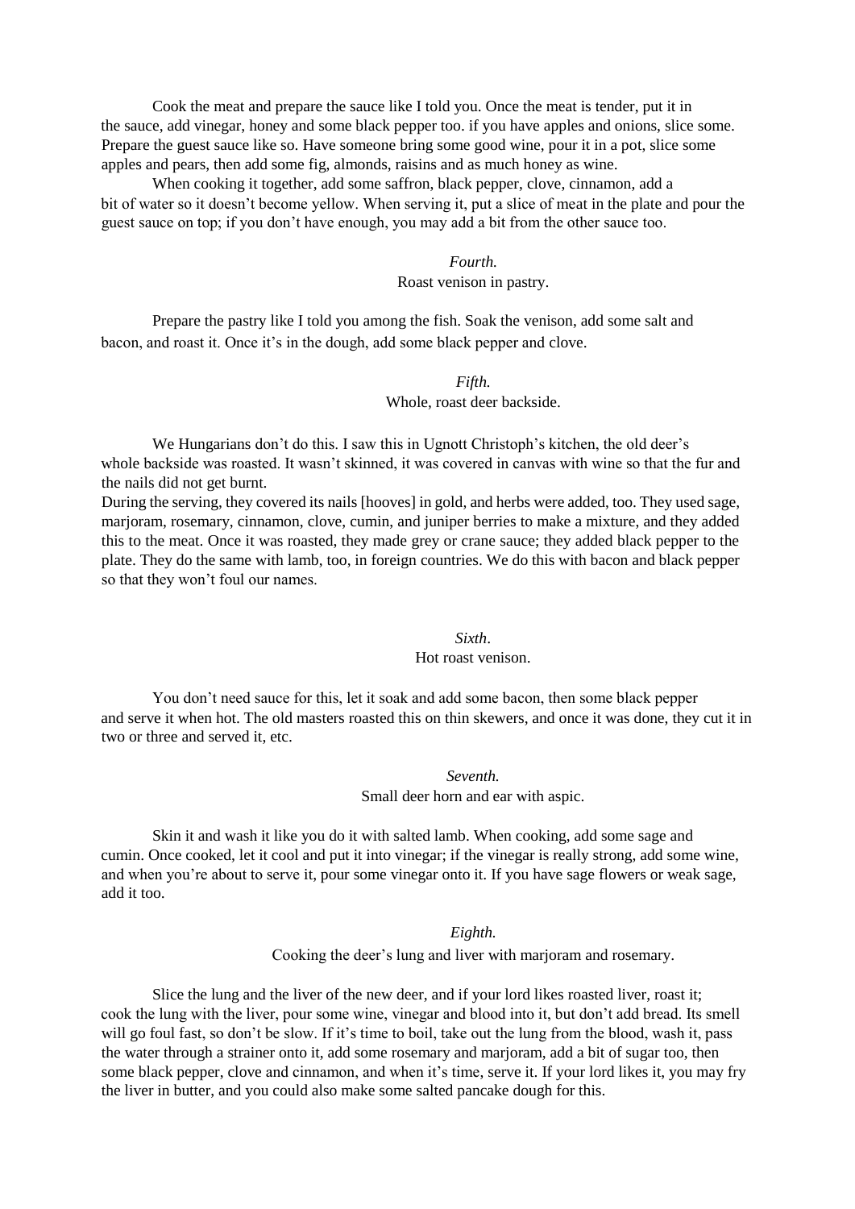Cook the meat and prepare the sauce like I told you. Once the meat is tender, put it in the sauce, add vinegar, honey and some black pepper too. if you have apples and onions, slice some. Prepare the guest sauce like so. Have someone bring some good wine, pour it in a pot, slice some apples and pears, then add some fig, almonds, raisins and as much honey as wine.

When cooking it together, add some saffron, black pepper, clove, cinnamon, add a bit of water so it doesn't become yellow. When serving it, put a slice of meat in the plate and pour the guest sauce on top; if you don't have enough, you may add a bit from the other sauce too.

*Fourth.*

Roast venison in pastry.

Prepare the pastry like I told you among the fish. Soak the venison, add some salt and bacon, and roast it. Once it's in the dough, add some black pepper and clove.

*Fifth.*

Whole, roast deer backside.

We Hungarians don't do this. I saw this in Ugnott Christoph's kitchen, the old deer's whole backside was roasted. It wasn't skinned, it was covered in canvas with wine so that the fur and the nails did not get burnt.

During the serving, they covered its nails [hooves] in gold, and herbs were added, too. They used sage, marjoram, rosemary, cinnamon, clove, cumin, and juniper berries to make a mixture, and they added this to the meat. Once it was roasted, they made grey or crane sauce; they added black pepper to the plate. They do the same with lamb, too, in foreign countries. We do this with bacon and black pepper so that they won't foul our names.

*Sixth*.

Hot roast venison.

You don't need sauce for this, let it soak and add some bacon, then some black pepper and serve it when hot. The old masters roasted this on thin skewers, and once it was done, they cut it in two or three and served it, etc.

*Seventh.*

Small deer horn and ear with aspic.

Skin it and wash it like you do it with salted lamb. When cooking, add some sage and cumin. Once cooked, let it cool and put it into vinegar; if the vinegar is really strong, add some wine, and when you're about to serve it, pour some vinegar onto it. If you have sage flowers or weak sage, add it too.

*Eighth.*

Cooking the deer's lung and liver with marjoram and rosemary.

Slice the lung and the liver of the new deer, and if your lord likes roasted liver, roast it; cook the lung with the liver, pour some wine, vinegar and blood into it, but don't add bread. Its smell will go foul fast, so don't be slow. If it's time to boil, take out the lung from the blood, wash it, pass the water through a strainer onto it, add some rosemary and marjoram, add a bit of sugar too, then some black pepper, clove and cinnamon, and when it's time, serve it. If your lord likes it, you may fry the liver in butter, and you could also make some salted pancake dough for this.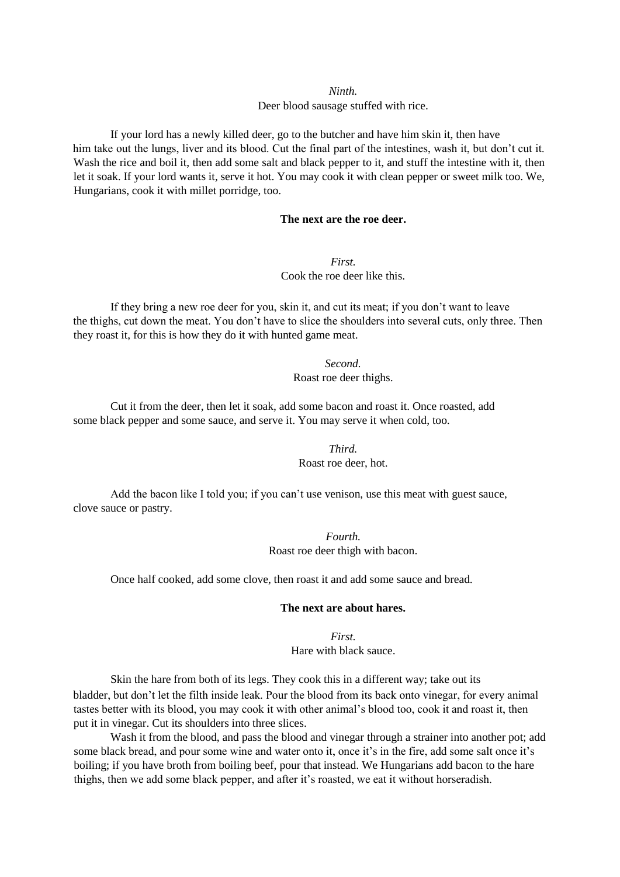*Ninth.*

Deer blood sausage stuffed with rice.

If your lord has a newly killed deer, go to the butcher and have him skin it, then have him take out the lungs, liver and its blood. Cut the final part of the intestines, wash it, but don't cut it. Wash the rice and boil it, then add some salt and black pepper to it, and stuff the intestine with it, then let it soak. If your lord wants it, serve it hot. You may cook it with clean pepper or sweet milk too. We, Hungarians, cook it with millet porridge, too.

**The next are the roe deer.**

*First.*

Cook the roe deer like this.

If they bring a new roe deer for you, skin it, and cut its meat; if you don't want to leave the thighs, cut down the meat. You don't have to slice the shoulders into several cuts, only three. Then they roast it, for this is how they do it with hunted game meat.

*Second.*

Roast roe deer thighs.

Cut it from the deer, then let it soak, add some bacon and roast it. Once roasted, add some black pepper and some sauce, and serve it. You may serve it when cold, too.

*Third.*

Roast roe deer, hot.

Add the bacon like I told you; if you can't use venison, use this meat with guest sauce, clove sauce or pastry.

*Fourth.*

Roast roe deer thigh with bacon.

Once half cooked, add some clove, then roast it and add some sauce and bread.

**The next are about hares.**

*First.*

Hare with black sauce.

Skin the hare from both of its legs. They cook this in a different way; take out its bladder, but don't let the filth inside leak. Pour the blood from its back onto vinegar, for every animal tastes better with its blood, you may cook it with other animal's blood too, cook it and roast it, then put it in vinegar. Cut its shoulders into three slices.

Wash it from the blood, and pass the blood and vinegar through a strainer into another pot; add some black bread, and pour some wine and water onto it, once it's in the fire, add some salt once it's boiling; if you have broth from boiling beef, pour that instead. We Hungarians add bacon to the hare thighs, then we add some black pepper, and after it's roasted, we eat it without horseradish.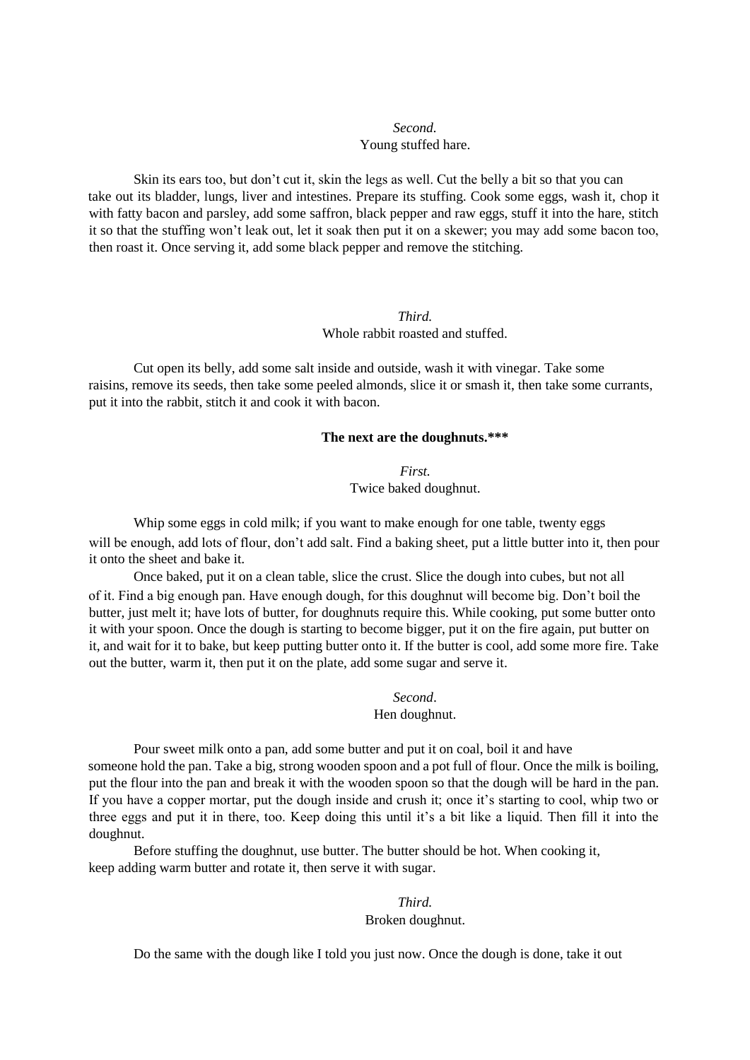*Second.*
Young stuffed hare.

Skin its ears too, but don't cut it, skin the legs as well. Cut the belly a bit so that you can take out its bladder, lungs, liver and intestines. Prepare its stuffing. Cook some eggs, wash it, chop it with fatty bacon and parsley, add some saffron, black pepper and raw eggs, stuff it into the hare, stitch it so that the stuffing won't leak out, let it soak then put it on a skewer; you may add some bacon too, then roast it. Once serving it, add some black pepper and remove the stitching.

*Third.*
Whole rabbit roasted and stuffed.

Cut open its belly, add some salt inside and outside, wash it with vinegar. Take some raisins, remove its seeds, then take some peeled almonds, slice it or smash it, then take some currants, put it into the rabbit, stitch it and cook it with bacon.

**The next are the doughnuts.\*\*\***

*First.*
Twice baked doughnut.

Whip some eggs in cold milk; if you want to make enough for one table, twenty eggs will be enough, add lots of flour, don't add salt. Find a baking sheet, put a little butter into it, then pour it onto the sheet and bake it.

Once baked, put it on a clean table, slice the crust. Slice the dough into cubes, but not all of it. Find a big enough pan. Have enough dough, for this doughnut will become big. Don't boil the butter, just melt it; have lots of butter, for doughnuts require this. While cooking, put some butter onto it with your spoon. Once the dough is starting to become bigger, put it on the fire again, put butter on it, and wait for it to bake, but keep putting butter onto it. If the butter is cool, add some more fire. Take out the butter, warm it, then put it on the plate, add some sugar and serve it.

*Second*.
Hen doughnut.

Pour sweet milk onto a pan, add some butter and put it on coal, boil it and have someone hold the pan. Take a big, strong wooden spoon and a pot full of flour. Once the milk is boiling, put the flour into the pan and break it with the wooden spoon so that the dough will be hard in the pan. If you have a copper mortar, put the dough inside and crush it; once it's starting to cool, whip two or three eggs and put it in there, too. Keep doing this until it's a bit like a liquid. Then fill it into the doughnut.

Before stuffing the doughnut, use butter. The butter should be hot. When cooking it, keep adding warm butter and rotate it, then serve it with sugar.

*Third.*
Broken doughnut.

Do the same with the dough like I told you just now. Once the dough is done, take it out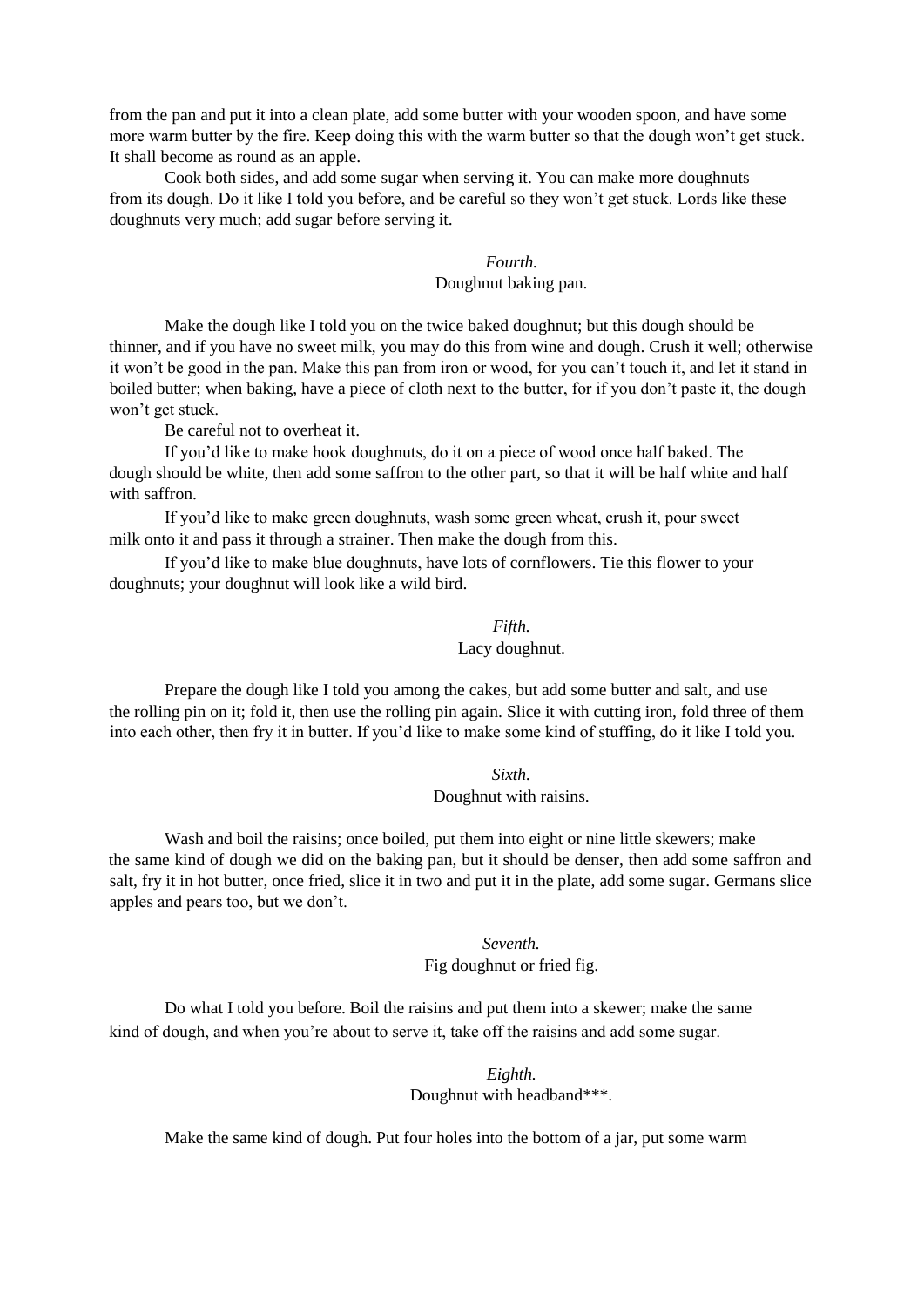from the pan and put it into a clean plate, add some butter with your wooden spoon, and have some more warm butter by the fire. Keep doing this with the warm butter so that the dough won't get stuck. It shall become as round as an apple.

Cook both sides, and add some sugar when serving it. You can make more doughnuts from its dough. Do it like I told you before, and be careful so they won't get stuck. Lords like these doughnuts very much; add sugar before serving it.

*Fourth.*
Doughnut baking pan.

Make the dough like I told you on the twice baked doughnut; but this dough should be thinner, and if you have no sweet milk, you may do this from wine and dough. Crush it well; otherwise it won't be good in the pan. Make this pan from iron or wood, for you can't touch it, and let it stand in boiled butter; when baking, have a piece of cloth next to the butter, for if you don't paste it, the dough won't get stuck.

Be careful not to overheat it.

If you'd like to make hook doughnuts, do it on a piece of wood once half baked. The dough should be white, then add some saffron to the other part, so that it will be half white and half with saffron.

If you'd like to make green doughnuts, wash some green wheat, crush it, pour sweet milk onto it and pass it through a strainer. Then make the dough from this.

If you'd like to make blue doughnuts, have lots of cornflowers. Tie this flower to your doughnuts; your doughnut will look like a wild bird.

*Fifth.*
Lacy doughnut.

Prepare the dough like I told you among the cakes, but add some butter and salt, and use the rolling pin on it; fold it, then use the rolling pin again. Slice it with cutting iron, fold three of them into each other, then fry it in butter. If you'd like to make some kind of stuffing, do it like I told you.

*Sixth.*
Doughnut with raisins.

Wash and boil the raisins; once boiled, put them into eight or nine little skewers; make the same kind of dough we did on the baking pan, but it should be denser, then add some saffron and salt, fry it in hot butter, once fried, slice it in two and put it in the plate, add some sugar. Germans slice apples and pears too, but we don't.

*Seventh.*
Fig doughnut or fried fig.

Do what I told you before. Boil the raisins and put them into a skewer; make the same kind of dough, and when you're about to serve it, take off the raisins and add some sugar.

*Eighth.*
Doughnut with headband***.

Make the same kind of dough. Put four holes into the bottom of a jar, put some warm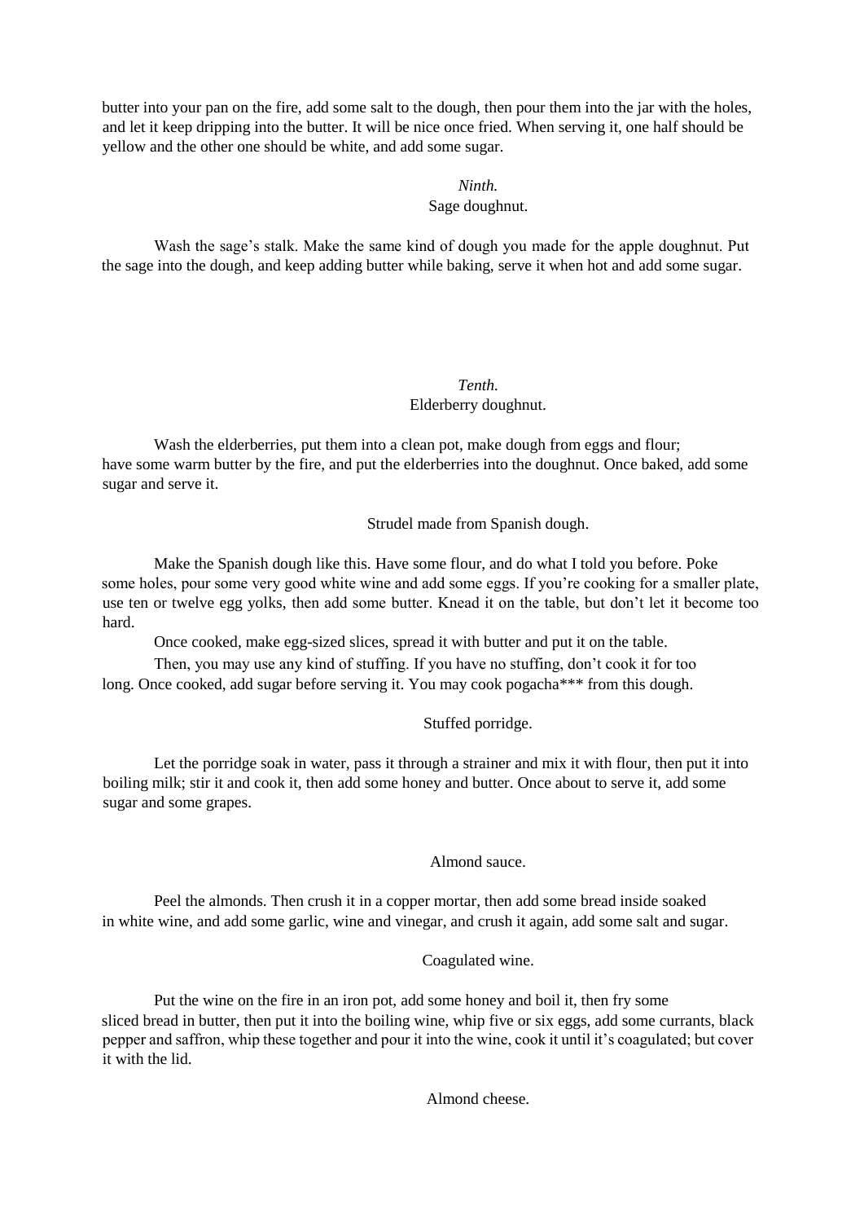butter into your pan on the fire, add some salt to the dough, then pour them into the jar with the holes, and let it keep dripping into the butter. It will be nice once fried. When serving it, one half should be yellow and the other one should be white, and add some sugar.

*Ninth.*

### Sage doughnut.

Wash the sage's stalk. Make the same kind of dough you made for the apple doughnut. Put the sage into the dough, and keep adding butter while baking, serve it when hot and add some sugar.

*Tenth.*

### Elderberry doughnut.

Wash the elderberries, put them into a clean pot, make dough from eggs and flour; have some warm butter by the fire, and put the elderberries into the doughnut. Once baked, add some sugar and serve it.

### Strudel made from Spanish dough.

Make the Spanish dough like this. Have some flour, and do what I told you before. Poke some holes, pour some very good white wine and add some eggs. If you're cooking for a smaller plate, use ten or twelve egg yolks, then add some butter. Knead it on the table, but don't let it become too hard.

Once cooked, make egg-sized slices, spread it with butter and put it on the table.

Then, you may use any kind of stuffing. If you have no stuffing, don't cook it for too long. Once cooked, add sugar before serving it. You may cook pogacha*** from this dough.

### Stuffed porridge.

Let the porridge soak in water, pass it through a strainer and mix it with flour, then put it into boiling milk; stir it and cook it, then add some honey and butter. Once about to serve it, add some sugar and some grapes.

### Almond sauce.

Peel the almonds. Then crush it in a copper mortar, then add some bread inside soaked in white wine, and add some garlic, wine and vinegar, and crush it again, add some salt and sugar.

### Coagulated wine.

Put the wine on the fire in an iron pot, add some honey and boil it, then fry some sliced bread in butter, then put it into the boiling wine, whip five or six eggs, add some currants, black pepper and saffron, whip these together and pour it into the wine, cook it until it's coagulated; but cover it with the lid.

### Almond cheese.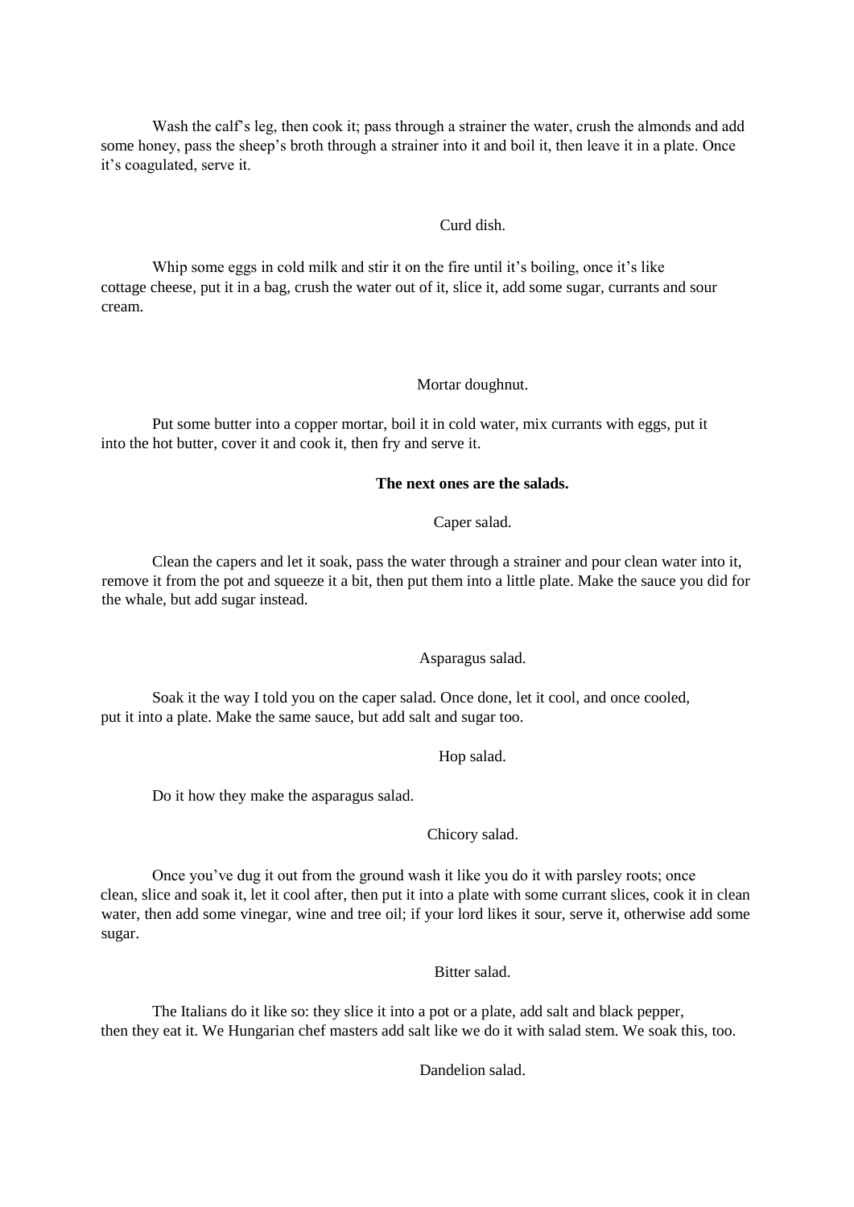Wash the calf's leg, then cook it; pass through a strainer the water, crush the almonds and add some honey, pass the sheep's broth through a strainer into it and boil it, then leave it in a plate. Once it's coagulated, serve it.

### Curd dish.

Whip some eggs in cold milk and stir it on the fire until it's boiling, once it's like cottage cheese, put it in a bag, crush the water out of it, slice it, add some sugar, currants and sour cream.

### Mortar doughnut.

Put some butter into a copper mortar, boil it in cold water, mix currants with eggs, put it into the hot butter, cover it and cook it, then fry and serve it.

## The next ones are the salads.

### Caper salad.

Clean the capers and let it soak, pass the water through a strainer and pour clean water into it, remove it from the pot and squeeze it a bit, then put them into a little plate. Make the sauce you did for the whale, but add sugar instead.

### Asparagus salad.

Soak it the way I told you on the caper salad. Once done, let it cool, and once cooled, put it into a plate. Make the same sauce, but add salt and sugar too.

### Hop salad.

Do it how they make the asparagus salad.

### Chicory salad.

Once you've dug it out from the ground wash it like you do it with parsley roots; once clean, slice and soak it, let it cool after, then put it into a plate with some currant slices, cook it in clean water, then add some vinegar, wine and tree oil; if your lord likes it sour, serve it, otherwise add some sugar.

### Bitter salad.

The Italians do it like so: they slice it into a pot or a plate, add salt and black pepper, then they eat it. We Hungarian chef masters add salt like we do it with salad stem. We soak this, too.

### Dandelion salad.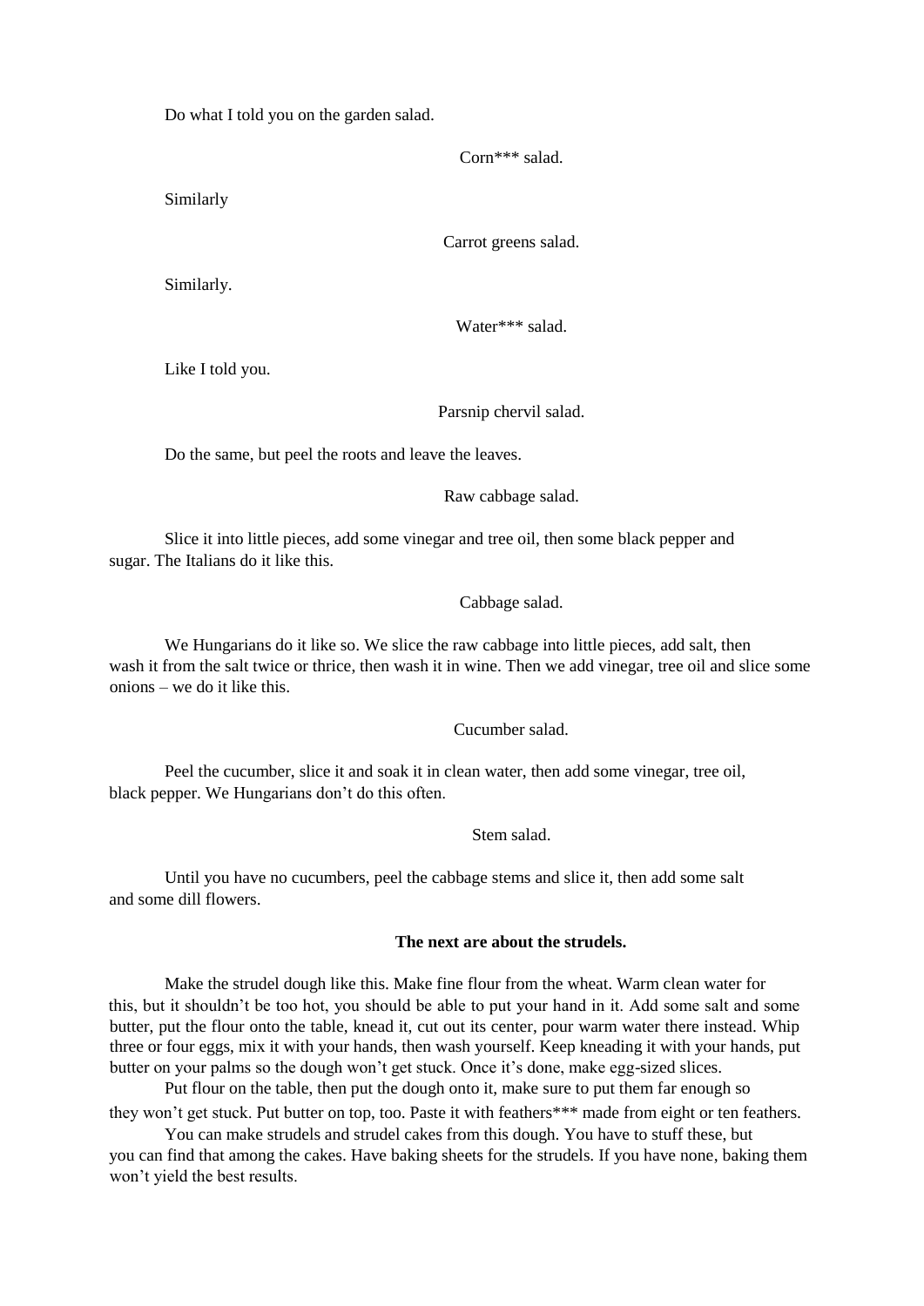Do what I told you on the garden salad.

Corn*** salad.

Similarly

Carrot greens salad.

Similarly.

Water*** salad.

Like I told you.

Parsnip chervil salad.

Do the same, but peel the roots and leave the leaves.

Raw cabbage salad.

Slice it into little pieces, add some vinegar and tree oil, then some black pepper and sugar. The Italians do it like this.

Cabbage salad.

We Hungarians do it like so. We slice the raw cabbage into little pieces, add salt, then wash it from the salt twice or thrice, then wash it in wine. Then we add vinegar, tree oil and slice some onions – we do it like this.

Cucumber salad.

Peel the cucumber, slice it and soak it in clean water, then add some vinegar, tree oil, black pepper. We Hungarians don't do this often.

Stem salad.

Until you have no cucumbers, peel the cabbage stems and slice it, then add some salt and some dill flowers.

**The next are about the strudels.**

Make the strudel dough like this. Make fine flour from the wheat. Warm clean water for this, but it shouldn't be too hot, you should be able to put your hand in it. Add some salt and some butter, put the flour onto the table, knead it, cut out its center, pour warm water there instead. Whip three or four eggs, mix it with your hands, then wash yourself. Keep kneading it with your hands, put butter on your palms so the dough won't get stuck. Once it's done, make egg-sized slices.

Put flour on the table, then put the dough onto it, make sure to put them far enough so they won't get stuck. Put butter on top, too. Paste it with feathers*** made from eight or ten feathers.

You can make strudels and strudel cakes from this dough. You have to stuff these, but you can find that among the cakes. Have baking sheets for the strudels. If you have none, baking them won't yield the best results.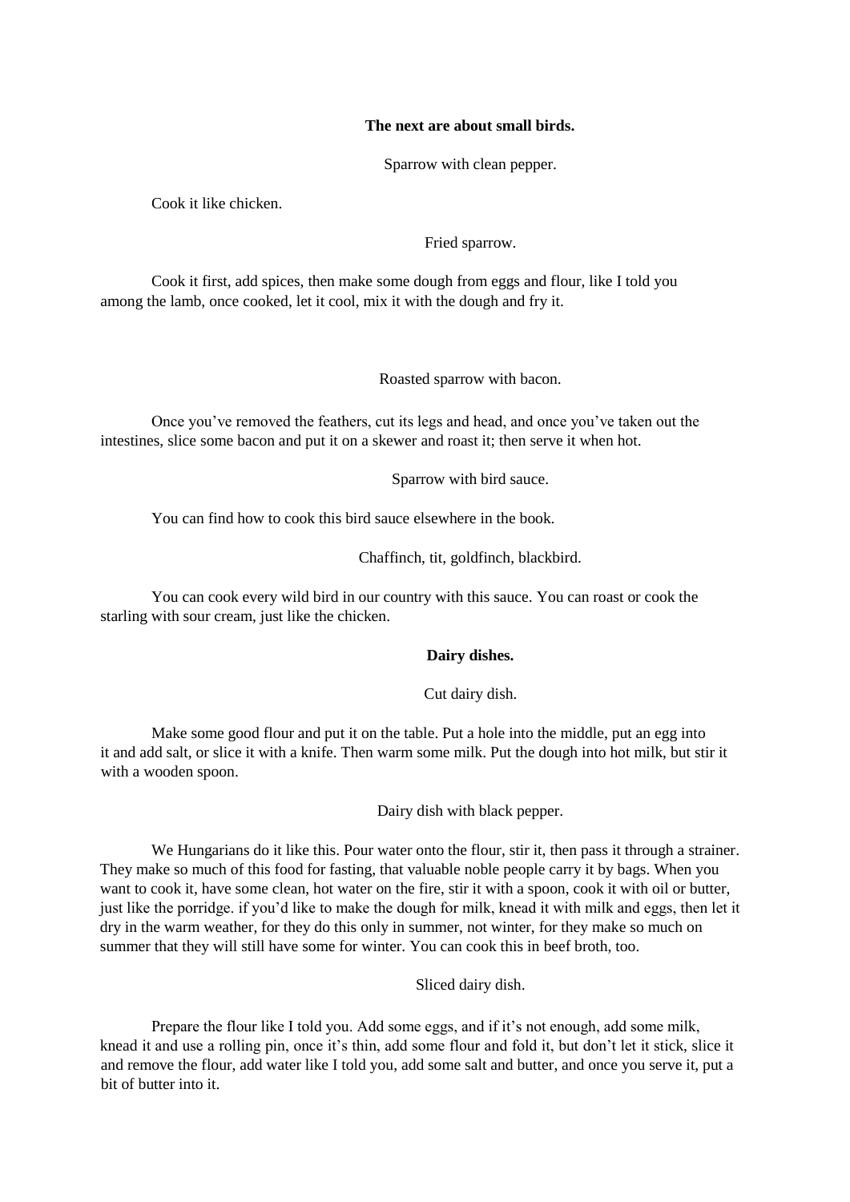**The next are about small birds.**

Sparrow with clean pepper.

Cook it like chicken.

Fried sparrow.

Cook it first, add spices, then make some dough from eggs and flour, like I told you among the lamb, once cooked, let it cool, mix it with the dough and fry it.

Roasted sparrow with bacon.

Once you've removed the feathers, cut its legs and head, and once you've taken out the intestines, slice some bacon and put it on a skewer and roast it; then serve it when hot.

Sparrow with bird sauce.

You can find how to cook this bird sauce elsewhere in the book.

Chaffinch, tit, goldfinch, blackbird.

You can cook every wild bird in our country with this sauce. You can roast or cook the starling with sour cream, just like the chicken.

**Dairy dishes.**

Cut dairy dish.

Make some good flour and put it on the table. Put a hole into the middle, put an egg into it and add salt, or slice it with a knife. Then warm some milk. Put the dough into hot milk, but stir it with a wooden spoon.

Dairy dish with black pepper.

We Hungarians do it like this. Pour water onto the flour, stir it, then pass it through a strainer. They make so much of this food for fasting, that valuable noble people carry it by bags. When you want to cook it, have some clean, hot water on the fire, stir it with a spoon, cook it with oil or butter, just like the porridge. if you'd like to make the dough for milk, knead it with milk and eggs, then let it dry in the warm weather, for they do this only in summer, not winter, for they make so much on summer that they will still have some for winter. You can cook this in beef broth, too.

Sliced dairy dish.

Prepare the flour like I told you. Add some eggs, and if it's not enough, add some milk, knead it and use a rolling pin, once it's thin, add some flour and fold it, but don't let it stick, slice it and remove the flour, add water like I told you, add some salt and butter, and once you serve it, put a bit of butter into it.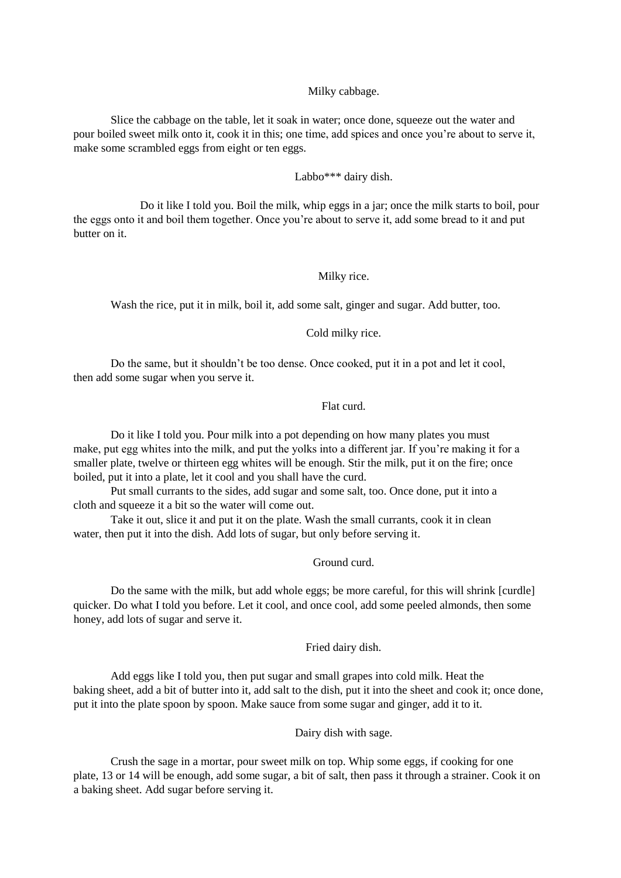## Milky cabbage.

Slice the cabbage on the table, let it soak in water; once done, squeeze out the water and pour boiled sweet milk onto it, cook it in this; one time, add spices and once you're about to serve it, make some scrambled eggs from eight or ten eggs.

## Labbo*** dairy dish.

Do it like I told you. Boil the milk, whip eggs in a jar; once the milk starts to boil, pour the eggs onto it and boil them together. Once you're about to serve it, add some bread to it and put butter on it.

## Milky rice.

Wash the rice, put it in milk, boil it, add some salt, ginger and sugar. Add butter, too.

## Cold milky rice.

Do the same, but it shouldn't be too dense. Once cooked, put it in a pot and let it cool, then add some sugar when you serve it.

## Flat curd.

Do it like I told you. Pour milk into a pot depending on how many plates you must make, put egg whites into the milk, and put the yolks into a different jar. If you're making it for a smaller plate, twelve or thirteen egg whites will be enough. Stir the milk, put it on the fire; once boiled, put it into a plate, let it cool and you shall have the curd.

Put small currants to the sides, add sugar and some salt, too. Once done, put it into a cloth and squeeze it a bit so the water will come out.

Take it out, slice it and put it on the plate. Wash the small currants, cook it in clean water, then put it into the dish. Add lots of sugar, but only before serving it.

## Ground curd.

Do the same with the milk, but add whole eggs; be more careful, for this will shrink [curdle] quicker. Do what I told you before. Let it cool, and once cool, add some peeled almonds, then some honey, add lots of sugar and serve it.

## Fried dairy dish.

Add eggs like I told you, then put sugar and small grapes into cold milk. Heat the baking sheet, add a bit of butter into it, add salt to the dish, put it into the sheet and cook it; once done, put it into the plate spoon by spoon. Make sauce from some sugar and ginger, add it to it.

## Dairy dish with sage.

Crush the sage in a mortar, pour sweet milk on top. Whip some eggs, if cooking for one plate, 13 or 14 will be enough, add some sugar, a bit of salt, then pass it through a strainer. Cook it on a baking sheet. Add sugar before serving it.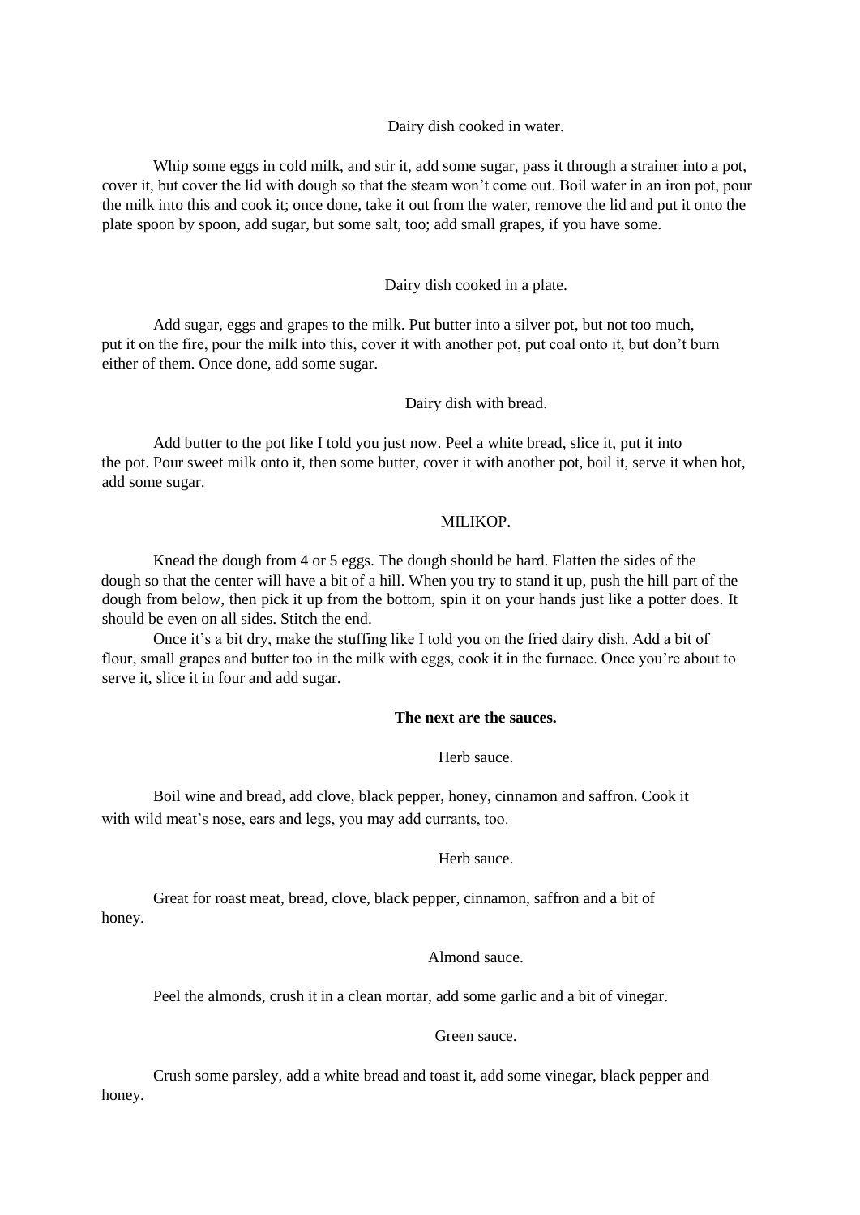Dairy dish cooked in water.

Whip some eggs in cold milk, and stir it, add some sugar, pass it through a strainer into a pot, cover it, but cover the lid with dough so that the steam won't come out. Boil water in an iron pot, pour the milk into this and cook it; once done, take it out from the water, remove the lid and put it onto the plate spoon by spoon, add sugar, but some salt, too; add small grapes, if you have some.

Dairy dish cooked in a plate.

Add sugar, eggs and grapes to the milk. Put butter into a silver pot, but not too much, put it on the fire, pour the milk into this, cover it with another pot, put coal onto it, but don't burn either of them. Once done, add some sugar.

Dairy dish with bread.

Add butter to the pot like I told you just now. Peel a white bread, slice it, put it into the pot. Pour sweet milk onto it, then some butter, cover it with another pot, boil it, serve it when hot, add some sugar.

MILIKOP.

Knead the dough from 4 or 5 eggs. The dough should be hard. Flatten the sides of the dough so that the center will have a bit of a hill. When you try to stand it up, push the hill part of the dough from below, then pick it up from the bottom, spin it on your hands just like a potter does. It should be even on all sides. Stitch the end.

Once it's a bit dry, make the stuffing like I told you on the fried dairy dish. Add a bit of flour, small grapes and butter too in the milk with eggs, cook it in the furnace. Once you're about to serve it, slice it in four and add sugar.

**The next are the sauces.**

Herb sauce.

Boil wine and bread, add clove, black pepper, honey, cinnamon and saffron. Cook it with wild meat's nose, ears and legs, you may add currants, too.

Herb sauce.

Great for roast meat, bread, clove, black pepper, cinnamon, saffron and a bit of honey.

Almond sauce.

Peel the almonds, crush it in a clean mortar, add some garlic and a bit of vinegar.

Green sauce.

Crush some parsley, add a white bread and toast it, add some vinegar, black pepper and honey.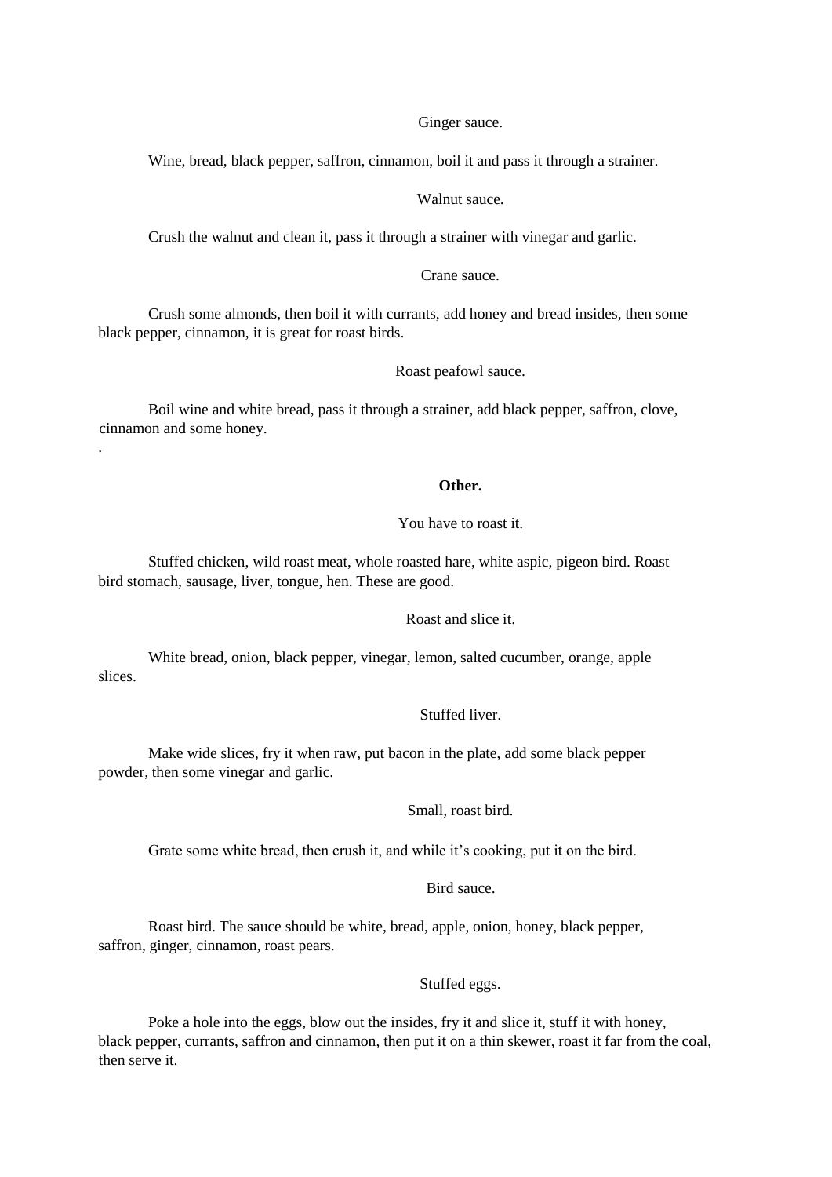Ginger sauce.

Wine, bread, black pepper, saffron, cinnamon, boil it and pass it through a strainer.

Walnut sauce.

Crush the walnut and clean it, pass it through a strainer with vinegar and garlic.

Crane sauce.

Crush some almonds, then boil it with currants, add honey and bread insides, then some black pepper, cinnamon, it is great for roast birds.

Roast peafowl sauce.

Boil wine and white bread, pass it through a strainer, add black pepper, saffron, clove, cinnamon and some honey.

.

**Other.**

You have to roast it.

Stuffed chicken, wild roast meat, whole roasted hare, white aspic, pigeon bird. Roast bird stomach, sausage, liver, tongue, hen. These are good.

Roast and slice it.

White bread, onion, black pepper, vinegar, lemon, salted cucumber, orange, apple slices.

Stuffed liver.

Make wide slices, fry it when raw, put bacon in the plate, add some black pepper powder, then some vinegar and garlic.

Small, roast bird.

Grate some white bread, then crush it, and while it's cooking, put it on the bird.

Bird sauce.

Roast bird. The sauce should be white, bread, apple, onion, honey, black pepper, saffron, ginger, cinnamon, roast pears.

Stuffed eggs.

Poke a hole into the eggs, blow out the insides, fry it and slice it, stuff it with honey, black pepper, currants, saffron and cinnamon, then put it on a thin skewer, roast it far from the coal, then serve it.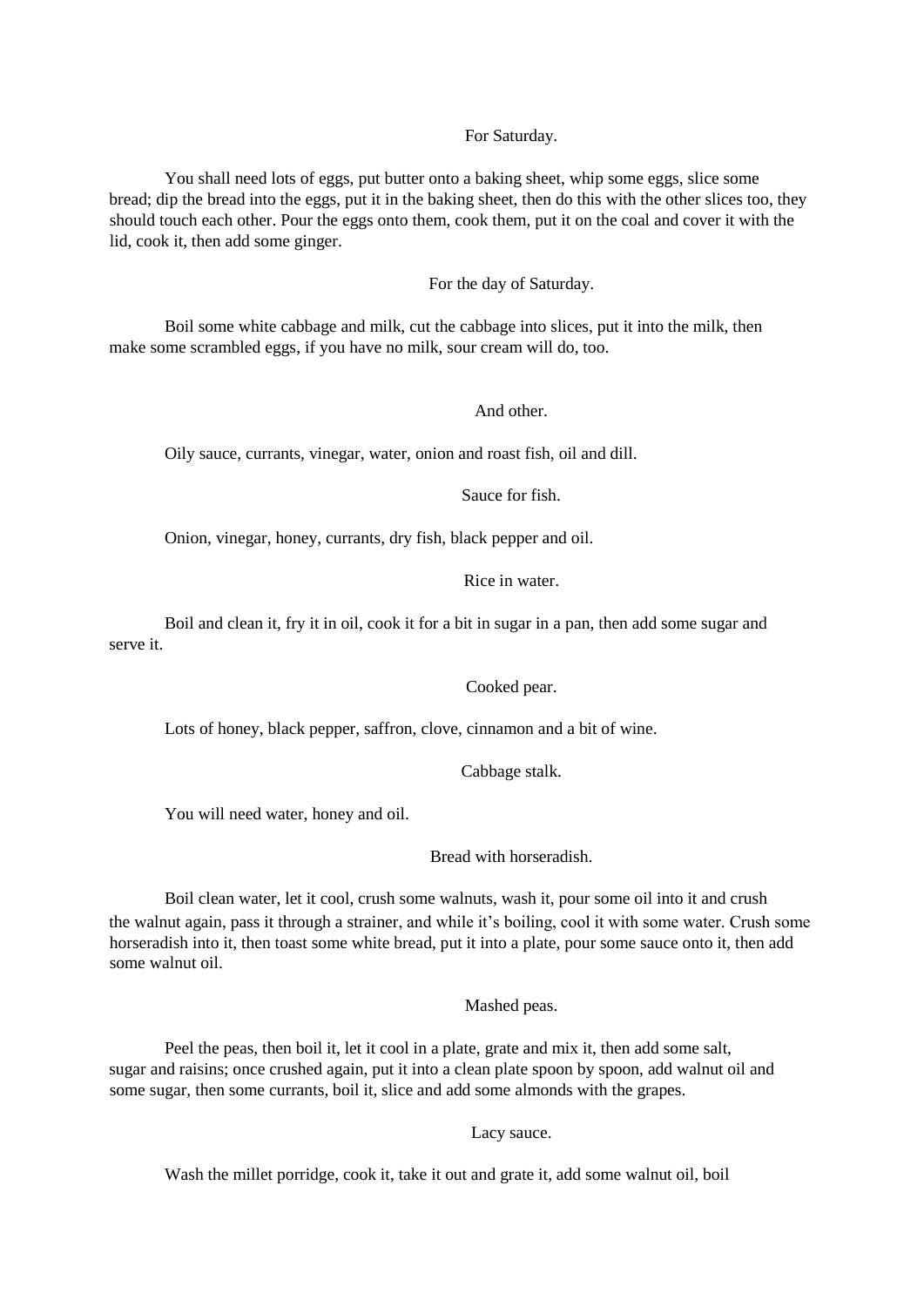### For Saturday.

You shall need lots of eggs, put butter onto a baking sheet, whip some eggs, slice some bread; dip the bread into the eggs, put it in the baking sheet, then do this with the other slices too, they should touch each other. Pour the eggs onto them, cook them, put it on the coal and cover it with the lid, cook it, then add some ginger.

### For the day of Saturday.

Boil some white cabbage and milk, cut the cabbage into slices, put it into the milk, then make some scrambled eggs, if you have no milk, sour cream will do, too.

### And other.

Oily sauce, currants, vinegar, water, onion and roast fish, oil and dill.

### Sauce for fish.

Onion, vinegar, honey, currants, dry fish, black pepper and oil.

### Rice in water.

Boil and clean it, fry it in oil, cook it for a bit in sugar in a pan, then add some sugar and serve it.

### Cooked pear.

Lots of honey, black pepper, saffron, clove, cinnamon and a bit of wine.

### Cabbage stalk.

You will need water, honey and oil.

### Bread with horseradish.

Boil clean water, let it cool, crush some walnuts, wash it, pour some oil into it and crush the walnut again, pass it through a strainer, and while it's boiling, cool it with some water. Crush some horseradish into it, then toast some white bread, put it into a plate, pour some sauce onto it, then add some walnut oil.

### Mashed peas.

Peel the peas, then boil it, let it cool in a plate, grate and mix it, then add some salt, sugar and raisins; once crushed again, put it into a clean plate spoon by spoon, add walnut oil and some sugar, then some currants, boil it, slice and add some almonds with the grapes.

### Lacy sauce.

Wash the millet porridge, cook it, take it out and grate it, add some walnut oil, boil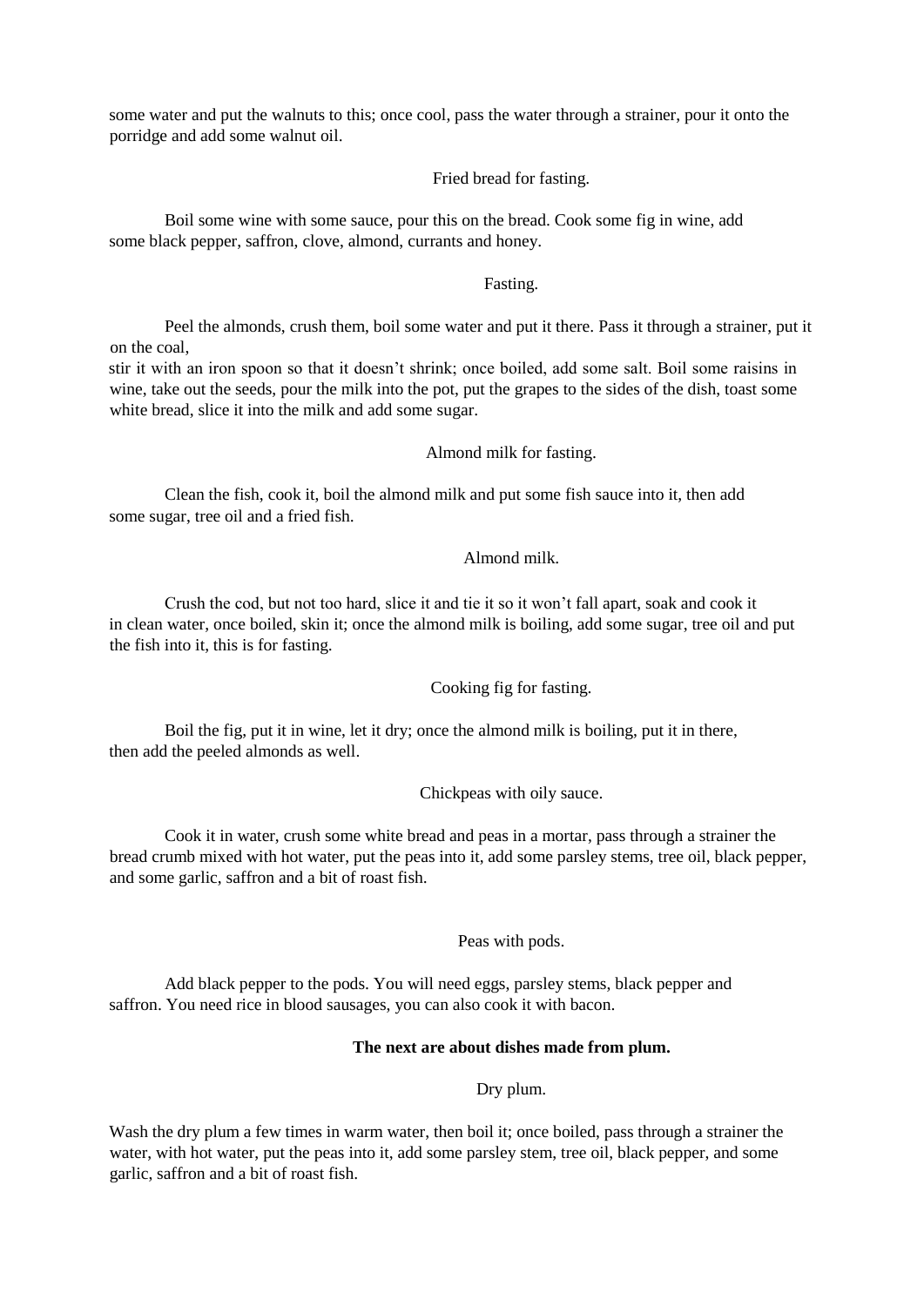some water and put the walnuts to this; once cool, pass the water through a strainer, pour it onto the porridge and add some walnut oil.

Fried bread for fasting.

Boil some wine with some sauce, pour this on the bread. Cook some fig in wine, add some black pepper, saffron, clove, almond, currants and honey.

Fasting.

Peel the almonds, crush them, boil some water and put it there. Pass it through a strainer, put it on the coal,
stir it with an iron spoon so that it doesn't shrink; once boiled, add some salt. Boil some raisins in wine, take out the seeds, pour the milk into the pot, put the grapes to the sides of the dish, toast some white bread, slice it into the milk and add some sugar.

Almond milk for fasting.

Clean the fish, cook it, boil the almond milk and put some fish sauce into it, then add some sugar, tree oil and a fried fish.

Almond milk.

Crush the cod, but not too hard, slice it and tie it so it won't fall apart, soak and cook it in clean water, once boiled, skin it; once the almond milk is boiling, add some sugar, tree oil and put the fish into it, this is for fasting.

Cooking fig for fasting.

Boil the fig, put it in wine, let it dry; once the almond milk is boiling, put it in there, then add the peeled almonds as well.

Chickpeas with oily sauce.

Cook it in water, crush some white bread and peas in a mortar, pass through a strainer the bread crumb mixed with hot water, put the peas into it, add some parsley stems, tree oil, black pepper, and some garlic, saffron and a bit of roast fish.

Peas with pods.

Add black pepper to the pods. You will need eggs, parsley stems, black pepper and saffron. You need rice in blood sausages, you can also cook it with bacon.

**The next are about dishes made from plum.**

Dry plum.

Wash the dry plum a few times in warm water, then boil it; once boiled, pass through a strainer the water, with hot water, put the peas into it, add some parsley stem, tree oil, black pepper, and some garlic, saffron and a bit of roast fish.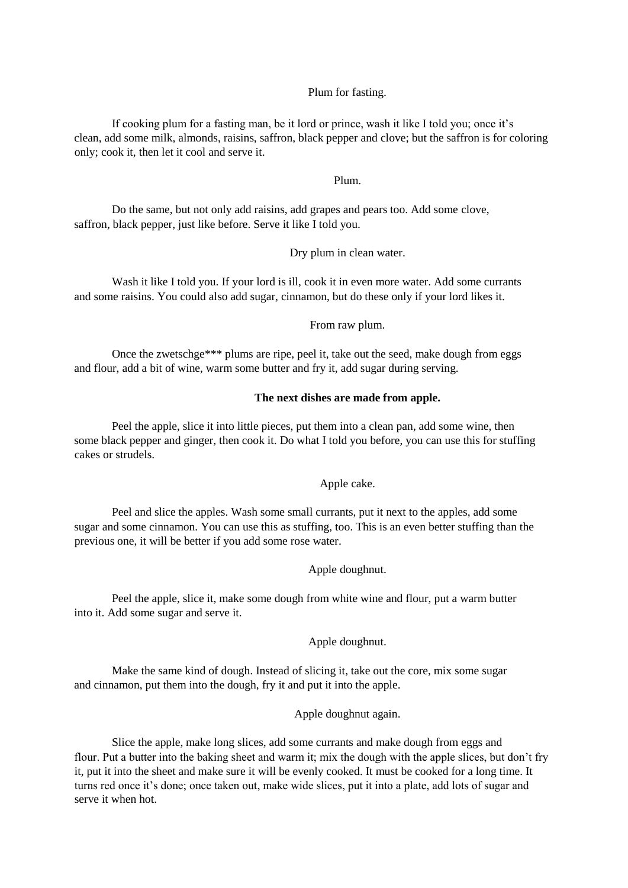Plum for fasting.

If cooking plum for a fasting man, be it lord or prince, wash it like I told you; once it's clean, add some milk, almonds, raisins, saffron, black pepper and clove; but the saffron is for coloring only; cook it, then let it cool and serve it.

Plum.

Do the same, but not only add raisins, add grapes and pears too. Add some clove, saffron, black pepper, just like before. Serve it like I told you.

Dry plum in clean water.

Wash it like I told you. If your lord is ill, cook it in even more water. Add some currants and some raisins. You could also add sugar, cinnamon, but do these only if your lord likes it.

From raw plum.

Once the zwetschge*** plums are ripe, peel it, take out the seed, make dough from eggs and flour, add a bit of wine, warm some butter and fry it, add sugar during serving.

**The next dishes are made from apple.**

Peel the apple, slice it into little pieces, put them into a clean pan, add some wine, then some black pepper and ginger, then cook it. Do what I told you before, you can use this for stuffing cakes or strudels.

Apple cake.

Peel and slice the apples. Wash some small currants, put it next to the apples, add some sugar and some cinnamon. You can use this as stuffing, too. This is an even better stuffing than the previous one, it will be better if you add some rose water.

Apple doughnut.

Peel the apple, slice it, make some dough from white wine and flour, put a warm butter into it. Add some sugar and serve it.

Apple doughnut.

Make the same kind of dough. Instead of slicing it, take out the core, mix some sugar and cinnamon, put them into the dough, fry it and put it into the apple.

Apple doughnut again.

Slice the apple, make long slices, add some currants and make dough from eggs and flour. Put a butter into the baking sheet and warm it; mix the dough with the apple slices, but don't fry it, put it into the sheet and make sure it will be evenly cooked. It must be cooked for a long time. It turns red once it's done; once taken out, make wide slices, put it into a plate, add lots of sugar and serve it when hot.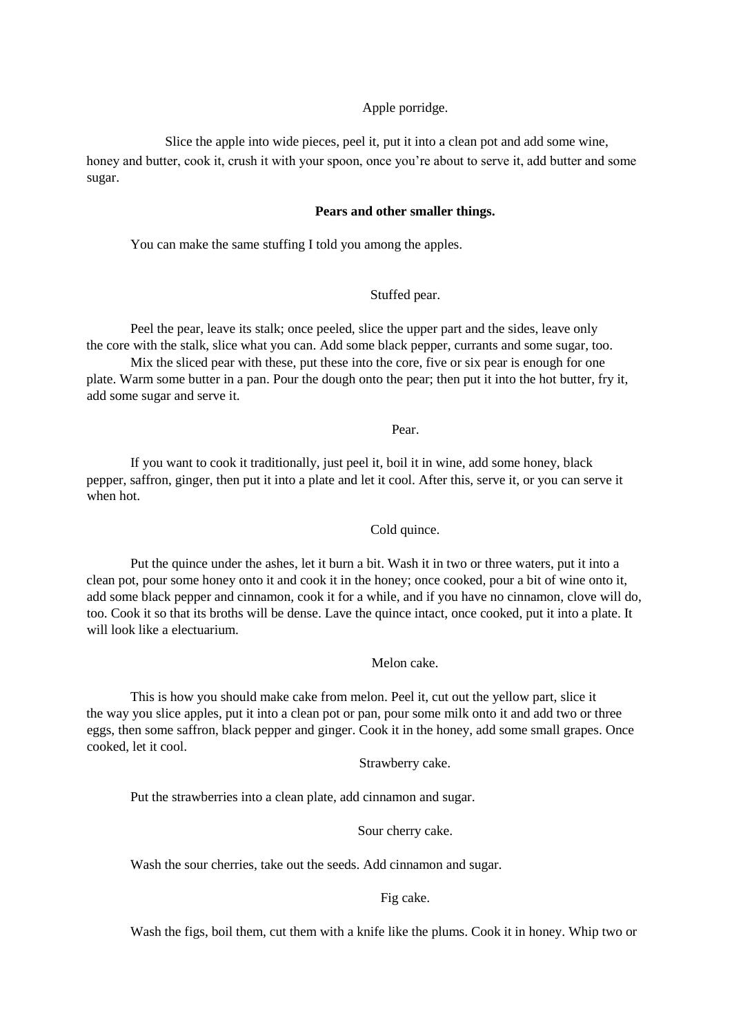Apple porridge.

Slice the apple into wide pieces, peel it, put it into a clean pot and add some wine, honey and butter, cook it, crush it with your spoon, once you're about to serve it, add butter and some sugar.

**Pears and other smaller things.**

You can make the same stuffing I told you among the apples.

Stuffed pear.

Peel the pear, leave its stalk; once peeled, slice the upper part and the sides, leave only the core with the stalk, slice what you can. Add some black pepper, currants and some sugar, too.

Mix the sliced pear with these, put these into the core, five or six pear is enough for one plate. Warm some butter in a pan. Pour the dough onto the pear; then put it into the hot butter, fry it, add some sugar and serve it.

Pear.

If you want to cook it traditionally, just peel it, boil it in wine, add some honey, black pepper, saffron, ginger, then put it into a plate and let it cool. After this, serve it, or you can serve it when hot.

Cold quince.

Put the quince under the ashes, let it burn a bit. Wash it in two or three waters, put it into a clean pot, pour some honey onto it and cook it in the honey; once cooked, pour a bit of wine onto it, add some black pepper and cinnamon, cook it for a while, and if you have no cinnamon, clove will do, too. Cook it so that its broths will be dense. Lave the quince intact, once cooked, put it into a plate. It will look like a electuarium.

Melon cake.

This is how you should make cake from melon. Peel it, cut out the yellow part, slice it the way you slice apples, put it into a clean pot or pan, pour some milk onto it and add two or three eggs, then some saffron, black pepper and ginger. Cook it in the honey, add some small grapes. Once cooked, let it cool.

Strawberry cake.

Put the strawberries into a clean plate, add cinnamon and sugar.

Sour cherry cake.

Wash the sour cherries, take out the seeds. Add cinnamon and sugar.

Fig cake.

Wash the figs, boil them, cut them with a knife like the plums. Cook it in honey. Whip two or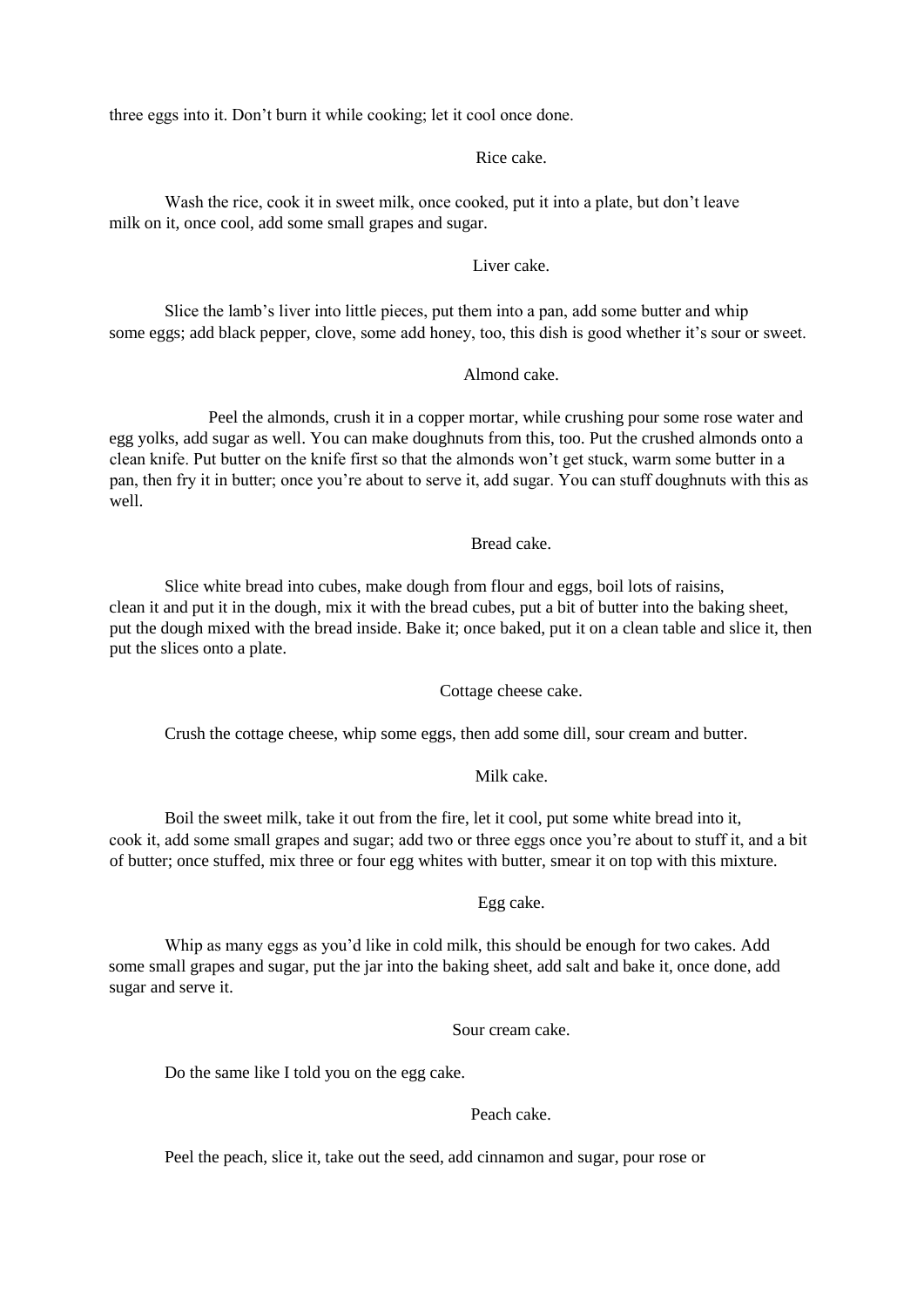three eggs into it. Don't burn it while cooking; let it cool once done.

### Rice cake.

Wash the rice, cook it in sweet milk, once cooked, put it into a plate, but don't leave milk on it, once cool, add some small grapes and sugar.

### Liver cake.

Slice the lamb's liver into little pieces, put them into a pan, add some butter and whip some eggs; add black pepper, clove, some add honey, too, this dish is good whether it's sour or sweet.

### Almond cake.

Peel the almonds, crush it in a copper mortar, while crushing pour some rose water and egg yolks, add sugar as well. You can make doughnuts from this, too. Put the crushed almonds onto a clean knife. Put butter on the knife first so that the almonds won't get stuck, warm some butter in a pan, then fry it in butter; once you're about to serve it, add sugar. You can stuff doughnuts with this as well.

### Bread cake.

Slice white bread into cubes, make dough from flour and eggs, boil lots of raisins, clean it and put it in the dough, mix it with the bread cubes, put a bit of butter into the baking sheet, put the dough mixed with the bread inside. Bake it; once baked, put it on a clean table and slice it, then put the slices onto a plate.

### Cottage cheese cake.

Crush the cottage cheese, whip some eggs, then add some dill, sour cream and butter.

### Milk cake.

Boil the sweet milk, take it out from the fire, let it cool, put some white bread into it, cook it, add some small grapes and sugar; add two or three eggs once you're about to stuff it, and a bit of butter; once stuffed, mix three or four egg whites with butter, smear it on top with this mixture.

### Egg cake.

Whip as many eggs as you'd like in cold milk, this should be enough for two cakes. Add some small grapes and sugar, put the jar into the baking sheet, add salt and bake it, once done, add sugar and serve it.

### Sour cream cake.

Do the same like I told you on the egg cake.

### Peach cake.

Peel the peach, slice it, take out the seed, add cinnamon and sugar, pour rose or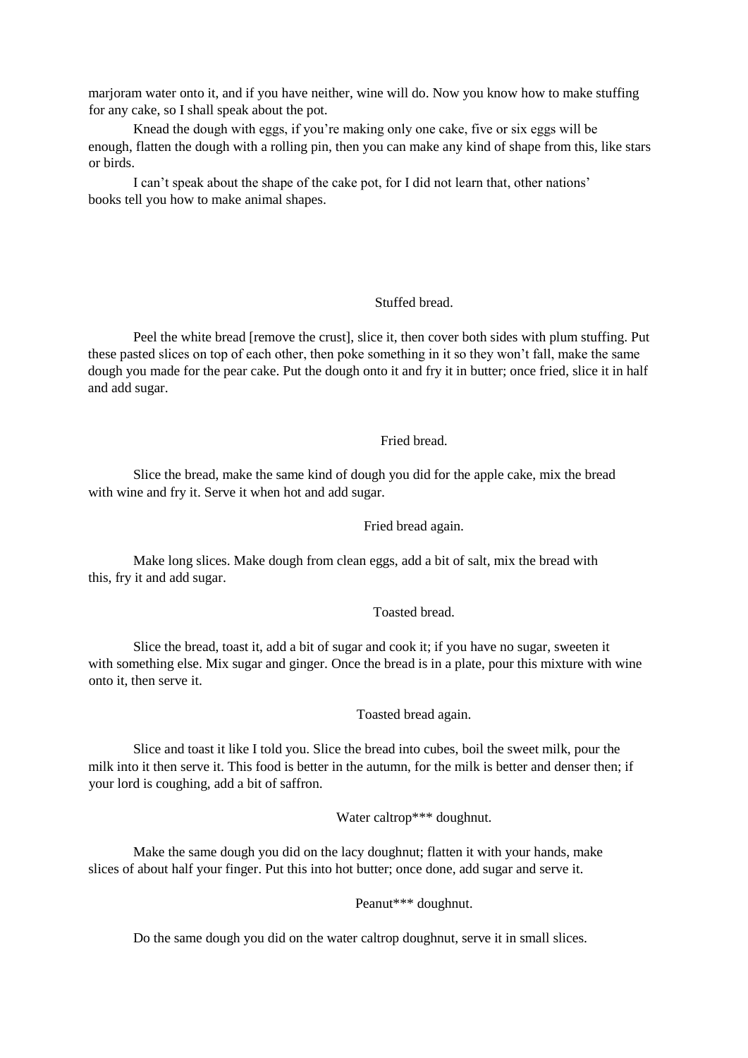marjoram water onto it, and if you have neither, wine will do. Now you know how to make stuffing for any cake, so I shall speak about the pot.

Knead the dough with eggs, if you're making only one cake, five or six eggs will be enough, flatten the dough with a rolling pin, then you can make any kind of shape from this, like stars or birds.

I can't speak about the shape of the cake pot, for I did not learn that, other nations' books tell you how to make animal shapes.

### Stuffed bread.

Peel the white bread [remove the crust], slice it, then cover both sides with plum stuffing. Put these pasted slices on top of each other, then poke something in it so they won't fall, make the same dough you made for the pear cake. Put the dough onto it and fry it in butter; once fried, slice it in half and add sugar.

### Fried bread.

Slice the bread, make the same kind of dough you did for the apple cake, mix the bread with wine and fry it. Serve it when hot and add sugar.

### Fried bread again.

Make long slices. Make dough from clean eggs, add a bit of salt, mix the bread with this, fry it and add sugar.

### Toasted bread.

Slice the bread, toast it, add a bit of sugar and cook it; if you have no sugar, sweeten it with something else. Mix sugar and ginger. Once the bread is in a plate, pour this mixture with wine onto it, then serve it.

### Toasted bread again.

Slice and toast it like I told you. Slice the bread into cubes, boil the sweet milk, pour the milk into it then serve it. This food is better in the autumn, for the milk is better and denser then; if your lord is coughing, add a bit of saffron.

### Water caltrop*** doughnut.

Make the same dough you did on the lacy doughnut; flatten it with your hands, make slices of about half your finger. Put this into hot butter; once done, add sugar and serve it.

### Peanut*** doughnut.

Do the same dough you did on the water caltrop doughnut, serve it in small slices.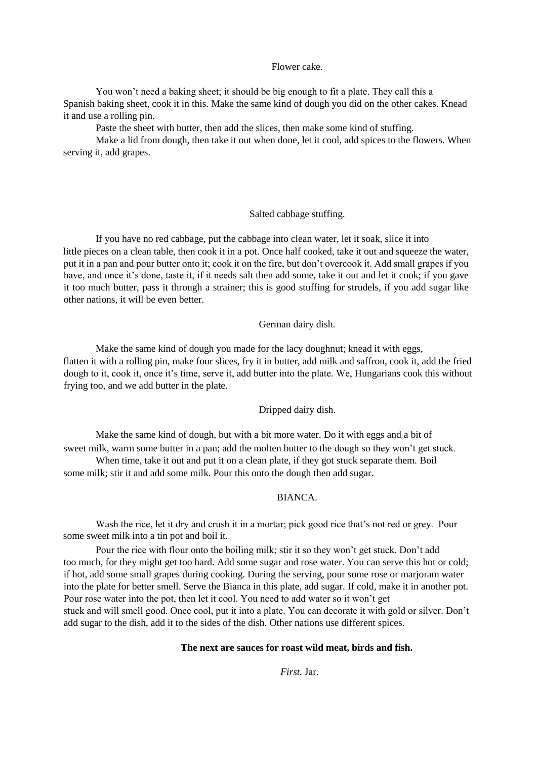### Flower cake.

You won't need a baking sheet; it should be big enough to fit a plate. They call this a Spanish baking sheet, cook it in this. Make the same kind of dough you did on the other cakes. Knead it and use a rolling pin.

Paste the sheet with butter, then add the slices, then make some kind of stuffing.

Make a lid from dough, then take it out when done, let it cool, add spices to the flowers. When serving it, add grapes.

### Salted cabbage stuffing.

If you have no red cabbage, put the cabbage into clean water, let it soak, slice it into little pieces on a clean table, then cook it in a pot. Once half cooked, take it out and squeeze the water, put it in a pan and pour butter onto it; cook it on the fire, but don't overcook it. Add small grapes if you have, and once it's done, taste it, if it needs salt then add some, take it out and let it cook; if you gave it too much butter, pass it through a strainer; this is good stuffing for strudels, if you add sugar like other nations, it will be even better.

### German dairy dish.

Make the same kind of dough you made for the lacy doughnut; knead it with eggs, flatten it with a rolling pin, make four slices, fry it in butter, add milk and saffron, cook it, add the fried dough to it, cook it, once it's time, serve it, add butter into the plate. We, Hungarians cook this without frying too, and we add butter in the plate.

### Dripped dairy dish.

Make the same kind of dough, but with a bit more water. Do it with eggs and a bit of sweet milk, warm some butter in a pan; add the molten butter to the dough so they won't get stuck.

When time, take it out and put it on a clean plate, if they got stuck separate them. Boil some milk; stir it and add some milk. Pour this onto the dough then add sugar.

### BIANCA.

Wash the rice, let it dry and crush it in a mortar; pick good rice that's not red or grey. Pour some sweet milk into a tin pot and boil it.

Pour the rice with flour onto the boiling milk; stir it so they won't get stuck. Don't add too much, for they might get too hard. Add some sugar and rose water. You can serve this hot or cold; if hot, add some small grapes during cooking. During the serving, pour some rose or marjoram water into the plate for better smell. Serve the Bianca in this plate, add sugar. If cold, make it in another pot. Pour rose water into the pot, then let it cool. You need to add water so it won't get stuck and will smell good. Once cool, put it into a plate. You can decorate it with gold or silver. Don't add sugar to the dish, add it to the sides of the dish. Other nations use different spices.

## The next are sauces for roast wild meat, birds and fish.

### *First.* Jar.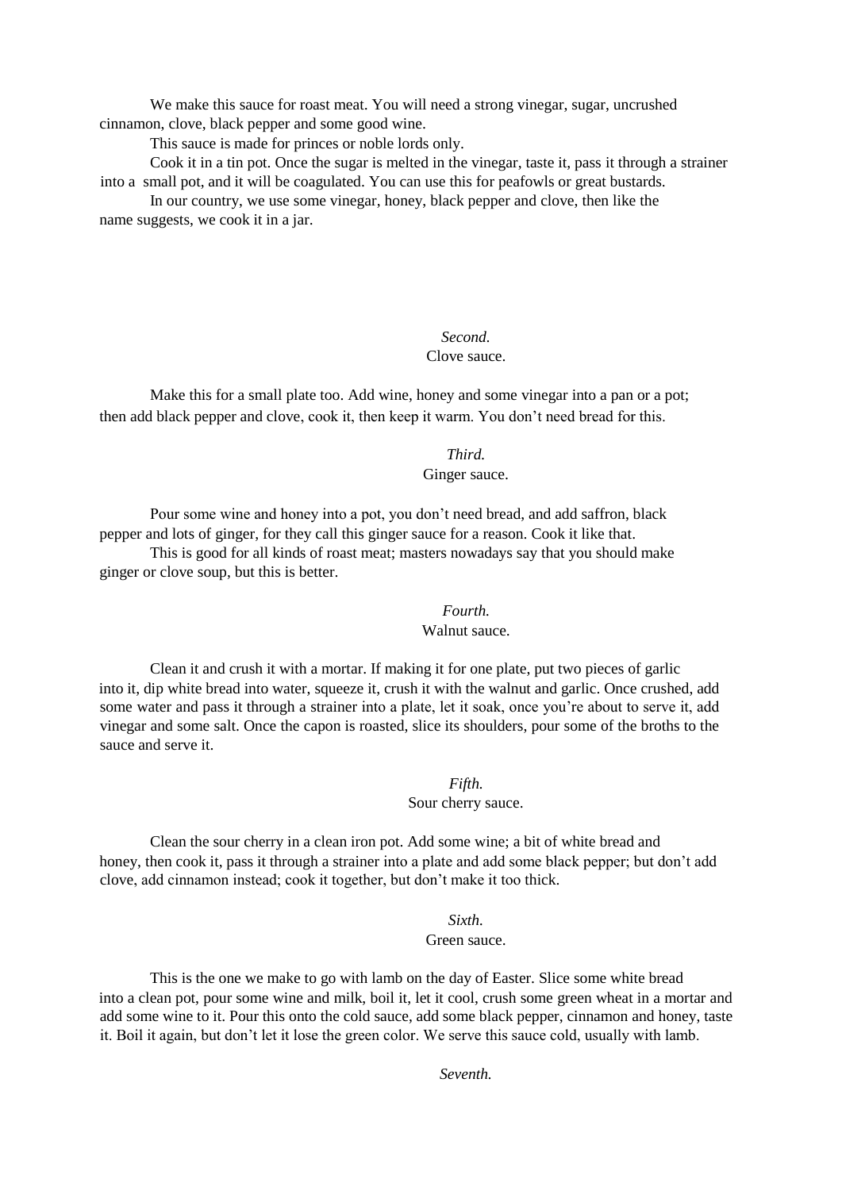We make this sauce for roast meat. You will need a strong vinegar, sugar, uncrushed cinnamon, clove, black pepper and some good wine.

This sauce is made for princes or noble lords only.

Cook it in a tin pot. Once the sugar is melted in the vinegar, taste it, pass it through a strainer into a small pot, and it will be coagulated. You can use this for peafowls or great bustards.

In our country, we use some vinegar, honey, black pepper and clove, then like the name suggests, we cook it in a jar.

*Second.*
Clove sauce.

Make this for a small plate too. Add wine, honey and some vinegar into a pan or a pot; then add black pepper and clove, cook it, then keep it warm. You don't need bread for this.

*Third.*
Ginger sauce.

Pour some wine and honey into a pot, you don't need bread, and add saffron, black pepper and lots of ginger, for they call this ginger sauce for a reason. Cook it like that.

This is good for all kinds of roast meat; masters nowadays say that you should make ginger or clove soup, but this is better.

*Fourth.*
Walnut sauce.

Clean it and crush it with a mortar. If making it for one plate, put two pieces of garlic into it, dip white bread into water, squeeze it, crush it with the walnut and garlic. Once crushed, add some water and pass it through a strainer into a plate, let it soak, once you're about to serve it, add vinegar and some salt. Once the capon is roasted, slice its shoulders, pour some of the broths to the sauce and serve it.

*Fifth.*
Sour cherry sauce.

Clean the sour cherry in a clean iron pot. Add some wine; a bit of white bread and honey, then cook it, pass it through a strainer into a plate and add some black pepper; but don't add clove, add cinnamon instead; cook it together, but don't make it too thick.

*Sixth.*
Green sauce.

This is the one we make to go with lamb on the day of Easter. Slice some white bread into a clean pot, pour some wine and milk, boil it, let it cool, crush some green wheat in a mortar and add some wine to it. Pour this onto the cold sauce, add some black pepper, cinnamon and honey, taste it. Boil it again, but don't let it lose the green color. We serve this sauce cold, usually with lamb.

*Seventh.*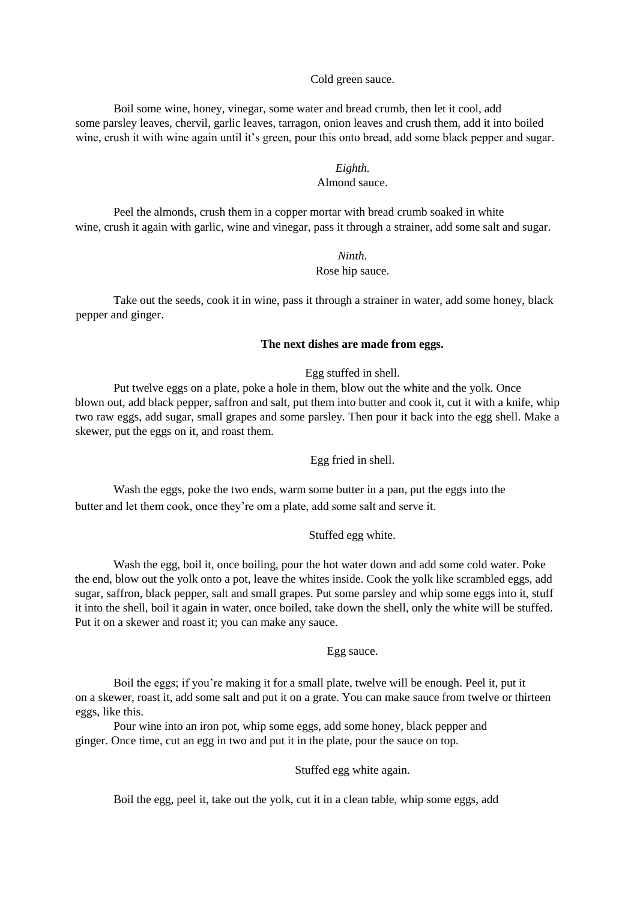Cold green sauce.

Boil some wine, honey, vinegar, some water and bread crumb, then let it cool, add some parsley leaves, chervil, garlic leaves, tarragon, onion leaves and crush them, add it into boiled wine, crush it with wine again until it's green, pour this onto bread, add some black pepper and sugar.

*Eighth.*

Almond sauce.

Peel the almonds, crush them in a copper mortar with bread crumb soaked in white wine, crush it again with garlic, wine and vinegar, pass it through a strainer, add some salt and sugar.

*Ninth.*

Rose hip sauce.

Take out the seeds, cook it in wine, pass it through a strainer in water, add some honey, black pepper and ginger.

**The next dishes are made from eggs.**

Egg stuffed in shell.

Put twelve eggs on a plate, poke a hole in them, blow out the white and the yolk. Once blown out, add black pepper, saffron and salt, put them into butter and cook it, cut it with a knife, whip two raw eggs, add sugar, small grapes and some parsley. Then pour it back into the egg shell. Make a skewer, put the eggs on it, and roast them.

Egg fried in shell.

Wash the eggs, poke the two ends, warm some butter in a pan, put the eggs into the butter and let them cook, once they're om a plate, add some salt and serve it.

Stuffed egg white.

Wash the egg, boil it, once boiling, pour the hot water down and add some cold water. Poke the end, blow out the yolk onto a pot, leave the whites inside. Cook the yolk like scrambled eggs, add sugar, saffron, black pepper, salt and small grapes. Put some parsley and whip some eggs into it, stuff it into the shell, boil it again in water, once boiled, take down the shell, only the white will be stuffed. Put it on a skewer and roast it; you can make any sauce.

Egg sauce.

Boil the eggs; if you're making it for a small plate, twelve will be enough. Peel it, put it on a skewer, roast it, add some salt and put it on a grate. You can make sauce from twelve or thirteen eggs, like this.

Pour wine into an iron pot, whip some eggs, add some honey, black pepper and ginger. Once time, cut an egg in two and put it in the plate, pour the sauce on top.

Stuffed egg white again.

Boil the egg, peel it, take out the yolk, cut it in a clean table, whip some eggs, add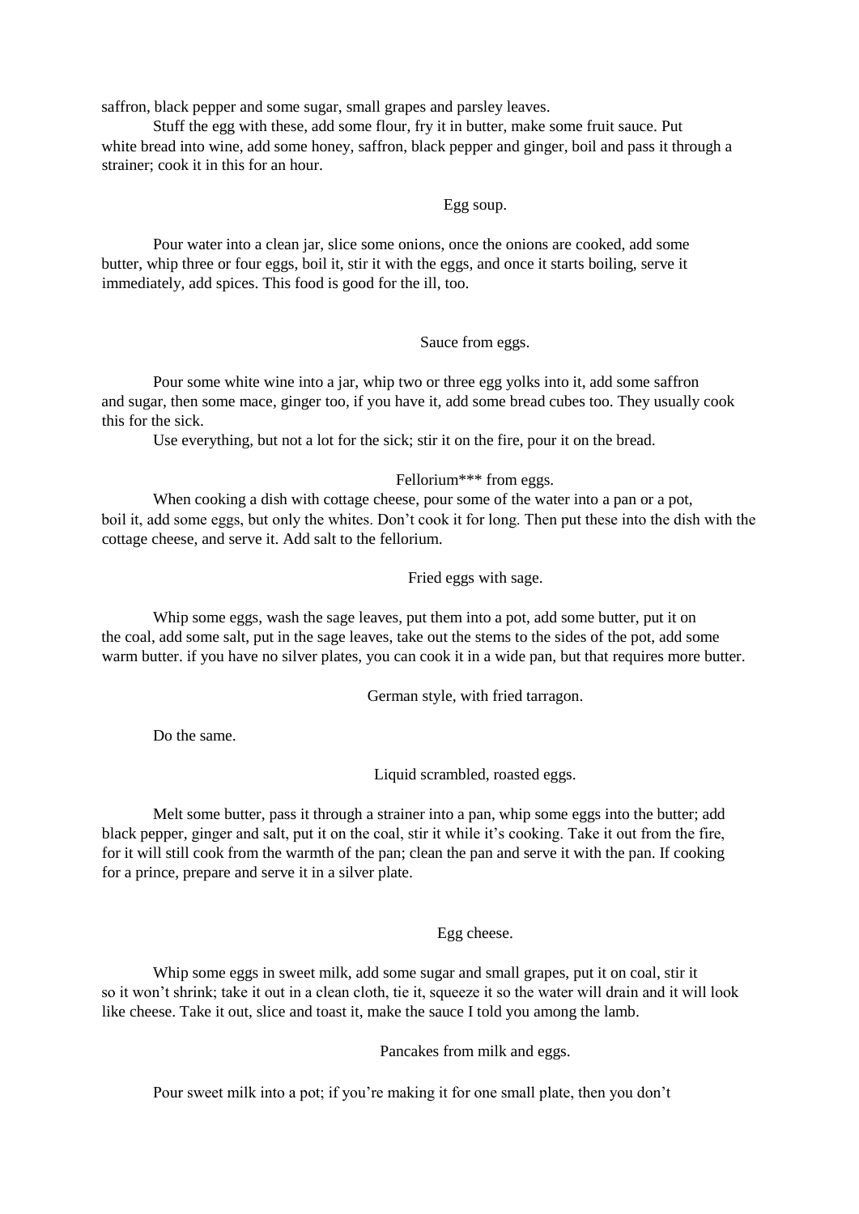saffron, black pepper and some sugar, small grapes and parsley leaves.

Stuff the egg with these, add some flour, fry it in butter, make some fruit sauce. Put white bread into wine, add some honey, saffron, black pepper and ginger, boil and pass it through a strainer; cook it in this for an hour.

### Egg soup.

Pour water into a clean jar, slice some onions, once the onions are cooked, add some butter, whip three or four eggs, boil it, stir it with the eggs, and once it starts boiling, serve it immediately, add spices. This food is good for the ill, too.

### Sauce from eggs.

Pour some white wine into a jar, whip two or three egg yolks into it, add some saffron and sugar, then some mace, ginger too, if you have it, add some bread cubes too. They usually cook this for the sick.

Use everything, but not a lot for the sick; stir it on the fire, pour it on the bread.

### Fellorium*** from eggs.

When cooking a dish with cottage cheese, pour some of the water into a pan or a pot, boil it, add some eggs, but only the whites. Don't cook it for long. Then put these into the dish with the cottage cheese, and serve it. Add salt to the fellorium.

### Fried eggs with sage.

Whip some eggs, wash the sage leaves, put them into a pot, add some butter, put it on the coal, add some salt, put in the sage leaves, take out the stems to the sides of the pot, add some warm butter. if you have no silver plates, you can cook it in a wide pan, but that requires more butter.

### German style, with fried tarragon.

Do the same.

### Liquid scrambled, roasted eggs.

Melt some butter, pass it through a strainer into a pan, whip some eggs into the butter; add black pepper, ginger and salt, put it on the coal, stir it while it's cooking. Take it out from the fire, for it will still cook from the warmth of the pan; clean the pan and serve it with the pan. If cooking for a prince, prepare and serve it in a silver plate.

### Egg cheese.

Whip some eggs in sweet milk, add some sugar and small grapes, put it on coal, stir it so it won't shrink; take it out in a clean cloth, tie it, squeeze it so the water will drain and it will look like cheese. Take it out, slice and toast it, make the sauce I told you among the lamb.

### Pancakes from milk and eggs.

Pour sweet milk into a pot; if you're making it for one small plate, then you don't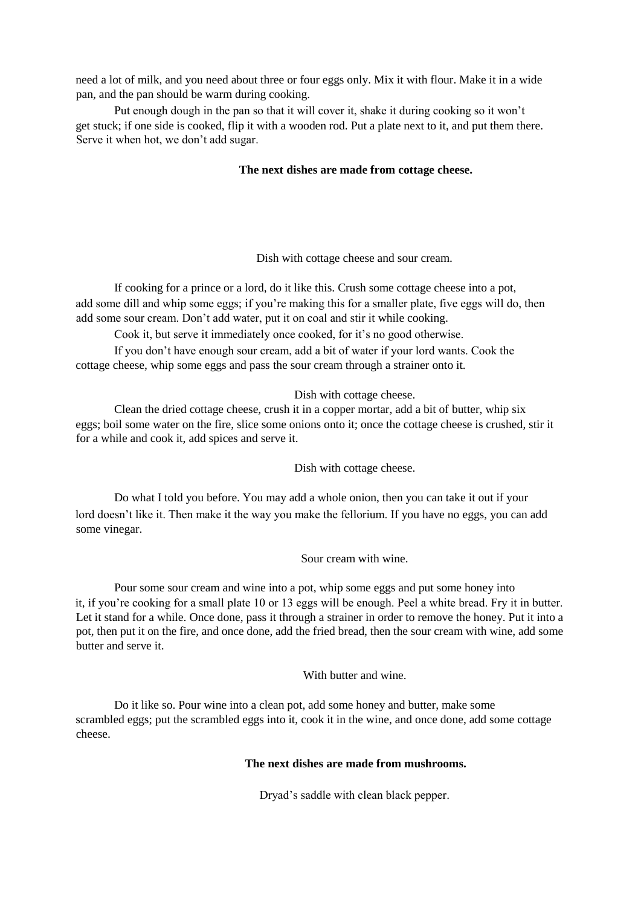need a lot of milk, and you need about three or four eggs only. Mix it with flour. Make it in a wide pan, and the pan should be warm during cooking.

Put enough dough in the pan so that it will cover it, shake it during cooking so it won't get stuck; if one side is cooked, flip it with a wooden rod. Put a plate next to it, and put them there. Serve it when hot, we don't add sugar.

**The next dishes are made from cottage cheese.**

Dish with cottage cheese and sour cream.

If cooking for a prince or a lord, do it like this. Crush some cottage cheese into a pot, add some dill and whip some eggs; if you're making this for a smaller plate, five eggs will do, then add some sour cream. Don't add water, put it on coal and stir it while cooking.

Cook it, but serve it immediately once cooked, for it's no good otherwise.

If you don't have enough sour cream, add a bit of water if your lord wants. Cook the cottage cheese, whip some eggs and pass the sour cream through a strainer onto it.

Dish with cottage cheese.

Clean the dried cottage cheese, crush it in a copper mortar, add a bit of butter, whip six eggs; boil some water on the fire, slice some onions onto it; once the cottage cheese is crushed, stir it for a while and cook it, add spices and serve it.

Dish with cottage cheese.

Do what I told you before. You may add a whole onion, then you can take it out if your lord doesn't like it. Then make it the way you make the fellorium. If you have no eggs, you can add some vinegar.

Sour cream with wine.

Pour some sour cream and wine into a pot, whip some eggs and put some honey into it, if you're cooking for a small plate 10 or 13 eggs will be enough. Peel a white bread. Fry it in butter. Let it stand for a while. Once done, pass it through a strainer in order to remove the honey. Put it into a pot, then put it on the fire, and once done, add the fried bread, then the sour cream with wine, add some butter and serve it.

With butter and wine.

Do it like so. Pour wine into a clean pot, add some honey and butter, make some scrambled eggs; put the scrambled eggs into it, cook it in the wine, and once done, add some cottage cheese.

**The next dishes are made from mushrooms.**

Dryad's saddle with clean black pepper.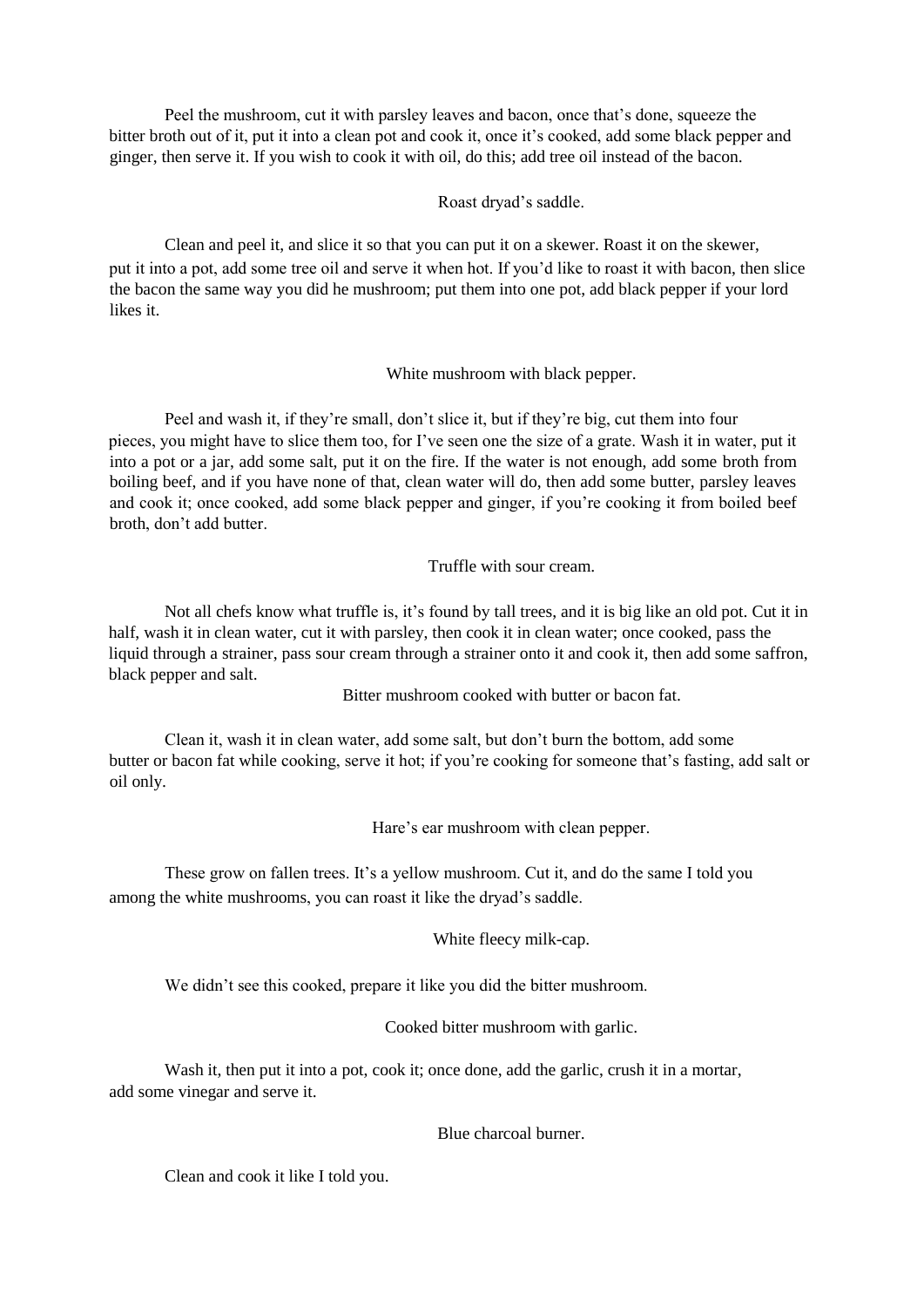Peel the mushroom, cut it with parsley leaves and bacon, once that's done, squeeze the bitter broth out of it, put it into a clean pot and cook it, once it's cooked, add some black pepper and ginger, then serve it. If you wish to cook it with oil, do this; add tree oil instead of the bacon.

### Roast dryad's saddle.

Clean and peel it, and slice it so that you can put it on a skewer. Roast it on the skewer, put it into a pot, add some tree oil and serve it when hot. If you'd like to roast it with bacon, then slice the bacon the same way you did he mushroom; put them into one pot, add black pepper if your lord likes it.

### White mushroom with black pepper.

Peel and wash it, if they're small, don't slice it, but if they're big, cut them into four pieces, you might have to slice them too, for I've seen one the size of a grate. Wash it in water, put it into a pot or a jar, add some salt, put it on the fire. If the water is not enough, add some broth from boiling beef, and if you have none of that, clean water will do, then add some butter, parsley leaves and cook it; once cooked, add some black pepper and ginger, if you're cooking it from boiled beef broth, don't add butter.

### Truffle with sour cream.

Not all chefs know what truffle is, it's found by tall trees, and it is big like an old pot. Cut it in half, wash it in clean water, cut it with parsley, then cook it in clean water; once cooked, pass the liquid through a strainer, pass sour cream through a strainer onto it and cook it, then add some saffron, black pepper and salt.

### Bitter mushroom cooked with butter or bacon fat.

Clean it, wash it in clean water, add some salt, but don't burn the bottom, add some butter or bacon fat while cooking, serve it hot; if you're cooking for someone that's fasting, add salt or oil only.

### Hare's ear mushroom with clean pepper.

These grow on fallen trees. It's a yellow mushroom. Cut it, and do the same I told you among the white mushrooms, you can roast it like the dryad's saddle.

### White fleecy milk-cap.

We didn't see this cooked, prepare it like you did the bitter mushroom.

### Cooked bitter mushroom with garlic.

Wash it, then put it into a pot, cook it; once done, add the garlic, crush it in a mortar, add some vinegar and serve it.

### Blue charcoal burner.

Clean and cook it like I told you.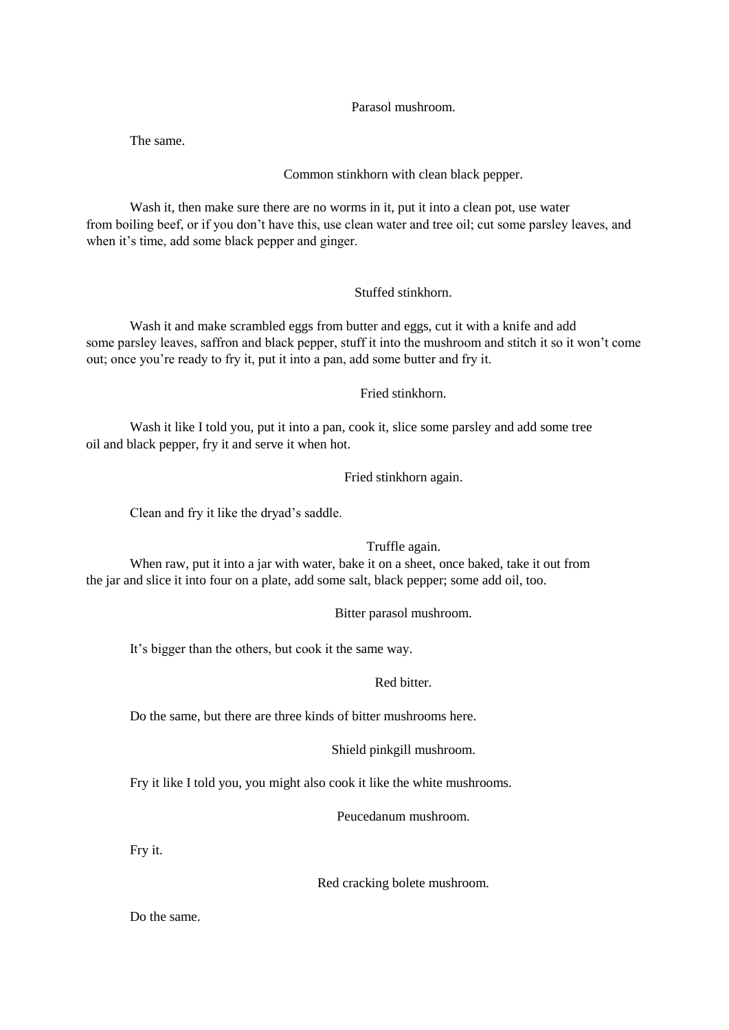### Parasol mushroom.

The same.

### Common stinkhorn with clean black pepper.

Wash it, then make sure there are no worms in it, put it into a clean pot, use water from boiling beef, or if you don't have this, use clean water and tree oil; cut some parsley leaves, and when it's time, add some black pepper and ginger.

### Stuffed stinkhorn.

Wash it and make scrambled eggs from butter and eggs, cut it with a knife and add some parsley leaves, saffron and black pepper, stuff it into the mushroom and stitch it so it won't come out; once you're ready to fry it, put it into a pan, add some butter and fry it.

### Fried stinkhorn.

Wash it like I told you, put it into a pan, cook it, slice some parsley and add some tree oil and black pepper, fry it and serve it when hot.

### Fried stinkhorn again.

Clean and fry it like the dryad's saddle.

### Truffle again.

When raw, put it into a jar with water, bake it on a sheet, once baked, take it out from the jar and slice it into four on a plate, add some salt, black pepper; some add oil, too.

### Bitter parasol mushroom.

It's bigger than the others, but cook it the same way.

### Red bitter.

Do the same, but there are three kinds of bitter mushrooms here.

### Shield pinkgill mushroom.

Fry it like I told you, you might also cook it like the white mushrooms.

### Peucedanum mushroom.

Fry it.

### Red cracking bolete mushroom.

Do the same.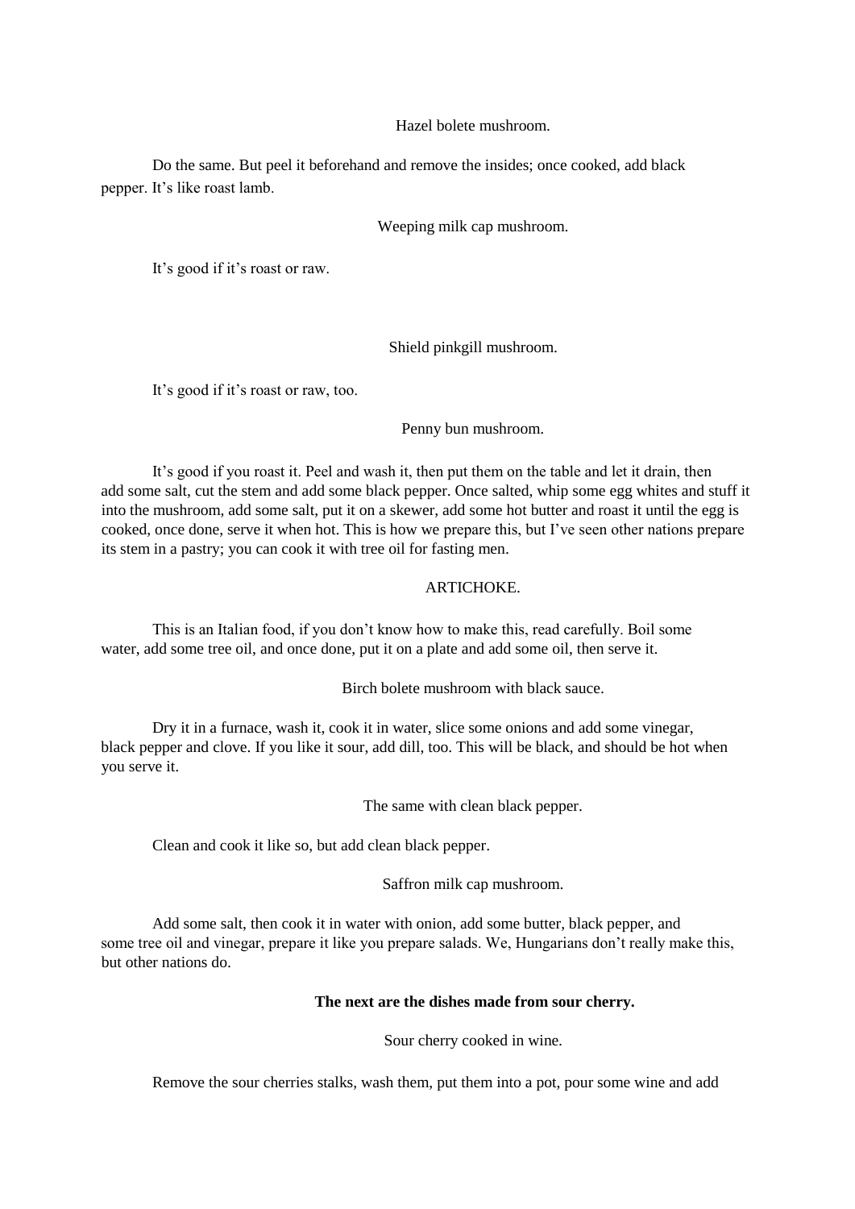Hazel bolete mushroom.

Do the same. But peel it beforehand and remove the insides; once cooked, add black pepper. It's like roast lamb.

Weeping milk cap mushroom.

It's good if it's roast or raw.

Shield pinkgill mushroom.

It's good if it's roast or raw, too.

Penny bun mushroom.

It's good if you roast it. Peel and wash it, then put them on the table and let it drain, then add some salt, cut the stem and add some black pepper. Once salted, whip some egg whites and stuff it into the mushroom, add some salt, put it on a skewer, add some hot butter and roast it until the egg is cooked, once done, serve it when hot. This is how we prepare this, but I've seen other nations prepare its stem in a pastry; you can cook it with tree oil for fasting men.

ARTICHOKE.

This is an Italian food, if you don't know how to make this, read carefully. Boil some water, add some tree oil, and once done, put it on a plate and add some oil, then serve it.

Birch bolete mushroom with black sauce.

Dry it in a furnace, wash it, cook it in water, slice some onions and add some vinegar, black pepper and clove. If you like it sour, add dill, too. This will be black, and should be hot when you serve it.

The same with clean black pepper.

Clean and cook it like so, but add clean black pepper.

Saffron milk cap mushroom.

Add some salt, then cook it in water with onion, add some butter, black pepper, and some tree oil and vinegar, prepare it like you prepare salads. We, Hungarians don't really make this, but other nations do.

**The next are the dishes made from sour cherry.**

Sour cherry cooked in wine.

Remove the sour cherries stalks, wash them, put them into a pot, pour some wine and add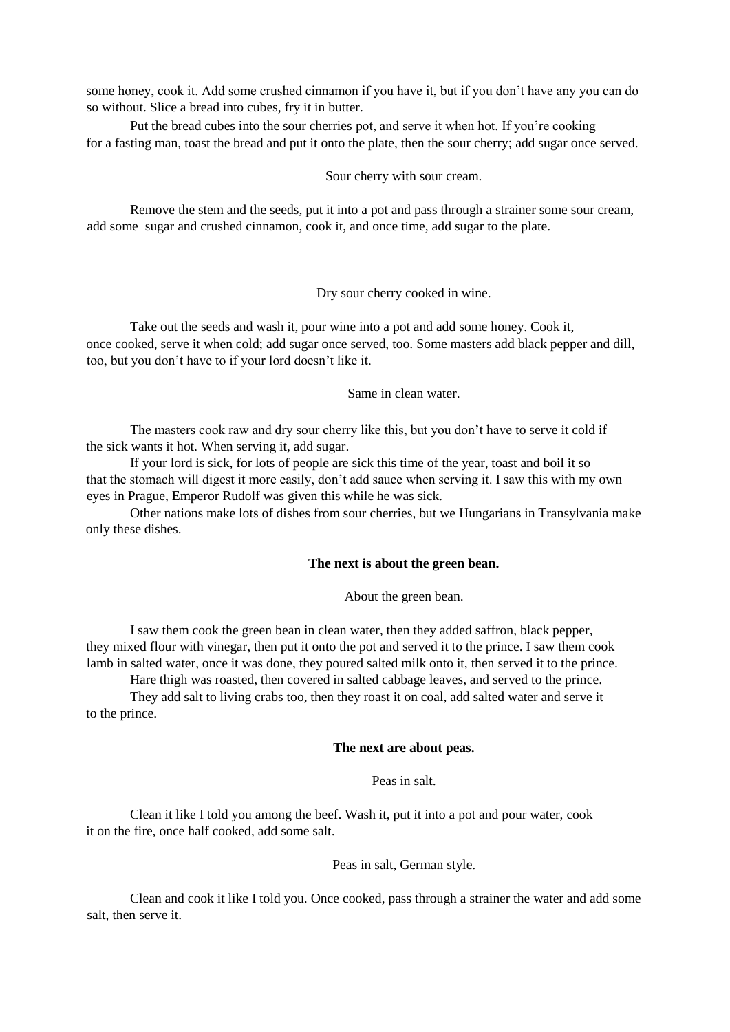some honey, cook it. Add some crushed cinnamon if you have it, but if you don't have any you can do so without. Slice a bread into cubes, fry it in butter.

Put the bread cubes into the sour cherries pot, and serve it when hot. If you're cooking for a fasting man, toast the bread and put it onto the plate, then the sour cherry; add sugar once served.

Sour cherry with sour cream.

Remove the stem and the seeds, put it into a pot and pass through a strainer some sour cream, add some sugar and crushed cinnamon, cook it, and once time, add sugar to the plate.

Dry sour cherry cooked in wine.

Take out the seeds and wash it, pour wine into a pot and add some honey. Cook it, once cooked, serve it when cold; add sugar once served, too. Some masters add black pepper and dill, too, but you don't have to if your lord doesn't like it.

Same in clean water.

The masters cook raw and dry sour cherry like this, but you don't have to serve it cold if the sick wants it hot. When serving it, add sugar.

If your lord is sick, for lots of people are sick this time of the year, toast and boil it so that the stomach will digest it more easily, don't add sauce when serving it. I saw this with my own eyes in Prague, Emperor Rudolf was given this while he was sick.

Other nations make lots of dishes from sour cherries, but we Hungarians in Transylvania make only these dishes.

**The next is about the green bean.**

About the green bean.

I saw them cook the green bean in clean water, then they added saffron, black pepper, they mixed flour with vinegar, then put it onto the pot and served it to the prince. I saw them cook lamb in salted water, once it was done, they poured salted milk onto it, then served it to the prince.

Hare thigh was roasted, then covered in salted cabbage leaves, and served to the prince.

They add salt to living crabs too, then they roast it on coal, add salted water and serve it to the prince.

**The next are about peas.**

Peas in salt.

Clean it like I told you among the beef. Wash it, put it into a pot and pour water, cook it on the fire, once half cooked, add some salt.

Peas in salt, German style.

Clean and cook it like I told you. Once cooked, pass through a strainer the water and add some salt, then serve it.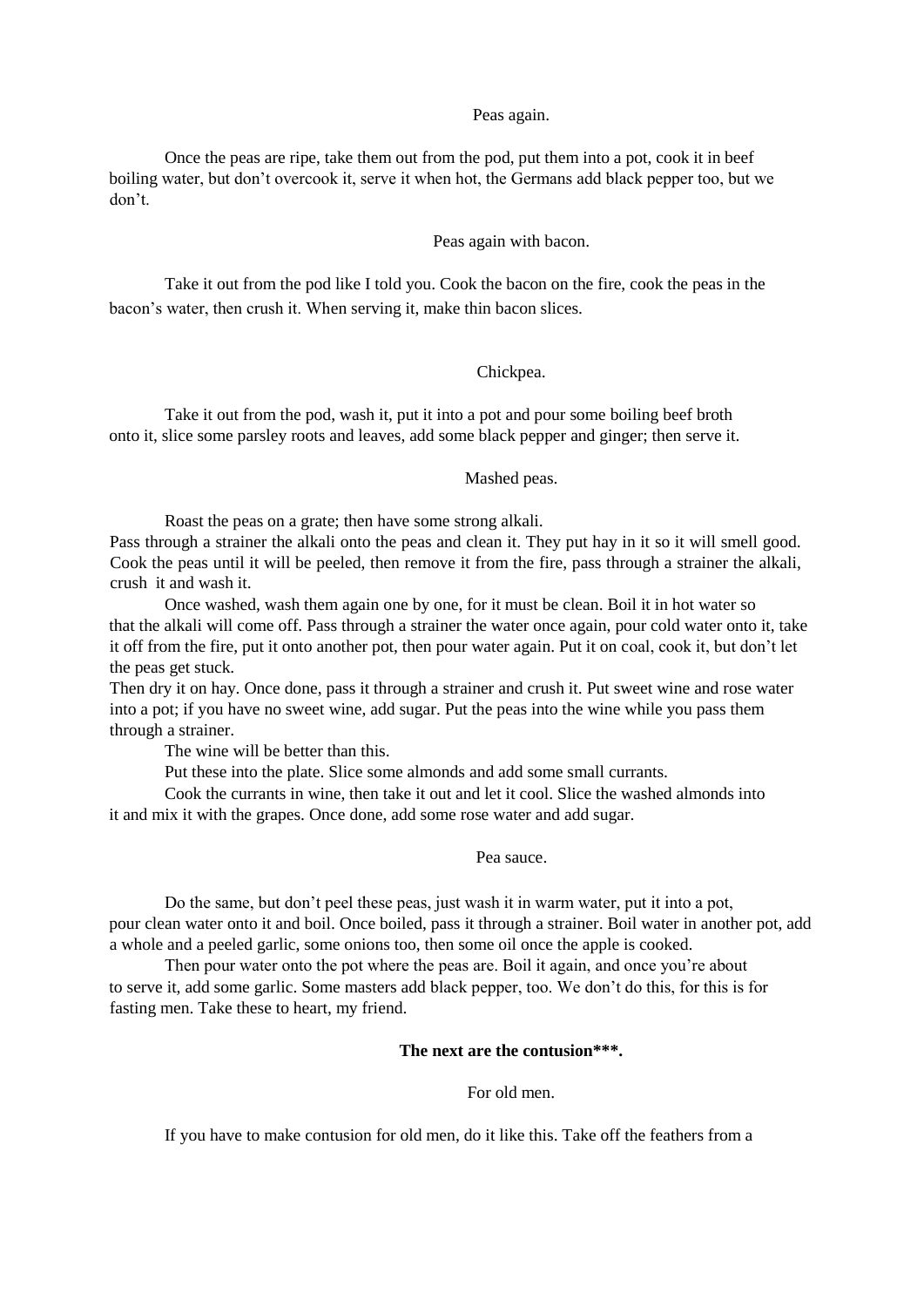### Peas again.

Once the peas are ripe, take them out from the pod, put them into a pot, cook it in beef boiling water, but don't overcook it, serve it when hot, the Germans add black pepper too, but we don't.

### Peas again with bacon.

Take it out from the pod like I told you. Cook the bacon on the fire, cook the peas in the bacon's water, then crush it. When serving it, make thin bacon slices.

### Chickpea.

Take it out from the pod, wash it, put it into a pot and pour some boiling beef broth onto it, slice some parsley roots and leaves, add some black pepper and ginger; then serve it.

### Mashed peas.

Roast the peas on a grate; then have some strong alkali.
Pass through a strainer the alkali onto the peas and clean it. They put hay in it so it will smell good. Cook the peas until it will be peeled, then remove it from the fire, pass through a strainer the alkali, crush it and wash it.

Once washed, wash them again one by one, for it must be clean. Boil it in hot water so that the alkali will come off. Pass through a strainer the water once again, pour cold water onto it, take it off from the fire, put it onto another pot, then pour water again. Put it on coal, cook it, but don't let the peas get stuck.
Then dry it on hay. Once done, pass it through a strainer and crush it. Put sweet wine and rose water into a pot; if you have no sweet wine, add sugar. Put the peas into the wine while you pass them through a strainer.

The wine will be better than this.

Put these into the plate. Slice some almonds and add some small currants.

Cook the currants in wine, then take it out and let it cool. Slice the washed almonds into it and mix it with the grapes. Once done, add some rose water and add sugar.

### Pea sauce.

Do the same, but don't peel these peas, just wash it in warm water, put it into a pot, pour clean water onto it and boil. Once boiled, pass it through a strainer. Boil water in another pot, add a whole and a peeled garlic, some onions too, then some oil once the apple is cooked.

Then pour water onto the pot where the peas are. Boil it again, and once you're about to serve it, add some garlic. Some masters add black pepper, too. We don't do this, for this is for fasting men. Take these to heart, my friend.

## **The next are the contusion\*\*\*.**

### For old men.

If you have to make contusion for old men, do it like this. Take off the feathers from a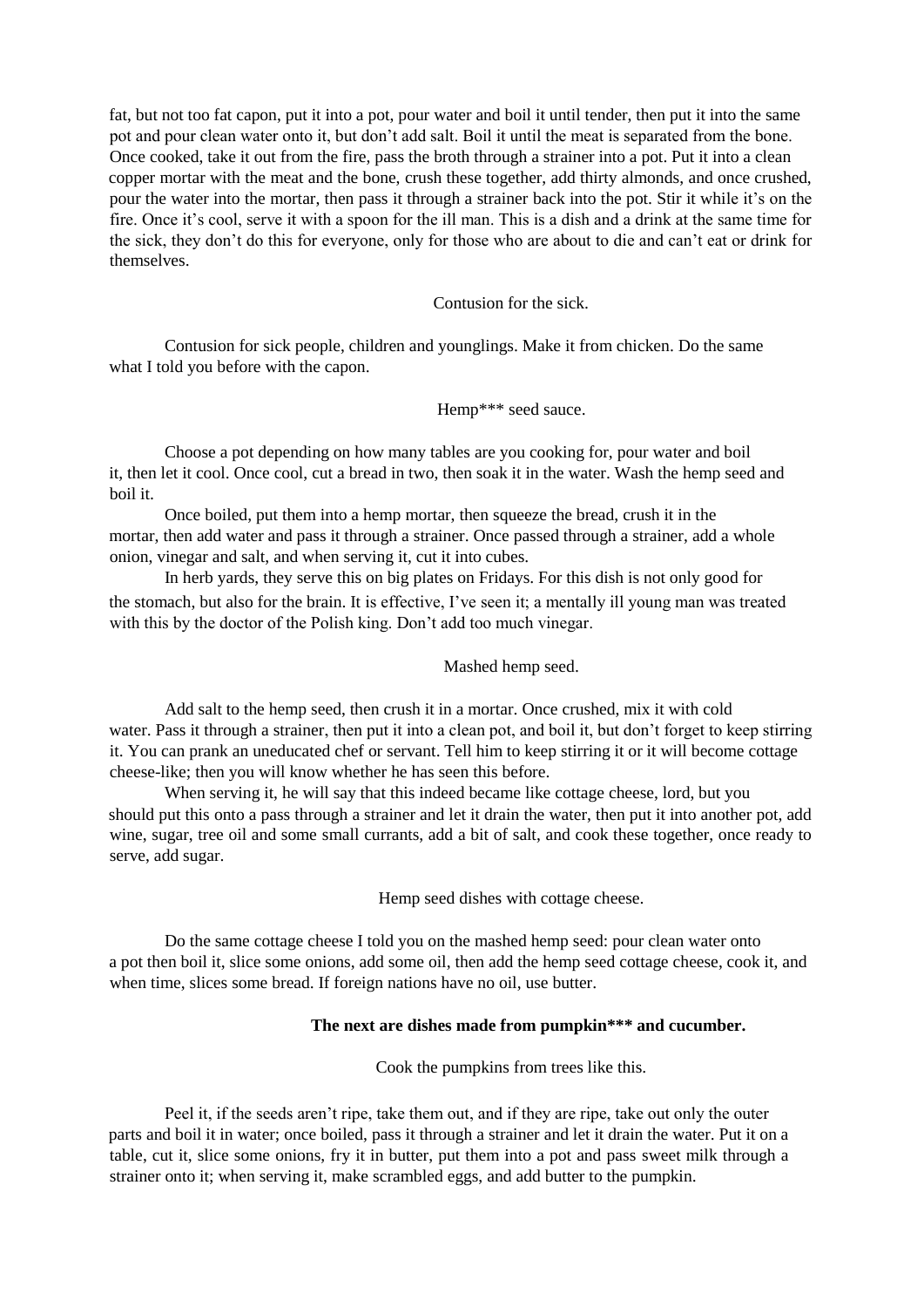fat, but not too fat capon, put it into a pot, pour water and boil it until tender, then put it into the same pot and pour clean water onto it, but don't add salt. Boil it until the meat is separated from the bone. Once cooked, take it out from the fire, pass the broth through a strainer into a pot. Put it into a clean copper mortar with the meat and the bone, crush these together, add thirty almonds, and once crushed, pour the water into the mortar, then pass it through a strainer back into the pot. Stir it while it's on the fire. Once it's cool, serve it with a spoon for the ill man. This is a dish and a drink at the same time for the sick, they don't do this for everyone, only for those who are about to die and can't eat or drink for themselves.

### Contusion for the sick.

Contusion for sick people, children and younglings. Make it from chicken. Do the same what I told you before with the capon.

### Hemp*** seed sauce.

Choose a pot depending on how many tables are you cooking for, pour water and boil it, then let it cool. Once cool, cut a bread in two, then soak it in the water. Wash the hemp seed and boil it.

Once boiled, put them into a hemp mortar, then squeeze the bread, crush it in the mortar, then add water and pass it through a strainer. Once passed through a strainer, add a whole onion, vinegar and salt, and when serving it, cut it into cubes.

In herb yards, they serve this on big plates on Fridays. For this dish is not only good for the stomach, but also for the brain. It is effective, I've seen it; a mentally ill young man was treated with this by the doctor of the Polish king. Don't add too much vinegar.

### Mashed hemp seed.

Add salt to the hemp seed, then crush it in a mortar. Once crushed, mix it with cold water. Pass it through a strainer, then put it into a clean pot, and boil it, but don't forget to keep stirring it. You can prank an uneducated chef or servant. Tell him to keep stirring it or it will become cottage cheese-like; then you will know whether he has seen this before.

When serving it, he will say that this indeed became like cottage cheese, lord, but you should put this onto a pass through a strainer and let it drain the water, then put it into another pot, add wine, sugar, tree oil and some small currants, add a bit of salt, and cook these together, once ready to serve, add sugar.

### Hemp seed dishes with cottage cheese.

Do the same cottage cheese I told you on the mashed hemp seed: pour clean water onto a pot then boil it, slice some onions, add some oil, then add the hemp seed cottage cheese, cook it, and when time, slices some bread. If foreign nations have no oil, use butter.

## The next are dishes made from pumpkin*** and cucumber.

### Cook the pumpkins from trees like this.

Peel it, if the seeds aren't ripe, take them out, and if they are ripe, take out only the outer parts and boil it in water; once boiled, pass it through a strainer and let it drain the water. Put it on a table, cut it, slice some onions, fry it in butter, put them into a pot and pass sweet milk through a strainer onto it; when serving it, make scrambled eggs, and add butter to the pumpkin.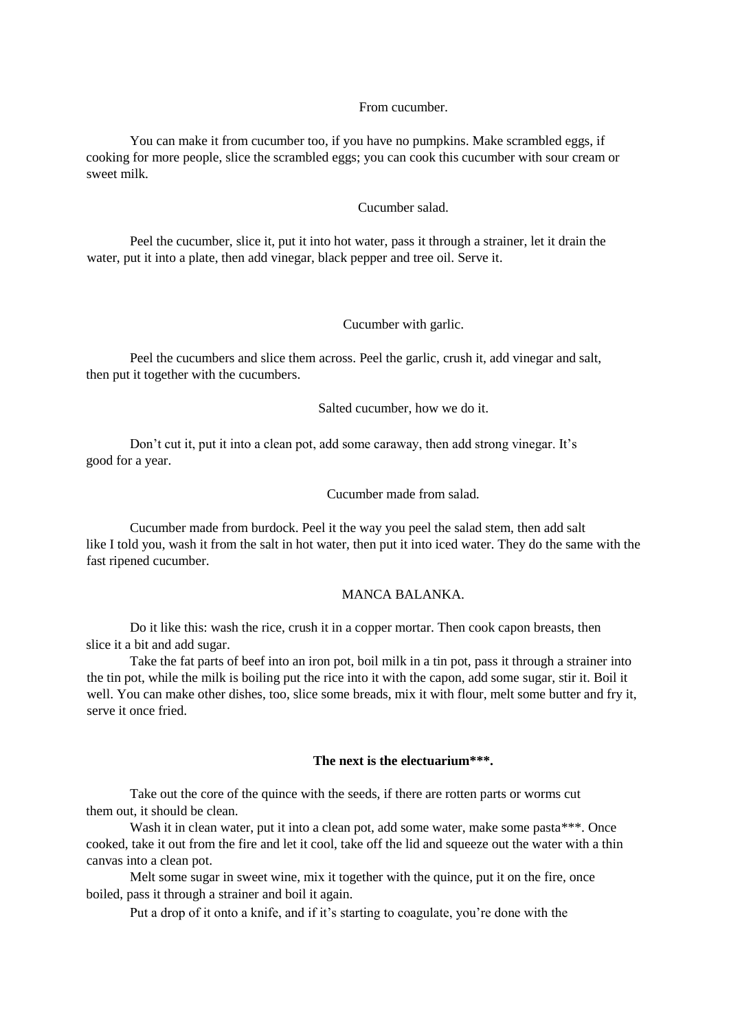From cucumber.

You can make it from cucumber too, if you have no pumpkins. Make scrambled eggs, if cooking for more people, slice the scrambled eggs; you can cook this cucumber with sour cream or sweet milk.

Cucumber salad.

Peel the cucumber, slice it, put it into hot water, pass it through a strainer, let it drain the water, put it into a plate, then add vinegar, black pepper and tree oil. Serve it.

Cucumber with garlic.

Peel the cucumbers and slice them across. Peel the garlic, crush it, add vinegar and salt, then put it together with the cucumbers.

Salted cucumber, how we do it.

Don't cut it, put it into a clean pot, add some caraway, then add strong vinegar. It's good for a year.

Cucumber made from salad.

Cucumber made from burdock. Peel it the way you peel the salad stem, then add salt like I told you, wash it from the salt in hot water, then put it into iced water. They do the same with the fast ripened cucumber.

MANCA BALANKA.

Do it like this: wash the rice, crush it in a copper mortar. Then cook capon breasts, then slice it a bit and add sugar.

Take the fat parts of beef into an iron pot, boil milk in a tin pot, pass it through a strainer into the tin pot, while the milk is boiling put the rice into it with the capon, add some sugar, stir it. Boil it well. You can make other dishes, too, slice some breads, mix it with flour, melt some butter and fry it, serve it once fried.

**The next is the electuarium\*\*\*.**

Take out the core of the quince with the seeds, if there are rotten parts or worms cut them out, it should be clean.

Wash it in clean water, put it into a clean pot, add some water, make some pasta\*\*\*. Once cooked, take it out from the fire and let it cool, take off the lid and squeeze out the water with a thin canvas into a clean pot.

Melt some sugar in sweet wine, mix it together with the quince, put it on the fire, once boiled, pass it through a strainer and boil it again.

Put a drop of it onto a knife, and if it's starting to coagulate, you're done with the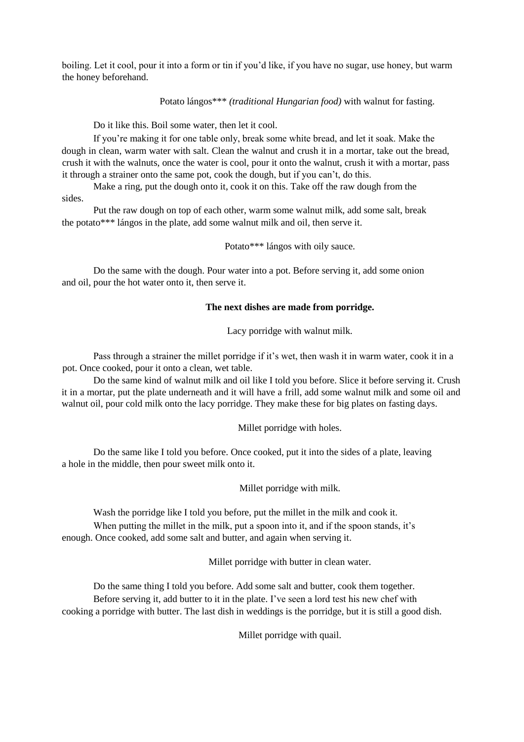boiling. Let it cool, pour it into a form or tin if you'd like, if you have no sugar, use honey, but warm the honey beforehand.

Potato lángos*** *(traditional Hungarian food)* with walnut for fasting.

Do it like this. Boil some water, then let it cool.

If you're making it for one table only, break some white bread, and let it soak. Make the dough in clean, warm water with salt. Clean the walnut and crush it in a mortar, take out the bread, crush it with the walnuts, once the water is cool, pour it onto the walnut, crush it with a mortar, pass it through a strainer onto the same pot, cook the dough, but if you can't, do this.

Make a ring, put the dough onto it, cook it on this. Take off the raw dough from the sides.

Put the raw dough on top of each other, warm some walnut milk, add some salt, break the potato*** lángos in the plate, add some walnut milk and oil, then serve it.

Potato*** lángos with oily sauce.

Do the same with the dough. Pour water into a pot. Before serving it, add some onion and oil, pour the hot water onto it, then serve it.

**The next dishes are made from porridge.**

Lacy porridge with walnut milk.

Pass through a strainer the millet porridge if it's wet, then wash it in warm water, cook it in a pot. Once cooked, pour it onto a clean, wet table.

Do the same kind of walnut milk and oil like I told you before. Slice it before serving it. Crush it in a mortar, put the plate underneath and it will have a frill, add some walnut milk and some oil and walnut oil, pour cold milk onto the lacy porridge. They make these for big plates on fasting days.

Millet porridge with holes.

Do the same like I told you before. Once cooked, put it into the sides of a plate, leaving a hole in the middle, then pour sweet milk onto it.

Millet porridge with milk.

Wash the porridge like I told you before, put the millet in the milk and cook it.

When putting the millet in the milk, put a spoon into it, and if the spoon stands, it's enough. Once cooked, add some salt and butter, and again when serving it.

Millet porridge with butter in clean water.

Do the same thing I told you before. Add some salt and butter, cook them together.

Before serving it, add butter to it in the plate. I've seen a lord test his new chef with cooking a porridge with butter. The last dish in weddings is the porridge, but it is still a good dish.

Millet porridge with quail.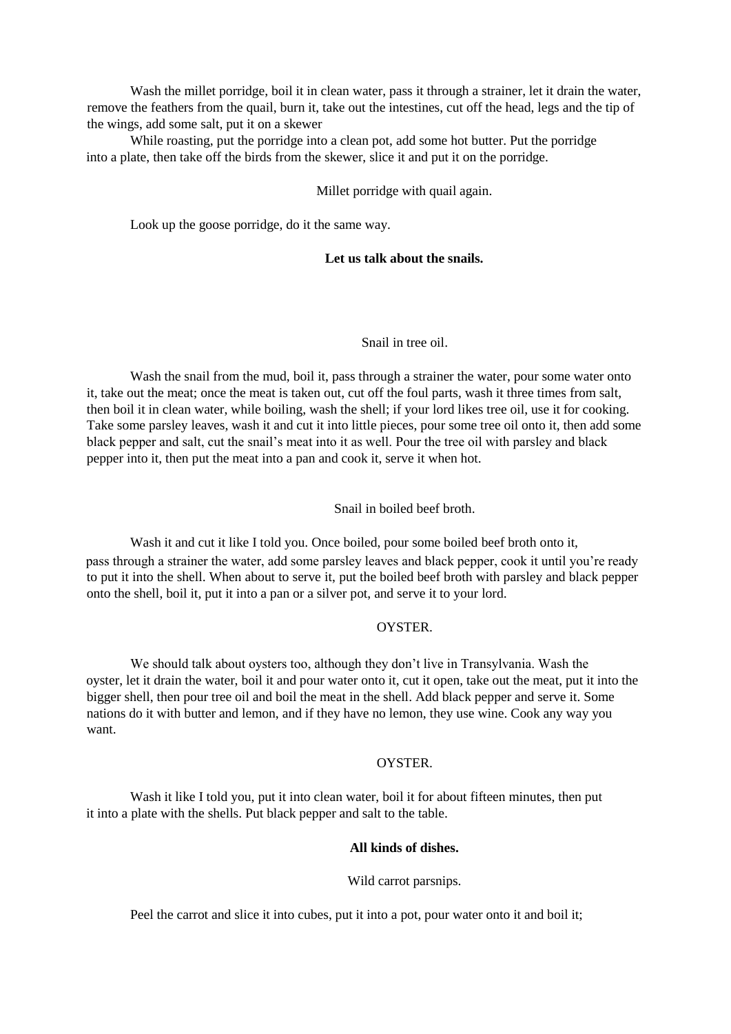Wash the millet porridge, boil it in clean water, pass it through a strainer, let it drain the water, remove the feathers from the quail, burn it, take out the intestines, cut off the head, legs and the tip of the wings, add some salt, put it on a skewer

While roasting, put the porridge into a clean pot, add some hot butter. Put the porridge into a plate, then take off the birds from the skewer, slice it and put it on the porridge.

Millet porridge with quail again.

Look up the goose porridge, do it the same way.

**Let us talk about the snails.**

Snail in tree oil.

Wash the snail from the mud, boil it, pass through a strainer the water, pour some water onto it, take out the meat; once the meat is taken out, cut off the foul parts, wash it three times from salt, then boil it in clean water, while boiling, wash the shell; if your lord likes tree oil, use it for cooking. Take some parsley leaves, wash it and cut it into little pieces, pour some tree oil onto it, then add some black pepper and salt, cut the snail's meat into it as well. Pour the tree oil with parsley and black pepper into it, then put the meat into a pan and cook it, serve it when hot.

Snail in boiled beef broth.

Wash it and cut it like I told you. Once boiled, pour some boiled beef broth onto it, pass through a strainer the water, add some parsley leaves and black pepper, cook it until you're ready to put it into the shell. When about to serve it, put the boiled beef broth with parsley and black pepper onto the shell, boil it, put it into a pan or a silver pot, and serve it to your lord.

OYSTER.

We should talk about oysters too, although they don't live in Transylvania. Wash the oyster, let it drain the water, boil it and pour water onto it, cut it open, take out the meat, put it into the bigger shell, then pour tree oil and boil the meat in the shell. Add black pepper and serve it. Some nations do it with butter and lemon, and if they have no lemon, they use wine. Cook any way you want.

OYSTER.

Wash it like I told you, put it into clean water, boil it for about fifteen minutes, then put it into a plate with the shells. Put black pepper and salt to the table.

**All kinds of dishes.**

Wild carrot parsnips.

Peel the carrot and slice it into cubes, put it into a pot, pour water onto it and boil it;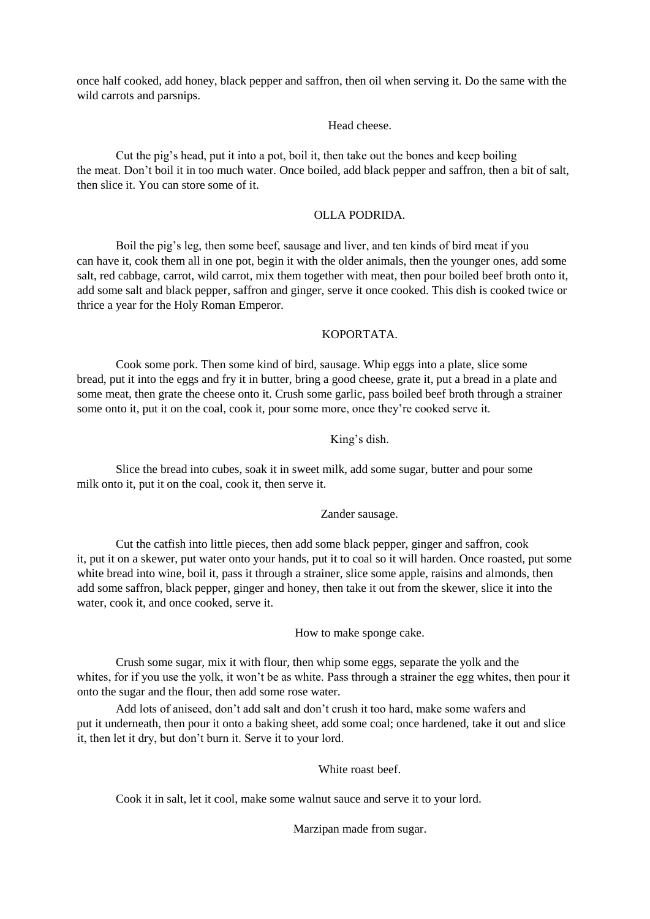once half cooked, add honey, black pepper and saffron, then oil when serving it. Do the same with the wild carrots and parsnips.

### Head cheese.

Cut the pig's head, put it into a pot, boil it, then take out the bones and keep boiling the meat. Don't boil it in too much water. Once boiled, add black pepper and saffron, then a bit of salt, then slice it. You can store some of it.

### OLLA PODRIDA.

Boil the pig's leg, then some beef, sausage and liver, and ten kinds of bird meat if you can have it, cook them all in one pot, begin it with the older animals, then the younger ones, add some salt, red cabbage, carrot, wild carrot, mix them together with meat, then pour boiled beef broth onto it, add some salt and black pepper, saffron and ginger, serve it once cooked. This dish is cooked twice or thrice a year for the Holy Roman Emperor.

### KOPORTATA.

Cook some pork. Then some kind of bird, sausage. Whip eggs into a plate, slice some bread, put it into the eggs and fry it in butter, bring a good cheese, grate it, put a bread in a plate and some meat, then grate the cheese onto it. Crush some garlic, pass boiled beef broth through a strainer some onto it, put it on the coal, cook it, pour some more, once they're cooked serve it.

### King's dish.

Slice the bread into cubes, soak it in sweet milk, add some sugar, butter and pour some milk onto it, put it on the coal, cook it, then serve it.

### Zander sausage.

Cut the catfish into little pieces, then add some black pepper, ginger and saffron, cook it, put it on a skewer, put water onto your hands, put it to coal so it will harden. Once roasted, put some white bread into wine, boil it, pass it through a strainer, slice some apple, raisins and almonds, then add some saffron, black pepper, ginger and honey, then take it out from the skewer, slice it into the water, cook it, and once cooked, serve it.

### How to make sponge cake.

Crush some sugar, mix it with flour, then whip some eggs, separate the yolk and the whites, for if you use the yolk, it won't be as white. Pass through a strainer the egg whites, then pour it onto the sugar and the flour, then add some rose water.

Add lots of aniseed, don't add salt and don't crush it too hard, make some wafers and put it underneath, then pour it onto a baking sheet, add some coal; once hardened, take it out and slice it, then let it dry, but don't burn it. Serve it to your lord.

### White roast beef.

Cook it in salt, let it cool, make some walnut sauce and serve it to your lord.

### Marzipan made from sugar.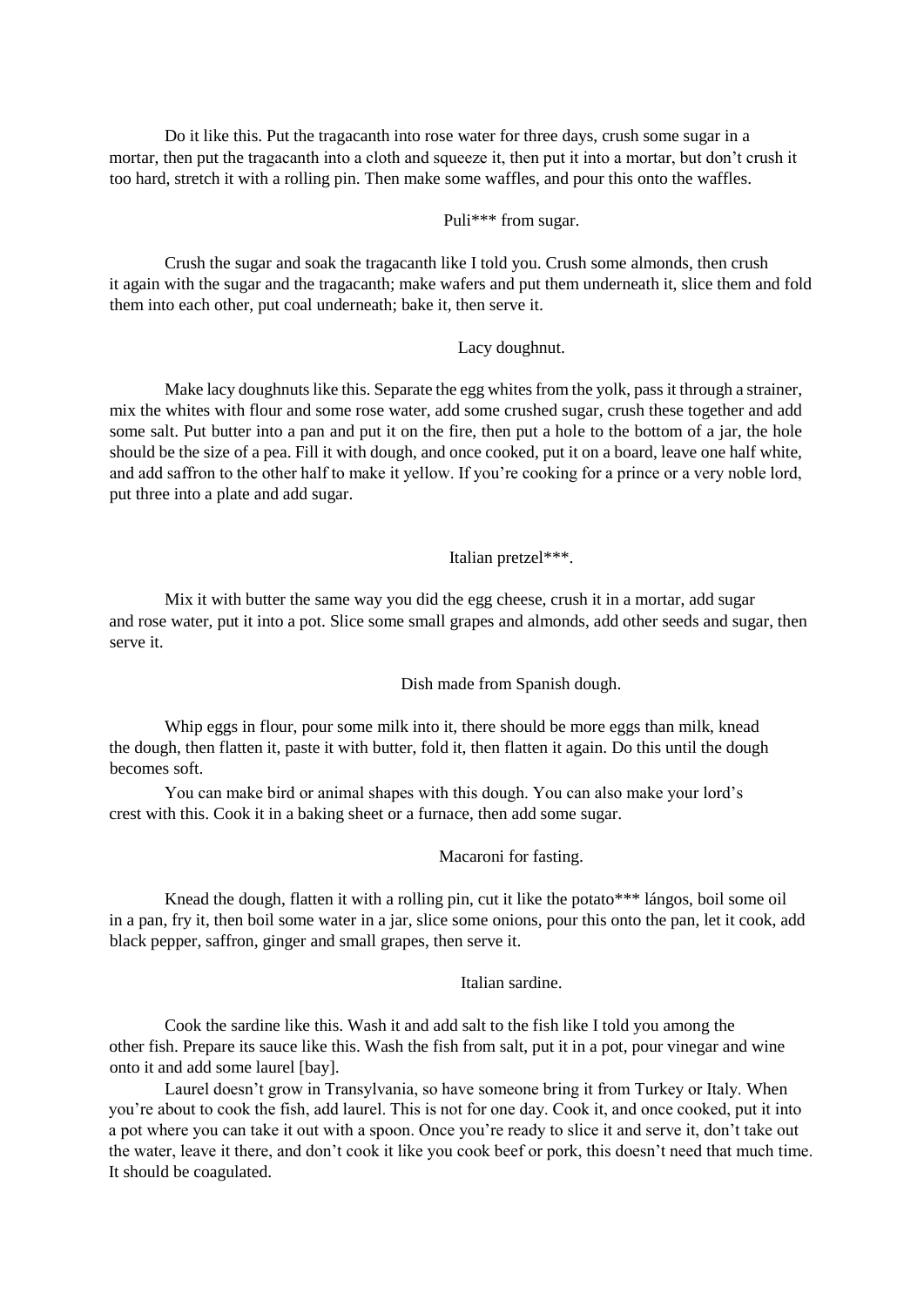Do it like this. Put the tragacanth into rose water for three days, crush some sugar in a mortar, then put the tragacanth into a cloth and squeeze it, then put it into a mortar, but don't crush it too hard, stretch it with a rolling pin. Then make some waffles, and pour this onto the waffles.

### Puli*** from sugar.

Crush the sugar and soak the tragacanth like I told you. Crush some almonds, then crush it again with the sugar and the tragacanth; make wafers and put them underneath it, slice them and fold them into each other, put coal underneath; bake it, then serve it.

### Lacy doughnut.

Make lacy doughnuts like this. Separate the egg whites from the yolk, pass it through a strainer, mix the whites with flour and some rose water, add some crushed sugar, crush these together and add some salt. Put butter into a pan and put it on the fire, then put a hole to the bottom of a jar, the hole should be the size of a pea. Fill it with dough, and once cooked, put it on a board, leave one half white, and add saffron to the other half to make it yellow. If you're cooking for a prince or a very noble lord, put three into a plate and add sugar.

### Italian pretzel***.

Mix it with butter the same way you did the egg cheese, crush it in a mortar, add sugar and rose water, put it into a pot. Slice some small grapes and almonds, add other seeds and sugar, then serve it.

### Dish made from Spanish dough.

Whip eggs in flour, pour some milk into it, there should be more eggs than milk, knead the dough, then flatten it, paste it with butter, fold it, then flatten it again. Do this until the dough becomes soft.

You can make bird or animal shapes with this dough. You can also make your lord's crest with this. Cook it in a baking sheet or a furnace, then add some sugar.

### Macaroni for fasting.

Knead the dough, flatten it with a rolling pin, cut it like the potato*** lángos, boil some oil in a pan, fry it, then boil some water in a jar, slice some onions, pour this onto the pan, let it cook, add black pepper, saffron, ginger and small grapes, then serve it.

### Italian sardine.

Cook the sardine like this. Wash it and add salt to the fish like I told you among the other fish. Prepare its sauce like this. Wash the fish from salt, put it in a pot, pour vinegar and wine onto it and add some laurel [bay].

Laurel doesn't grow in Transylvania, so have someone bring it from Turkey or Italy. When you're about to cook the fish, add laurel. This is not for one day. Cook it, and once cooked, put it into a pot where you can take it out with a spoon. Once you're ready to slice it and serve it, don't take out the water, leave it there, and don't cook it like you cook beef or pork, this doesn't need that much time. It should be coagulated.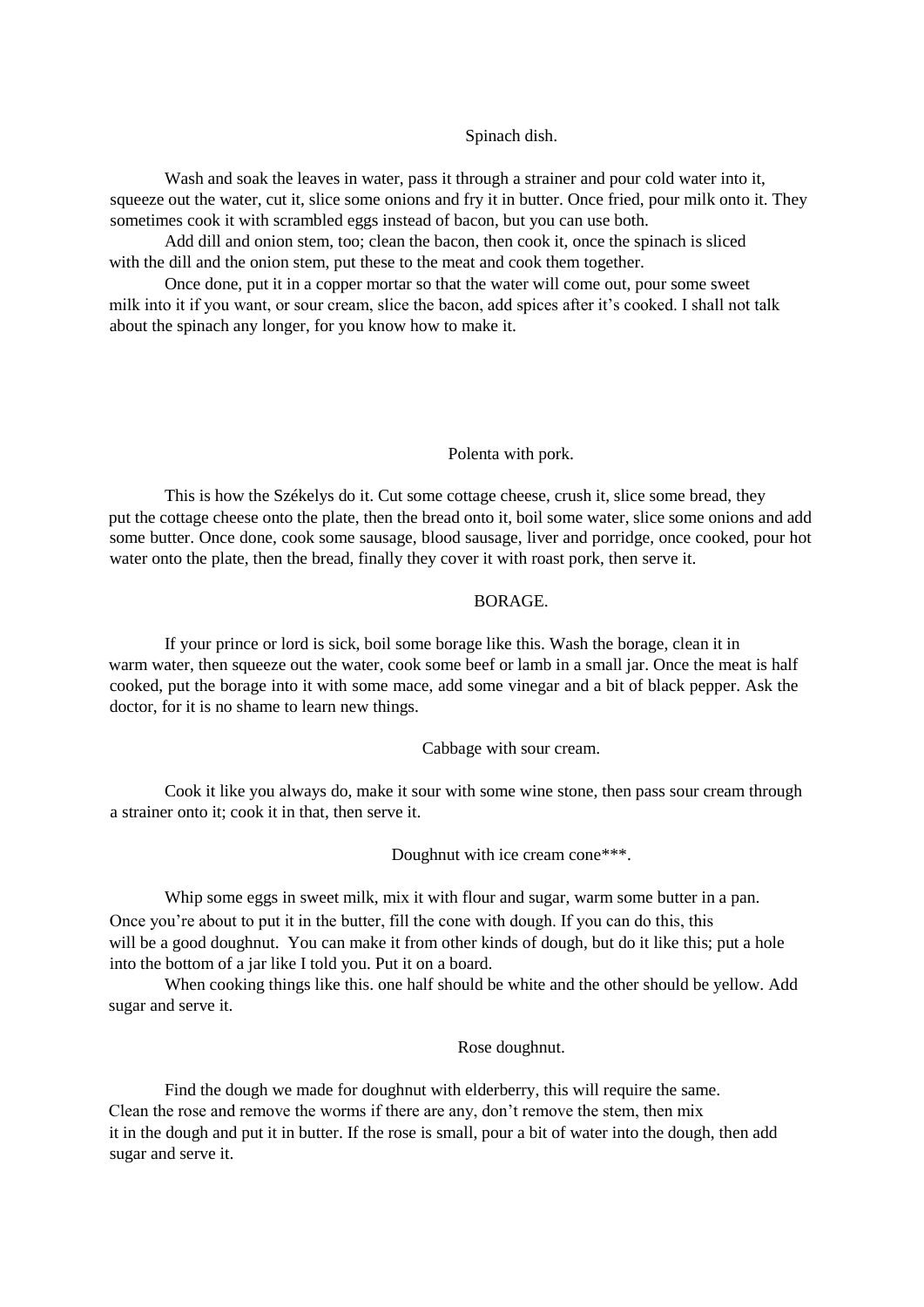## Spinach dish.

Wash and soak the leaves in water, pass it through a strainer and pour cold water into it, squeeze out the water, cut it, slice some onions and fry it in butter. Once fried, pour milk onto it. They sometimes cook it with scrambled eggs instead of bacon, but you can use both.

Add dill and onion stem, too; clean the bacon, then cook it, once the spinach is sliced with the dill and the onion stem, put these to the meat and cook them together.

Once done, put it in a copper mortar so that the water will come out, pour some sweet milk into it if you want, or sour cream, slice the bacon, add spices after it's cooked. I shall not talk about the spinach any longer, for you know how to make it.

## Polenta with pork.

This is how the Székelys do it. Cut some cottage cheese, crush it, slice some bread, they put the cottage cheese onto the plate, then the bread onto it, boil some water, slice some onions and add some butter. Once done, cook some sausage, blood sausage, liver and porridge, once cooked, pour hot water onto the plate, then the bread, finally they cover it with roast pork, then serve it.

## BORAGE.

If your prince or lord is sick, boil some borage like this. Wash the borage, clean it in warm water, then squeeze out the water, cook some beef or lamb in a small jar. Once the meat is half cooked, put the borage into it with some mace, add some vinegar and a bit of black pepper. Ask the doctor, for it is no shame to learn new things.

## Cabbage with sour cream.

Cook it like you always do, make it sour with some wine stone, then pass sour cream through a strainer onto it; cook it in that, then serve it.

## Doughnut with ice cream cone***.

Whip some eggs in sweet milk, mix it with flour and sugar, warm some butter in a pan. Once you're about to put it in the butter, fill the cone with dough. If you can do this, this will be a good doughnut. You can make it from other kinds of dough, but do it like this; put a hole into the bottom of a jar like I told you. Put it on a board.

When cooking things like this. one half should be white and the other should be yellow. Add sugar and serve it.

## Rose doughnut.

Find the dough we made for doughnut with elderberry, this will require the same. Clean the rose and remove the worms if there are any, don't remove the stem, then mix it in the dough and put it in butter. If the rose is small, pour a bit of water into the dough, then add sugar and serve it.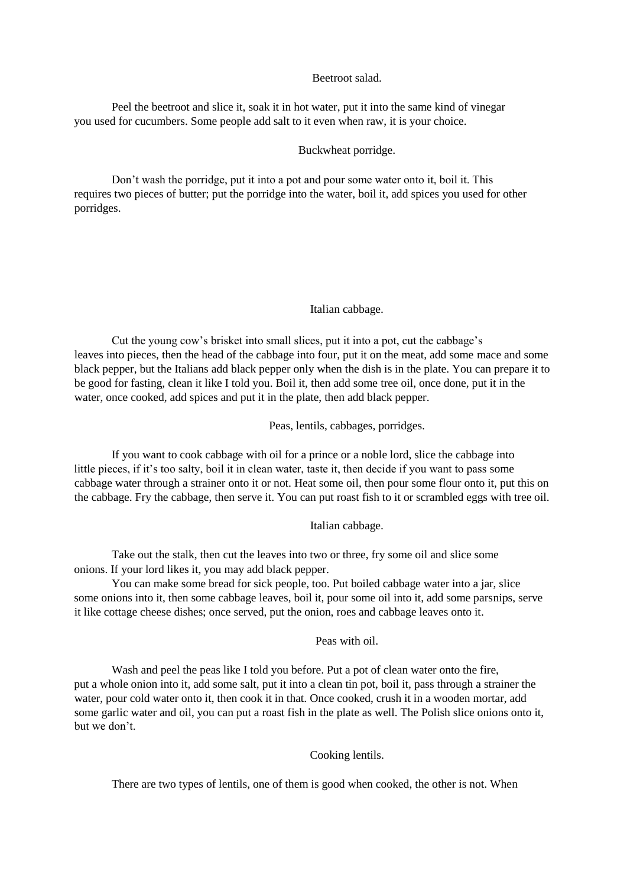### Beetroot salad.

Peel the beetroot and slice it, soak it in hot water, put it into the same kind of vinegar you used for cucumbers. Some people add salt to it even when raw, it is your choice.

### Buckwheat porridge.

Don't wash the porridge, put it into a pot and pour some water onto it, boil it. This requires two pieces of butter; put the porridge into the water, boil it, add spices you used for other porridges.

### Italian cabbage.

Cut the young cow's brisket into small slices, put it into a pot, cut the cabbage's leaves into pieces, then the head of the cabbage into four, put it on the meat, add some mace and some black pepper, but the Italians add black pepper only when the dish is in the plate. You can prepare it to be good for fasting, clean it like I told you. Boil it, then add some tree oil, once done, put it in the water, once cooked, add spices and put it in the plate, then add black pepper.

### Peas, lentils, cabbages, porridges.

If you want to cook cabbage with oil for a prince or a noble lord, slice the cabbage into little pieces, if it's too salty, boil it in clean water, taste it, then decide if you want to pass some cabbage water through a strainer onto it or not. Heat some oil, then pour some flour onto it, put this on the cabbage. Fry the cabbage, then serve it. You can put roast fish to it or scrambled eggs with tree oil.

### Italian cabbage.

Take out the stalk, then cut the leaves into two or three, fry some oil and slice some onions. If your lord likes it, you may add black pepper.

You can make some bread for sick people, too. Put boiled cabbage water into a jar, slice some onions into it, then some cabbage leaves, boil it, pour some oil into it, add some parsnips, serve it like cottage cheese dishes; once served, put the onion, roes and cabbage leaves onto it.

### Peas with oil.

Wash and peel the peas like I told you before. Put a pot of clean water onto the fire, put a whole onion into it, add some salt, put it into a clean tin pot, boil it, pass through a strainer the water, pour cold water onto it, then cook it in that. Once cooked, crush it in a wooden mortar, add some garlic water and oil, you can put a roast fish in the plate as well. The Polish slice onions onto it, but we don't.

### Cooking lentils.

There are two types of lentils, one of them is good when cooked, the other is not. When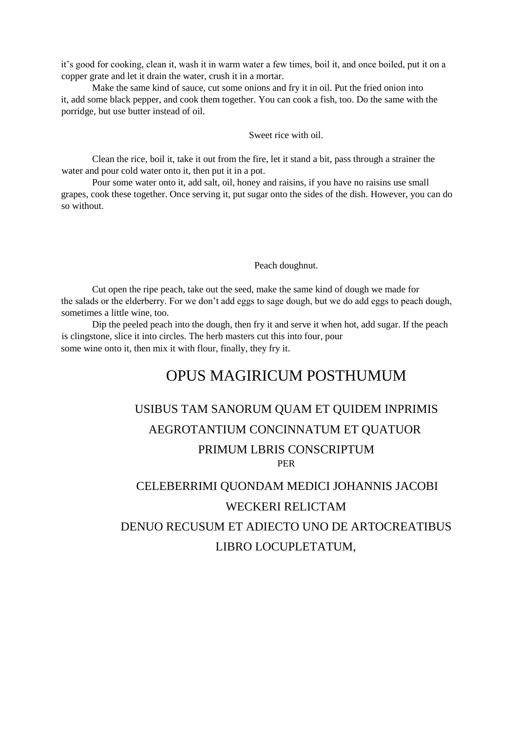it's good for cooking, clean it, wash it in warm water a few times, boil it, and once boiled, put it on a copper grate and let it drain the water, crush it in a mortar.

Make the same kind of sauce, cut some onions and fry it in oil. Put the fried onion into it, add some black pepper, and cook them together. You can cook a fish, too. Do the same with the porridge, but use butter instead of oil.

### Sweet rice with oil.

Clean the rice, boil it, take it out from the fire, let it stand a bit, pass through a strainer the water and pour cold water onto it, then put it in a pot.

Pour some water onto it, add salt, oil, honey and raisins, if you have no raisins use small grapes, cook these together. Once serving it, put sugar onto the sides of the dish. However, you can do so without.

### Peach doughnut.

Cut open the ripe peach, take out the seed, make the same kind of dough we made for the salads or the elderberry. For we don't add eggs to sage dough, but we do add eggs to peach dough, sometimes a little wine, too.

Dip the peeled peach into the dough, then fry it and serve it when hot, add sugar. If the peach is clingstone, slice it into circles. The herb masters cut this into four, pour some wine onto it, then mix it with flour, finally, they fry it.

# OPUS MAGIRICUM POSTHUMUM

## USIBUS TAM SANORUM QUAM ET QUIDEM INPRIMIS AEGROTANTIUM CONCINNATUM ET QUATUOR PRIMUM LBRIS CONSCRIPTUM

PER

## CELEBERRIMI QUONDAM MEDICI JOHANNIS JACOBI WECKERI RELICTAM

## DENUO RECUSUM ET ADIECTO UNO DE ARTOCREATIBUS LIBRO LOCUPLETATUM,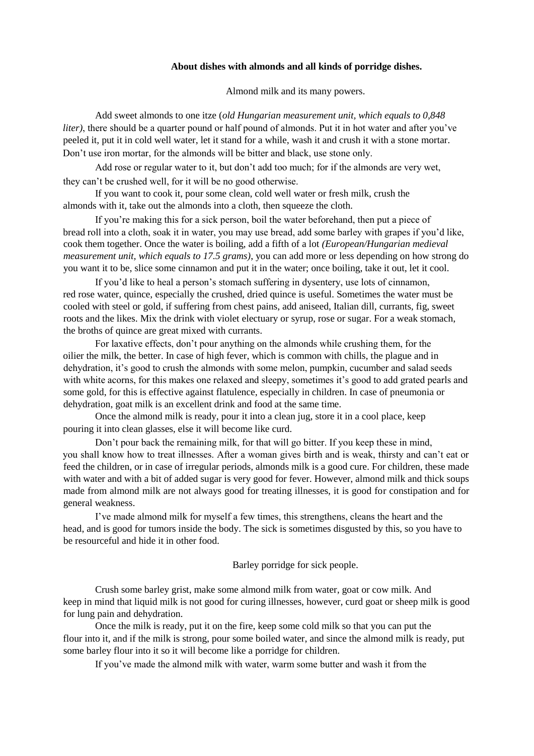**About dishes with almonds and all kinds of porridge dishes.**

Almond milk and its many powers.

Add sweet almonds to one itze (*old Hungarian measurement unit, which equals to 0,848 liter)*, there should be a quarter pound or half pound of almonds. Put it in hot water and after you've peeled it, put it in cold well water, let it stand for a while, wash it and crush it with a stone mortar. Don't use iron mortar, for the almonds will be bitter and black, use stone only.

Add rose or regular water to it, but don't add too much; for if the almonds are very wet, they can't be crushed well, for it will be no good otherwise.

If you want to cook it, pour some clean, cold well water or fresh milk, crush the almonds with it, take out the almonds into a cloth, then squeeze the cloth.

If you're making this for a sick person, boil the water beforehand, then put a piece of bread roll into a cloth, soak it in water, you may use bread, add some barley with grapes if you'd like, cook them together. Once the water is boiling, add a fifth of a lot *(European/Hungarian medieval measurement unit, which equals to 17.5 grams)*, you can add more or less depending on how strong do you want it to be, slice some cinnamon and put it in the water; once boiling, take it out, let it cool.

If you'd like to heal a person's stomach suffering in dysentery, use lots of cinnamon, red rose water, quince, especially the crushed, dried quince is useful. Sometimes the water must be cooled with steel or gold, if suffering from chest pains, add aniseed, Italian dill, currants, fig, sweet roots and the likes. Mix the drink with violet electuary or syrup, rose or sugar. For a weak stomach, the broths of quince are great mixed with currants.

For laxative effects, don't pour anything on the almonds while crushing them, for the oilier the milk, the better. In case of high fever, which is common with chills, the plague and in dehydration, it's good to crush the almonds with some melon, pumpkin, cucumber and salad seeds with white acorns, for this makes one relaxed and sleepy, sometimes it's good to add grated pearls and some gold, for this is effective against flatulence, especially in children. In case of pneumonia or dehydration, goat milk is an excellent drink and food at the same time.

Once the almond milk is ready, pour it into a clean jug, store it in a cool place, keep pouring it into clean glasses, else it will become like curd.

Don't pour back the remaining milk, for that will go bitter. If you keep these in mind, you shall know how to treat illnesses. After a woman gives birth and is weak, thirsty and can't eat or feed the children, or in case of irregular periods, almonds milk is a good cure. For children, these made with water and with a bit of added sugar is very good for fever. However, almond milk and thick soups made from almond milk are not always good for treating illnesses, it is good for constipation and for general weakness.

I've made almond milk for myself a few times, this strengthens, cleans the heart and the head, and is good for tumors inside the body. The sick is sometimes disgusted by this, so you have to be resourceful and hide it in other food.

Barley porridge for sick people.

Crush some barley grist, make some almond milk from water, goat or cow milk. And keep in mind that liquid milk is not good for curing illnesses, however, curd goat or sheep milk is good for lung pain and dehydration.

Once the milk is ready, put it on the fire, keep some cold milk so that you can put the flour into it, and if the milk is strong, pour some boiled water, and since the almond milk is ready, put some barley flour into it so it will become like a porridge for children.

If you've made the almond milk with water, warm some butter and wash it from the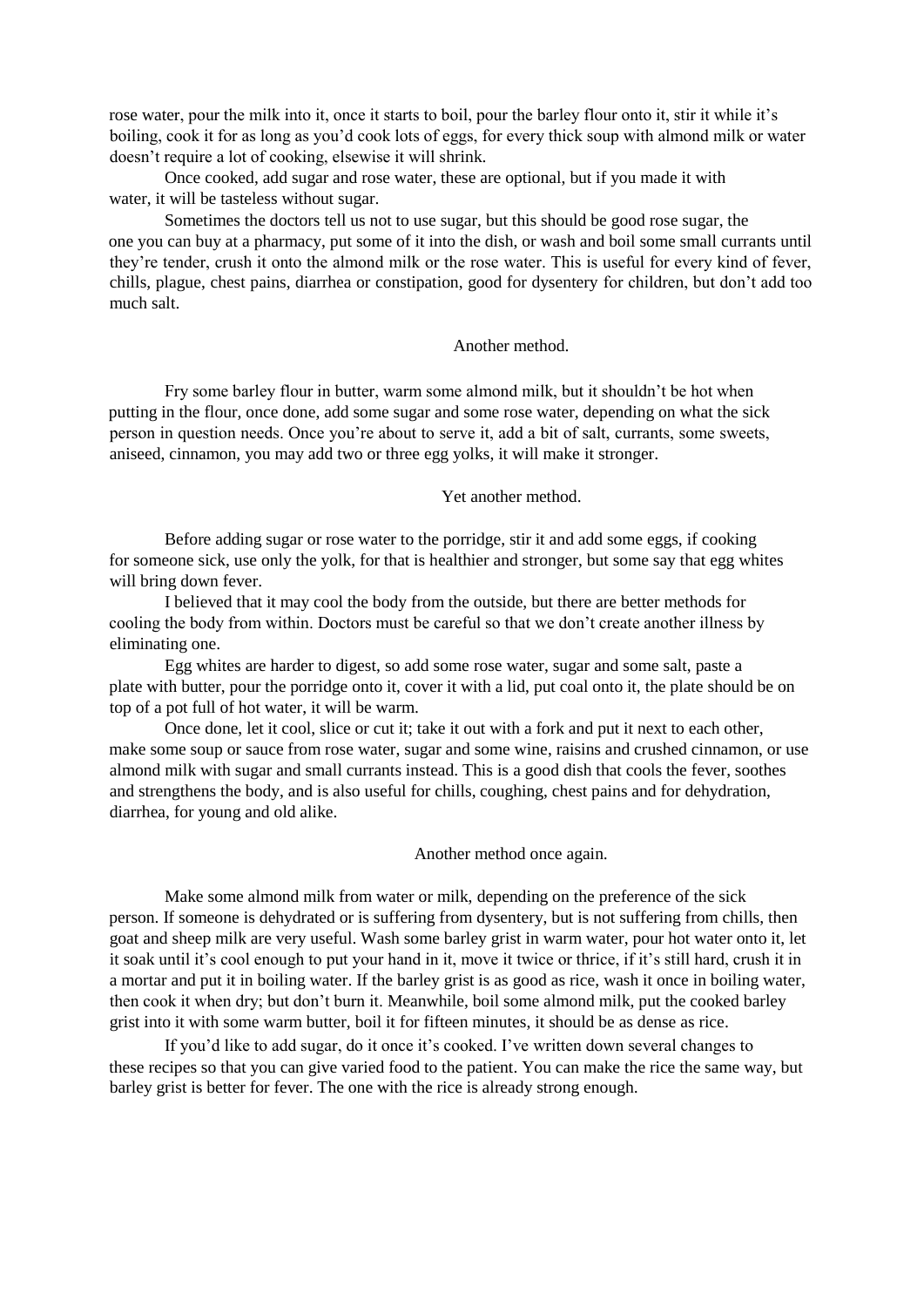rose water, pour the milk into it, once it starts to boil, pour the barley flour onto it, stir it while it's boiling, cook it for as long as you'd cook lots of eggs, for every thick soup with almond milk or water doesn't require a lot of cooking, elsewise it will shrink.

Once cooked, add sugar and rose water, these are optional, but if you made it with water, it will be tasteless without sugar.

Sometimes the doctors tell us not to use sugar, but this should be good rose sugar, the one you can buy at a pharmacy, put some of it into the dish, or wash and boil some small currants until they're tender, crush it onto the almond milk or the rose water. This is useful for every kind of fever, chills, plague, chest pains, diarrhea or constipation, good for dysentery for children, but don't add too much salt.

### Another method.

Fry some barley flour in butter, warm some almond milk, but it shouldn't be hot when putting in the flour, once done, add some sugar and some rose water, depending on what the sick person in question needs. Once you're about to serve it, add a bit of salt, currants, some sweets, aniseed, cinnamon, you may add two or three egg yolks, it will make it stronger.

### Yet another method.

Before adding sugar or rose water to the porridge, stir it and add some eggs, if cooking for someone sick, use only the yolk, for that is healthier and stronger, but some say that egg whites will bring down fever.

I believed that it may cool the body from the outside, but there are better methods for cooling the body from within. Doctors must be careful so that we don't create another illness by eliminating one.

Egg whites are harder to digest, so add some rose water, sugar and some salt, paste a plate with butter, pour the porridge onto it, cover it with a lid, put coal onto it, the plate should be on top of a pot full of hot water, it will be warm.

Once done, let it cool, slice or cut it; take it out with a fork and put it next to each other, make some soup or sauce from rose water, sugar and some wine, raisins and crushed cinnamon, or use almond milk with sugar and small currants instead. This is a good dish that cools the fever, soothes and strengthens the body, and is also useful for chills, coughing, chest pains and for dehydration, diarrhea, for young and old alike.

### Another method once again.

Make some almond milk from water or milk, depending on the preference of the sick person. If someone is dehydrated or is suffering from dysentery, but is not suffering from chills, then goat and sheep milk are very useful. Wash some barley grist in warm water, pour hot water onto it, let it soak until it's cool enough to put your hand in it, move it twice or thrice, if it's still hard, crush it in a mortar and put it in boiling water. If the barley grist is as good as rice, wash it once in boiling water, then cook it when dry; but don't burn it. Meanwhile, boil some almond milk, put the cooked barley grist into it with some warm butter, boil it for fifteen minutes, it should be as dense as rice.

If you'd like to add sugar, do it once it's cooked. I've written down several changes to these recipes so that you can give varied food to the patient. You can make the rice the same way, but barley grist is better for fever. The one with the rice is already strong enough.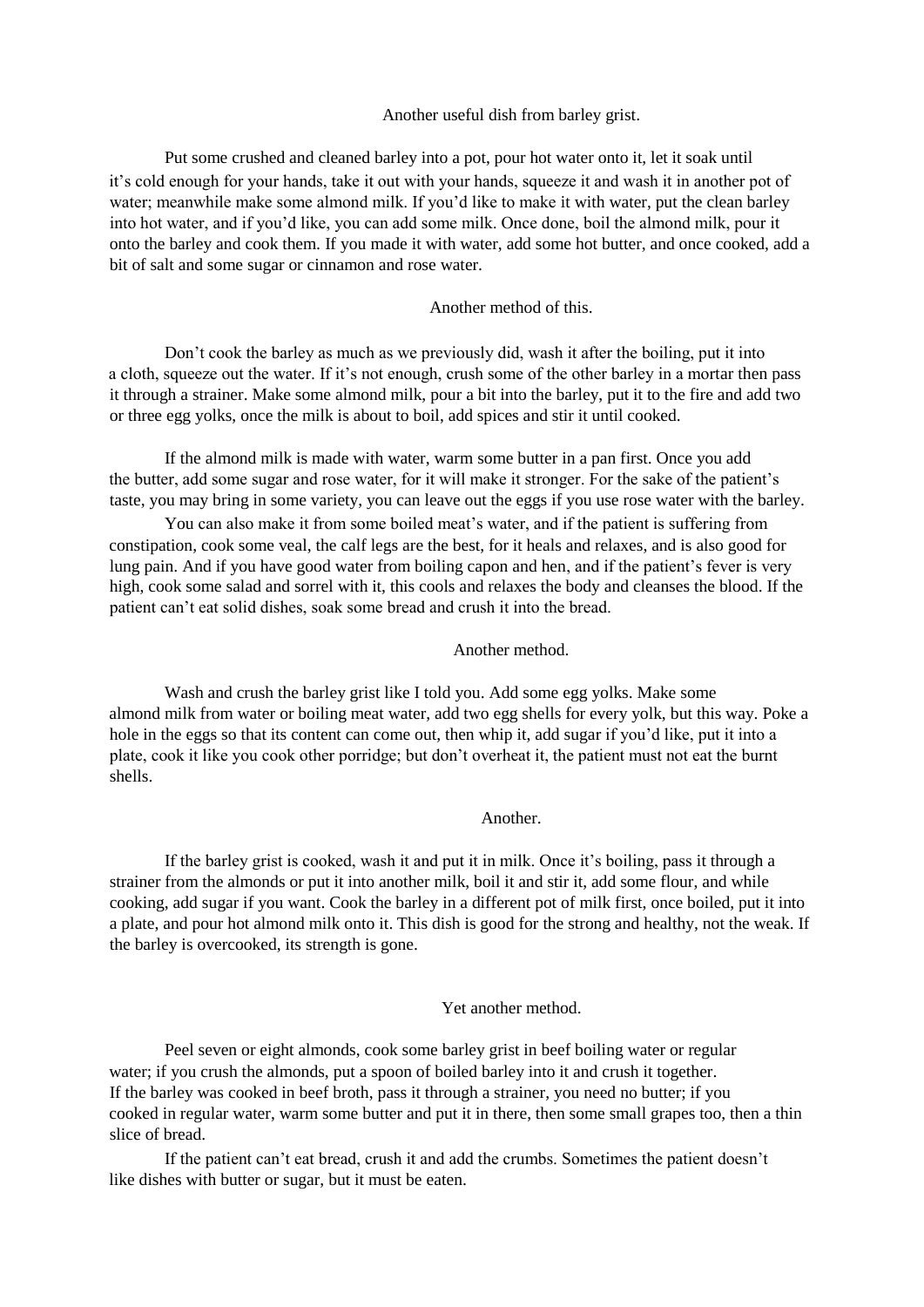### Another useful dish from barley grist.

Put some crushed and cleaned barley into a pot, pour hot water onto it, let it soak until it's cold enough for your hands, take it out with your hands, squeeze it and wash it in another pot of water; meanwhile make some almond milk. If you'd like to make it with water, put the clean barley into hot water, and if you'd like, you can add some milk. Once done, boil the almond milk, pour it onto the barley and cook them. If you made it with water, add some hot butter, and once cooked, add a bit of salt and some sugar or cinnamon and rose water.

### Another method of this.

Don't cook the barley as much as we previously did, wash it after the boiling, put it into a cloth, squeeze out the water. If it's not enough, crush some of the other barley in a mortar then pass it through a strainer. Make some almond milk, pour a bit into the barley, put it to the fire and add two or three egg yolks, once the milk is about to boil, add spices and stir it until cooked.

If the almond milk is made with water, warm some butter in a pan first. Once you add the butter, add some sugar and rose water, for it will make it stronger. For the sake of the patient's taste, you may bring in some variety, you can leave out the eggs if you use rose water with the barley.

You can also make it from some boiled meat's water, and if the patient is suffering from constipation, cook some veal, the calf legs are the best, for it heals and relaxes, and is also good for lung pain. And if you have good water from boiling capon and hen, and if the patient's fever is very high, cook some salad and sorrel with it, this cools and relaxes the body and cleanses the blood. If the patient can't eat solid dishes, soak some bread and crush it into the bread.

### Another method.

Wash and crush the barley grist like I told you. Add some egg yolks. Make some almond milk from water or boiling meat water, add two egg shells for every yolk, but this way. Poke a hole in the eggs so that its content can come out, then whip it, add sugar if you'd like, put it into a plate, cook it like you cook other porridge; but don't overheat it, the patient must not eat the burnt shells.

### Another.

If the barley grist is cooked, wash it and put it in milk. Once it's boiling, pass it through a strainer from the almonds or put it into another milk, boil it and stir it, add some flour, and while cooking, add sugar if you want. Cook the barley in a different pot of milk first, once boiled, put it into a plate, and pour hot almond milk onto it. This dish is good for the strong and healthy, not the weak. If the barley is overcooked, its strength is gone.

### Yet another method.

Peel seven or eight almonds, cook some barley grist in beef boiling water or regular water; if you crush the almonds, put a spoon of boiled barley into it and crush it together. If the barley was cooked in beef broth, pass it through a strainer, you need no butter; if you cooked in regular water, warm some butter and put it in there, then some small grapes too, then a thin slice of bread.

If the patient can't eat bread, crush it and add the crumbs. Sometimes the patient doesn't like dishes with butter or sugar, but it must be eaten.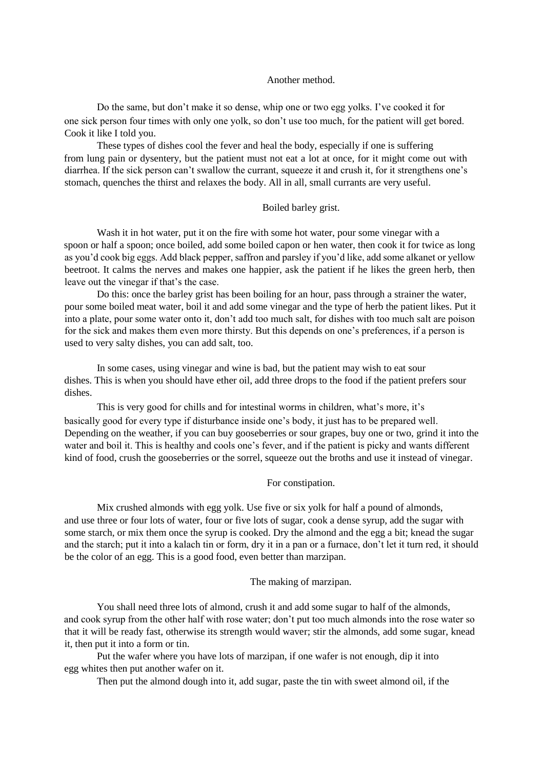### Another method.

Do the same, but don't make it so dense, whip one or two egg yolks. I've cooked it for one sick person four times with only one yolk, so don't use too much, for the patient will get bored. Cook it like I told you.

These types of dishes cool the fever and heal the body, especially if one is suffering from lung pain or dysentery, but the patient must not eat a lot at once, for it might come out with diarrhea. If the sick person can't swallow the currant, squeeze it and crush it, for it strengthens one's stomach, quenches the thirst and relaxes the body. All in all, small currants are very useful.

### Boiled barley grist.

Wash it in hot water, put it on the fire with some hot water, pour some vinegar with a spoon or half a spoon; once boiled, add some boiled capon or hen water, then cook it for twice as long as you'd cook big eggs. Add black pepper, saffron and parsley if you'd like, add some alkanet or yellow beetroot. It calms the nerves and makes one happier, ask the patient if he likes the green herb, then leave out the vinegar if that's the case.

Do this: once the barley grist has been boiling for an hour, pass through a strainer the water, pour some boiled meat water, boil it and add some vinegar and the type of herb the patient likes. Put it into a plate, pour some water onto it, don't add too much salt, for dishes with too much salt are poison for the sick and makes them even more thirsty. But this depends on one's preferences, if a person is used to very salty dishes, you can add salt, too.

In some cases, using vinegar and wine is bad, but the patient may wish to eat sour dishes. This is when you should have ether oil, add three drops to the food if the patient prefers sour dishes.

This is very good for chills and for intestinal worms in children, what's more, it's basically good for every type if disturbance inside one's body, it just has to be prepared well. Depending on the weather, if you can buy gooseberries or sour grapes, buy one or two, grind it into the water and boil it. This is healthy and cools one's fever, and if the patient is picky and wants different kind of food, crush the gooseberries or the sorrel, squeeze out the broths and use it instead of vinegar.

### For constipation.

Mix crushed almonds with egg yolk. Use five or six yolk for half a pound of almonds, and use three or four lots of water, four or five lots of sugar, cook a dense syrup, add the sugar with some starch, or mix them once the syrup is cooked. Dry the almond and the egg a bit; knead the sugar and the starch; put it into a kalach tin or form, dry it in a pan or a furnace, don't let it turn red, it should be the color of an egg. This is a good food, even better than marzipan.

### The making of marzipan.

You shall need three lots of almond, crush it and add some sugar to half of the almonds, and cook syrup from the other half with rose water; don't put too much almonds into the rose water so that it will be ready fast, otherwise its strength would waver; stir the almonds, add some sugar, knead it, then put it into a form or tin.

Put the wafer where you have lots of marzipan, if one wafer is not enough, dip it into egg whites then put another wafer on it.

Then put the almond dough into it, add sugar, paste the tin with sweet almond oil, if the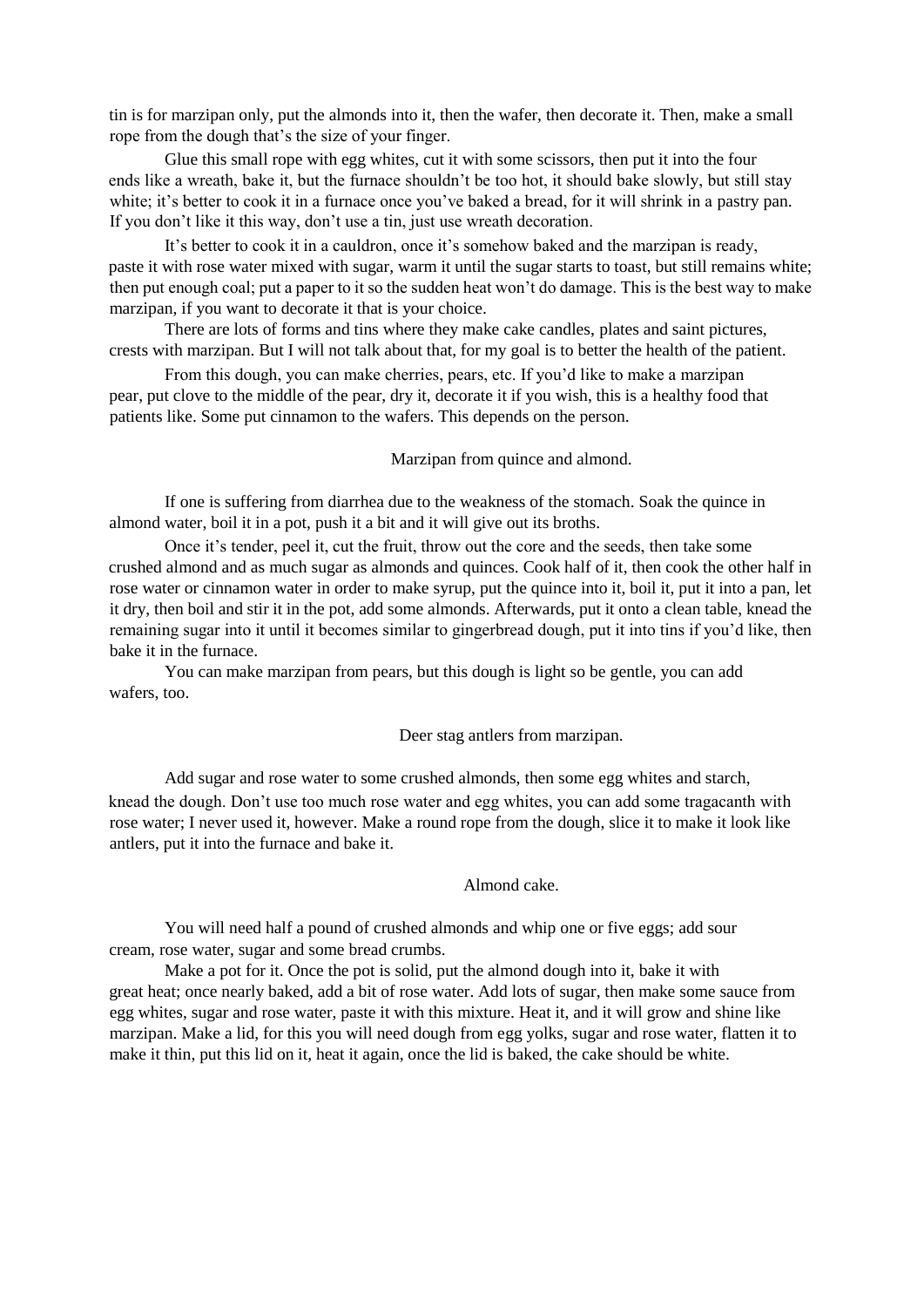tin is for marzipan only, put the almonds into it, then the wafer, then decorate it. Then, make a small rope from the dough that's the size of your finger.

Glue this small rope with egg whites, cut it with some scissors, then put it into the four ends like a wreath, bake it, but the furnace shouldn't be too hot, it should bake slowly, but still stay white; it's better to cook it in a furnace once you've baked a bread, for it will shrink in a pastry pan. If you don't like it this way, don't use a tin, just use wreath decoration.

It's better to cook it in a cauldron, once it's somehow baked and the marzipan is ready, paste it with rose water mixed with sugar, warm it until the sugar starts to toast, but still remains white; then put enough coal; put a paper to it so the sudden heat won't do damage. This is the best way to make marzipan, if you want to decorate it that is your choice.

There are lots of forms and tins where they make cake candles, plates and saint pictures, crests with marzipan. But I will not talk about that, for my goal is to better the health of the patient.

From this dough, you can make cherries, pears, etc. If you'd like to make a marzipan pear, put clove to the middle of the pear, dry it, decorate it if you wish, this is a healthy food that patients like. Some put cinnamon to the wafers. This depends on the person.

### Marzipan from quince and almond.

If one is suffering from diarrhea due to the weakness of the stomach. Soak the quince in almond water, boil it in a pot, push it a bit and it will give out its broths.

Once it's tender, peel it, cut the fruit, throw out the core and the seeds, then take some crushed almond and as much sugar as almonds and quinces. Cook half of it, then cook the other half in rose water or cinnamon water in order to make syrup, put the quince into it, boil it, put it into a pan, let it dry, then boil and stir it in the pot, add some almonds. Afterwards, put it onto a clean table, knead the remaining sugar into it until it becomes similar to gingerbread dough, put it into tins if you'd like, then bake it in the furnace.

You can make marzipan from pears, but this dough is light so be gentle, you can add wafers, too.

### Deer stag antlers from marzipan.

Add sugar and rose water to some crushed almonds, then some egg whites and starch, knead the dough. Don't use too much rose water and egg whites, you can add some tragacanth with rose water; I never used it, however. Make a round rope from the dough, slice it to make it look like antlers, put it into the furnace and bake it.

### Almond cake.

You will need half a pound of crushed almonds and whip one or five eggs; add sour cream, rose water, sugar and some bread crumbs.

Make a pot for it. Once the pot is solid, put the almond dough into it, bake it with great heat; once nearly baked, add a bit of rose water. Add lots of sugar, then make some sauce from egg whites, sugar and rose water, paste it with this mixture. Heat it, and it will grow and shine like marzipan. Make a lid, for this you will need dough from egg yolks, sugar and rose water, flatten it to make it thin, put this lid on it, heat it again, once the lid is baked, the cake should be white.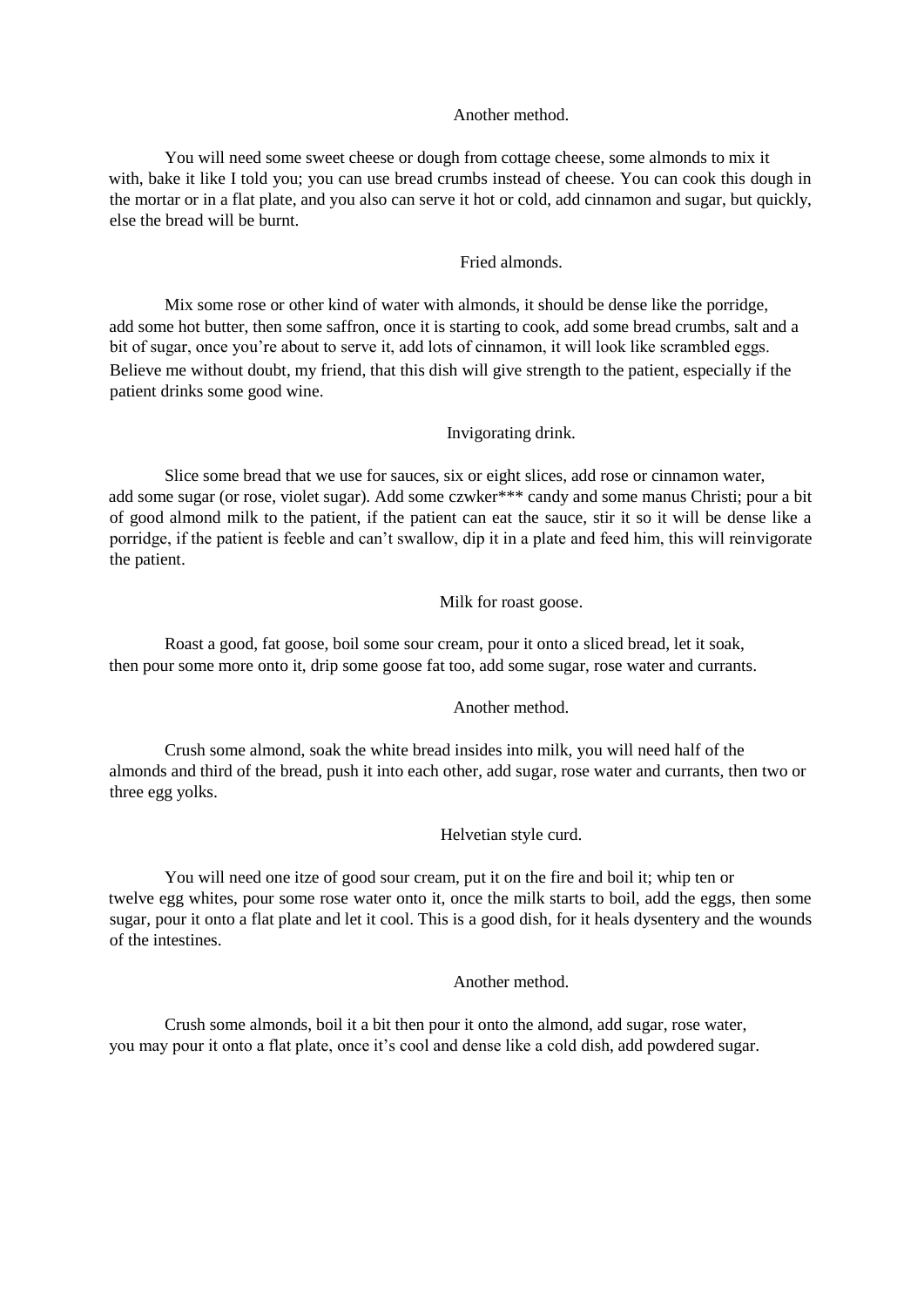### Another method.

You will need some sweet cheese or dough from cottage cheese, some almonds to mix it with, bake it like I told you; you can use bread crumbs instead of cheese. You can cook this dough in the mortar or in a flat plate, and you also can serve it hot or cold, add cinnamon and sugar, but quickly, else the bread will be burnt.

### Fried almonds.

Mix some rose or other kind of water with almonds, it should be dense like the porridge, add some hot butter, then some saffron, once it is starting to cook, add some bread crumbs, salt and a bit of sugar, once you're about to serve it, add lots of cinnamon, it will look like scrambled eggs. Believe me without doubt, my friend, that this dish will give strength to the patient, especially if the patient drinks some good wine.

### Invigorating drink.

Slice some bread that we use for sauces, six or eight slices, add rose or cinnamon water, add some sugar (or rose, violet sugar). Add some czwker*** candy and some manus Christi; pour a bit of good almond milk to the patient, if the patient can eat the sauce, stir it so it will be dense like a porridge, if the patient is feeble and can't swallow, dip it in a plate and feed him, this will reinvigorate the patient.

### Milk for roast goose.

Roast a good, fat goose, boil some sour cream, pour it onto a sliced bread, let it soak, then pour some more onto it, drip some goose fat too, add some sugar, rose water and currants.

### Another method.

Crush some almond, soak the white bread insides into milk, you will need half of the almonds and third of the bread, push it into each other, add sugar, rose water and currants, then two or three egg yolks.

### Helvetian style curd.

You will need one itze of good sour cream, put it on the fire and boil it; whip ten or twelve egg whites, pour some rose water onto it, once the milk starts to boil, add the eggs, then some sugar, pour it onto a flat plate and let it cool. This is a good dish, for it heals dysentery and the wounds of the intestines.

### Another method.

Crush some almonds, boil it a bit then pour it onto the almond, add sugar, rose water, you may pour it onto a flat plate, once it's cool and dense like a cold dish, add powdered sugar.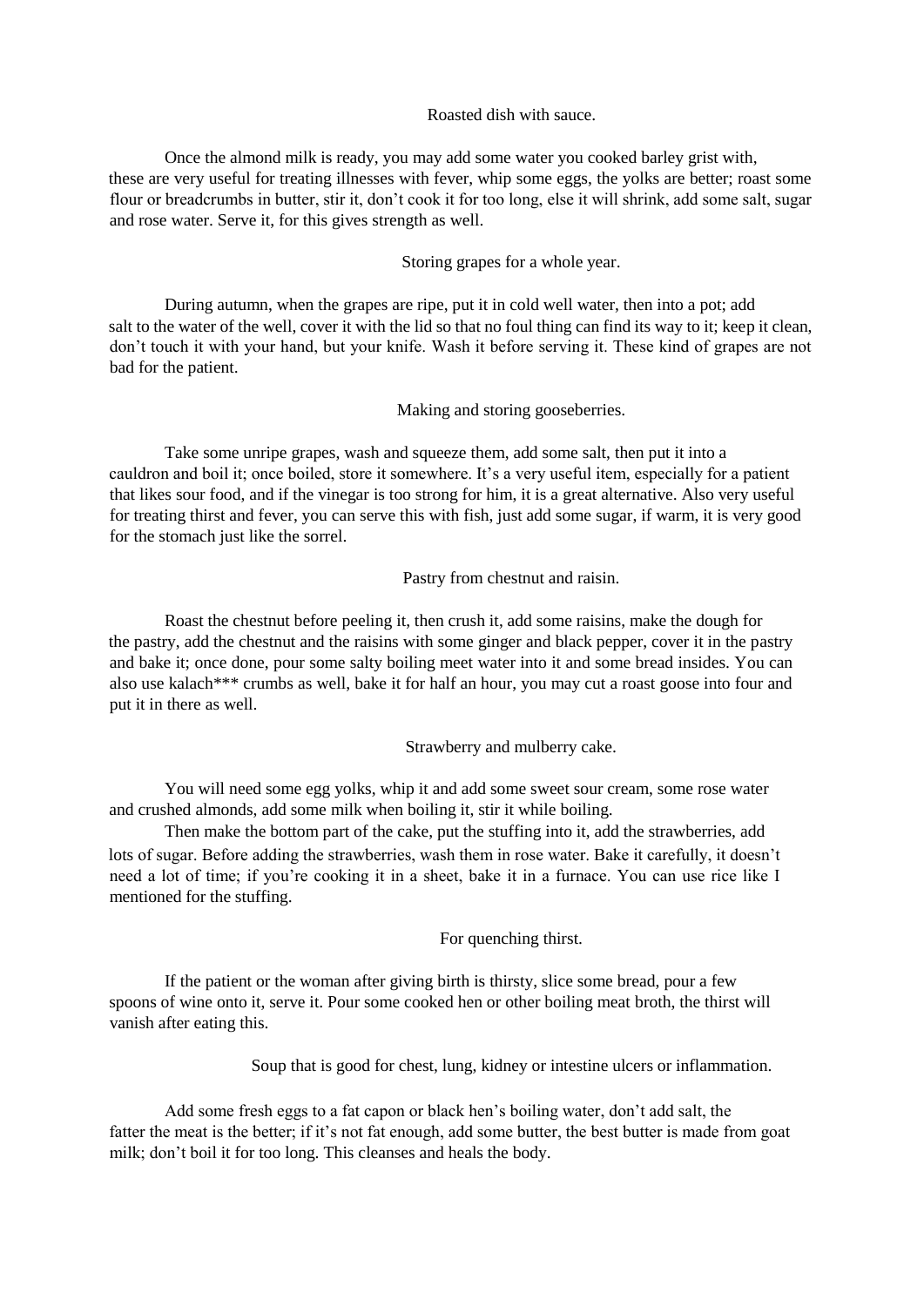### Roasted dish with sauce.

Once the almond milk is ready, you may add some water you cooked barley grist with, these are very useful for treating illnesses with fever, whip some eggs, the yolks are better; roast some flour or breadcrumbs in butter, stir it, don't cook it for too long, else it will shrink, add some salt, sugar and rose water. Serve it, for this gives strength as well.

### Storing grapes for a whole year.

During autumn, when the grapes are ripe, put it in cold well water, then into a pot; add salt to the water of the well, cover it with the lid so that no foul thing can find its way to it; keep it clean, don't touch it with your hand, but your knife. Wash it before serving it. These kind of grapes are not bad for the patient.

### Making and storing gooseberries.

Take some unripe grapes, wash and squeeze them, add some salt, then put it into a cauldron and boil it; once boiled, store it somewhere. It's a very useful item, especially for a patient that likes sour food, and if the vinegar is too strong for him, it is a great alternative. Also very useful for treating thirst and fever, you can serve this with fish, just add some sugar, if warm, it is very good for the stomach just like the sorrel.

### Pastry from chestnut and raisin.

Roast the chestnut before peeling it, then crush it, add some raisins, make the dough for the pastry, add the chestnut and the raisins with some ginger and black pepper, cover it in the pastry and bake it; once done, pour some salty boiling meet water into it and some bread insides. You can also use kalach*** crumbs as well, bake it for half an hour, you may cut a roast goose into four and put it in there as well.

### Strawberry and mulberry cake.

You will need some egg yolks, whip it and add some sweet sour cream, some rose water and crushed almonds, add some milk when boiling it, stir it while boiling.

Then make the bottom part of the cake, put the stuffing into it, add the strawberries, add lots of sugar. Before adding the strawberries, wash them in rose water. Bake it carefully, it doesn't need a lot of time; if you're cooking it in a sheet, bake it in a furnace. You can use rice like I mentioned for the stuffing.

### For quenching thirst.

If the patient or the woman after giving birth is thirsty, slice some bread, pour a few spoons of wine onto it, serve it. Pour some cooked hen or other boiling meat broth, the thirst will vanish after eating this.

### Soup that is good for chest, lung, kidney or intestine ulcers or inflammation.

Add some fresh eggs to a fat capon or black hen's boiling water, don't add salt, the fatter the meat is the better; if it's not fat enough, add some butter, the best butter is made from goat milk; don't boil it for too long. This cleanses and heals the body.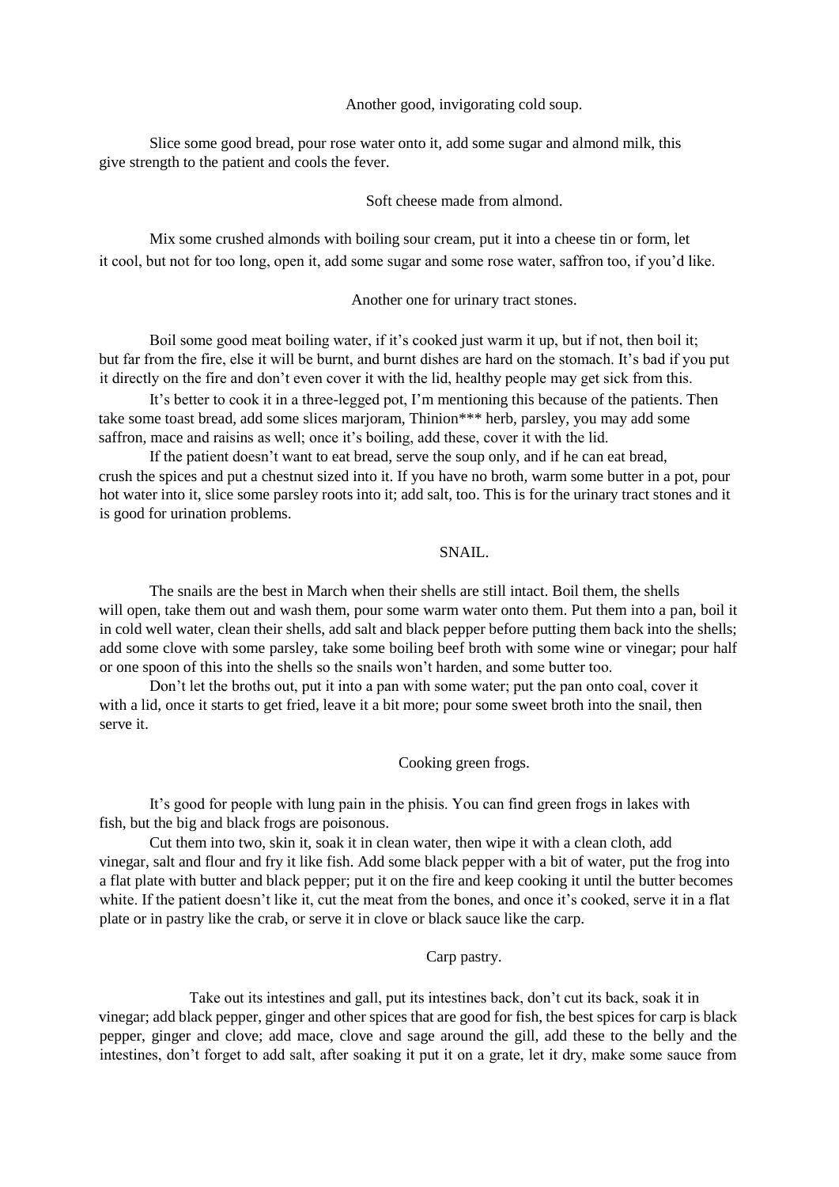### Another good, invigorating cold soup.

Slice some good bread, pour rose water onto it, add some sugar and almond milk, this give strength to the patient and cools the fever.

### Soft cheese made from almond.

Mix some crushed almonds with boiling sour cream, put it into a cheese tin or form, let it cool, but not for too long, open it, add some sugar and some rose water, saffron too, if you'd like.

### Another one for urinary tract stones.

Boil some good meat boiling water, if it's cooked just warm it up, but if not, then boil it; but far from the fire, else it will be burnt, and burnt dishes are hard on the stomach. It's bad if you put it directly on the fire and don't even cover it with the lid, healthy people may get sick from this.

It's better to cook it in a three-legged pot, I'm mentioning this because of the patients. Then take some toast bread, add some slices marjoram, Thinion*** herb, parsley, you may add some saffron, mace and raisins as well; once it's boiling, add these, cover it with the lid.

If the patient doesn't want to eat bread, serve the soup only, and if he can eat bread, crush the spices and put a chestnut sized into it. If you have no broth, warm some butter in a pot, pour hot water into it, slice some parsley roots into it; add salt, too. This is for the urinary tract stones and it is good for urination problems.

### SNAIL.

The snails are the best in March when their shells are still intact. Boil them, the shells will open, take them out and wash them, pour some warm water onto them. Put them into a pan, boil it in cold well water, clean their shells, add salt and black pepper before putting them back into the shells; add some clove with some parsley, take some boiling beef broth with some wine or vinegar; pour half or one spoon of this into the shells so the snails won't harden, and some butter too.

Don't let the broths out, put it into a pan with some water; put the pan onto coal, cover it with a lid, once it starts to get fried, leave it a bit more; pour some sweet broth into the snail, then serve it.

### Cooking green frogs.

It's good for people with lung pain in the phisis. You can find green frogs in lakes with fish, but the big and black frogs are poisonous.

Cut them into two, skin it, soak it in clean water, then wipe it with a clean cloth, add vinegar, salt and flour and fry it like fish. Add some black pepper with a bit of water, put the frog into a flat plate with butter and black pepper; put it on the fire and keep cooking it until the butter becomes white. If the patient doesn't like it, cut the meat from the bones, and once it's cooked, serve it in a flat plate or in pastry like the crab, or serve it in clove or black sauce like the carp.

### Carp pastry.

Take out its intestines and gall, put its intestines back, don't cut its back, soak it in vinegar; add black pepper, ginger and other spices that are good for fish, the best spices for carp is black pepper, ginger and clove; add mace, clove and sage around the gill, add these to the belly and the intestines, don't forget to add salt, after soaking it put it on a grate, let it dry, make some sauce from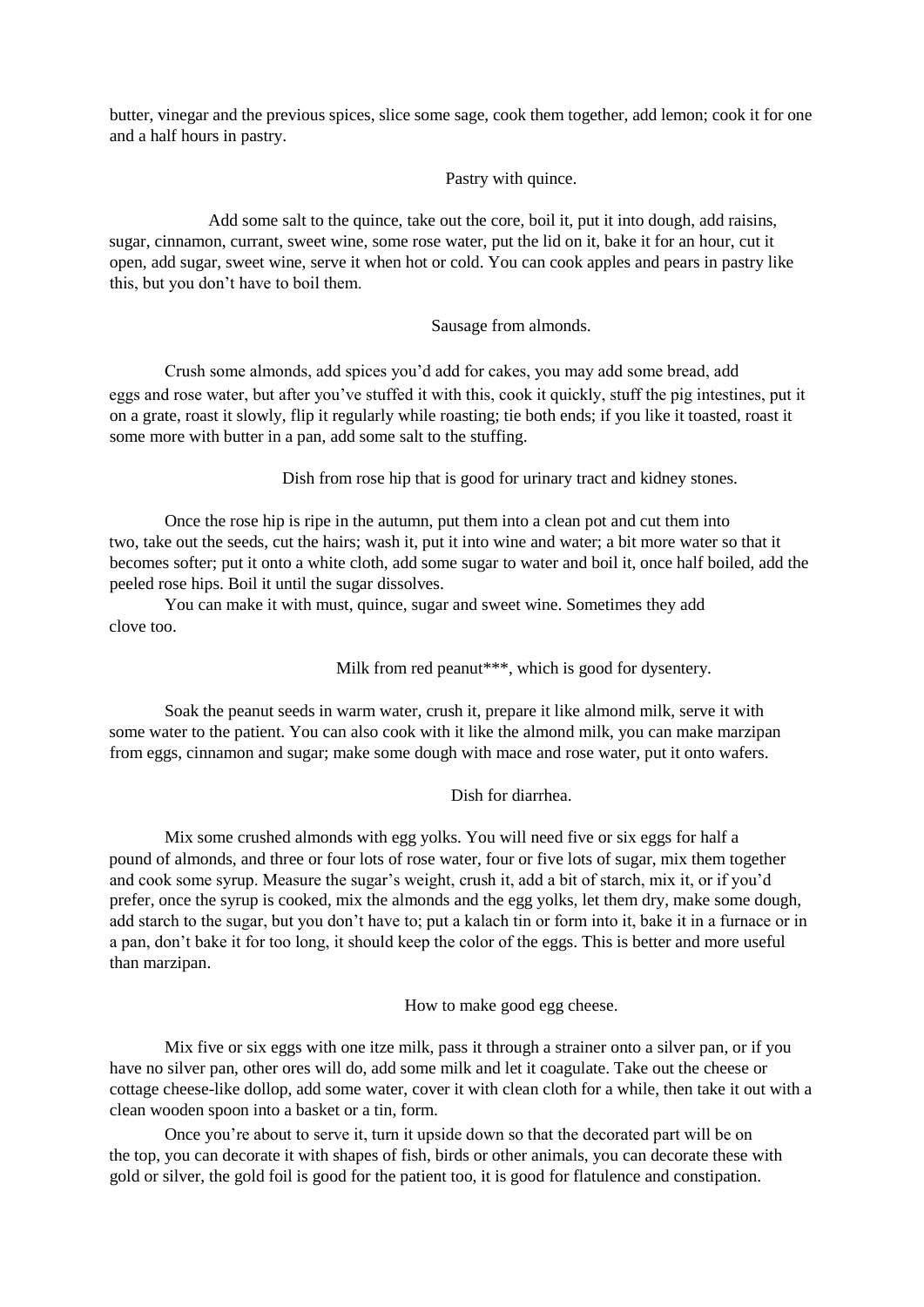butter, vinegar and the previous spices, slice some sage, cook them together, add lemon; cook it for one and a half hours in pastry.

### Pastry with quince.

Add some salt to the quince, take out the core, boil it, put it into dough, add raisins, sugar, cinnamon, currant, sweet wine, some rose water, put the lid on it, bake it for an hour, cut it open, add sugar, sweet wine, serve it when hot or cold. You can cook apples and pears in pastry like this, but you don't have to boil them.

### Sausage from almonds.

Crush some almonds, add spices you'd add for cakes, you may add some bread, add eggs and rose water, but after you've stuffed it with this, cook it quickly, stuff the pig intestines, put it on a grate, roast it slowly, flip it regularly while roasting; tie both ends; if you like it toasted, roast it some more with butter in a pan, add some salt to the stuffing.

### Dish from rose hip that is good for urinary tract and kidney stones.

Once the rose hip is ripe in the autumn, put them into a clean pot and cut them into two, take out the seeds, cut the hairs; wash it, put it into wine and water; a bit more water so that it becomes softer; put it onto a white cloth, add some sugar to water and boil it, once half boiled, add the peeled rose hips. Boil it until the sugar dissolves.

You can make it with must, quince, sugar and sweet wine. Sometimes they add clove too.

### Milk from red peanut***, which is good for dysentery.

Soak the peanut seeds in warm water, crush it, prepare it like almond milk, serve it with some water to the patient. You can also cook with it like the almond milk, you can make marzipan from eggs, cinnamon and sugar; make some dough with mace and rose water, put it onto wafers.

### Dish for diarrhea.

Mix some crushed almonds with egg yolks. You will need five or six eggs for half a pound of almonds, and three or four lots of rose water, four or five lots of sugar, mix them together and cook some syrup. Measure the sugar's weight, crush it, add a bit of starch, mix it, or if you'd prefer, once the syrup is cooked, mix the almonds and the egg yolks, let them dry, make some dough, add starch to the sugar, but you don't have to; put a kalach tin or form into it, bake it in a furnace or in a pan, don't bake it for too long, it should keep the color of the eggs. This is better and more useful than marzipan.

### How to make good egg cheese.

Mix five or six eggs with one itze milk, pass it through a strainer onto a silver pan, or if you have no silver pan, other ores will do, add some milk and let it coagulate. Take out the cheese or cottage cheese-like dollop, add some water, cover it with clean cloth for a while, then take it out with a clean wooden spoon into a basket or a tin, form.

Once you're about to serve it, turn it upside down so that the decorated part will be on the top, you can decorate it with shapes of fish, birds or other animals, you can decorate these with gold or silver, the gold foil is good for the patient too, it is good for flatulence and constipation.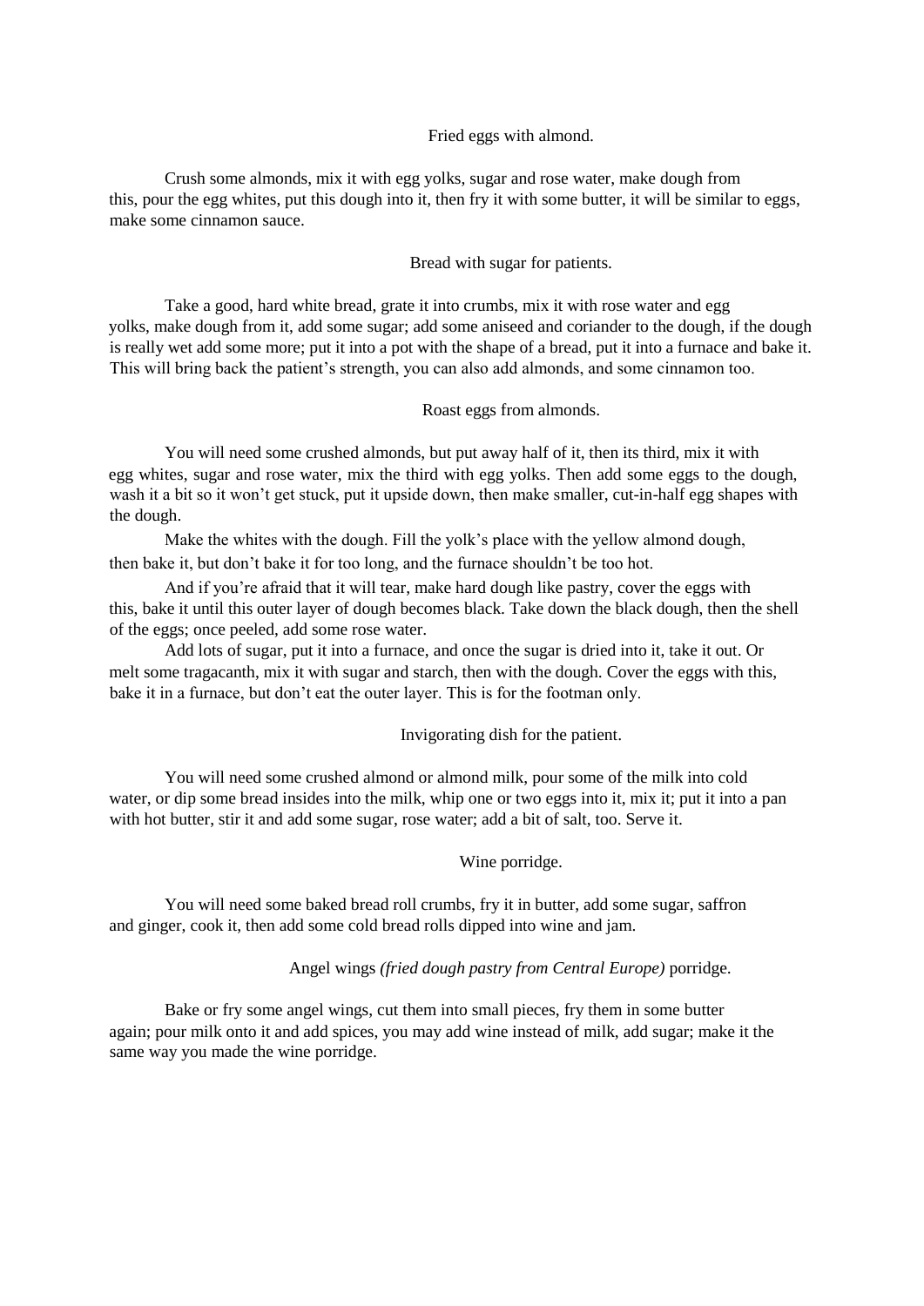### Fried eggs with almond.

Crush some almonds, mix it with egg yolks, sugar and rose water, make dough from this, pour the egg whites, put this dough into it, then fry it with some butter, it will be similar to eggs, make some cinnamon sauce.

### Bread with sugar for patients.

Take a good, hard white bread, grate it into crumbs, mix it with rose water and egg yolks, make dough from it, add some sugar; add some aniseed and coriander to the dough, if the dough is really wet add some more; put it into a pot with the shape of a bread, put it into a furnace and bake it. This will bring back the patient's strength, you can also add almonds, and some cinnamon too.

### Roast eggs from almonds.

You will need some crushed almonds, but put away half of it, then its third, mix it with egg whites, sugar and rose water, mix the third with egg yolks. Then add some eggs to the dough, wash it a bit so it won't get stuck, put it upside down, then make smaller, cut-in-half egg shapes with the dough.

Make the whites with the dough. Fill the yolk's place with the yellow almond dough, then bake it, but don't bake it for too long, and the furnace shouldn't be too hot.

And if you're afraid that it will tear, make hard dough like pastry, cover the eggs with this, bake it until this outer layer of dough becomes black. Take down the black dough, then the shell of the eggs; once peeled, add some rose water.

Add lots of sugar, put it into a furnace, and once the sugar is dried into it, take it out. Or melt some tragacanth, mix it with sugar and starch, then with the dough. Cover the eggs with this, bake it in a furnace, but don't eat the outer layer. This is for the footman only.

### Invigorating dish for the patient.

You will need some crushed almond or almond milk, pour some of the milk into cold water, or dip some bread insides into the milk, whip one or two eggs into it, mix it; put it into a pan with hot butter, stir it and add some sugar, rose water; add a bit of salt, too. Serve it.

### Wine porridge.

You will need some baked bread roll crumbs, fry it in butter, add some sugar, saffron and ginger, cook it, then add some cold bread rolls dipped into wine and jam.

### Angel wings *(fried dough pastry from Central Europe)* porridge.

Bake or fry some angel wings, cut them into small pieces, fry them in some butter again; pour milk onto it and add spices, you may add wine instead of milk, add sugar; make it the same way you made the wine porridge.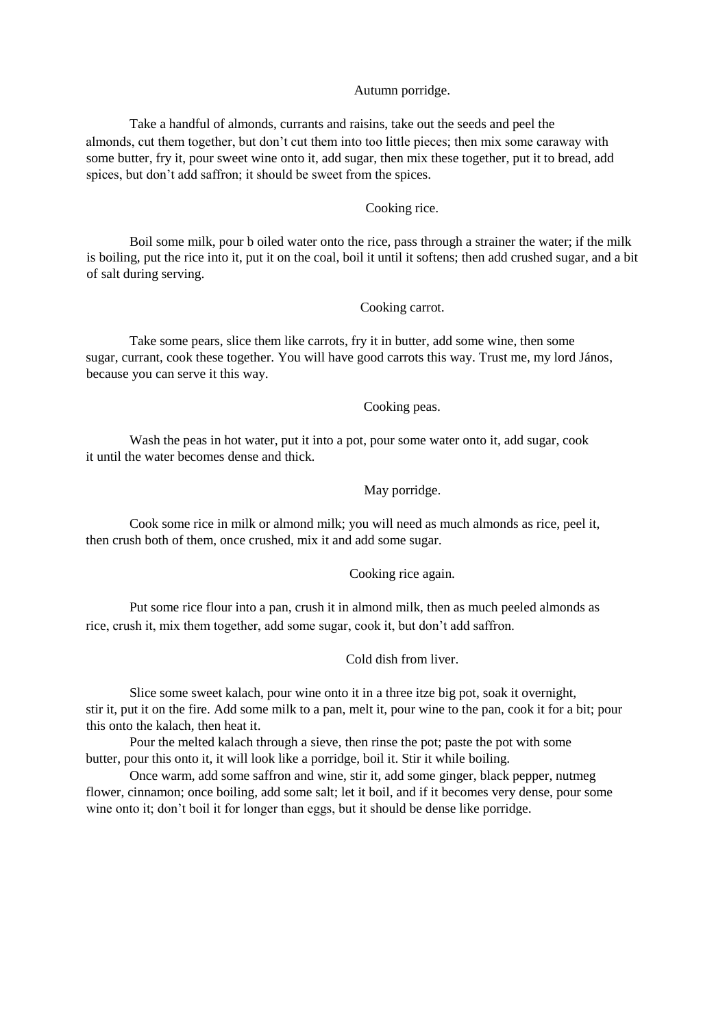### Autumn porridge.

Take a handful of almonds, currants and raisins, take out the seeds and peel the almonds, cut them together, but don't cut them into too little pieces; then mix some caraway with some butter, fry it, pour sweet wine onto it, add sugar, then mix these together, put it to bread, add spices, but don't add saffron; it should be sweet from the spices.

### Cooking rice.

Boil some milk, pour b oiled water onto the rice, pass through a strainer the water; if the milk is boiling, put the rice into it, put it on the coal, boil it until it softens; then add crushed sugar, and a bit of salt during serving.

### Cooking carrot.

Take some pears, slice them like carrots, fry it in butter, add some wine, then some sugar, currant, cook these together. You will have good carrots this way. Trust me, my lord János, because you can serve it this way.

### Cooking peas.

Wash the peas in hot water, put it into a pot, pour some water onto it, add sugar, cook it until the water becomes dense and thick.

### May porridge.

Cook some rice in milk or almond milk; you will need as much almonds as rice, peel it, then crush both of them, once crushed, mix it and add some sugar.

### Cooking rice again.

Put some rice flour into a pan, crush it in almond milk, then as much peeled almonds as rice, crush it, mix them together, add some sugar, cook it, but don't add saffron.

### Cold dish from liver.

Slice some sweet kalach, pour wine onto it in a three itze big pot, soak it overnight, stir it, put it on the fire. Add some milk to a pan, melt it, pour wine to the pan, cook it for a bit; pour this onto the kalach, then heat it.

Pour the melted kalach through a sieve, then rinse the pot; paste the pot with some butter, pour this onto it, it will look like a porridge, boil it. Stir it while boiling.

Once warm, add some saffron and wine, stir it, add some ginger, black pepper, nutmeg flower, cinnamon; once boiling, add some salt; let it boil, and if it becomes very dense, pour some wine onto it; don't boil it for longer than eggs, but it should be dense like porridge.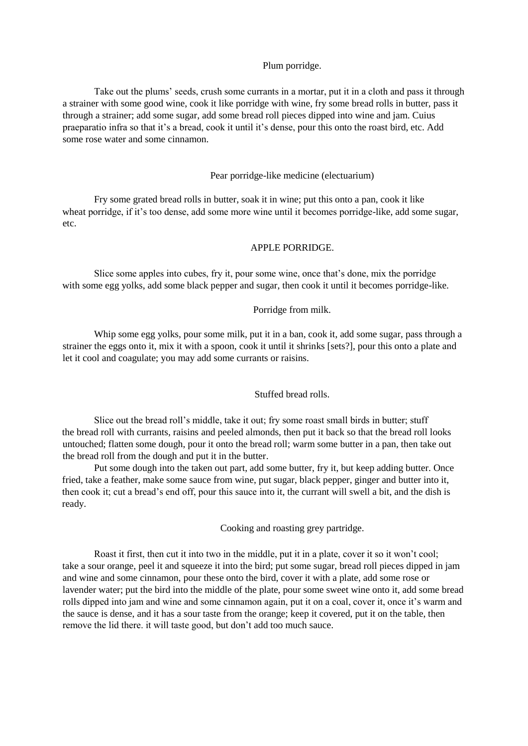## Plum porridge.

Take out the plums' seeds, crush some currants in a mortar, put it in a cloth and pass it through a strainer with some good wine, cook it like porridge with wine, fry some bread rolls in butter, pass it through a strainer; add some sugar, add some bread roll pieces dipped into wine and jam. Cuius praeparatio infra so that it's a bread, cook it until it's dense, pour this onto the roast bird, etc. Add some rose water and some cinnamon.

## Pear porridge-like medicine (electuarium)

Fry some grated bread rolls in butter, soak it in wine; put this onto a pan, cook it like wheat porridge, if it's too dense, add some more wine until it becomes porridge-like, add some sugar, etc.

## APPLE PORRIDGE.

Slice some apples into cubes, fry it, pour some wine, once that's done, mix the porridge with some egg yolks, add some black pepper and sugar, then cook it until it becomes porridge-like.

## Porridge from milk.

Whip some egg yolks, pour some milk, put it in a ban, cook it, add some sugar, pass through a strainer the eggs onto it, mix it with a spoon, cook it until it shrinks [sets?], pour this onto a plate and let it cool and coagulate; you may add some currants or raisins.

## Stuffed bread rolls.

Slice out the bread roll's middle, take it out; fry some roast small birds in butter; stuff the bread roll with currants, raisins and peeled almonds, then put it back so that the bread roll looks untouched; flatten some dough, pour it onto the bread roll; warm some butter in a pan, then take out the bread roll from the dough and put it in the butter.

Put some dough into the taken out part, add some butter, fry it, but keep adding butter. Once fried, take a feather, make some sauce from wine, put sugar, black pepper, ginger and butter into it, then cook it; cut a bread's end off, pour this sauce into it, the currant will swell a bit, and the dish is ready.

## Cooking and roasting grey partridge.

Roast it first, then cut it into two in the middle, put it in a plate, cover it so it won't cool; take a sour orange, peel it and squeeze it into the bird; put some sugar, bread roll pieces dipped in jam and wine and some cinnamon, pour these onto the bird, cover it with a plate, add some rose or lavender water; put the bird into the middle of the plate, pour some sweet wine onto it, add some bread rolls dipped into jam and wine and some cinnamon again, put it on a coal, cover it, once it's warm and the sauce is dense, and it has a sour taste from the orange; keep it covered, put it on the table, then remove the lid there. it will taste good, but don't add too much sauce.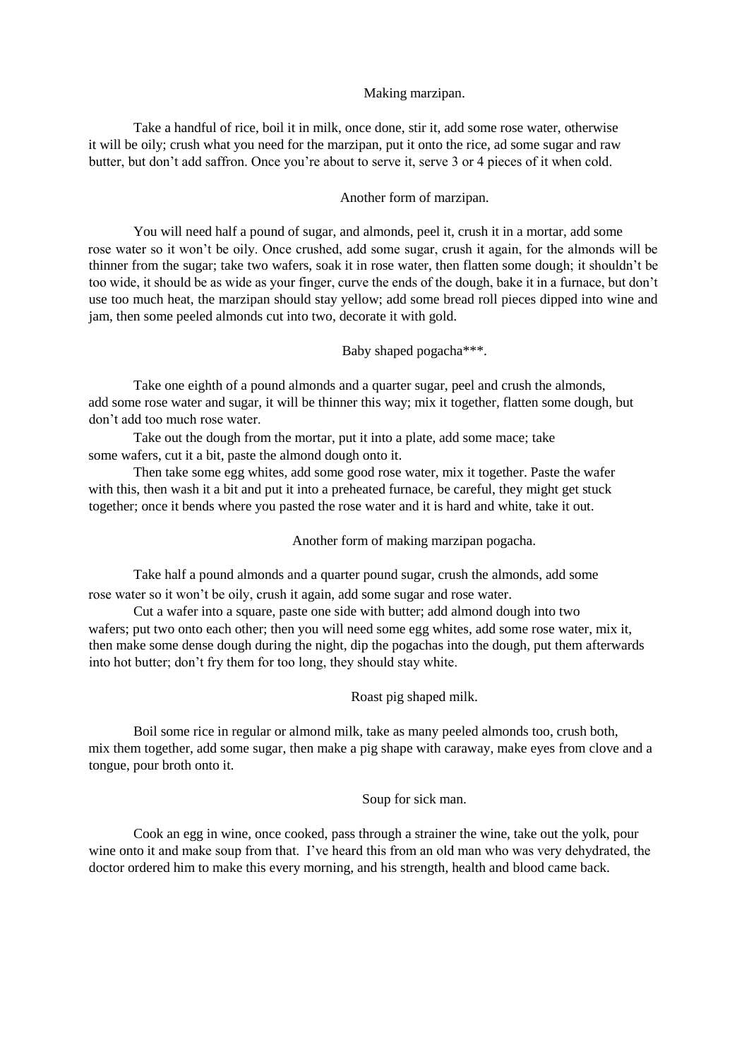## Making marzipan.

Take a handful of rice, boil it in milk, once done, stir it, add some rose water, otherwise it will be oily; crush what you need for the marzipan, put it onto the rice, ad some sugar and raw butter, but don't add saffron. Once you're about to serve it, serve 3 or 4 pieces of it when cold.

## Another form of marzipan.

You will need half a pound of sugar, and almonds, peel it, crush it in a mortar, add some rose water so it won't be oily. Once crushed, add some sugar, crush it again, for the almonds will be thinner from the sugar; take two wafers, soak it in rose water, then flatten some dough; it shouldn't be too wide, it should be as wide as your finger, curve the ends of the dough, bake it in a furnace, but don't use too much heat, the marzipan should stay yellow; add some bread roll pieces dipped into wine and jam, then some peeled almonds cut into two, decorate it with gold.

## Baby shaped pogacha***.

Take one eighth of a pound almonds and a quarter sugar, peel and crush the almonds, add some rose water and sugar, it will be thinner this way; mix it together, flatten some dough, but don't add too much rose water.

Take out the dough from the mortar, put it into a plate, add some mace; take some wafers, cut it a bit, paste the almond dough onto it.

Then take some egg whites, add some good rose water, mix it together. Paste the wafer with this, then wash it a bit and put it into a preheated furnace, be careful, they might get stuck together; once it bends where you pasted the rose water and it is hard and white, take it out.

## Another form of making marzipan pogacha.

Take half a pound almonds and a quarter pound sugar, crush the almonds, add some rose water so it won't be oily, crush it again, add some sugar and rose water.

Cut a wafer into a square, paste one side with butter; add almond dough into two wafers; put two onto each other; then you will need some egg whites, add some rose water, mix it, then make some dense dough during the night, dip the pogachas into the dough, put them afterwards into hot butter; don't fry them for too long, they should stay white.

## Roast pig shaped milk.

Boil some rice in regular or almond milk, take as many peeled almonds too, crush both, mix them together, add some sugar, then make a pig shape with caraway, make eyes from clove and a tongue, pour broth onto it.

## Soup for sick man.

Cook an egg in wine, once cooked, pass through a strainer the wine, take out the yolk, pour wine onto it and make soup from that. I've heard this from an old man who was very dehydrated, the doctor ordered him to make this every morning, and his strength, health and blood came back.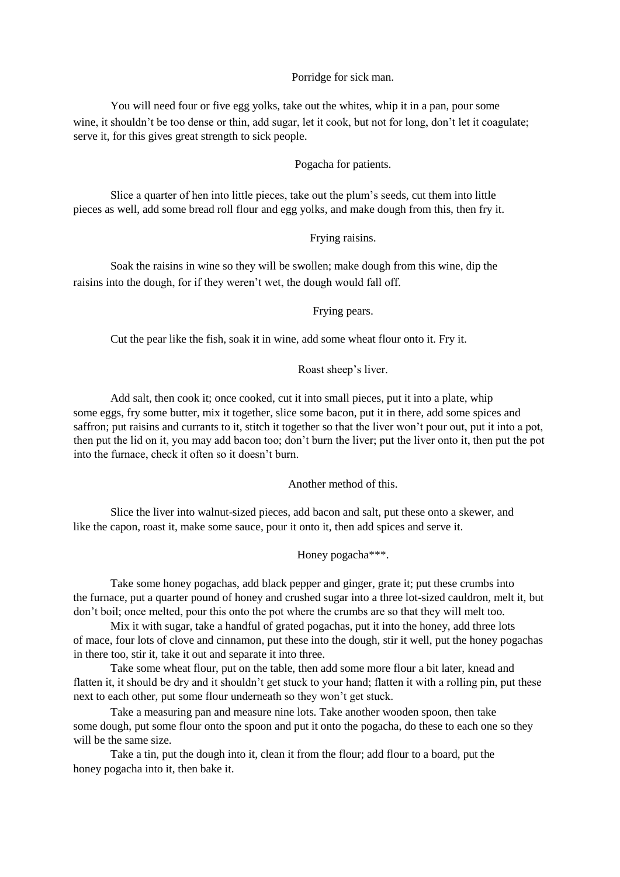### Porridge for sick man.

You will need four or five egg yolks, take out the whites, whip it in a pan, pour some wine, it shouldn't be too dense or thin, add sugar, let it cook, but not for long, don't let it coagulate; serve it, for this gives great strength to sick people.

### Pogacha for patients.

Slice a quarter of hen into little pieces, take out the plum's seeds, cut them into little pieces as well, add some bread roll flour and egg yolks, and make dough from this, then fry it.

### Frying raisins.

Soak the raisins in wine so they will be swollen; make dough from this wine, dip the raisins into the dough, for if they weren't wet, the dough would fall off.

### Frying pears.

Cut the pear like the fish, soak it in wine, add some wheat flour onto it. Fry it.

### Roast sheep's liver.

Add salt, then cook it; once cooked, cut it into small pieces, put it into a plate, whip some eggs, fry some butter, mix it together, slice some bacon, put it in there, add some spices and saffron; put raisins and currants to it, stitch it together so that the liver won't pour out, put it into a pot, then put the lid on it, you may add bacon too; don't burn the liver; put the liver onto it, then put the pot into the furnace, check it often so it doesn't burn.

### Another method of this.

Slice the liver into walnut-sized pieces, add bacon and salt, put these onto a skewer, and like the capon, roast it, make some sauce, pour it onto it, then add spices and serve it.

### Honey pogacha***.

Take some honey pogachas, add black pepper and ginger, grate it; put these crumbs into the furnace, put a quarter pound of honey and crushed sugar into a three lot-sized cauldron, melt it, but don't boil; once melted, pour this onto the pot where the crumbs are so that they will melt too.

Mix it with sugar, take a handful of grated pogachas, put it into the honey, add three lots of mace, four lots of clove and cinnamon, put these into the dough, stir it well, put the honey pogachas in there too, stir it, take it out and separate it into three.

Take some wheat flour, put on the table, then add some more flour a bit later, knead and flatten it, it should be dry and it shouldn't get stuck to your hand; flatten it with a rolling pin, put these next to each other, put some flour underneath so they won't get stuck.

Take a measuring pan and measure nine lots. Take another wooden spoon, then take some dough, put some flour onto the spoon and put it onto the pogacha, do these to each one so they will be the same size.

Take a tin, put the dough into it, clean it from the flour; add flour to a board, put the honey pogacha into it, then bake it.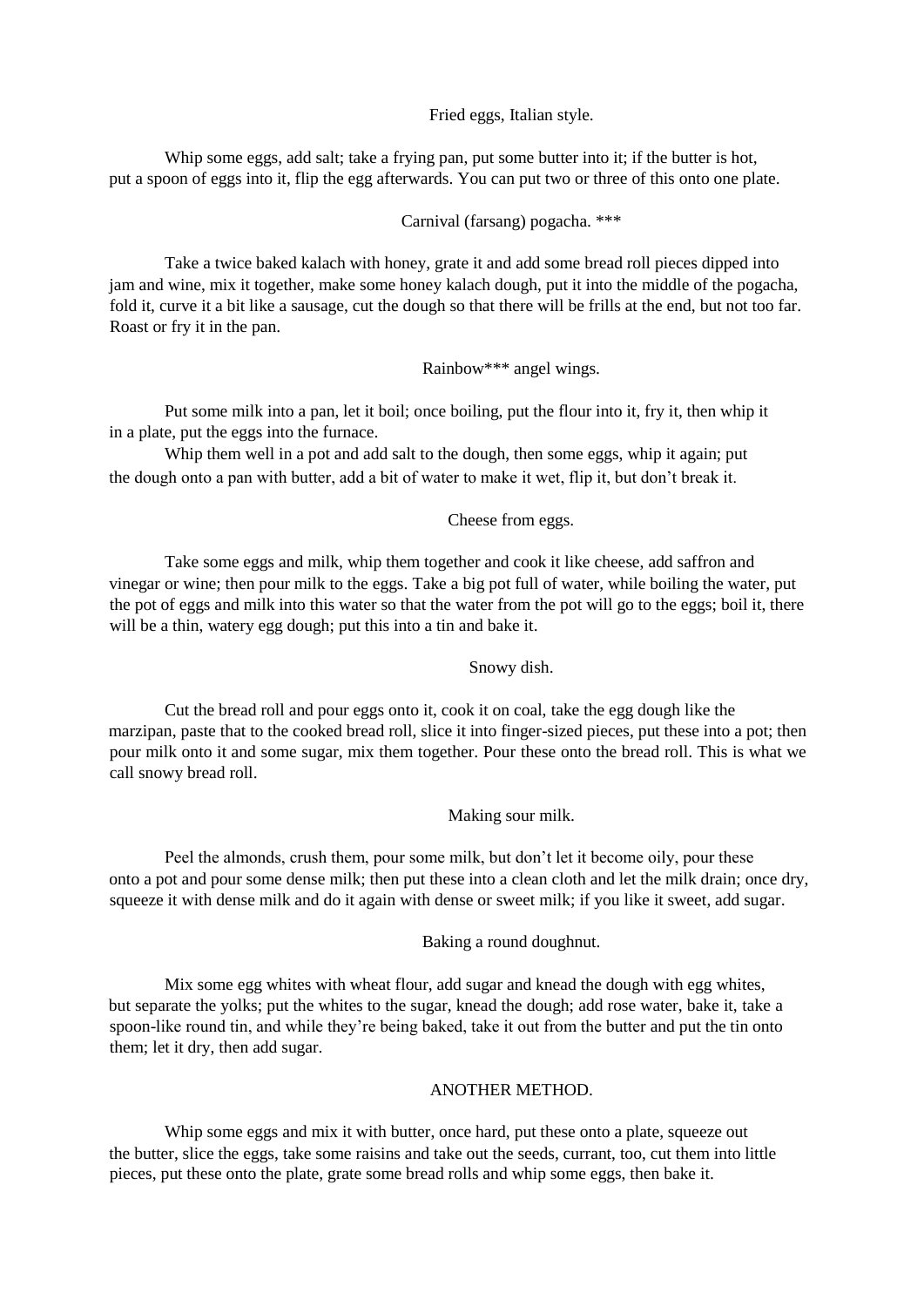### Fried eggs, Italian style.

Whip some eggs, add salt; take a frying pan, put some butter into it; if the butter is hot, put a spoon of eggs into it, flip the egg afterwards. You can put two or three of this onto one plate.

### Carnival (farsang) pogacha. ***

Take a twice baked kalach with honey, grate it and add some bread roll pieces dipped into jam and wine, mix it together, make some honey kalach dough, put it into the middle of the pogacha, fold it, curve it a bit like a sausage, cut the dough so that there will be frills at the end, but not too far. Roast or fry it in the pan.

### Rainbow*** angel wings.

Put some milk into a pan, let it boil; once boiling, put the flour into it, fry it, then whip it in a plate, put the eggs into the furnace.

Whip them well in a pot and add salt to the dough, then some eggs, whip it again; put the dough onto a pan with butter, add a bit of water to make it wet, flip it, but don't break it.

### Cheese from eggs.

Take some eggs and milk, whip them together and cook it like cheese, add saffron and vinegar or wine; then pour milk to the eggs. Take a big pot full of water, while boiling the water, put the pot of eggs and milk into this water so that the water from the pot will go to the eggs; boil it, there will be a thin, watery egg dough; put this into a tin and bake it.

### Snowy dish.

Cut the bread roll and pour eggs onto it, cook it on coal, take the egg dough like the marzipan, paste that to the cooked bread roll, slice it into finger-sized pieces, put these into a pot; then pour milk onto it and some sugar, mix them together. Pour these onto the bread roll. This is what we call snowy bread roll.

### Making sour milk.

Peel the almonds, crush them, pour some milk, but don't let it become oily, pour these onto a pot and pour some dense milk; then put these into a clean cloth and let the milk drain; once dry, squeeze it with dense milk and do it again with dense or sweet milk; if you like it sweet, add sugar.

### Baking a round doughnut.

Mix some egg whites with wheat flour, add sugar and knead the dough with egg whites, but separate the yolks; put the whites to the sugar, knead the dough; add rose water, bake it, take a spoon-like round tin, and while they're being baked, take it out from the butter and put the tin onto them; let it dry, then add sugar.

### ANOTHER METHOD.

Whip some eggs and mix it with butter, once hard, put these onto a plate, squeeze out the butter, slice the eggs, take some raisins and take out the seeds, currant, too, cut them into little pieces, put these onto the plate, grate some bread rolls and whip some eggs, then bake it.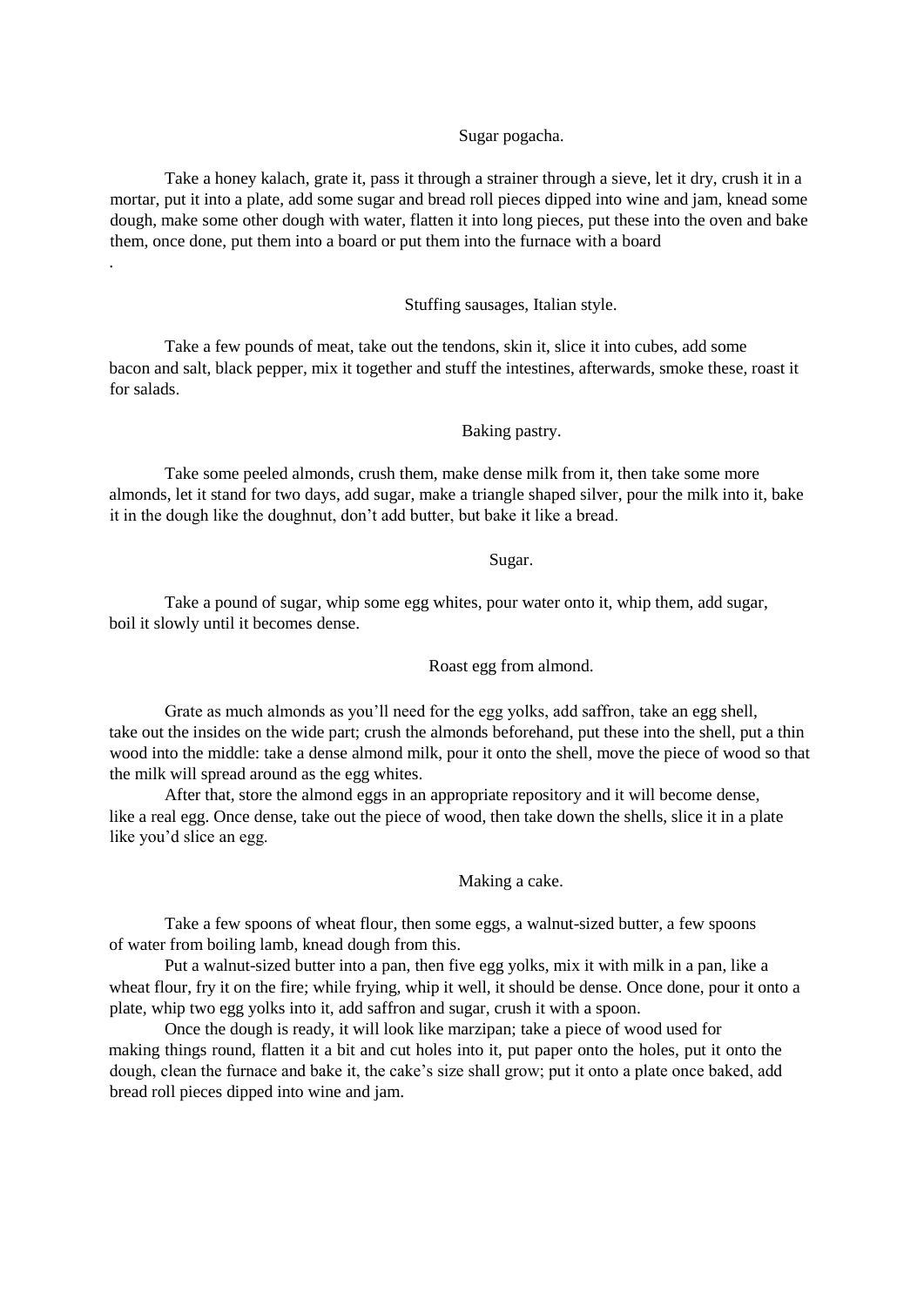## Sugar pogacha.

Take a honey kalach, grate it, pass it through a strainer through a sieve, let it dry, crush it in a mortar, put it into a plate, add some sugar and bread roll pieces dipped into wine and jam, knead some dough, make some other dough with water, flatten it into long pieces, put these into the oven and bake them, once done, put them into a board or put them into the furnace with a board

.

## Stuffing sausages, Italian style.

Take a few pounds of meat, take out the tendons, skin it, slice it into cubes, add some bacon and salt, black pepper, mix it together and stuff the intestines, afterwards, smoke these, roast it for salads.

## Baking pastry.

Take some peeled almonds, crush them, make dense milk from it, then take some more almonds, let it stand for two days, add sugar, make a triangle shaped silver, pour the milk into it, bake it in the dough like the doughnut, don't add butter, but bake it like a bread.

## Sugar.

Take a pound of sugar, whip some egg whites, pour water onto it, whip them, add sugar, boil it slowly until it becomes dense.

## Roast egg from almond.

Grate as much almonds as you'll need for the egg yolks, add saffron, take an egg shell, take out the insides on the wide part; crush the almonds beforehand, put these into the shell, put a thin wood into the middle: take a dense almond milk, pour it onto the shell, move the piece of wood so that the milk will spread around as the egg whites.

After that, store the almond eggs in an appropriate repository and it will become dense, like a real egg. Once dense, take out the piece of wood, then take down the shells, slice it in a plate like you'd slice an egg.

## Making a cake.

Take a few spoons of wheat flour, then some eggs, a walnut-sized butter, a few spoons of water from boiling lamb, knead dough from this.

Put a walnut-sized butter into a pan, then five egg yolks, mix it with milk in a pan, like a wheat flour, fry it on the fire; while frying, whip it well, it should be dense. Once done, pour it onto a plate, whip two egg yolks into it, add saffron and sugar, crush it with a spoon.

Once the dough is ready, it will look like marzipan; take a piece of wood used for making things round, flatten it a bit and cut holes into it, put paper onto the holes, put it onto the dough, clean the furnace and bake it, the cake's size shall grow; put it onto a plate once baked, add bread roll pieces dipped into wine and jam.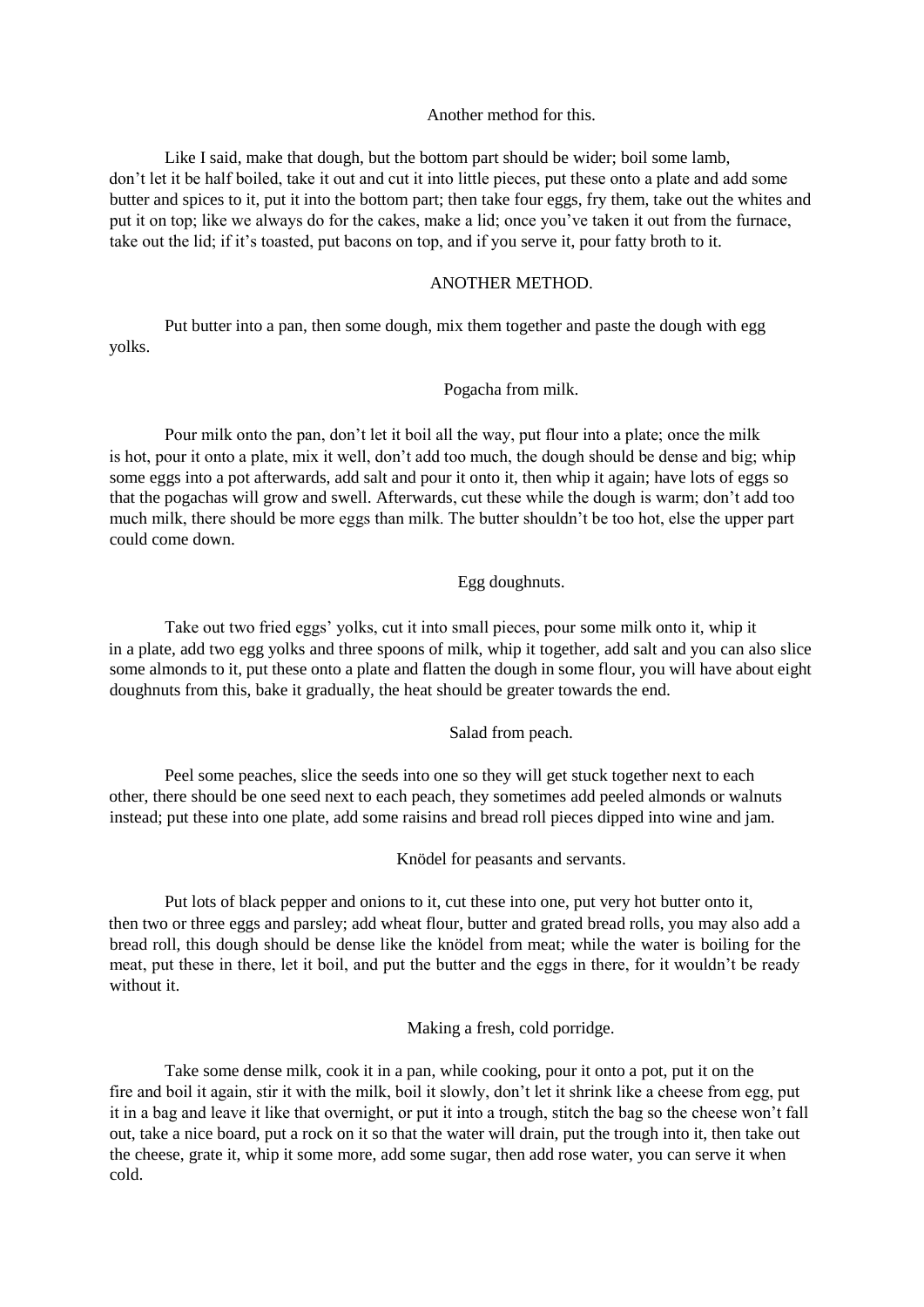### Another method for this.

Like I said, make that dough, but the bottom part should be wider; boil some lamb, don't let it be half boiled, take it out and cut it into little pieces, put these onto a plate and add some butter and spices to it, put it into the bottom part; then take four eggs, fry them, take out the whites and put it on top; like we always do for the cakes, make a lid; once you've taken it out from the furnace, take out the lid; if it's toasted, put bacons on top, and if you serve it, pour fatty broth to it.

### ANOTHER METHOD.

Put butter into a pan, then some dough, mix them together and paste the dough with egg yolks.

### Pogacha from milk.

Pour milk onto the pan, don't let it boil all the way, put flour into a plate; once the milk is hot, pour it onto a plate, mix it well, don't add too much, the dough should be dense and big; whip some eggs into a pot afterwards, add salt and pour it onto it, then whip it again; have lots of eggs so that the pogachas will grow and swell. Afterwards, cut these while the dough is warm; don't add too much milk, there should be more eggs than milk. The butter shouldn't be too hot, else the upper part could come down.

### Egg doughnuts.

Take out two fried eggs' yolks, cut it into small pieces, pour some milk onto it, whip it in a plate, add two egg yolks and three spoons of milk, whip it together, add salt and you can also slice some almonds to it, put these onto a plate and flatten the dough in some flour, you will have about eight doughnuts from this, bake it gradually, the heat should be greater towards the end.

### Salad from peach.

Peel some peaches, slice the seeds into one so they will get stuck together next to each other, there should be one seed next to each peach, they sometimes add peeled almonds or walnuts instead; put these into one plate, add some raisins and bread roll pieces dipped into wine and jam.

### Knödel for peasants and servants.

Put lots of black pepper and onions to it, cut these into one, put very hot butter onto it, then two or three eggs and parsley; add wheat flour, butter and grated bread rolls, you may also add a bread roll, this dough should be dense like the knödel from meat; while the water is boiling for the meat, put these in there, let it boil, and put the butter and the eggs in there, for it wouldn't be ready without it.

### Making a fresh, cold porridge.

Take some dense milk, cook it in a pan, while cooking, pour it onto a pot, put it on the fire and boil it again, stir it with the milk, boil it slowly, don't let it shrink like a cheese from egg, put it in a bag and leave it like that overnight, or put it into a trough, stitch the bag so the cheese won't fall out, take a nice board, put a rock on it so that the water will drain, put the trough into it, then take out the cheese, grate it, whip it some more, add some sugar, then add rose water, you can serve it when cold.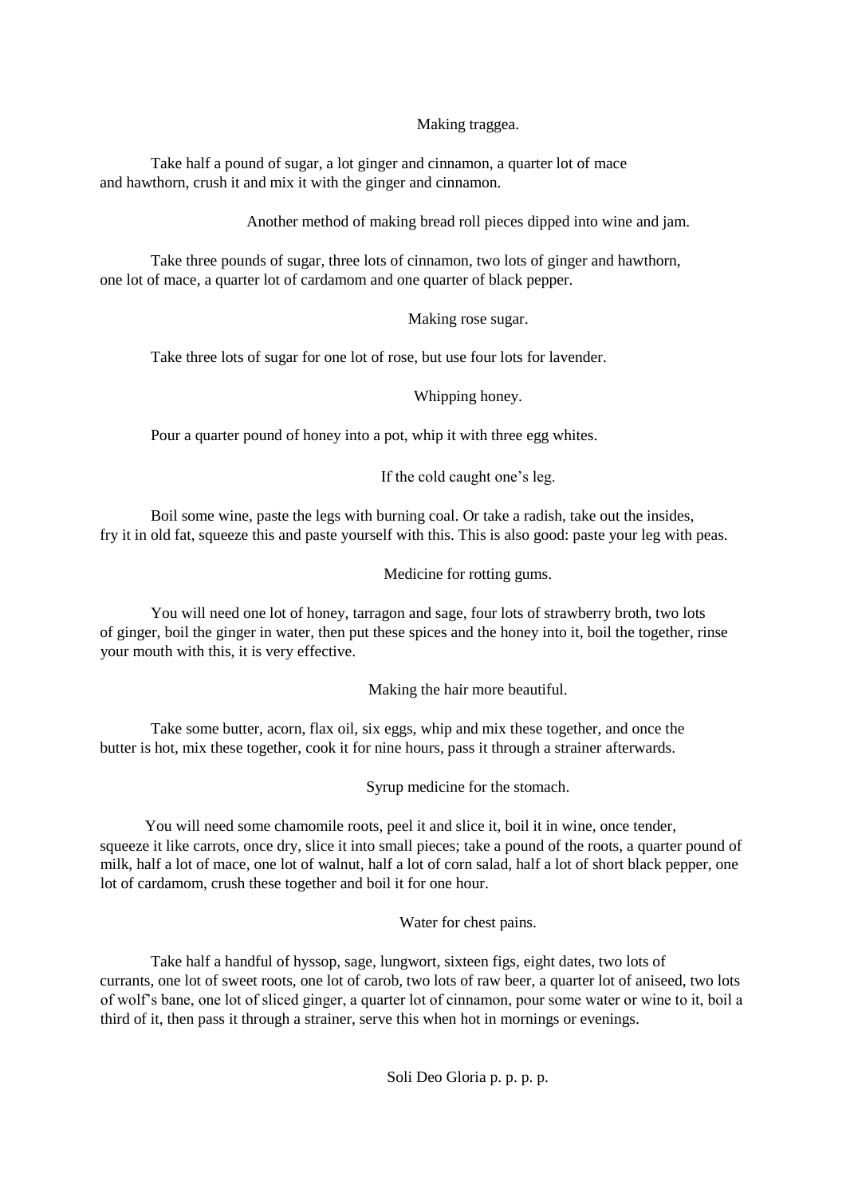### Making traggea.

Take half a pound of sugar, a lot ginger and cinnamon, a quarter lot of mace and hawthorn, crush it and mix it with the ginger and cinnamon.

### Another method of making bread roll pieces dipped into wine and jam.

Take three pounds of sugar, three lots of cinnamon, two lots of ginger and hawthorn, one lot of mace, a quarter lot of cardamom and one quarter of black pepper.

### Making rose sugar.

Take three lots of sugar for one lot of rose, but use four lots for lavender.

### Whipping honey.

Pour a quarter pound of honey into a pot, whip it with three egg whites.

### If the cold caught one's leg.

Boil some wine, paste the legs with burning coal. Or take a radish, take out the insides, fry it in old fat, squeeze this and paste yourself with this. This is also good: paste your leg with peas.

### Medicine for rotting gums.

You will need one lot of honey, tarragon and sage, four lots of strawberry broth, two lots of ginger, boil the ginger in water, then put these spices and the honey into it, boil the together, rinse your mouth with this, it is very effective.

### Making the hair more beautiful.

Take some butter, acorn, flax oil, six eggs, whip and mix these together, and once the butter is hot, mix these together, cook it for nine hours, pass it through a strainer afterwards.

### Syrup medicine for the stomach.

You will need some chamomile roots, peel it and slice it, boil it in wine, once tender, squeeze it like carrots, once dry, slice it into small pieces; take a pound of the roots, a quarter pound of milk, half a lot of mace, one lot of walnut, half a lot of corn salad, half a lot of short black pepper, one lot of cardamom, crush these together and boil it for one hour.

### Water for chest pains.

Take half a handful of hyssop, sage, lungwort, sixteen figs, eight dates, two lots of currants, one lot of sweet roots, one lot of carob, two lots of raw beer, a quarter lot of aniseed, two lots of wolf's bane, one lot of sliced ginger, a quarter lot of cinnamon, pour some water or wine to it, boil a third of it, then pass it through a strainer, serve this when hot in mornings or evenings.

Soli Deo Gloria p. p. p. p.